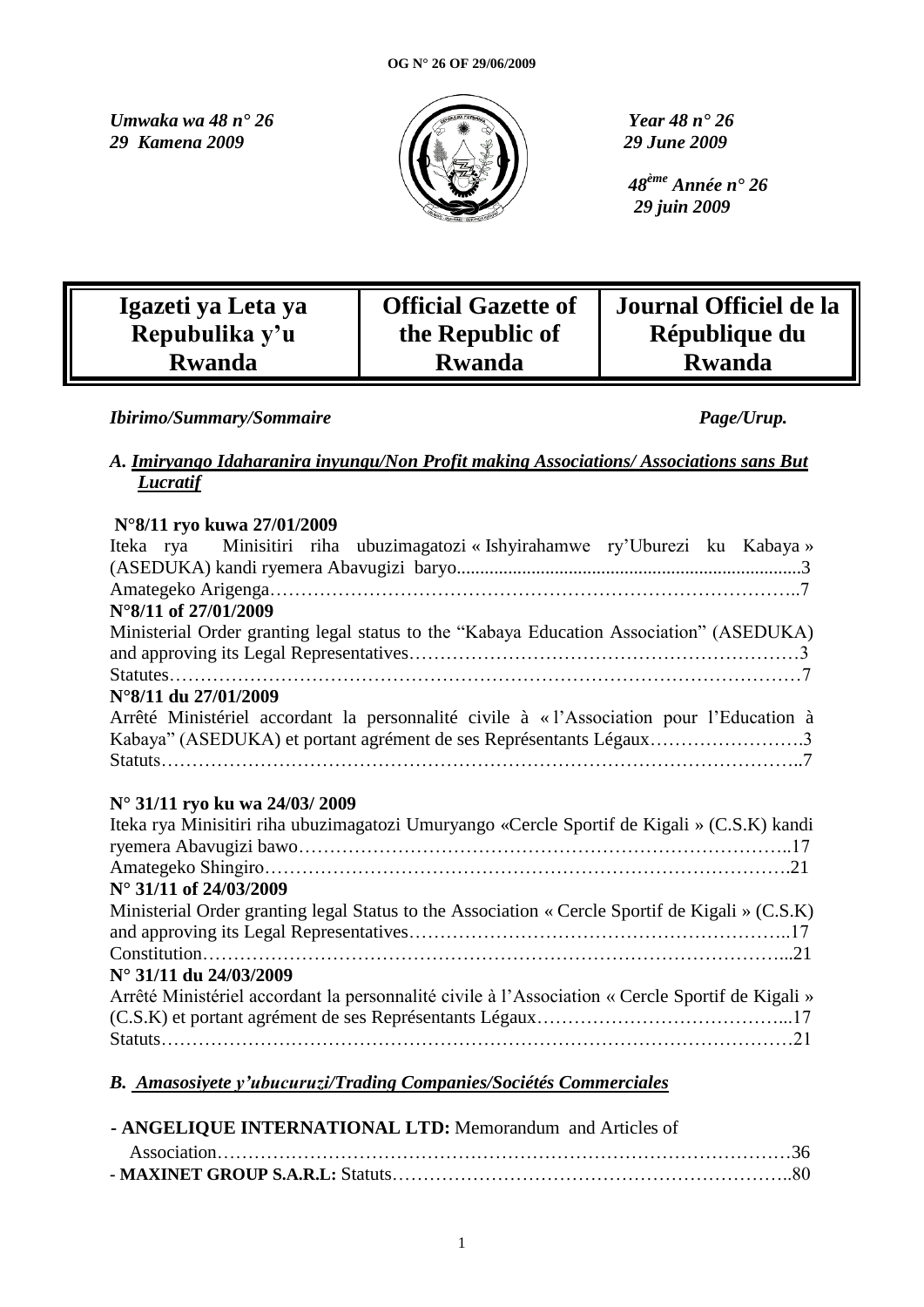*Umwaka wa 48 n° 26*
*29 Kamena 2009*

*Year 48 n° 26*
*29 June 2009*

*48ème Année n° 26*
*29 juin 2009*

| Igazeti ya Leta ya Repubulika y'u Rwanda | Official Gazette of the Republic of Rwanda | Journal Officiel de la République du Rwanda |
|---|---|---|

***Ibirimo/Summary/Sommaire*** ***Page/Urup.***

## *A. Imiryango Idaharanira inyungu/Non Profit making Associations/ Associations sans But Lucratif*

**N°8/11 ryo kuwa 27/01/2009**
Iteka rya Minisitiri riha ubuzimagatozi « Ishyirahamwe ry'Uburezi ku Kabaya » (ASEDUKA) kandi ryemera Abavugizi baryo..........................................................................3
Amategeko Arigenga…………………………………………………………………………..7

**N°8/11 of 27/01/2009**
Ministerial Order granting legal status to the "Kabaya Education Association" (ASEDUKA) and approving its Legal Representatives……………………………………………………3
Statutes………………………………………………………………………………………7

**N°8/11 du 27/01/2009**
Arrêté Ministériel accordant la personnalité civile à « l'Association pour l'Education à Kabaya" (ASEDUKA) et portant agrément de ses Représentants Légaux…………………….3
Statuts…………………………………………………………………………………………..7

**N° 31/11 ryo ku wa 24/03/ 2009**
Iteka rya Minisitiri riha ubuzimagatozi Umuryango «Cercle Sportif de Kigali » (C.S.K) kandi ryemera Abavugizi bawo…………………………………………………………………..17
Amategeko Shingiro……………………………………………………………………….21

**N° 31/11 of 24/03/2009**
Ministerial Order granting legal Status to the Association « Cercle Sportif de Kigali » (C.S.K) and approving its Legal Representatives……………………………………………………..17
Constitution………………………………………………………………………………...21

**N° 31/11 du 24/03/2009**
Arrêté Ministériel accordant la personnalité civile à l'Association « Cercle Sportif de Kigali » (C.S.K) et portant agrément de ses Représentants Légaux…………………………………...17
Statuts………………………………………………………………………………………21

## *B. Amasosiyete y'ubucuruzi/Trading Companies/Sociétés Commerciales*

**- ANGELIQUE INTERNATIONAL LTD:** Memorandum and Articles of Association…………………………………………………………………………………36
**- MAXINET GROUP S.A.R.L:** Statuts………………………………………………………..80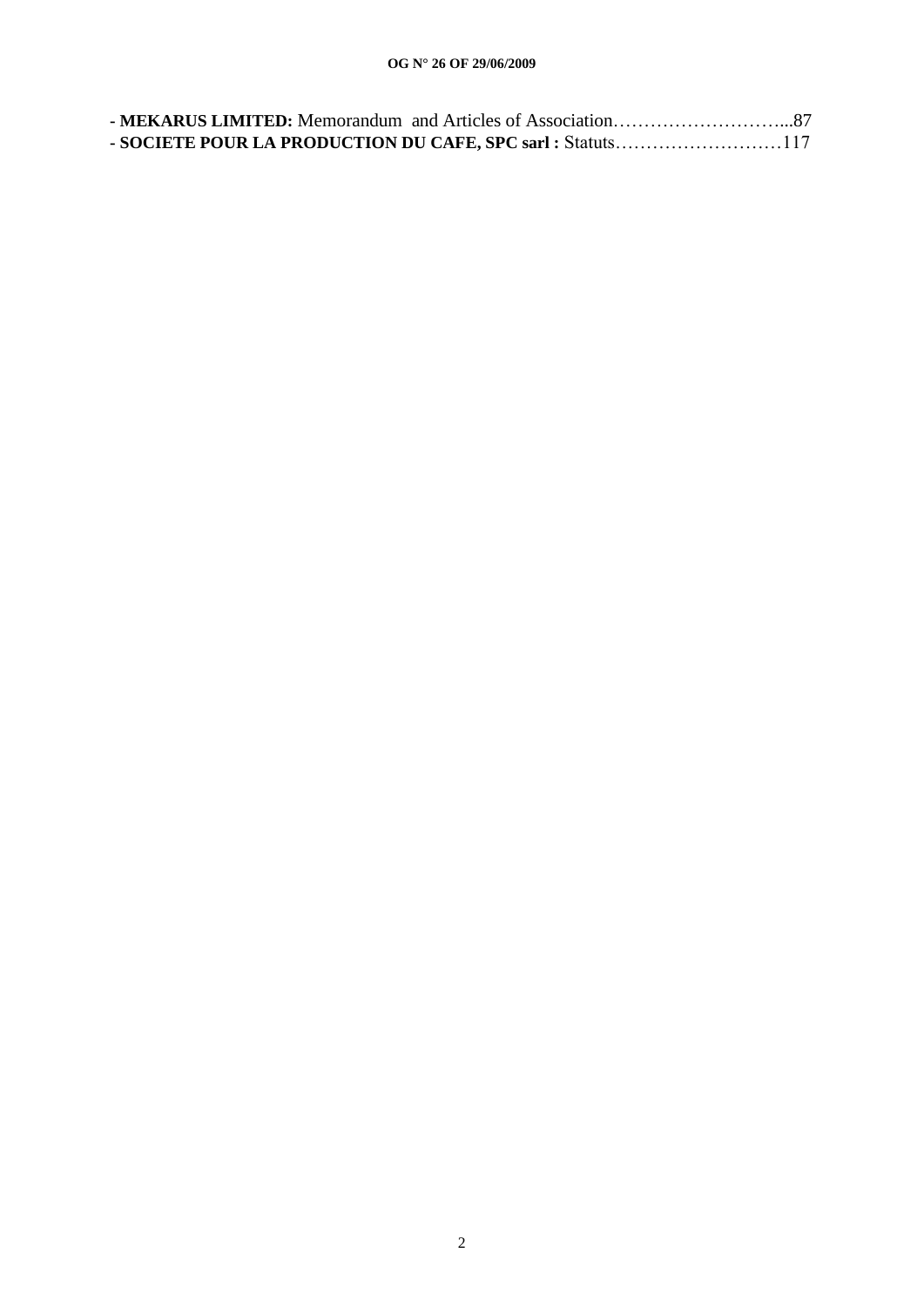- **MEKARUS LIMITED:** Memorandum and Articles of Association………………………...87
- **SOCIETE POUR LA PRODUCTION DU CAFE, SPC sarl :** Statuts………………………117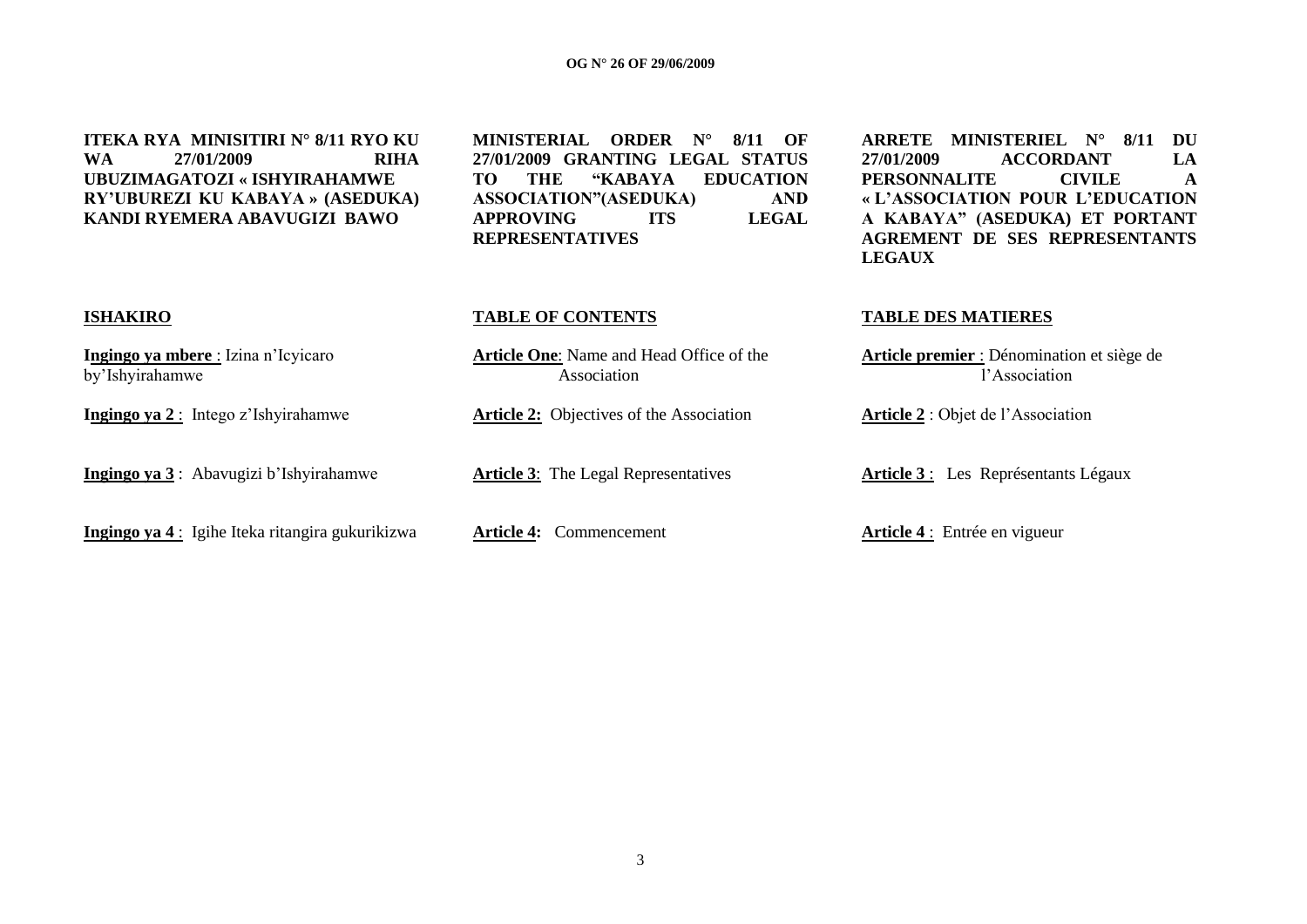**ITEKA RYA MINISITIRI N° 8/11 RYO KU WA 27/01/2009 RIHA UBUZIMAGATOZI « ISHYIRAHAMWE RY'UBUREZI KU KABAYA » (ASEDUKA) KANDI RYEMERA ABAVUGIZI BAWO**

**ISHAKIRO**

**Ingingo ya mbere** : Izina n'Icyicaro by'Ishyirahamwe

**Ingingo ya 2** : Intego z'Ishyirahamwe

**Ingingo ya 3** : Abavugizi b'Ishyirahamwe

**Ingingo ya 4** : Igihe Iteka ritangira gukurikizwa

**MINISTERIAL ORDER N° 8/11 OF 27/01/2009 GRANTING LEGAL STATUS TO THE "KABAYA EDUCATION ASSOCIATION"(ASEDUKA) AND APPROVING ITS LEGAL REPRESENTATIVES**

**TABLE OF CONTENTS**

**Article One**: Name and Head Office of the Association

**Article 2:** Objectives of the Association

**Article 3**: The Legal Representatives

**Article 4:** Commencement

**ARRETE MINISTERIEL N° 8/11 DU 27/01/2009 ACCORDANT LA PERSONNALITE CIVILE A « L'ASSOCIATION POUR L'EDUCATION A KABAYA" (ASEDUKA) ET PORTANT AGREMENT DE SES REPRESENTANTS LEGAUX**

**TABLE DES MATIERES**

**Article premier** : Dénomination et siège de l'Association

**Article 2** : Objet de l'Association

**Article 3** : Les Représentants Légaux

**Article 4** : Entrée en vigueur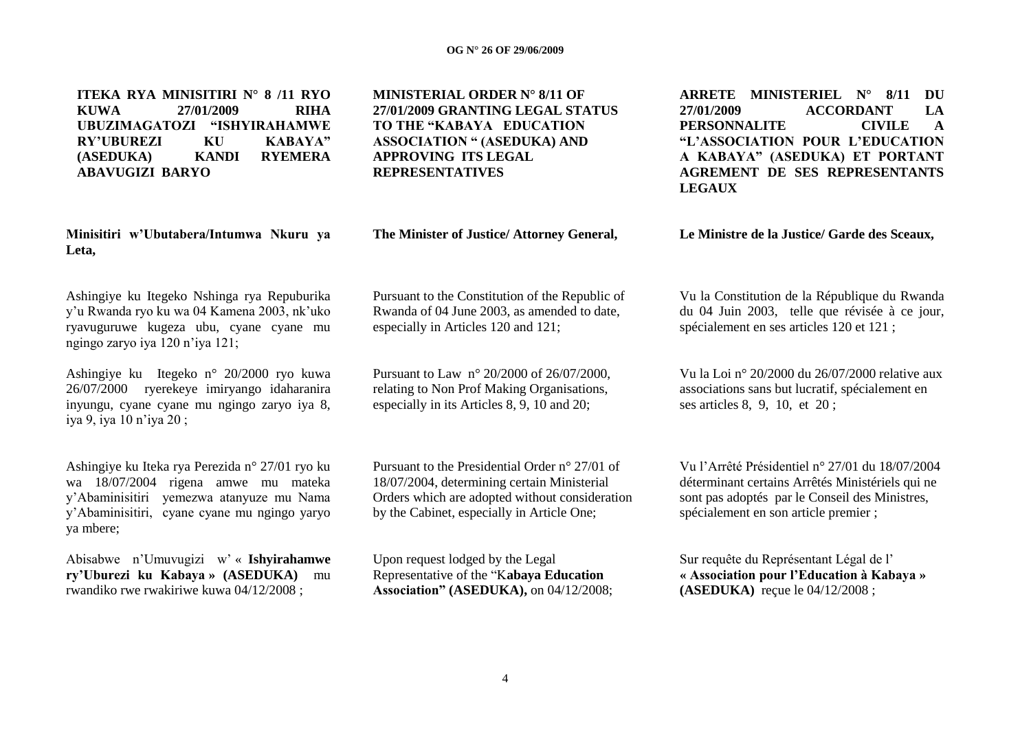**ITEKA RYA MINISITIRI N° 8 /11 RYO KUWA 27/01/2009 RIHA UBUZIMAGATOZI "ISHYIRAHAMWE RY'UBUREZI KU KABAYA" (ASEDUKA) KANDI RYEMERA ABAVUGIZI BARYO**

**Minisitiri w'Ubutabera/Intumwa Nkuru ya Leta,**

Ashingiye ku Itegeko Nshinga rya Repuburika y'u Rwanda ryo ku wa 04 Kamena 2003, nk'uko ryavuguruwe kugeza ubu, cyane cyane mu ngingo zaryo iya 120 n'iya 121;

Ashingiye ku Itegeko n° 20/2000 ryo kuwa 26/07/2000 ryerekeye imiryango idaharanira inyungu, cyane cyane mu ngingo zaryo iya 8, iya 9, iya 10 n'iya 20 ;

Ashingiye ku Iteka rya Perezida n° 27/01 ryo ku wa 18/07/2004 rigena amwe mu mateka y'Abaminisitiri yemezwa atanyuze mu Nama y'Abaminisitiri, cyane cyane mu ngingo yaryo ya mbere;

Abisabwe n'Umuvugizi w' « **Ishyirahamwe ry'Uburezi ku Kabaya » (ASEDUKA)** mu rwandiko rwe rwakiriwe kuwa 04/12/2008 ;

**MINISTERIAL ORDER N° 8/11 OF 27/01/2009 GRANTING LEGAL STATUS TO THE "KABAYA EDUCATION ASSOCIATION " (ASEDUKA) AND APPROVING ITS LEGAL REPRESENTATIVES**

**The Minister of Justice/ Attorney General,**

Pursuant to the Constitution of the Republic of Rwanda of 04 June 2003, as amended to date, especially in Articles 120 and 121;

Pursuant to Law n° 20/2000 of 26/07/2000, relating to Non Prof Making Organisations, especially in its Articles 8, 9, 10 and 20;

Pursuant to the Presidential Order n° 27/01 of 18/07/2004, determining certain Ministerial Orders which are adopted without consideration by the Cabinet, especially in Article One;

Upon request lodged by the Legal Representative of the "K**abaya Education Association" (ASEDUKA),** on 04/12/2008;

**ARRETE MINISTERIEL N° 8/11 DU 27/01/2009 ACCORDANT LA PERSONNALITE CIVILE A "L'ASSOCIATION POUR L'EDUCATION A KABAYA" (ASEDUKA) ET PORTANT AGREMENT DE SES REPRESENTANTS LEGAUX**

**Le Ministre de la Justice/ Garde des Sceaux,**

Vu la Constitution de la République du Rwanda du 04 Juin 2003, telle que révisée à ce jour, spécialement en ses articles 120 et 121 ;

Vu la Loi n° 20/2000 du 26/07/2000 relative aux associations sans but lucratif, spécialement en ses articles 8, 9, 10, et 20 ;

Vu l'Arrêté Présidentiel n° 27/01 du 18/07/2004 déterminant certains Arrêtés Ministériels qui ne sont pas adoptés par le Conseil des Ministres, spécialement en son article premier ;

Sur requête du Représentant Légal de l' **« Association pour l'Education à Kabaya » (ASEDUKA)** reçue le 04/12/2008 ;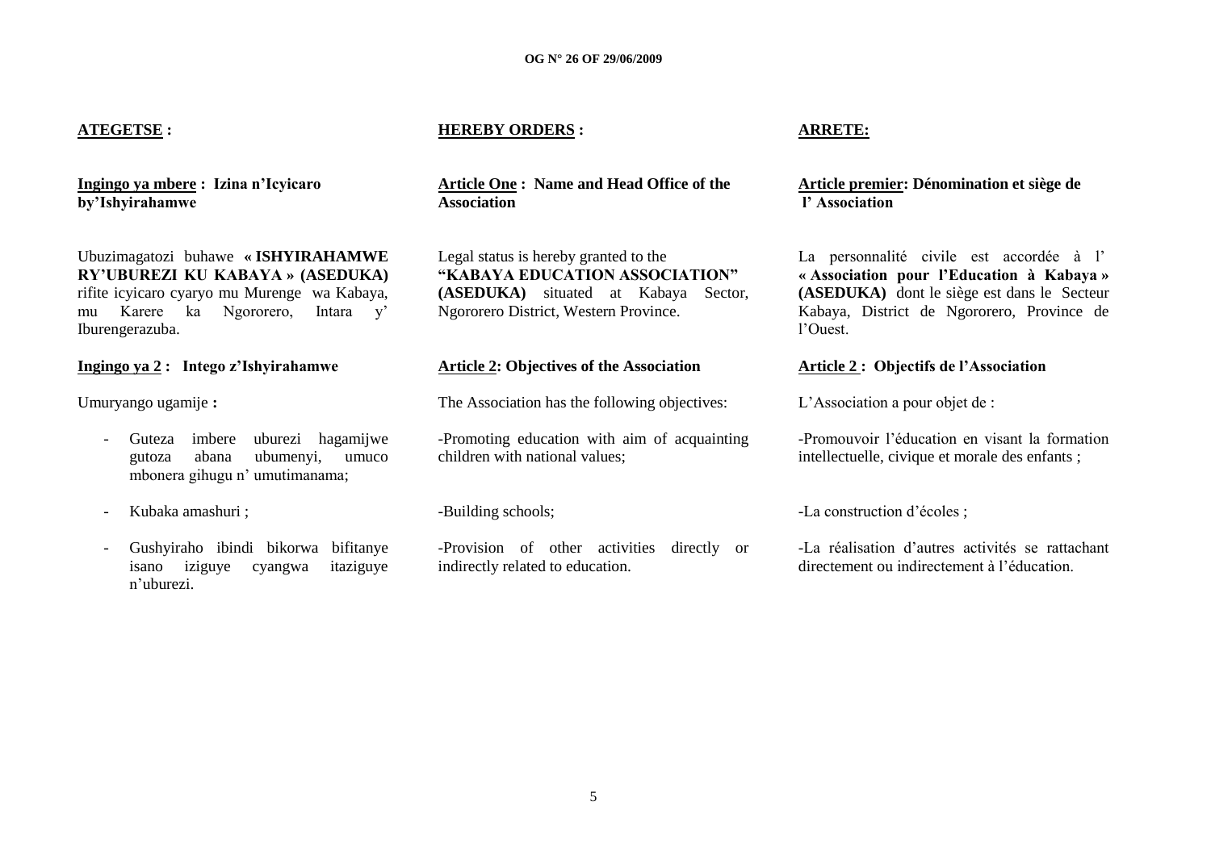**ATEGETSE :**

**Ingingo ya mbere : Izina n'Icyicaro by'Ishyirahamwe**

Ubuzimagatozi buhawe **« ISHYIRAHAMWE RY'UBUREZI KU KABAYA » (ASEDUKA)** rifite icyicaro cyaryo mu Murenge wa Kabaya, mu Karere ka Ngororero, Intara y' Iburengerazuba.

**Ingingo ya 2 : Intego z'Ishyirahamwe**

Umuryango ugamije **:**

- Guteza imbere uburezi hagamijwe gutoza abana ubumenyi, umuco mbonera gihugu n' umutimanama;
- Kubaka amashuri ;
- Gushyiraho ibindi bikorwa bifitanye isano iziguye cyangwa itaziguye n'uburezi.

**HEREBY ORDERS :**

**Article One : Name and Head Office of the Association**

Legal status is hereby granted to the **"KABAYA EDUCATION ASSOCIATION" (ASEDUKA)** situated at Kabaya Sector, Ngororero District, Western Province.

**Article 2: Objectives of the Association**

The Association has the following objectives:

-Promoting education with aim of acquainting children with national values;

-Building schools;

-Provision of other activities directly or indirectly related to education.

**ARRETE:**

**Article premier: Dénomination et siège de l' Association**

La personnalité civile est accordée à l' **« Association pour l'Education à Kabaya » (ASEDUKA)** dont le siège est dans le Secteur Kabaya, District de Ngororero, Province de l'Ouest.

**Article 2 : Objectifs de l'Association**

L'Association a pour objet de :

-Promouvoir l'éducation en visant la formation intellectuelle, civique et morale des enfants ;

-La construction d'écoles ;

-La réalisation d'autres activités se rattachant directement ou indirectement à l'éducation.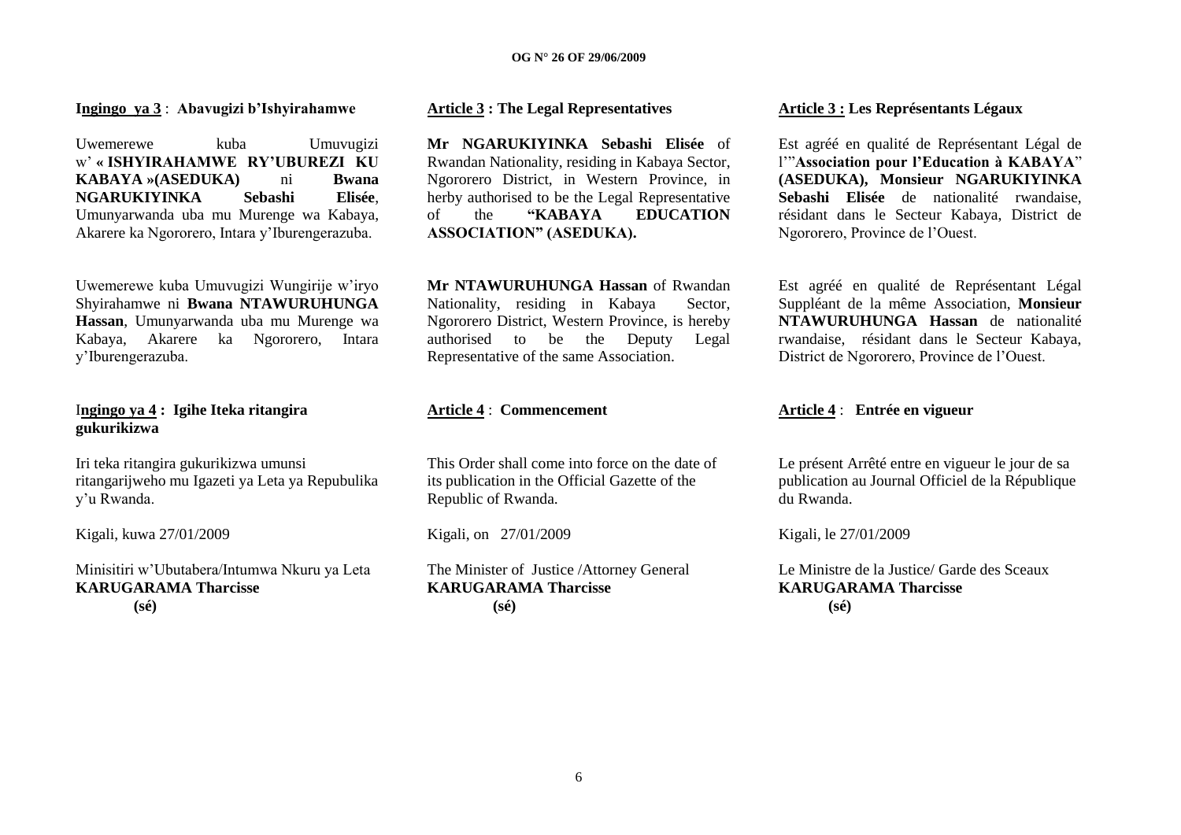**Ingingo ya 3** : **Abavugizi b'Ishyirahamwe**

Uwemerewe kuba Umuvugizi w' **« ISHYIRAHAMWE RY'UBUREZI KU KABAYA »(ASEDUKA)** ni **Bwana NGARUKIYINKA Sebashi Elisée**, Umunyarwanda uba mu Murenge wa Kabaya, Akarere ka Ngororero, Intara y'Iburengerazuba.

Uwemerewe kuba Umuvugizi Wungirije w'iryo Shyirahamwe ni **Bwana NTAWURUHUNGA Hassan**, Umunyarwanda uba mu Murenge wa Kabaya, Akarere ka Ngororero, Intara y'Iburengerazuba.

**Ingingo ya 4 : Igihe Iteka ritangira gukurikizwa**

Iri teka ritangira gukurikizwa umunsi ritangarijweho mu Igazeti ya Leta ya Repubulika y'u Rwanda.

Kigali, kuwa 27/01/2009

Minisitiri w'Ubutabera/Intumwa Nkuru ya Leta
**KARUGARAMA Tharcisse**
**(sé)**

**Article 3 : The Legal Representatives**

**Mr NGARUKIYINKA Sebashi Elisée** of Rwandan Nationality, residing in Kabaya Sector, Ngororero District, in Western Province, in herby authorised to be the Legal Representative of the **"KABAYA EDUCATION ASSOCIATION" (ASEDUKA).**

**Mr NTAWURUHUNGA Hassan** of Rwandan Nationality, residing in Kabaya Sector, Ngororero District, Western Province, is hereby authorised to be the Deputy Legal Representative of the same Association.

**Article 4** : **Commencement**

This Order shall come into force on the date of its publication in the Official Gazette of the Republic of Rwanda.

Kigali, on 27/01/2009

The Minister of Justice /Attorney General
**KARUGARAMA Tharcisse**
**(sé)**

**Article 3 : Les Représentants Légaux**

Est agréé en qualité de Représentant Légal de l'"**Association pour l'Education à KABAYA**" **(ASEDUKA), Monsieur NGARUKIYINKA Sebashi Elisée** de nationalité rwandaise, résidant dans le Secteur Kabaya, District de Ngororero, Province de l'Ouest.

Est agréé en qualité de Représentant Légal Suppléant de la même Association, **Monsieur NTAWURUHUNGA Hassan** de nationalité rwandaise, résidant dans le Secteur Kabaya, District de Ngororero, Province de l'Ouest.

**Article 4** : **Entrée en vigueur**

Le présent Arrêté entre en vigueur le jour de sa publication au Journal Officiel de la République du Rwanda.

Kigali, le 27/01/2009

Le Ministre de la Justice/ Garde des Sceaux
**KARUGARAMA Tharcisse**
**(sé)**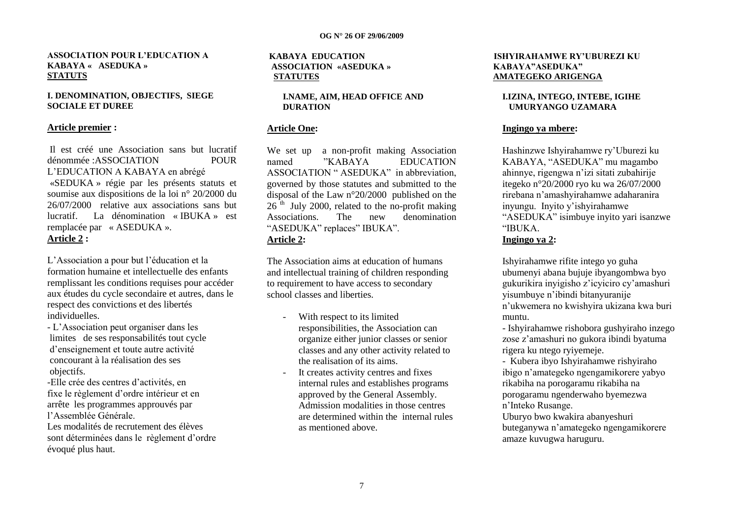**ASSOCIATION POUR L'EDUCATION A KABAYA « ASEDUKA »**
**STATUTS**

**I. DENOMINATION, OBJECTIFS, SIEGE SOCIALE ET DUREE**

**Article premier :**

Il est créé une Association sans but lucratif dénommée :ASSOCIATION POUR L'EDUCATION A KABAYA en abrégé «SEDUKA » régie par les présents statuts et soumise aux dispositions de la loi n° 20/2000 du 26/07/2000 relative aux associations sans but lucratif. La dénomination « IBUKA » est remplacée par « ASEDUKA ».

**Article 2 :**

L'Association a pour but l'éducation et la formation humaine et intellectuelle des enfants remplissant les conditions requises pour accéder aux études du cycle secondaire et autres, dans le respect des convictions et des libertés individuelles.

- L'Association peut organiser dans les limites de ses responsabilités tout cycle d'enseignement et toute autre activité concourant à la réalisation des ses objectifs.

-Elle crée des centres d'activités, en fixe le règlement d'ordre intérieur et en arrête les programmes approuvés par l'Assemblée Générale.

Les modalités de recrutement des élèves sont déterminées dans le règlement d'ordre évoqué plus haut.

**KABAYA EDUCATION ASSOCIATION «ASEDUKA »**
**STATUTES**

**I.NAME, AIM, HEAD OFFICE AND DURATION**

**Article One:**

We set up a non-profit making Association named "KABAYA EDUCATION ASSOCIATION " ASEDUKA" in abbreviation, governed by those statutes and submitted to the disposal of the Law n°20/2000 published on the 26[th] July 2000, related to the no-profit making Associations. The new denomination "ASEDUKA" replaces" IBUKA".

**Article 2:**

The Association aims at education of humans and intellectual training of children responding to requirement to have access to secondary school classes and liberties.

- With respect to its limited responsibilities, the Association can organize either junior classes or senior classes and any other activity related to the realisation of its aims.
- It creates activity centres and fixes internal rules and establishes programs approved by the General Assembly. Admission modalities in those centres are determined within the internal rules as mentioned above.

**ISHYIRAHAMWE RY'UBUREZI KU KABAYA"ASEDUKA"**
**AMATEGEKO ARIGENGA**

**I.IZINA, INTEGO, INTEBE, IGIHE UMURYANGO UZAMARA**

**Ingingo ya mbere:**

Hashinzwe Ishyirahamwe ry'Uburezi ku KABAYA, "ASEDUKA" mu magambo ahinnye, rigengwa n'izi sitati zubahirije itegeko n°20/2000 ryo ku wa 26/07/2000 rirebana n'amashyirahamwe adaharanira inyungu. Inyito y'ishyirahamwe "ASEDUKA" isimbuye inyito yari isanzwe "IBUKA.

**Ingingo ya 2:**

Ishyirahamwe rifite intego yo guha ubumenyi abana bujuje ibyangombwa byo gukurikira inyigisho z'icyiciro cy'amashuri yisumbuye n'ibindi bitanyuranije n'ukwemera no kwishyira ukizana kwa buri muntu.

- Ishyirahamwe rishobora gushyiraho inzego zose z'amashuri no gukora ibindi byatuma rigera ku ntego ryiyemeje.

- Kubera ibyo Ishyirahamwe rishyiraho ibigo n'amategeko ngengamikorere yabyo rikabiha na porogaramu rikabiha na porogaramu ngenderwaho byemezwa n'Inteko Rusange.

Uburyo bwo kwakira abanyeshuri buteganywa n'amategeko ngengamikorere amaze kuvugwa haruguru.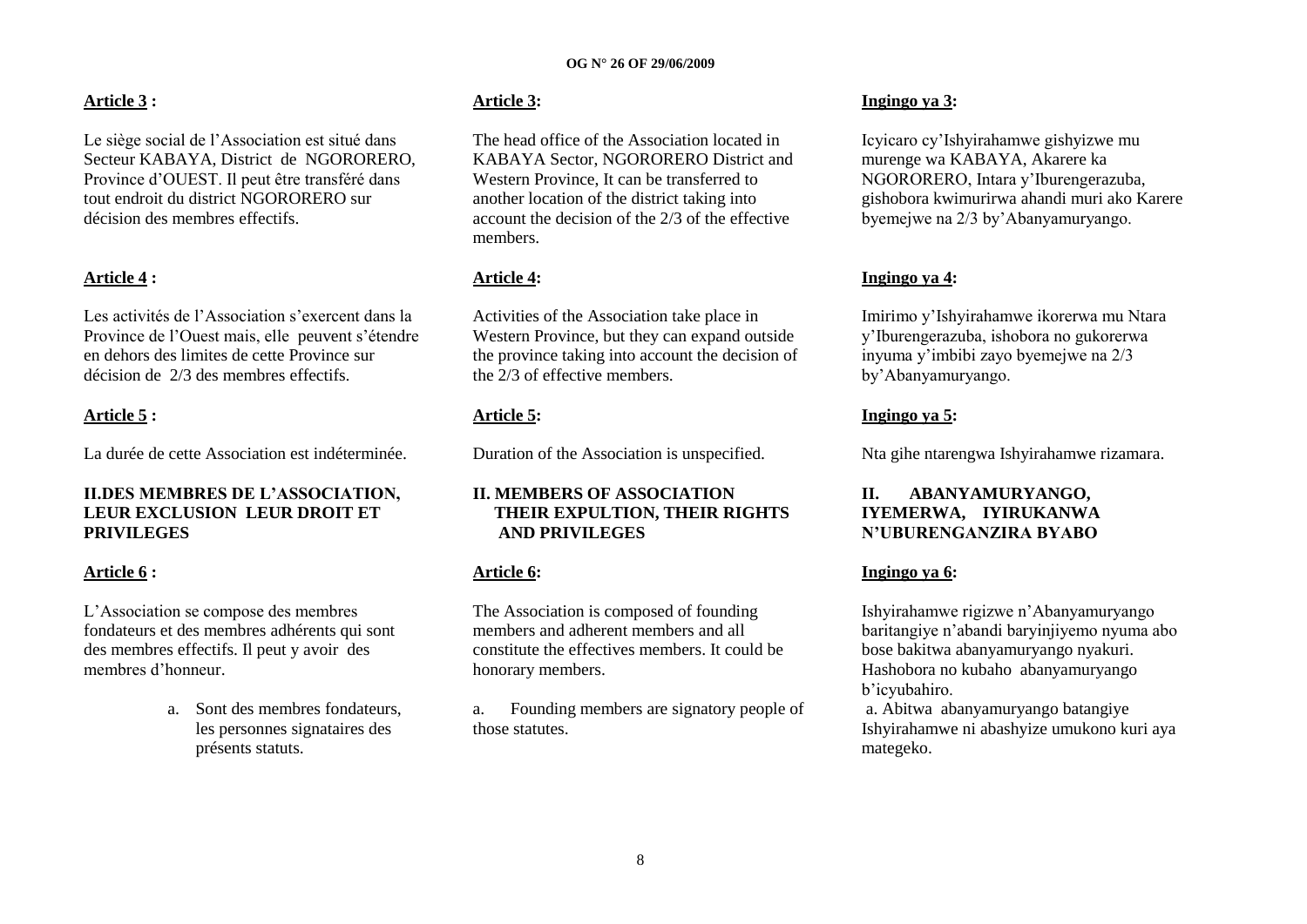**Article 3 :**

Le siège social de l'Association est situé dans Secteur KABAYA, District de NGORORERO, Province d'OUEST. Il peut être transféré dans tout endroit du district NGORORERO sur décision des membres effectifs.

**Article 4 :**

Les activités de l'Association s'exercent dans la Province de l'Ouest mais, elle peuvent s'étendre en dehors des limites de cette Province sur décision de 2/3 des membres effectifs.

**Article 5 :**

La durée de cette Association est indéterminée.

**II.DES MEMBRES DE L'ASSOCIATION, LEUR EXCLUSION LEUR DROIT ET PRIVILEGES**

**Article 6 :**

L'Association se compose des membres fondateurs et des membres adhérents qui sont des membres effectifs. Il peut y avoir des membres d'honneur.

a. Sont des membres fondateurs, les personnes signataires des présents statuts.

**Article 3:**

The head office of the Association located in KABAYA Sector, NGORORERO District and Western Province, It can be transferred to another location of the district taking into account the decision of the 2/3 of the effective members.

**Article 4:**

Activities of the Association take place in Western Province, but they can expand outside the province taking into account the decision of the 2/3 of effective members.

**Article 5:**

Duration of the Association is unspecified.

**II. MEMBERS OF ASSOCIATION THEIR EXPULTION, THEIR RIGHTS AND PRIVILEGES**

**Article 6:**

The Association is composed of founding members and adherent members and all constitute the effectives members. It could be honorary members.

a. Founding members are signatory people of those statutes.

**Ingingo ya 3:**

Icyicaro cy'Ishyirahamwe gishyizwe mu murenge wa KABAYA, Akarere ka NGORORERO, Intara y'Iburengerazuba, gishobora kwimurirwa ahandi muri ako Karere byemejwe na 2/3 by'Abanyamuryango.

**Ingingo ya 4:**

Imirimo y'Ishyirahamwe ikorerwa mu Ntara y'Iburengerazuba, ishobora no gukorerwa inyuma y'imbibi zayo byemejwe na 2/3 by'Abanyamuryango.

**Ingingo ya 5:**

Nta gihe ntarengwa Ishyirahamwe rizamara.

**II. ABANYAMURYANGO, IYEMERWA, IYIRUKANWA N'UBURENGANZIRA BYABO**

**Ingingo ya 6:**

Ishyirahamwe rigizwe n'Abanyamuryango baritangiye n'abandi baryinjiyemo nyuma abo bose bakitwa abanyamuryango nyakuri. Hashobora no kubaho abanyamuryango b'icyubahiro.

a. Abitwa abanyamuryango batangiye Ishyirahamwe ni abashyize umukono kuri aya mategeko.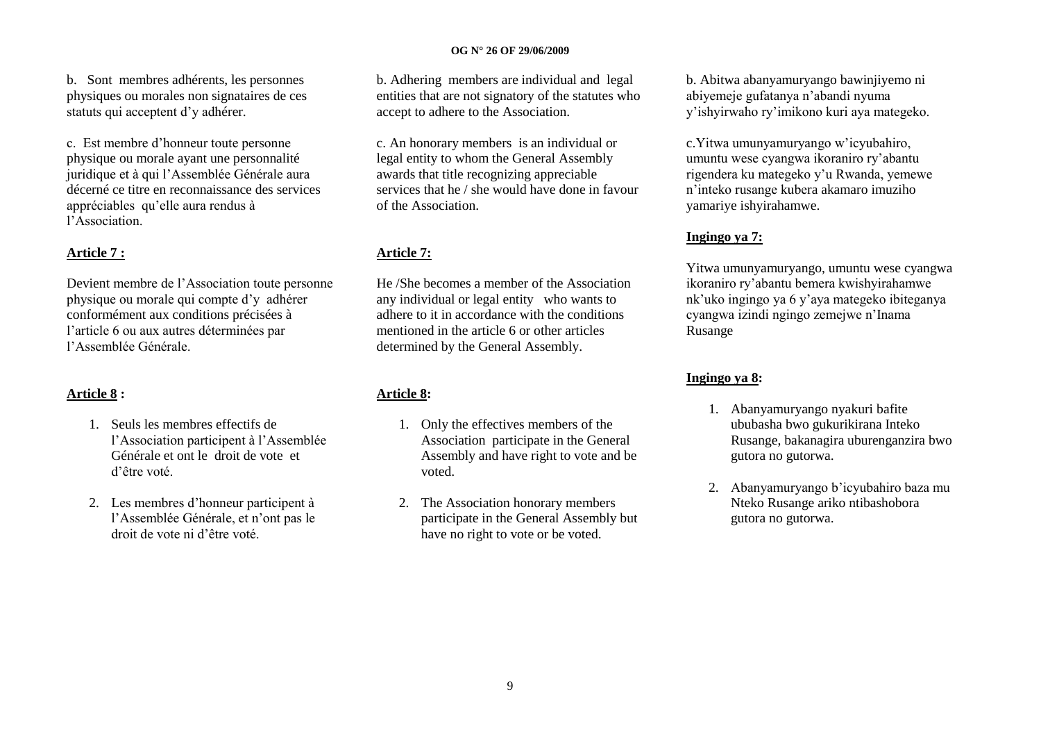b. Sont membres adhérents, les personnes physiques ou morales non signataires de ces statuts qui acceptent d'y adhérer.

c. Est membre d'honneur toute personne physique ou morale ayant une personnalité juridique et à qui l'Assemblée Générale aura décerné ce titre en reconnaissance des services appréciables qu'elle aura rendus à l'Association.

**Article 7 :**

Devient membre de l'Association toute personne physique ou morale qui compte d'y adhérer conformément aux conditions précisées à l'article 6 ou aux autres déterminées par l'Assemblée Générale.

**Article 8 :**

1. Seuls les membres effectifs de l'Association participent à l'Assemblée Générale et ont le droit de vote et d'être voté.

2. Les membres d'honneur participent à l'Assemblée Générale, et n'ont pas le droit de vote ni d'être voté.

b. Adhering members are individual and legal entities that are not signatory of the statutes who accept to adhere to the Association.

c. An honorary members is an individual or legal entity to whom the General Assembly awards that title recognizing appreciable services that he / she would have done in favour of the Association.

**Article 7:**

He /She becomes a member of the Association any individual or legal entity who wants to adhere to it in accordance with the conditions mentioned in the article 6 or other articles determined by the General Assembly.

**Article 8:**

1. Only the effectives members of the Association participate in the General Assembly and have right to vote and be voted.

2. The Association honorary members participate in the General Assembly but have no right to vote or be voted.

b. Abitwa abanyamuryango bawinjiyemo ni abiyemeje gufatanya n'abandi nyuma y'ishyirwaho ry'imikono kuri aya mategeko.

c.Yitwa umunyamuryango w'icyubahiro, umuntu wese cyangwa ikoraniro ry'abantu rigendera ku mategeko y'u Rwanda, yemewe n'inteko rusange kubera akamaro imuziho yamariye ishyirahamwe.

**Ingingo ya 7:**

Yitwa umunyamuryango, umuntu wese cyangwa ikoraniro ry'abantu bemera kwishyirahamwe nk'uko ingingo ya 6 y'aya mategeko ibiteganya cyangwa izindi ngingo zemejwe n'Inama Rusange

**Ingingo ya 8:**

1. Abanyamuryango nyakuri bafite ububasha bwo gukurikirana Inteko Rusange, bakanagira uburenganzira bwo gutora no gutorwa.

2. Abanyamuryango b'icyubahiro baza mu Nteko Rusange ariko ntibashobora gutora no gutorwa.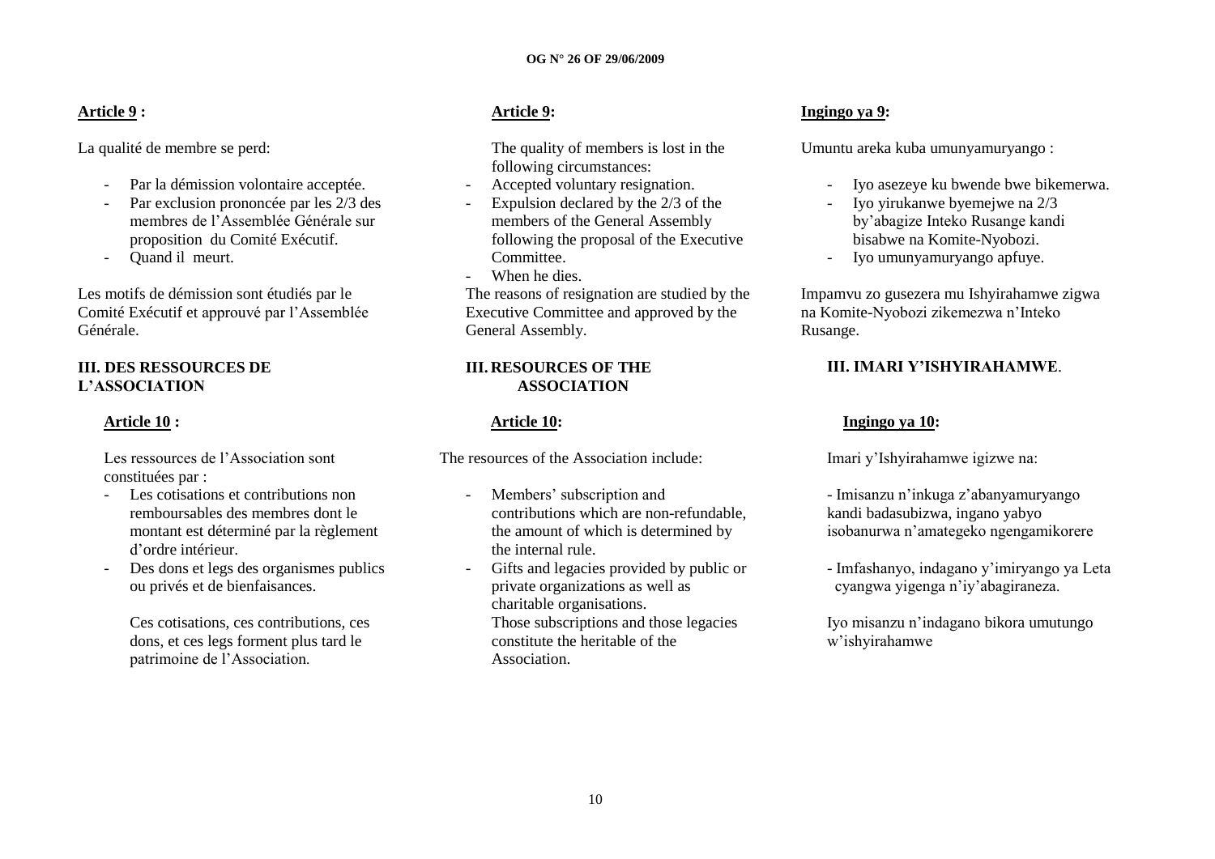**Article 9 :**

La qualité de membre se perd:

- Par la démission volontaire acceptée.
- Par exclusion prononcée par les 2/3 des membres de l'Assemblée Générale sur proposition du Comité Exécutif.
- Quand il meurt.

Les motifs de démission sont étudiés par le Comité Exécutif et approuvé par l'Assemblée Générale.

**III. DES RESSOURCES DE L'ASSOCIATION**

**Article 10 :**

Les ressources de l'Association sont constituées par :

- Les cotisations et contributions non remboursables des membres dont le montant est déterminé par la règlement d'ordre intérieur.
- Des dons et legs des organismes publics ou privés et de bienfaisances.

Ces cotisations, ces contributions, ces dons, et ces legs forment plus tard le patrimoine de l'Association.

**Article 9:**

The quality of members is lost in the following circumstances:

- Accepted voluntary resignation.
- Expulsion declared by the 2/3 of the members of the General Assembly following the proposal of the Executive Committee.
- When he dies.

The reasons of resignation are studied by the Executive Committee and approved by the General Assembly.

**III. RESOURCES OF THE ASSOCIATION**

**Article 10:**

The resources of the Association include:

- Members' subscription and contributions which are non-refundable, the amount of which is determined by the internal rule.
- Gifts and legacies provided by public or private organizations as well as charitable organisations.

Those subscriptions and those legacies constitute the heritable of the Association.

**Ingingo ya 9:**

Umuntu areka kuba umunyamuryango :

- Iyo asezeye ku bwende bwe bikemerwa.
- Iyo yirukanwe byemejwe na 2/3 by'abagize Inteko Rusange kandi bisabwe na Komite-Nyobozi.
- Iyo umunyamuryango apfuye.

Impamvu zo gusezera mu Ishyirahamwe zigwa na Komite-Nyobozi zikemezwa n'Inteko Rusange.

**III. IMARI Y'ISHYIRAHAMWE**.

**Ingingo ya 10:**

Imari y'Ishyirahamwe igizwe na:

- Imisanzu n'inkuga z'abanyamuryango kandi badasubizwa, ingano yabyo isobanurwa n'amategeko ngengamikorere

- Imfashanyo, indagano y'imiryango ya Leta cyangwa yigenga n'iy'abagiraneza.

Iyo misanzu n'indagano bikora umutungo w'ishyirahamwe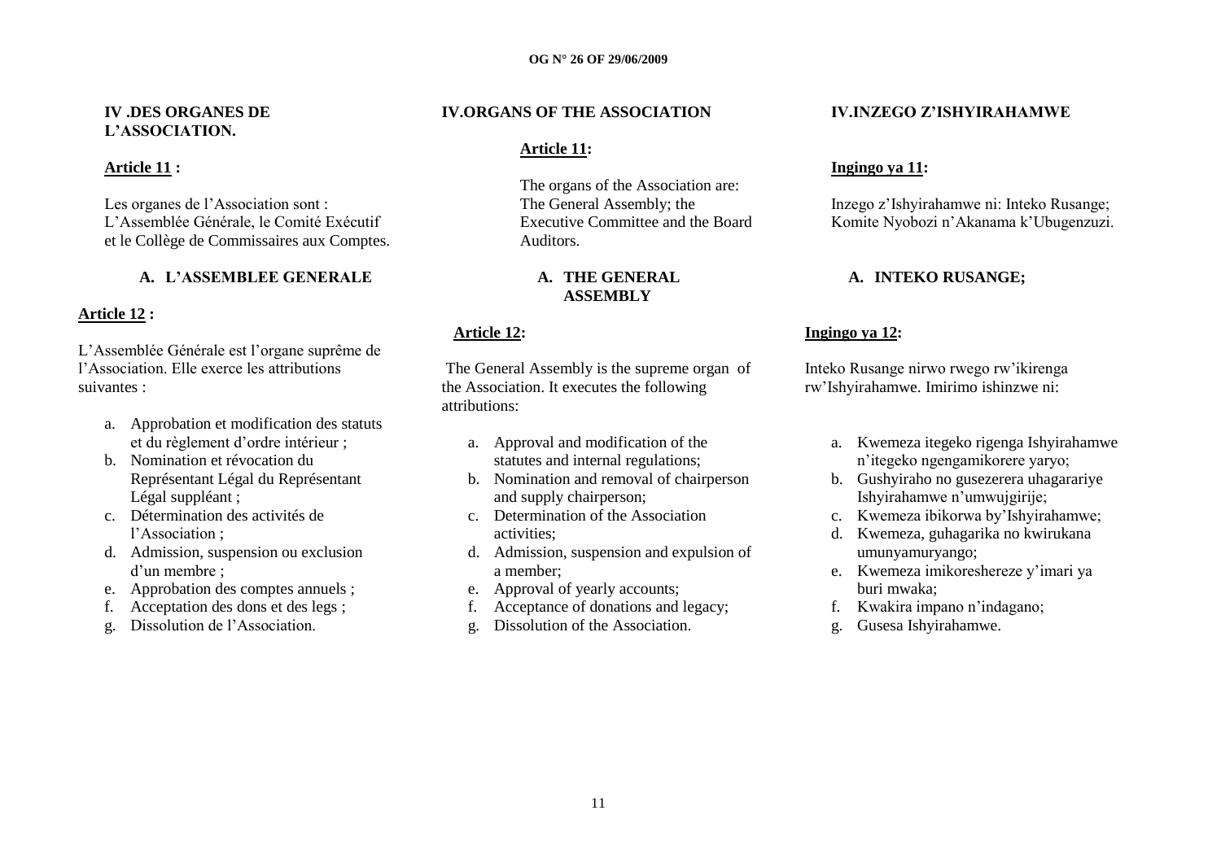## IV .DES ORGANES DE L'ASSOCIATION.

**Article 11 :**

Les organes de l'Association sont : L'Assemblée Générale, le Comité Exécutif et le Collège de Commissaires aux Comptes.

### A. L'ASSEMBLEE GENERALE

**Article 12 :**

L'Assemblée Générale est l'organe suprême de l'Association. Elle exerce les attributions suivantes :

a. Approbation et modification des statuts et du règlement d'ordre intérieur ;
b. Nomination et révocation du Représentant Légal du Représentant Légal suppléant ;
c. Détermination des activités de l'Association ;
d. Admission, suspension ou exclusion d'un membre ;
e. Approbation des comptes annuels ;
f. Acceptation des dons et des legs ;
g. Dissolution de l'Association.

## IV.ORGANS OF THE ASSOCIATION

**Article 11:**

The organs of the Association are: The General Assembly; the Executive Committee and the Board Auditors.

### A. THE GENERAL ASSEMBLY

**Article 12:**

The General Assembly is the supreme organ of the Association. It executes the following attributions:

a. Approval and modification of the statutes and internal regulations;
b. Nomination and removal of chairperson and supply chairperson;
c. Determination of the Association activities;
d. Admission, suspension and expulsion of a member;
e. Approval of yearly accounts;
f. Acceptance of donations and legacy;
g. Dissolution of the Association.

## IV.INZEGO Z'ISHYIRAHAMWE

**Ingingo ya 11:**

Inzego z'Ishyirahamwe ni: Inteko Rusange; Komite Nyobozi n'Akanama k'Ubugenzuzi.

### A. INTEKO RUSANGE;

**Ingingo ya 12:**

Inteko Rusange nirwo rwego rw'ikirenga rw'Ishyirahamwe. Imirimo ishinzwe ni:

a. Kwemeza itegeko rigenga Ishyirahamwe n'itegeko ngengamikorere yaryo;
b. Gushyiraho no gusezerera uhagarariye Ishyirahamwe n'umwujgirije;
c. Kwemeza ibikorwa by'Ishyirahamwe;
d. Kwemeza, guhagarika no kwirukana umunyamuryango;
e. Kwemeza imikoreshereze y'imari ya buri mwaka;
f. Kwakira impano n'indagano;
g. Gusesa Ishyirahamwe.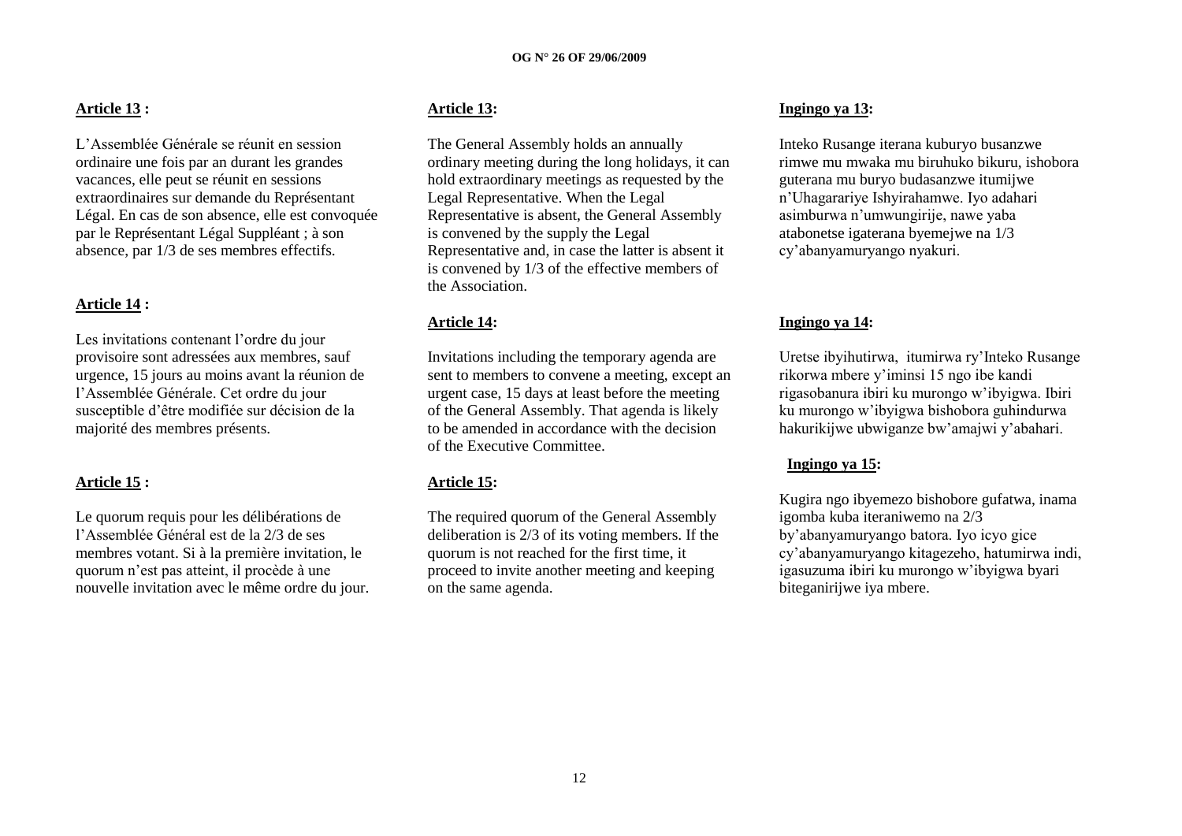**Article 13 :**

L'Assemblée Générale se réunit en session ordinaire une fois par an durant les grandes vacances, elle peut se réunit en sessions extraordinaires sur demande du Représentant Légal. En cas de son absence, elle est convoquée par le Représentant Légal Suppléant ; à son absence, par 1/3 de ses membres effectifs.

**Article 14 :**

Les invitations contenant l'ordre du jour provisoire sont adressées aux membres, sauf urgence, 15 jours au moins avant la réunion de l'Assemblée Générale. Cet ordre du jour susceptible d'être modifiée sur décision de la majorité des membres présents.

**Article 15 :**

Le quorum requis pour les délibérations de l'Assemblée Général est de la 2/3 de ses membres votant. Si à la première invitation, le quorum n'est pas atteint, il procède à une nouvelle invitation avec le même ordre du jour.

**Article 13:**

The General Assembly holds an annually ordinary meeting during the long holidays, it can hold extraordinary meetings as requested by the Legal Representative. When the Legal Representative is absent, the General Assembly is convened by the supply the Legal Representative and, in case the latter is absent it is convened by 1/3 of the effective members of the Association.

**Article 14:**

Invitations including the temporary agenda are sent to members to convene a meeting, except an urgent case, 15 days at least before the meeting of the General Assembly. That agenda is likely to be amended in accordance with the decision of the Executive Committee.

**Article 15:**

The required quorum of the General Assembly deliberation is 2/3 of its voting members. If the quorum is not reached for the first time, it proceed to invite another meeting and keeping on the same agenda.

**Ingingo ya 13:**

Inteko Rusange iterana kuburyo busanzwe rimwe mu mwaka mu biruhuko bikuru, ishobora guterana mu buryo budasanzwe itumijwe n'Uhagarariye Ishyirahamwe. Iyo adahari asimburwa n'umwungirije, nawe yaba atabonetse igaterana byemejwe na 1/3 cy'abanyamuryango nyakuri.

**Ingingo ya 14:**

Uretse ibyihutirwa, itumirwa ry'Inteko Rusange rikorwa mbere y'iminsi 15 ngo ibe kandi rigasobanura ibiri ku murongo w'ibyigwa. Ibiri ku murongo w'ibyigwa bishobora guhindurwa hakurikijwe ubwiganze bw'amajwi y'abahari.

**Ingingo ya 15:**

Kugira ngo ibyemezo bishobore gufatwa, inama igomba kuba iteraniwemo na 2/3 by'abanyamuryango batora. Iyo icyo gice cy'abanyamuryango kitagezeho, hatumirwa indi, igasuzuma ibiri ku murongo w'ibyigwa byari biteganirijwe iya mbere.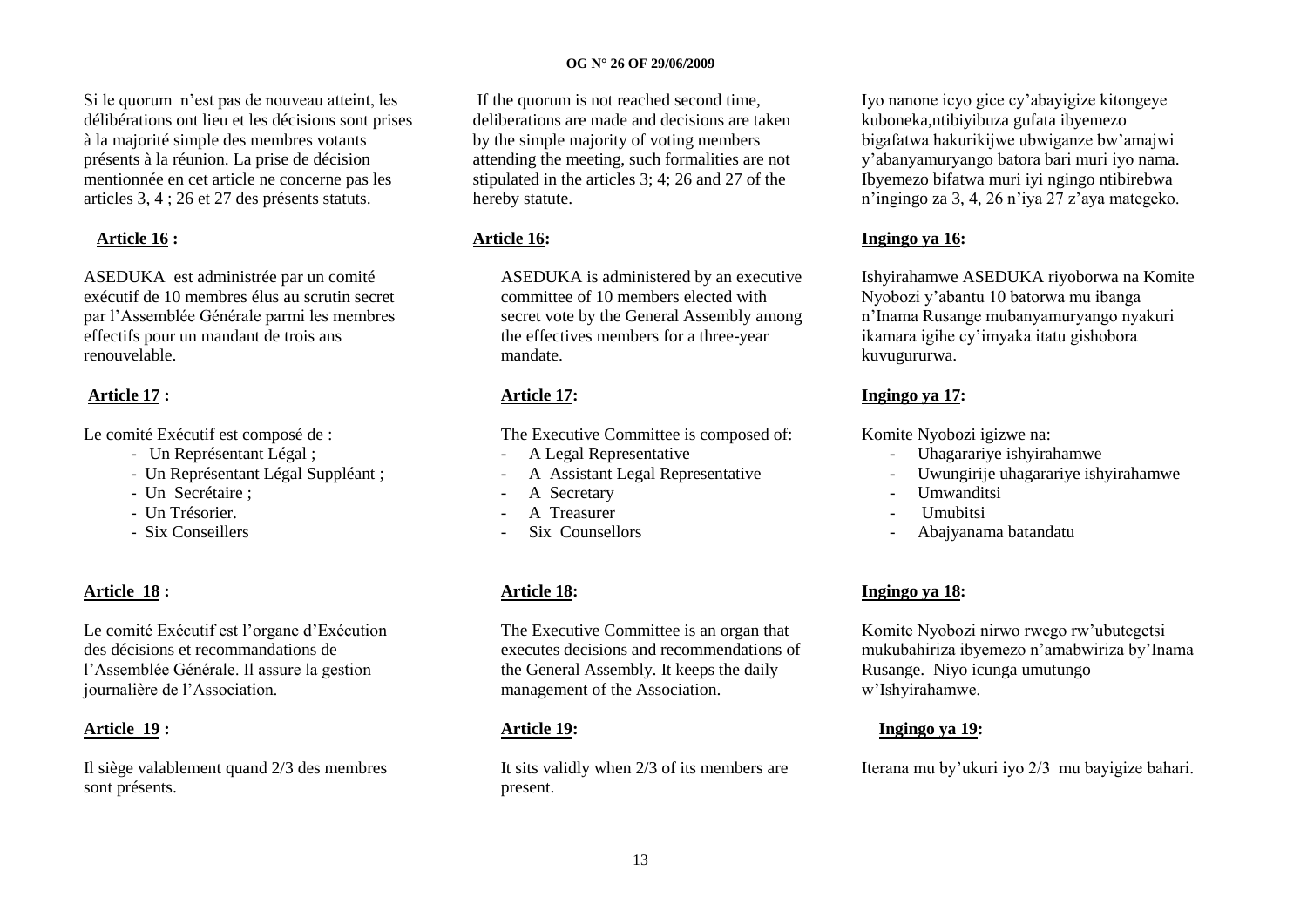Si le quorum n'est pas de nouveau atteint, les délibérations ont lieu et les décisions sont prises à la majorité simple des membres votants présents à la réunion. La prise de décision mentionnée en cet article ne concerne pas les articles 3, 4 ; 26 et 27 des présents statuts.

**Article 16 :**

ASEDUKA est administrée par un comité exécutif de 10 membres élus au scrutin secret par l'Assemblée Générale parmi les membres effectifs pour un mandant de trois ans renouvelable.

**Article 17 :**

Le comité Exécutif est composé de :

- Un Représentant Légal ;
- Un Représentant Légal Suppléant ;
- Un Secrétaire ;
- Un Trésorier.
- Six Conseillers

**Article 18 :**

Le comité Exécutif est l'organe d'Exécution des décisions et recommandations de l'Assemblée Générale. Il assure la gestion journalière de l'Association.

**Article 19 :**

Il siège valablement quand 2/3 des membres sont présents.

If the quorum is not reached second time, deliberations are made and decisions are taken by the simple majority of voting members attending the meeting, such formalities are not stipulated in the articles 3; 4; 26 and 27 of the hereby statute.

**Article 16:**

ASEDUKA is administered by an executive committee of 10 members elected with secret vote by the General Assembly among the effectives members for a three-year mandate.

**Article 17:**

The Executive Committee is composed of:

- A Legal Representative
- A Assistant Legal Representative
- A Secretary
- A Treasurer
- Six Counsellors

**Article 18:**

The Executive Committee is an organ that executes decisions and recommendations of the General Assembly. It keeps the daily management of the Association.

**Article 19:**

It sits validly when 2/3 of its members are present.

Iyo nanone icyo gice cy'abayigize kitongeye kuboneka,ntibiyibuza gufata ibyemezo bigafatwa hakurikijwe ubwiganze bw'amajwi y'abanyamuryango batora bari muri iyo nama. Ibyemezo bifatwa muri iyi ngingo ntibirebwa n'ingingo za 3, 4, 26 n'iya 27 z'aya mategeko.

**Ingingo ya 16:**

Ishyirahamwe ASEDUKA riyoborwa na Komite Nyobozi y'abantu 10 batorwa mu ibanga n'Inama Rusange mubanyamuryango nyakuri ikamara igihe cy'imyaka itatu gishobora kuvugururwa.

**Ingingo ya 17:**

Komite Nyobozi igizwe na:

- Uhagarariye ishyirahamwe
- Uwungirije uhagarariye ishyirahamwe
- Umwanditsi
- Umubitsi
- Abajyanama batandatu

**Ingingo ya 18:**

Komite Nyobozi nirwo rwego rw'ubutegetsi mukubahiriza ibyemezo n'amabwiriza by'Inama Rusange. Niyo icunga umutungo w'Ishyirahamwe.

**Ingingo ya 19:**

Iterana mu by'ukuri iyo 2/3 mu bayigize bahari.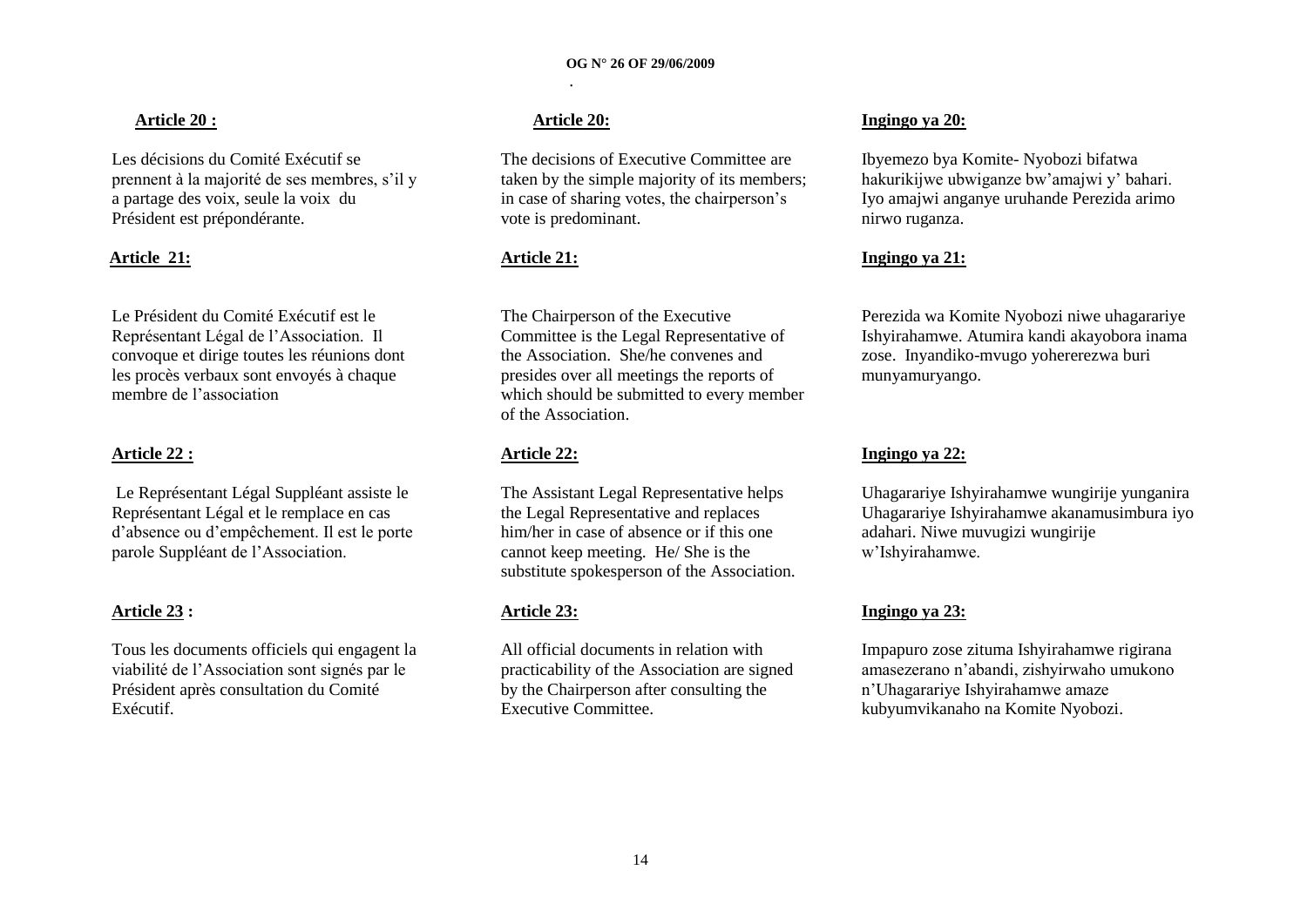**Article 20 :**

Les décisions du Comité Exécutif se prennent à la majorité de ses membres, s'il y a partage des voix, seule la voix du Président est prépondérante.

**Article 21:**

Le Président du Comité Exécutif est le Représentant Légal de l'Association. Il convoque et dirige toutes les réunions dont les procès verbaux sont envoyés à chaque membre de l'association

**Article 22 :**

Le Représentant Légal Suppléant assiste le Représentant Légal et le remplace en cas d'absence ou d'empêchement. Il est le porte parole Suppléant de l'Association.

**Article 23 :**

Tous les documents officiels qui engagent la viabilité de l'Association sont signés par le Président après consultation du Comité Exécutif.

**Article 20:**

The decisions of Executive Committee are taken by the simple majority of its members; in case of sharing votes, the chairperson's vote is predominant.

**Article 21:**

The Chairperson of the Executive Committee is the Legal Representative of the Association. She/he convenes and presides over all meetings the reports of which should be submitted to every member of the Association.

**Article 22:**

The Assistant Legal Representative helps the Legal Representative and replaces him/her in case of absence or if this one cannot keep meeting. He/ She is the substitute spokesperson of the Association.

**Article 23:**

All official documents in relation with practicability of the Association are signed by the Chairperson after consulting the Executive Committee.

**Ingingo ya 20:**

Ibyemezo bya Komite- Nyobozi bifatwa hakurikijwe ubwiganze bw'amajwi y' bahari. Iyo amajwi anganye uruhande Perezida arimo nirwo ruganza.

**Ingingo ya 21:**

Perezida wa Komite Nyobozi niwe uhagarariye Ishyirahamwe. Atumira kandi akayobora inama zose. Inyandiko-mvugo yohererezwa buri munyamuryango.

**Ingingo ya 22:**

Uhagarariye Ishyirahamwe wungirije yunganira Uhagarariye Ishyirahamwe akanamusimbura iyo adahari. Niwe muvugizi wungirije w'Ishyirahamwe.

**Ingingo ya 23:**

Impapuro zose zituma Ishyirahamwe rigirana amasezerano n'abandi, zishyirwaho umukono n'Uhagarariye Ishyirahamwe amaze kubyumvikanaho na Komite Nyobozi.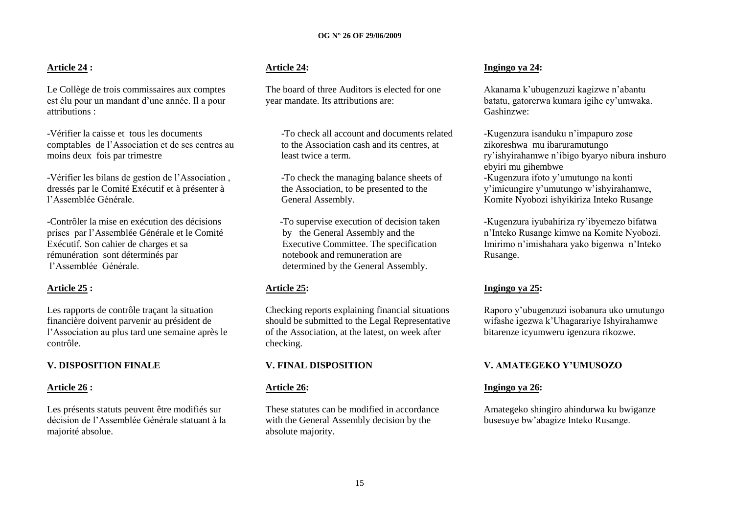**Article 24 :**

Le Collège de trois commissaires aux comptes est élu pour un mandant d'une année. Il a pour attributions :

-Vérifier la caisse et tous les documents comptables de l'Association et de ses centres au moins deux fois par trimestre

-Vérifier les bilans de gestion de l'Association , dressés par le Comité Exécutif et à présenter à l'Assemblée Générale.

-Contrôler la mise en exécution des décisions prises par l'Assemblée Générale et le Comité Exécutif. Son cahier de charges et sa rémunération sont déterminés par l'Assemblée Générale.

**Article 25 :**

Les rapports de contrôle traçant la situation financière doivent parvenir au président de l'Association au plus tard une semaine après le contrôle.

**V. DISPOSITION FINALE**

**Article 26 :**

Les présents statuts peuvent être modifiés sur décision de l'Assemblée Générale statuant à la majorité absolue.

**Article 24:**

The board of three Auditors is elected for one year mandate. Its attributions are:

-To check all account and documents related to the Association cash and its centres, at least twice a term.

-To check the managing balance sheets of the Association, to be presented to the General Assembly.

-To supervise execution of decision taken by the General Assembly and the Executive Committee. The specification notebook and remuneration are determined by the General Assembly.

**Article 25:**

Checking reports explaining financial situations should be submitted to the Legal Representative of the Association, at the latest, on week after checking.

**V. FINAL DISPOSITION**

**Article 26:**

These statutes can be modified in accordance with the General Assembly decision by the absolute majority.

**Ingingo ya 24:**

Akanama k'ubugenzuzi kagizwe n'abantu batatu, gatorerwa kumara igihe cy'umwaka. Gashinzwe:

-Kugenzura isanduku n'impapuro zose zikoreshwa mu ibaruramutungo ry'ishyirahamwe n'ibigo byaryo nibura inshuro ebyiri mu gihembwe
-Kugenzura ifoto y'umutungo na konti y'imicungire y'umutungo w'ishyirahamwe, Komite Nyobozi ishyikiriza Inteko Rusange

-Kugenzura iyubahiriza ry'ibyemezo bifatwa n'Inteko Rusange kimwe na Komite Nyobozi. Imirimo n'imishahara yako bigenwa n'Inteko Rusange.

**Ingingo ya 25:**

Raporo y'ubugenzuzi isobanura uko umutungo wifashe igezwa k'Uhagarariye Ishyirahamwe bitarenze icyumweru igenzura rikozwe.

**V. AMATEGEKO Y'UMUSOZO**

**Ingingo ya 26:**

Amategeko shingiro ahindurwa ku bwiganze busesuye bw'abagize Inteko Rusange.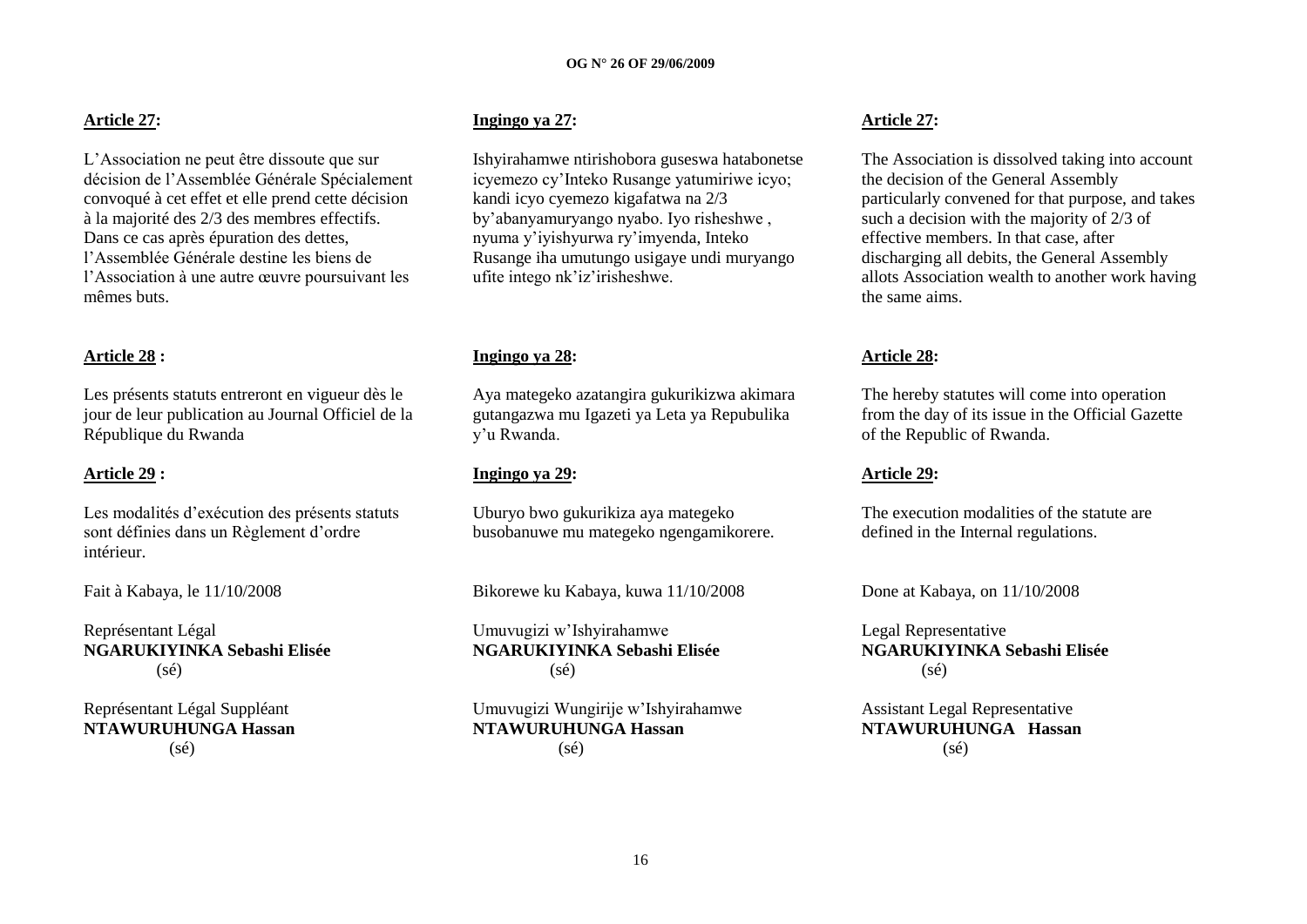**Article 27:**

L'Association ne peut être dissoute que sur décision de l'Assemblée Générale Spécialement convoqué à cet effet et elle prend cette décision à la majorité des 2/3 des membres effectifs. Dans ce cas après épuration des dettes, l'Assemblée Générale destine les biens de l'Association à une autre œuvre poursuivant les mêmes buts.

**Article 28 :**

Les présents statuts entreront en vigueur dès le jour de leur publication au Journal Officiel de la République du Rwanda

**Article 29 :**

Les modalités d'exécution des présents statuts sont définies dans un Règlement d'ordre intérieur.

Fait à Kabaya, le 11/10/2008

Représentant Légal
**NGARUKIYINKA Sebashi Elisée**
(sé)

Représentant Légal Suppléant
**NTAWURUHUNGA Hassan**
(sé)

**Ingingo ya 27:**

Ishyirahamwe ntirishobora guseswa hatabonetse icyemezo cy'Inteko Rusange yatumiriwe icyo; kandi icyo cyemezo kigafatwa na 2/3 by'abanyamuryango nyabo. Iyo risheshwe , nyuma y'iyishyurwa ry'imyenda, Inteko Rusange iha umutungo usigaye undi muryango ufite intego nk'iz'irisheshwe.

**Ingingo ya 28:**

Aya mategeko azatangira gukurikizwa akimara gutangazwa mu Igazeti ya Leta ya Repubulika y'u Rwanda.

**Ingingo ya 29:**

Uburyo bwo gukurikiza aya mategeko busobanuwe mu mategeko ngengamikorere.

Bikorewe ku Kabaya, kuwa 11/10/2008

Umuvugizi w'Ishyirahamwe
**NGARUKIYINKA Sebashi Elisée**
(sé)

Umuvugizi Wungirije w'Ishyirahamwe
**NTAWURUHUNGA Hassan**
(sé)

**Article 27:**

The Association is dissolved taking into account the decision of the General Assembly particularly convened for that purpose, and takes such a decision with the majority of 2/3 of effective members. In that case, after discharging all debits, the General Assembly allots Association wealth to another work having the same aims.

**Article 28:**

The hereby statutes will come into operation from the day of its issue in the Official Gazette of the Republic of Rwanda.

**Article 29:**

The execution modalities of the statute are defined in the Internal regulations.

Done at Kabaya, on 11/10/2008

Legal Representative
**NGARUKIYINKA Sebashi Elisée**
(sé)

Assistant Legal Representative
**NTAWURUHUNGA Hassan**
(sé)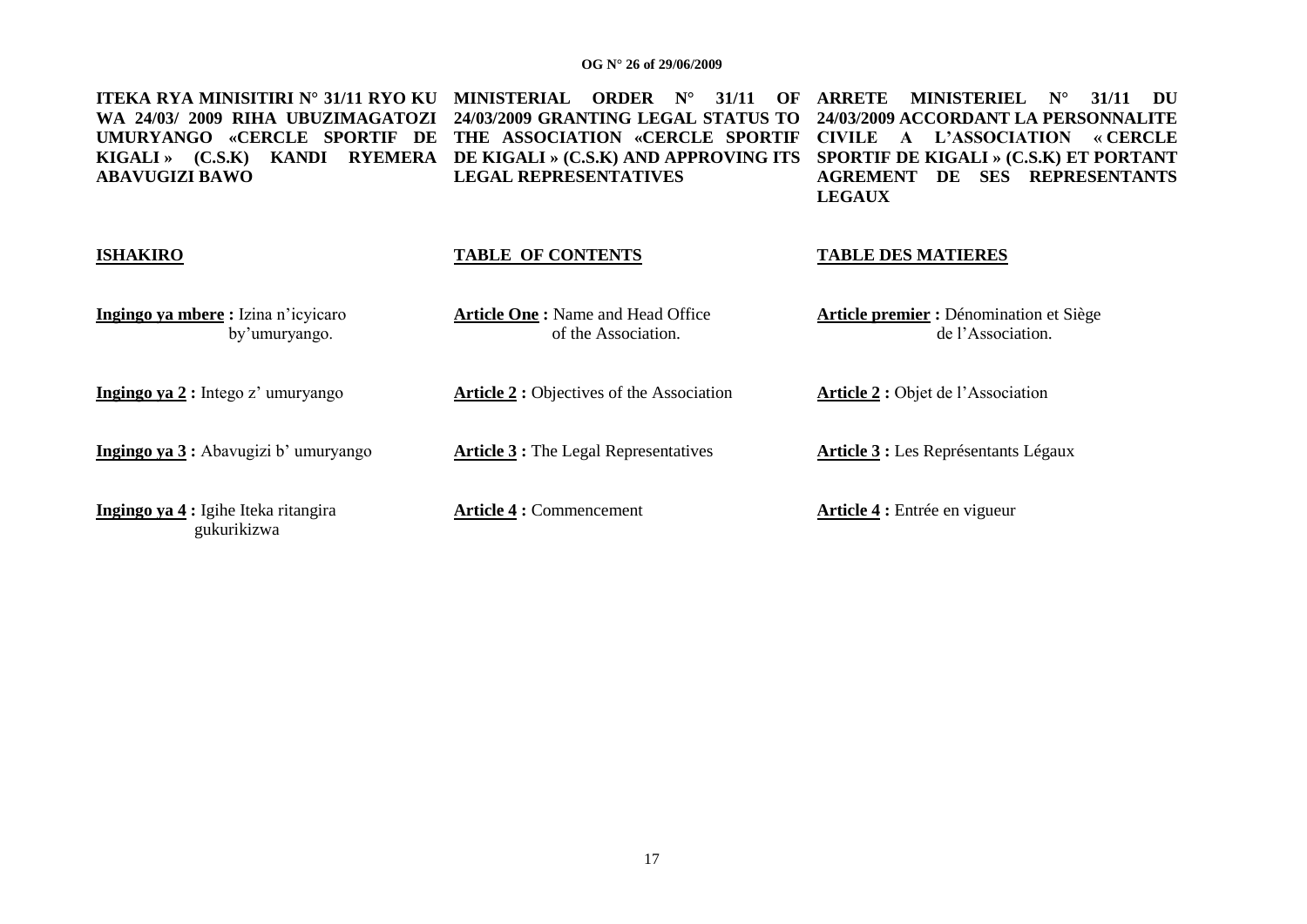**ITEKA RYA MINISITIRI N° 31/11 RYO KU WA 24/03/ 2009 RIHA UBUZIMAGATOZI UMURYANGO «CERCLE SPORTIF DE KIGALI » (C.S.K) KANDI RYEMERA ABAVUGIZI BAWO**

**ISHAKIRO**

**Ingingo ya mbere :** Izina n'icyicaro by'umuryango.

**Ingingo ya 2 :** Intego z' umuryango

**Ingingo ya 3 :** Abavugizi b' umuryango

**Ingingo ya 4 :** Igihe Iteka ritangira gukurikizwa

**MINISTERIAL ORDER N° 31/11 OF 24/03/2009 GRANTING LEGAL STATUS TO THE ASSOCIATION «CERCLE SPORTIF DE KIGALI » (C.S.K) AND APPROVING ITS LEGAL REPRESENTATIVES**

**TABLE OF CONTENTS**

**Article One :** Name and Head Office of the Association.

**Article 2 :** Objectives of the Association

**Article 3 :** The Legal Representatives

**Article 4 :** Commencement

**ARRETE MINISTERIEL N° 31/11 DU 24/03/2009 ACCORDANT LA PERSONNALITE CIVILE A L'ASSOCIATION « CERCLE SPORTIF DE KIGALI » (C.S.K) ET PORTANT AGREMENT DE SES REPRESENTANTS LEGAUX**

**TABLE DES MATIERES**

**Article premier :** Dénomination et Siège de l'Association.

**Article 2 :** Objet de l'Association

**Article 3 :** Les Représentants Légaux

**Article 4 :** Entrée en vigueur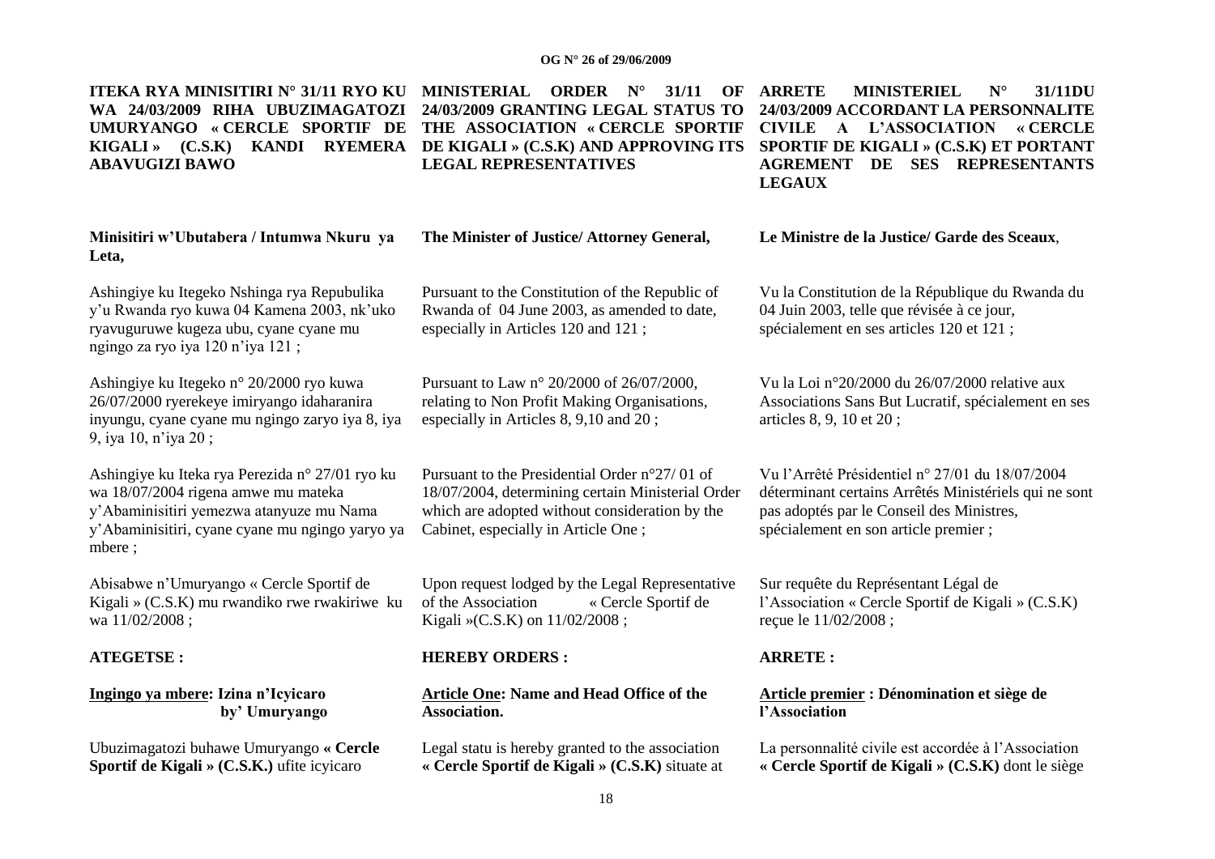**ITEKA RYA MINISITIRI N° 31/11 RYO KU WA 24/03/2009 RIHA UBUZIMAGATOZI UMURYANGO « CERCLE SPORTIF DE KIGALI » (C.S.K) KANDI RYEMERA ABAVUGIZI BAWO**

**Minisitiri w'Ubutabera / Intumwa Nkuru ya Leta,**

Ashingiye ku Itegeko Nshinga rya Repubulika y'u Rwanda ryo kuwa 04 Kamena 2003, nk'uko ryavuguruwe kugeza ubu, cyane cyane mu ngingo za ryo iya 120 n'iya 121 ;

Ashingiye ku Itegeko n° 20/2000 ryo kuwa 26/07/2000 ryerekeye imiryango idaharanira inyungu, cyane cyane mu ngingo zaryo iya 8, iya 9, iya 10, n'iya 20 ;

Ashingiye ku Iteka rya Perezida n° 27/01 ryo ku wa 18/07/2004 rigena amwe mu mateka y'Abaminisitiri yemezwa atanyuze mu Nama y'Abaminisitiri, cyane cyane mu ngingo yaryo ya mbere ;

Abisabwe n'Umuryango « Cercle Sportif de Kigali » (C.S.K) mu rwandiko rwe rwakiriwe ku wa 11/02/2008 ;

**ATEGETSE :**

**Ingingo ya mbere: Izina n'Icyicaro by' Umuryango**

Ubuzimagatozi buhawe Umuryango **« Cercle Sportif de Kigali » (C.S.K.)** ufite icyicaro

**MINISTERIAL ORDER N° 31/11 OF 24/03/2009 GRANTING LEGAL STATUS TO THE ASSOCIATION « CERCLE SPORTIF DE KIGALI » (C.S.K) AND APPROVING ITS LEGAL REPRESENTATIVES**

**The Minister of Justice/ Attorney General,**

Pursuant to the Constitution of the Republic of Rwanda of 04 June 2003, as amended to date, especially in Articles 120 and 121 ;

Pursuant to Law n° 20/2000 of 26/07/2000, relating to Non Profit Making Organisations, especially in Articles 8, 9,10 and 20 ;

Pursuant to the Presidential Order n°27/ 01 of 18/07/2004, determining certain Ministerial Order which are adopted without consideration by the Cabinet, especially in Article One ;

Upon request lodged by the Legal Representative of the Association « Cercle Sportif de Kigali »(C.S.K) on 11/02/2008 ;

**HEREBY ORDERS :**

**Article One: Name and Head Office of the Association.**

Legal statu is hereby granted to the association **« Cercle Sportif de Kigali » (C.S.K)** situate at

**ARRETE MINISTERIEL N° 31/11DU 24/03/2009 ACCORDANT LA PERSONNALITE CIVILE A L'ASSOCIATION « CERCLE SPORTIF DE KIGALI » (C.S.K) ET PORTANT AGREMENT DE SES REPRESENTANTS LEGAUX**

**Le Ministre de la Justice/ Garde des Sceaux**,

Vu la Constitution de la République du Rwanda du 04 Juin 2003, telle que révisée à ce jour, spécialement en ses articles 120 et 121 ;

Vu la Loi n°20/2000 du 26/07/2000 relative aux Associations Sans But Lucratif, spécialement en ses articles 8, 9, 10 et 20 ;

Vu l'Arrêté Présidentiel n° 27/01 du 18/07/2004 déterminant certains Arrêtés Ministériels qui ne sont pas adoptés par le Conseil des Ministres, spécialement en son article premier ;

Sur requête du Représentant Légal de l'Association « Cercle Sportif de Kigali » (C.S.K) reçue le 11/02/2008 ;

**ARRETE :**

**Article premier : Dénomination et siège de l'Association**

La personnalité civile est accordée à l'Association **« Cercle Sportif de Kigali » (C.S.K)** dont le siège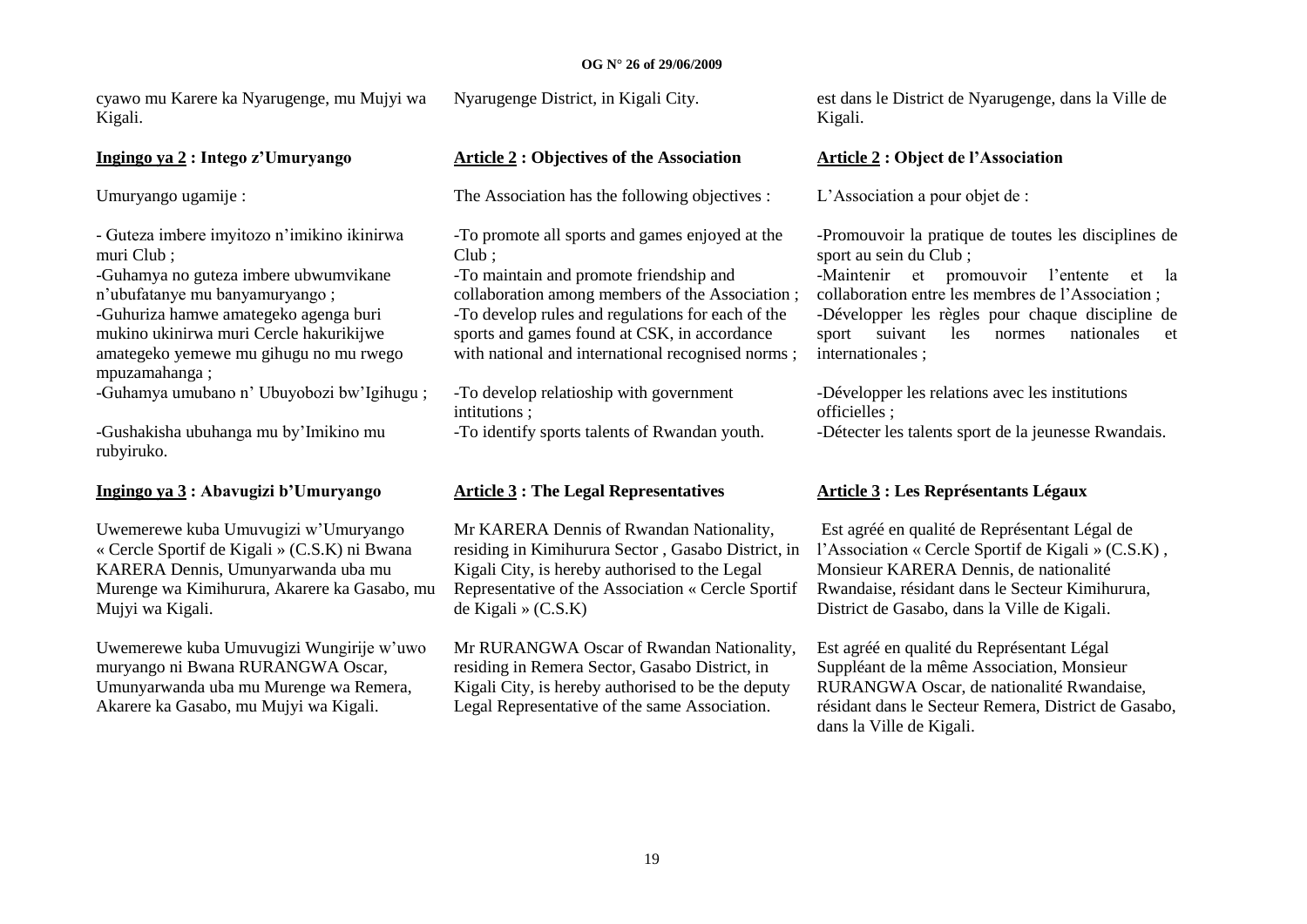cyawo mu Karere ka Nyarugenge, mu Mujyi wa Kigali.

**Ingingo ya 2 : Intego z'Umuryango**

Umuryango ugamije :

- Guteza imbere imyitozo n'imikino ikinirwa muri Club ;
-Guhamya no guteza imbere ubwumvikane n'ubufatanye mu banyamuryango ;
-Guhuriza hamwe amategeko agenga buri mukino ukinirwa muri Cercle hakurikijwe amategeko yemewe mu gihugu no mu rwego mpuzamahanga ;
-Guhamya umubano n' Ubuyobozi bw'Igihugu ;

-Gushakisha ubuhanga mu by'Imikino mu rubyiruko.

**Ingingo ya 3 : Abavugizi b'Umuryango**

Uwemerewe kuba Umuvugizi w'Umuryango « Cercle Sportif de Kigali » (C.S.K) ni Bwana KARERA Dennis, Umunyarwanda uba mu Murenge wa Kimihurura, Akarere ka Gasabo, mu Mujyi wa Kigali.

Uwemerewe kuba Umuvugizi Wungirije w'uwo muryango ni Bwana RURANGWA Oscar, Umunyarwanda uba mu Murenge wa Remera, Akarere ka Gasabo, mu Mujyi wa Kigali.

Nyarugenge District, in Kigali City.

**Article 2 : Objectives of the Association**

The Association has the following objectives :

-To promote all sports and games enjoyed at the Club ;
-To maintain and promote friendship and collaboration among members of the Association ;
-To develop rules and regulations for each of the sports and games found at CSK, in accordance with national and international recognised norms ;

-To develop relatioship with government intitutions ;
-To identify sports talents of Rwandan youth.

**Article 3 : The Legal Representatives**

Mr KARERA Dennis of Rwandan Nationality, residing in Kimihurura Sector , Gasabo District, in Kigali City, is hereby authorised to the Legal Representative of the Association « Cercle Sportif de Kigali » (C.S.K)

Mr RURANGWA Oscar of Rwandan Nationality, residing in Remera Sector, Gasabo District, in Kigali City, is hereby authorised to be the deputy Legal Representative of the same Association.

est dans le District de Nyarugenge, dans la Ville de Kigali.

**Article 2 : Object de l'Association**

L'Association a pour objet de :

-Promouvoir la pratique de toutes les disciplines de sport au sein du Club ;
-Maintenir et promouvoir l'entente et la collaboration entre les membres de l'Association ;
-Développer les règles pour chaque discipline de sport suivant les normes nationales et internationales ;

-Développer les relations avec les institutions officielles ;
-Détecter les talents sport de la jeunesse Rwandais.

**Article 3 : Les Représentants Légaux**

Est agréé en qualité de Représentant Légal de l'Association « Cercle Sportif de Kigali » (C.S.K) , Monsieur KARERA Dennis, de nationalité Rwandaise, résidant dans le Secteur Kimihurura, District de Gasabo, dans la Ville de Kigali.

Est agréé en qualité du Représentant Légal Suppléant de la même Association, Monsieur RURANGWA Oscar, de nationalité Rwandaise, résidant dans le Secteur Remera, District de Gasabo, dans la Ville de Kigali.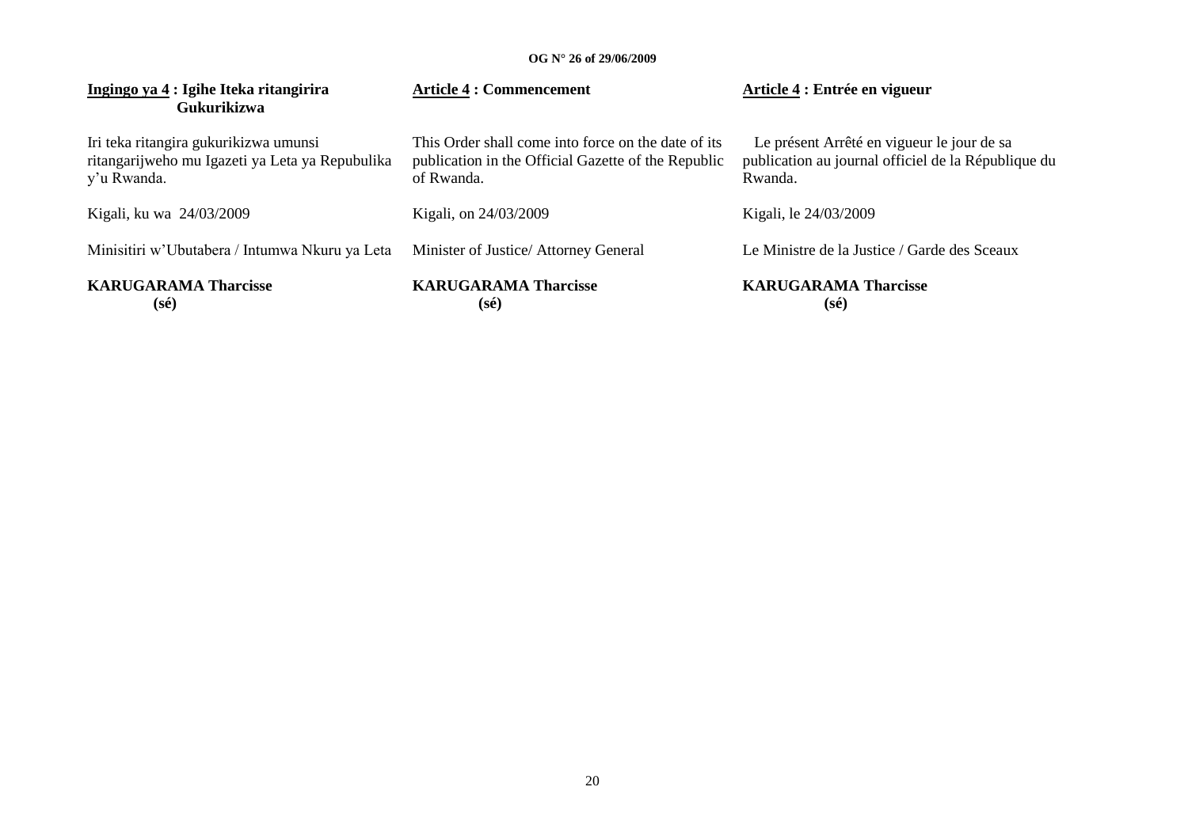**Ingingo ya 4 : Igihe Iteka ritangirira Gukurikizwa**

Iri teka ritangira gukurikizwa umunsi ritangarijweho mu Igazeti ya Leta ya Repubulika y'u Rwanda.

Kigali, ku wa 24/03/2009

Minisitiri w'Ubutabera / Intumwa Nkuru ya Leta

**KARUGARAMA Tharcisse**
**(sé)**

**Article 4 : Commencement**

This Order shall come into force on the date of its publication in the Official Gazette of the Republic of Rwanda.

Kigali, on 24/03/2009

Minister of Justice/ Attorney General

**KARUGARAMA Tharcisse**
**(sé)**

**Article 4 : Entrée en vigueur**

Le présent Arrêté en vigueur le jour de sa publication au journal officiel de la République du Rwanda.

Kigali, le 24/03/2009

Le Ministre de la Justice / Garde des Sceaux

**KARUGARAMA Tharcisse**
**(sé)**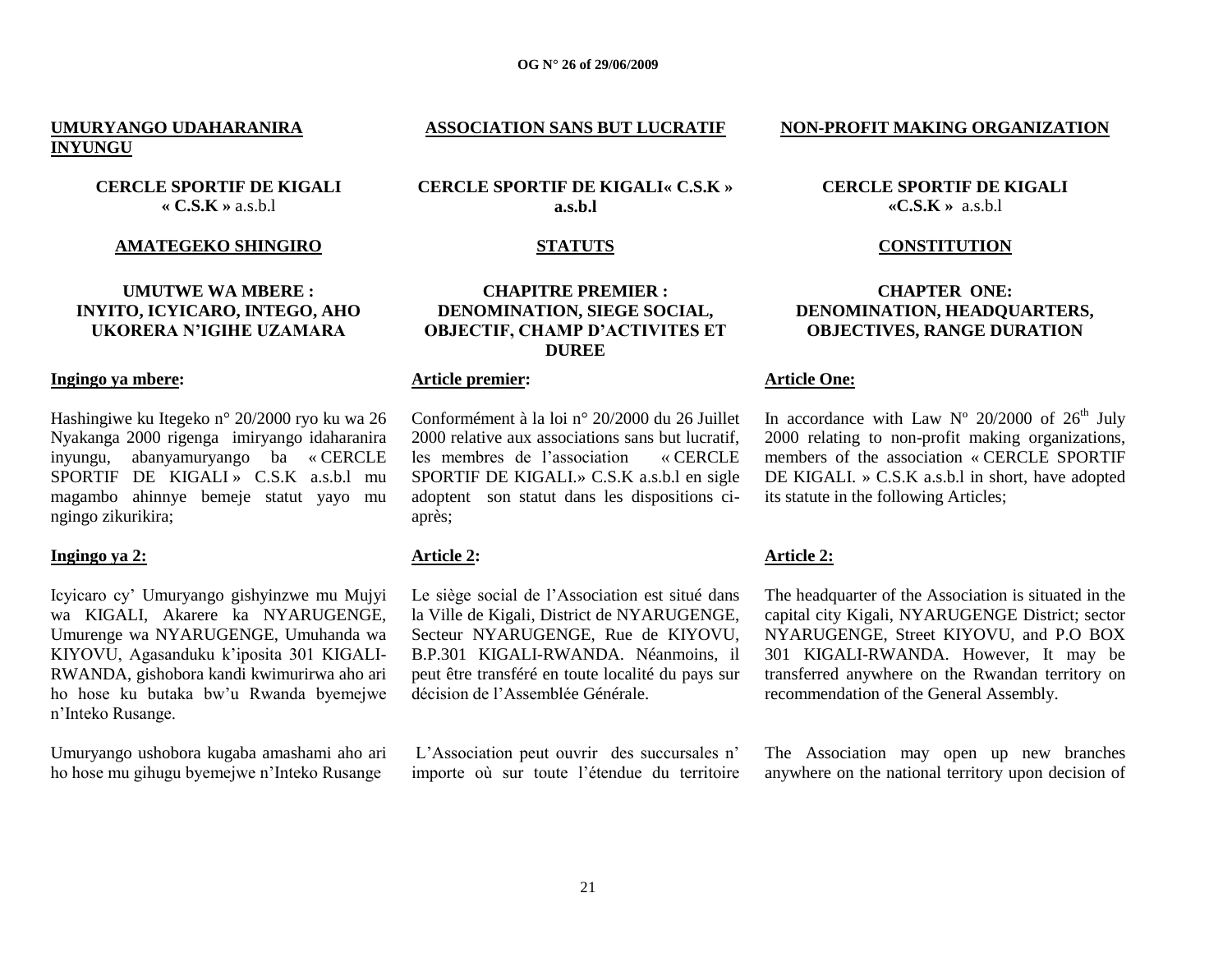**UMURYANGO UDAHARANIRA INYUNGU**

**CERCLE SPORTIF DE KIGALI « C.S.K »** a.s.b.l

**AMATEGEKO SHINGIRO**

**UMUTWE WA MBERE : INYITO, ICYICARO, INTEGO, AHO UKORERA N'IGIHE UZAMARA**

**Ingingo ya mbere:**

Hashingiwe ku Itegeko n° 20/2000 ryo ku wa 26 Nyakanga 2000 rigenga imiryango idaharanira inyungu, abanyamuryango ba « CERCLE SPORTIF DE KIGALI » C.S.K a.s.b.l mu magambo ahinnye bemeje statut yayo mu ngingo zikurikira;

**Ingingo ya 2:**

Icyicaro cy' Umuryango gishyinzwe mu Mujyi wa KIGALI, Akarere ka NYARUGENGE, Umurenge wa NYARUGENGE, Umuhanda wa KIYOVU, Agasanduku k'iposita 301 KIGALI-RWANDA, gishobora kandi kwimurirwa aho ari ho hose ku butaka bw'u Rwanda byemejwe n'Inteko Rusange.

Umuryango ushobora kugaba amashami aho ari ho hose mu gihugu byemejwe n'Inteko Rusange

**ASSOCIATION SANS BUT LUCRATIF**

**CERCLE SPORTIF DE KIGALI« C.S.K » a.s.b.l**

**STATUTS**

**CHAPITRE PREMIER : DENOMINATION, SIEGE SOCIAL, OBJECTIF, CHAMP D'ACTIVITES ET DUREE**

**Article premier:**

Conformément à la loi n° 20/2000 du 26 Juillet 2000 relative aux associations sans but lucratif, les membres de l'association « CERCLE SPORTIF DE KIGALI.» C.S.K a.s.b.l en sigle adoptent son statut dans les dispositions ci-après;

**Article 2:**

Le siège social de l'Association est situé dans la Ville de Kigali, District de NYARUGENGE, Secteur NYARUGENGE, Rue de KIYOVU, B.P.301 KIGALI-RWANDA. Néanmoins, il peut être transféré en toute localité du pays sur décision de l'Assemblée Générale.

L'Association peut ouvrir des succursales n' importe où sur toute l'étendue du territoire

**NON-PROFIT MAKING ORGANIZATION**

**CERCLE SPORTIF DE KIGALI «C.S.K »** a.s.b.l

**CONSTITUTION**

**CHAPTER ONE: DENOMINATION, HEADQUARTERS, OBJECTIVES, RANGE DURATION**

**Article One:**

In accordance with Law N° 20/2000 of 26th July 2000 relating to non-profit making organizations, members of the association « CERCLE SPORTIF DE KIGALI. » C.S.K a.s.b.l in short, have adopted its statute in the following Articles;

**Article 2:**

The headquarter of the Association is situated in the capital city Kigali, NYARUGENGE District; sector NYARUGENGE, Street KIYOVU, and P.O BOX 301 KIGALI-RWANDA. However, It may be transferred anywhere on the Rwandan territory on recommendation of the General Assembly.

The Association may open up new branches anywhere on the national territory upon decision of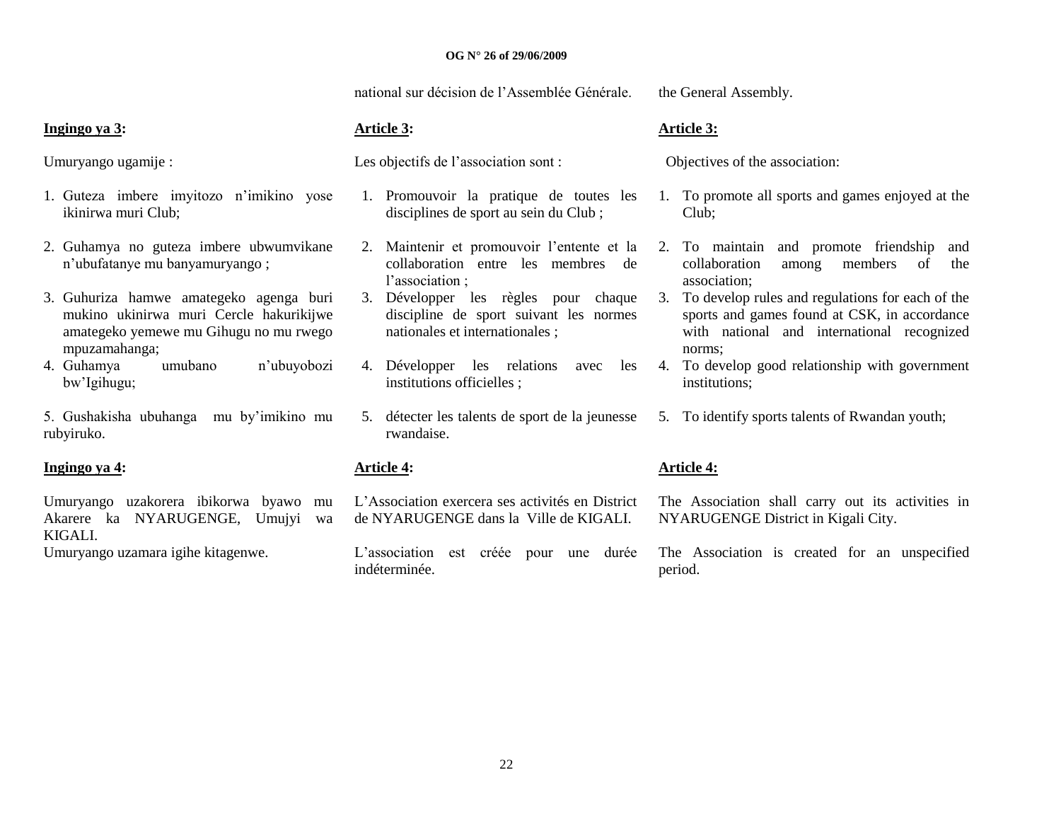national sur décision de l'Assemblée Générale.

the General Assembly.

**Ingingo ya 3:**

Umuryango ugamije :

1. Guteza imbere imyitozo n'imikino yose ikinirwa muri Club;
2. Guhamya no guteza imbere ubwumvikane n'ubufatanye mu banyamuryango ;
3. Guhuriza hamwe amategeko agenga buri mukino ukinirwa muri Cercle hakurikijwe amategeko yemewe mu Gihugu no mu rwego mpuzamahanga;
4. Guhamya umubano n'ubuyobozi bw'Igihugu;

5. Gushakisha ubuhanga mu by'imikino mu rubyiruko.

**Ingingo ya 4:**

Umuryango uzakorera ibikorwa byawo mu Akarere ka NYARUGENGE, Umujyi wa KIGALI.
Umuryango uzamara igihe kitagenwe.

**Article 3:**

Les objectifs de l'association sont :

1. Promouvoir la pratique de toutes les disciplines de sport au sein du Club ;
2. Maintenir et promouvoir l'entente et la collaboration entre les membres de l'association ;
3. Développer les règles pour chaque discipline de sport suivant les normes nationales et internationales ;
4. Développer les relations avec les institutions officielles ;
5. détecter les talents de sport de la jeunesse rwandaise.

**Article 4:**

L'Association exercera ses activités en District de NYARUGENGE dans la Ville de KIGALI.

L'association est créée pour une durée indéterminée.

**Article 3:**

Objectives of the association:

1. To promote all sports and games enjoyed at the Club;
2. To maintain and promote friendship and collaboration among members of the association;
3. To develop rules and regulations for each of the sports and games found at CSK, in accordance with national and international recognized norms;
4. To develop good relationship with government institutions;
5. To identify sports talents of Rwandan youth;

**Article 4:**

The Association shall carry out its activities in NYARUGENGE District in Kigali City.

The Association is created for an unspecified period.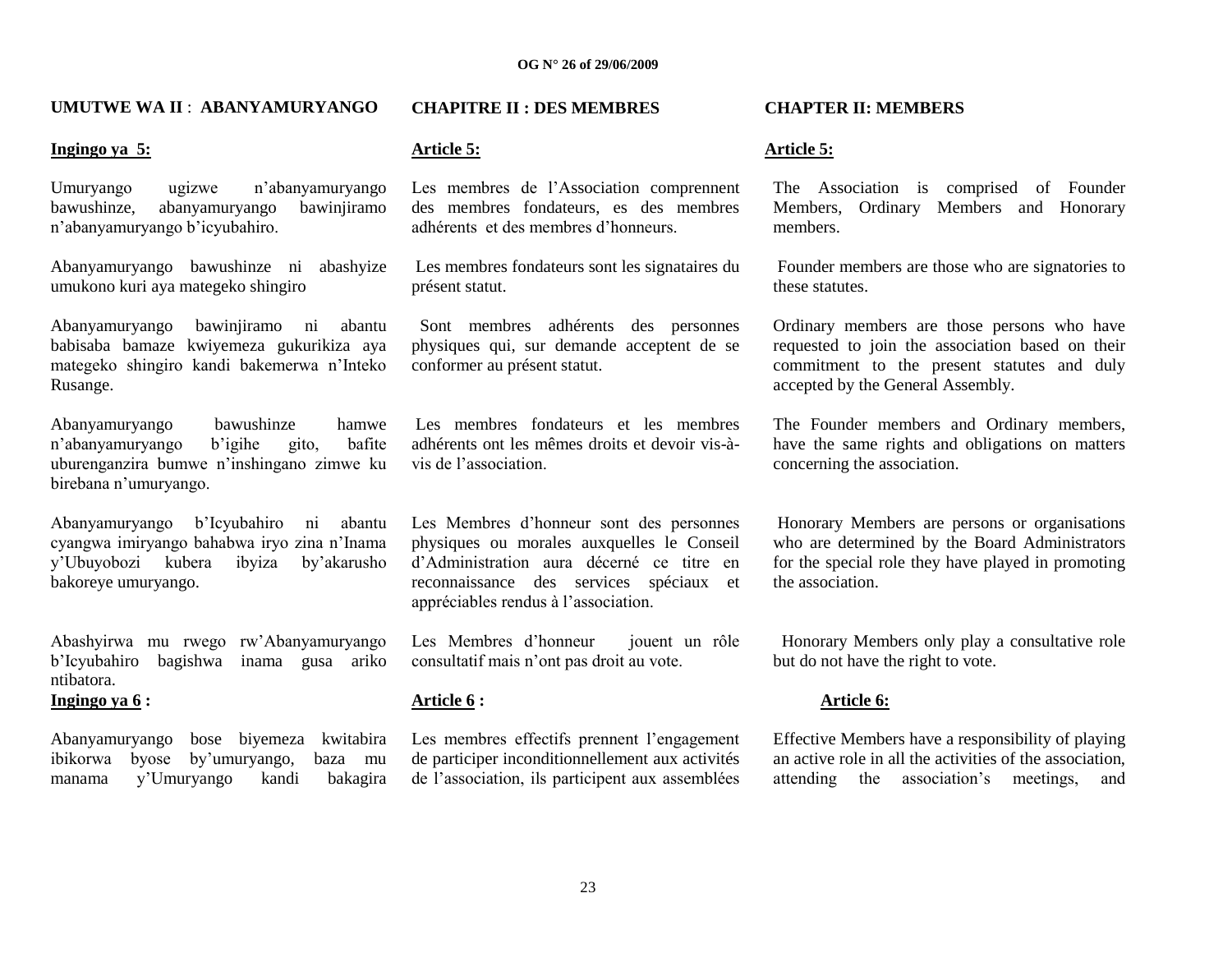## UMUTWE WA II : ABANYAMURYANGO

**Ingingo ya 5:**

Umuryango ugizwe n'abanyamuryango bawushinze, abanyamuryango bawinjiramo n'abanyamuryango b'icyubahiro.

Abanyamuryango bawushinze ni abashyize umukono kuri aya mategeko shingiro

Abanyamuryango bawinjiramo ni abantu babisaba bamaze kwiyemeza gukurikiza aya mategeko shingiro kandi bakemerwa n'Inteko Rusange.

Abanyamuryango bawushinze hamwe n'abanyamuryango b'igihe gito, bafite uburenganzira bumwe n'inshingano zimwe ku birebana n'umuryango.

Abanyamuryango b'Icyubahiro ni abantu cyangwa imiryango bahabwa iryo zina n'Inama y'Ubuyobozi kubera ibyiza by'akarusho bakoreye umuryango.

Abashyirwa mu rwego rw'Abanyamuryango b'Icyubahiro bagishwa inama gusa ariko ntibatora.

**Ingingo ya 6 :**

Abanyamuryango bose biyemeza kwitabira ibikorwa byose by'umuryango, baza mu manama y'Umuryango kandi bakagira

## CHAPITRE II : DES MEMBRES

**Article 5:**

Les membres de l'Association comprennent des membres fondateurs, es des membres adhérents et des membres d'honneurs.

Les membres fondateurs sont les signataires du présent statut.

Sont membres adhérents des personnes physiques qui, sur demande acceptent de se conformer au présent statut.

Les membres fondateurs et les membres adhérents ont les mêmes droits et devoir vis-à-vis de l'association.

Les Membres d'honneur sont des personnes physiques ou morales auxquelles le Conseil d'Administration aura décerné ce titre en reconnaissance des services spéciaux et appréciables rendus à l'association.

Les Membres d'honneur jouent un rôle consultatif mais n'ont pas droit au vote.

**Article 6 :**

Les membres effectifs prennent l'engagement de participer inconditionnellement aux activités de l'association, ils participent aux assemblées

## CHAPTER II: MEMBERS

**Article 5:**

The Association is comprised of Founder Members, Ordinary Members and Honorary members.

Founder members are those who are signatories to these statutes.

Ordinary members are those persons who have requested to join the association based on their commitment to the present statutes and duly accepted by the General Assembly.

The Founder members and Ordinary members, have the same rights and obligations on matters concerning the association.

Honorary Members are persons or organisations who are determined by the Board Administrators for the special role they have played in promoting the association.

Honorary Members only play a consultative role but do not have the right to vote.

**Article 6:**

Effective Members have a responsibility of playing an active role in all the activities of the association, attending the association's meetings, and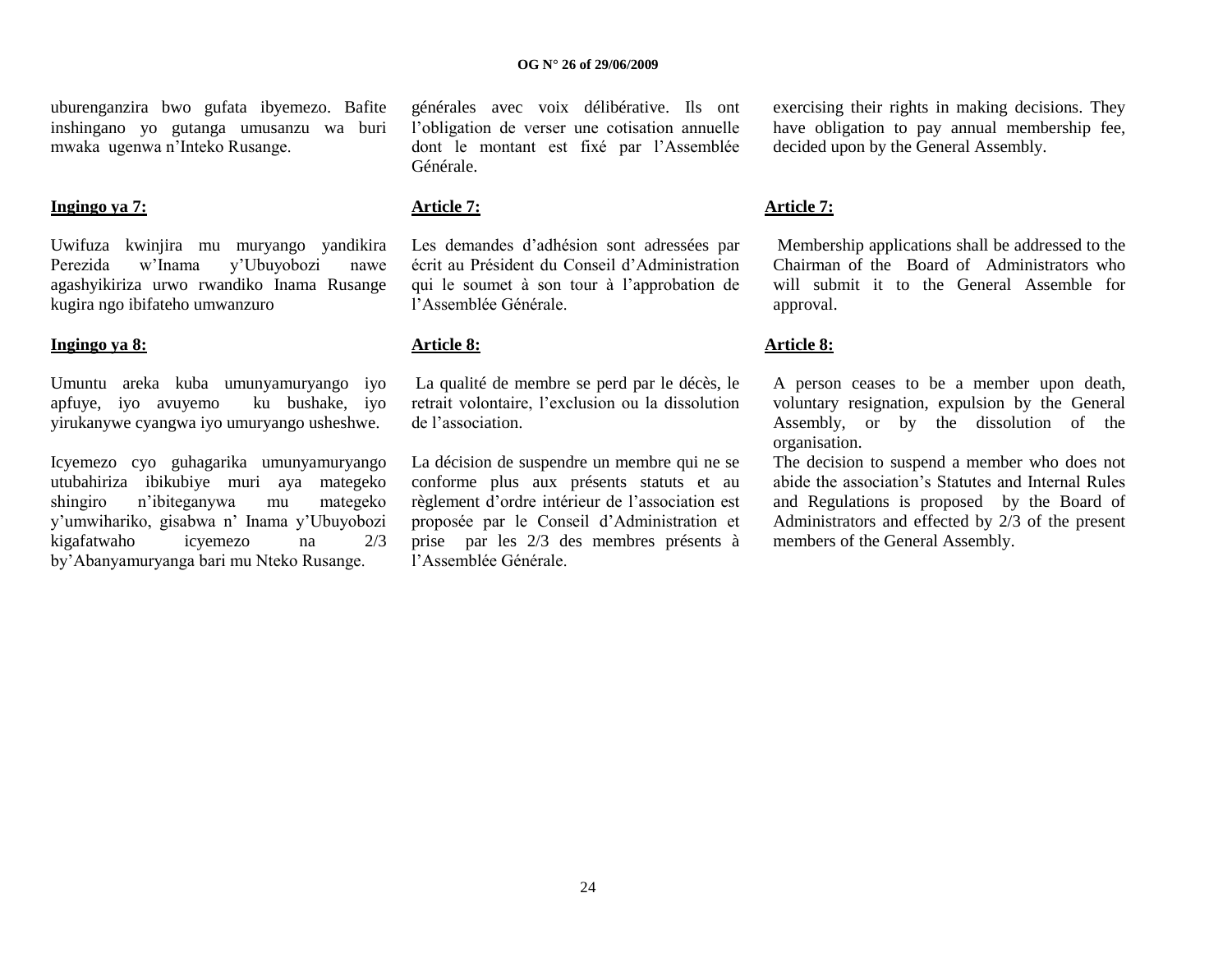uburenganzira bwo gufata ibyemezo. Bafite inshingano yo gutanga umusanzu wa buri mwaka ugenwa n'Inteko Rusange.

**Ingingo ya 7:**

Uwifuza kwinjira mu muryango yandikira Perezida w'Inama y'Ubuyobozi nawe agashyikiriza urwo rwandiko Inama Rusange kugira ngo ibifateho umwanzuro

**Ingingo ya 8:**

Umuntu areka kuba umunyamuryango iyo apfuye, iyo avuyemo ku bushake, iyo yirukanywe cyangwa iyo umuryango usheshwe.

Icyemezo cyo guhagarika umunyamuryango utubahiriza ibikubiye muri aya mategeko shingiro n'ibiteganywa mu mategeko y'umwihariko, gisabwa n' Inama y'Ubuyobozi kigafatwaho icyemezo na 2/3 by'Abanyamuryanga bari mu Nteko Rusange.

générales avec voix délibérative. Ils ont l'obligation de verser une cotisation annuelle dont le montant est fixé par l'Assemblée Générale.

**Article 7:**

Les demandes d'adhésion sont adressées par écrit au Président du Conseil d'Administration qui le soumet à son tour à l'approbation de l'Assemblée Générale.

**Article 8:**

La qualité de membre se perd par le décès, le retrait volontaire, l'exclusion ou la dissolution de l'association.

La décision de suspendre un membre qui ne se conforme plus aux présents statuts et au règlement d'ordre intérieur de l'association est proposée par le Conseil d'Administration et prise par les 2/3 des membres présents à l'Assemblée Générale.

exercising their rights in making decisions. They have obligation to pay annual membership fee, decided upon by the General Assembly.

**Article 7:**

Membership applications shall be addressed to the Chairman of the Board of Administrators who will submit it to the General Assemble for approval.

**Article 8:**

A person ceases to be a member upon death, voluntary resignation, expulsion by the General Assembly, or by the dissolution of the organisation.

The decision to suspend a member who does not abide the association's Statutes and Internal Rules and Regulations is proposed by the Board of Administrators and effected by 2/3 of the present members of the General Assembly.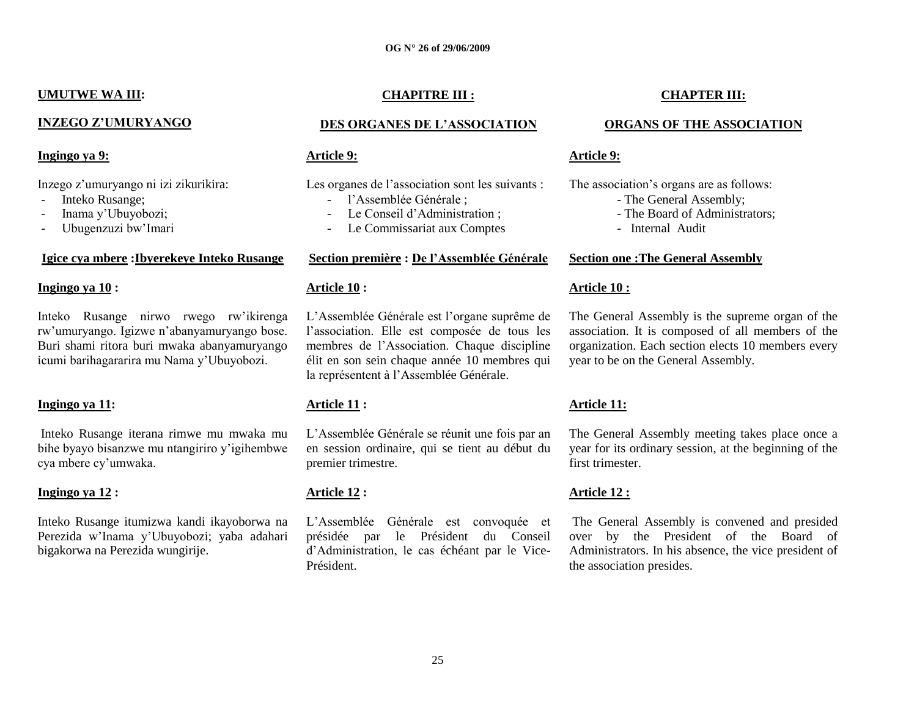**UMUTWE WA III:**

**INZEGO Z'UMURYANGO**

**Ingingo ya 9:**

Inzego z'umuryango ni izi zikurikira:

- Inteko Rusange;
- Inama y'Ubuyobozi;
- Ubugenzuzi bw'Imari

**Igice cya mbere :Ibyerekeye Inteko Rusange**

**Ingingo ya 10 :**

Inteko Rusange nirwo rwego rw'ikirenga rw'umuryango. Igizwe n'abanyamuryango bose. Buri shami ritora buri mwaka abanyamuryango icumi barihagararira mu Nama y'Ubuyobozi.

**Ingingo ya 11:**

Inteko Rusange iterana rimwe mu mwaka mu bihe byayo bisanzwe mu ntangiriro y'igihembwe cya mbere cy'umwaka.

**Ingingo ya 12 :**

Inteko Rusange itumizwa kandi ikayoborwa na Perezida w'Inama y'Ubuyobozi; yaba adahari bigakorwa na Perezida wungirije.

**CHAPITRE III :**

**DES ORGANES DE L'ASSOCIATION**

**Article 9:**

Les organes de l'association sont les suivants :

- l'Assemblée Générale ;
- Le Conseil d'Administration ;
- Le Commissariat aux Comptes

**Section première : De l'Assemblée Générale**

**Article 10 :**

L'Assemblée Générale est l'organe suprême de l'association. Elle est composée de tous les membres de l'Association. Chaque discipline élit en son sein chaque année 10 membres qui la représentent à l'Assemblée Générale.

**Article 11 :**

L'Assemblée Générale se réunit une fois par an en session ordinaire, qui se tient au début du premier trimestre.

**Article 12 :**

L'Assemblée Générale est convoquée et présidée par le Président du Conseil d'Administration, le cas échéant par le Vice-Président.

**CHAPTER III:**

**ORGANS OF THE ASSOCIATION**

**Article 9:**

The association's organs are as follows:

- The General Assembly;
- The Board of Administrators;
- Internal Audit

**Section one :The General Assembly**

**Article 10 :**

The General Assembly is the supreme organ of the association. It is composed of all members of the organization. Each section elects 10 members every year to be on the General Assembly.

**Article 11:**

The General Assembly meeting takes place once a year for its ordinary session, at the beginning of the first trimester.

**Article 12 :**

The General Assembly is convened and presided over by the President of the Board of Administrators. In his absence, the vice president of the association presides.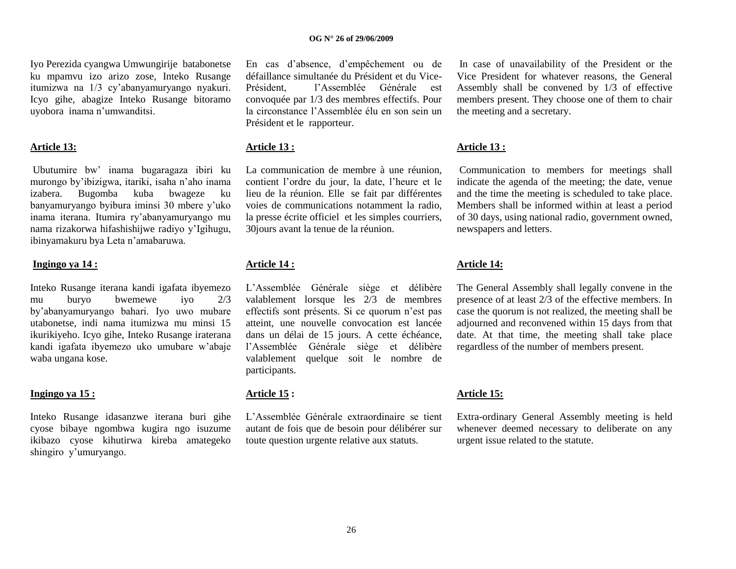Iyo Perezida cyangwa Umwungirije batabonetse ku mpamvu izo arizo zose, Inteko Rusange itumizwa na 1/3 cy'abanyamuryango nyakuri. Icyo gihe, abagize Inteko Rusange bitoramo uyobora inama n'umwanditsi.

**Article 13:**

Ubutumire bw' inama bugaragaza ibiri ku murongo by'ibizigwa, itariki, isaha n'aho inama izabera. Bugomba kuba bwageze ku banyamuryango byibura iminsi 30 mbere y'uko inama iterana. Itumira ry'abanyamuryango mu nama rizakorwa hifashishijwe radiyo y'Igihugu, ibinyamakuru bya Leta n'amabaruwa.

**Ingingo ya 14 :**

Inteko Rusange iterana kandi igafata ibyemezo mu buryo bwemewe iyo 2/3 by'abanyamuryango bahari. Iyo uwo mubare utabonetse, indi nama itumizwa mu minsi 15 ikurikiyeho. Icyo gihe, Inteko Rusange iraterana kandi igafata ibyemezo uko umubare w'abaje waba ungana kose.

**Ingingo ya 15 :**

Inteko Rusange idasanzwe iterana buri gihe cyose bibaye ngombwa kugira ngo isuzume ikibazo cyose kihutirwa kireba amategeko shingiro y'umuryango.

En cas d'absence, d'empêchement ou de défaillance simultanée du Président et du Vice-Président, l'Assemblée Générale est convoquée par 1/3 des membres effectifs. Pour la circonstance l'Assemblée élu en son sein un Président et le rapporteur.

**Article 13 :**

La communication de membre à une réunion, contient l'ordre du jour, la date, l'heure et le lieu de la réunion. Elle se fait par différentes voies de communications notamment la radio, la presse écrite officiel et les simples courriers, 30jours avant la tenue de la réunion.

**Article 14 :**

L'Assemblée Générale siège et délibère valablement lorsque les 2/3 de membres effectifs sont présents. Si ce quorum n'est pas atteint, une nouvelle convocation est lancée dans un délai de 15 jours. A cette échéance, l'Assemblée Générale siège et délibère valablement quelque soit le nombre de participants.

**Article 15 :**

L'Assemblée Générale extraordinaire se tient autant de fois que de besoin pour délibérer sur toute question urgente relative aux statuts.

In case of unavailability of the President or the Vice President for whatever reasons, the General Assembly shall be convened by 1/3 of effective members present. They choose one of them to chair the meeting and a secretary.

**Article 13 :**

Communication to members for meetings shall indicate the agenda of the meeting; the date, venue and the time the meeting is scheduled to take place. Members shall be informed within at least a period of 30 days, using national radio, government owned, newspapers and letters.

**Article 14:**

The General Assembly shall legally convene in the presence of at least 2/3 of the effective members. In case the quorum is not realized, the meeting shall be adjourned and reconvened within 15 days from that date. At that time, the meeting shall take place regardless of the number of members present.

**Article 15:**

Extra-ordinary General Assembly meeting is held whenever deemed necessary to deliberate on any urgent issue related to the statute.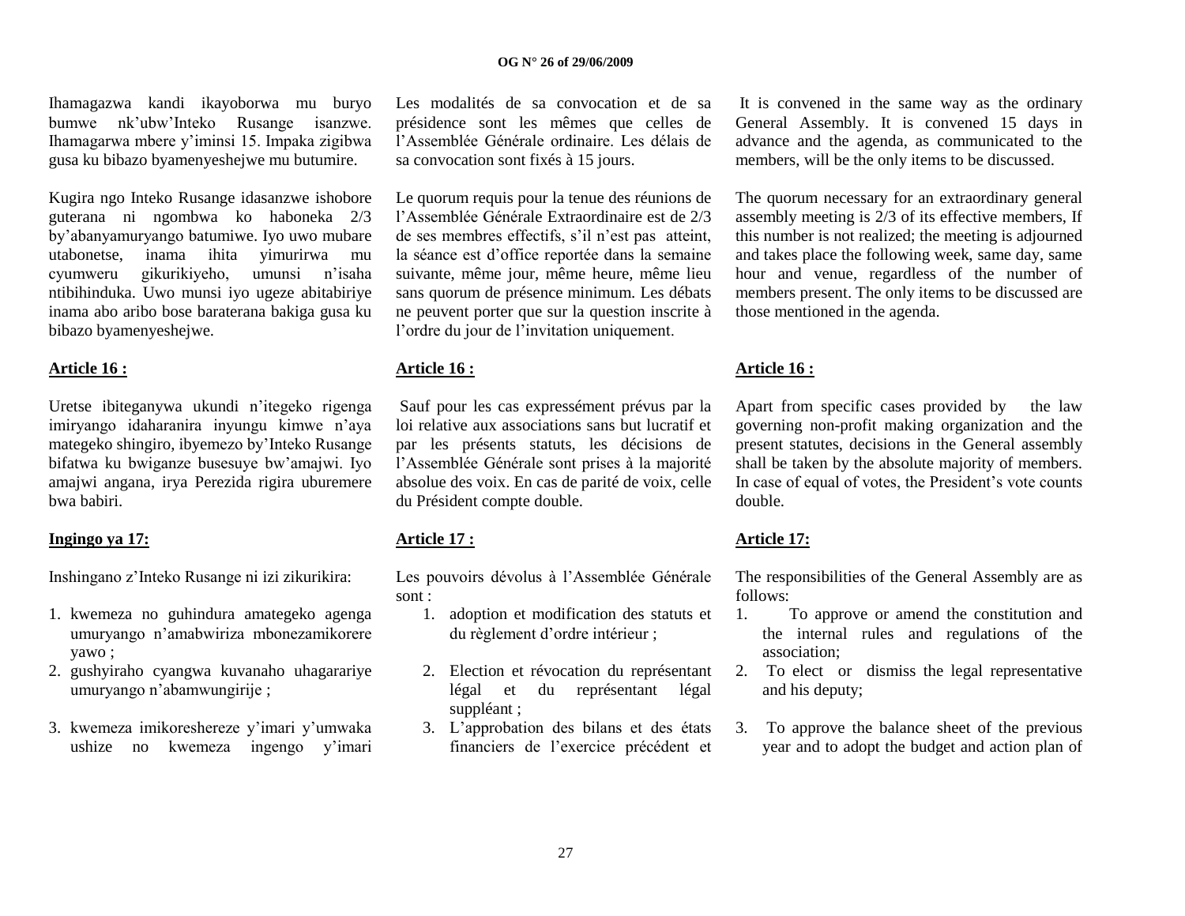Ihamagazwa kandi ikayoborwa mu buryo bumwe nk'ubw'Inteko Rusange isanzwe. Ihamagarwa mbere y'iminsi 15. Impaka zigibwa gusa ku bibazo byamenyeshejwe mu butumire.

Kugira ngo Inteko Rusange idasanzwe ishobore guterana ni ngombwa ko haboneka 2/3 by'abanyamuryango batumiwe. Iyo uwo mubare utabonetse, inama ihita yimurirwa mu cyumweru gikurikiyeho, umunsi n'isaha ntibihinduka. Uwo munsi iyo ugeze abitabiriye inama abo aribo bose baraterana bakiga gusa ku bibazo byamenyeshejwe.

**Article 16 :**

Uretse ibiteganywa ukundi n'itegeko rigenga imiryango idaharanira inyungu kimwe n'aya mategeko shingiro, ibyemezo by'Inteko Rusange bifatwa ku bwiganze busesuye bw'amajwi. Iyo amajwi angana, irya Perezida rigira uburemere bwa babiri.

**Ingingo ya 17:**

Inshingano z'Inteko Rusange ni izi zikurikira:

1. kwemeza no guhindura amategeko agenga umuryango n'amabwiriza mbonezamikorere yawo ;
2. gushyiraho cyangwa kuvanaho uhagarariye umuryango n'abamwungirije ;
3. kwemeza imikoreshereze y'imari y'umwaka ushize no kwemeza ingengo y'imari

Les modalités de sa convocation et de sa présidence sont les mêmes que celles de l'Assemblée Générale ordinaire. Les délais de sa convocation sont fixés à 15 jours.

Le quorum requis pour la tenue des réunions de l'Assemblée Générale Extraordinaire est de 2/3 de ses membres effectifs, s'il n'est pas atteint, la séance est d'office reportée dans la semaine suivante, même jour, même heure, même lieu sans quorum de présence minimum. Les débats ne peuvent porter que sur la question inscrite à l'ordre du jour de l'invitation uniquement.

**Article 16 :**

Sauf pour les cas expressément prévus par la loi relative aux associations sans but lucratif et par les présents statuts, les décisions de l'Assemblée Générale sont prises à la majorité absolue des voix. En cas de parité de voix, celle du Président compte double.

**Article 17 :**

Les pouvoirs dévolus à l'Assemblée Générale sont :

1. adoption et modification des statuts et du règlement d'ordre intérieur ;
2. Election et révocation du représentant légal et du représentant légal suppléant ;
3. L'approbation des bilans et des états financiers de l'exercice précédent et

It is convened in the same way as the ordinary General Assembly. It is convened 15 days in advance and the agenda, as communicated to the members, will be the only items to be discussed.

The quorum necessary for an extraordinary general assembly meeting is 2/3 of its effective members, If this number is not realized; the meeting is adjourned and takes place the following week, same day, same hour and venue, regardless of the number of members present. The only items to be discussed are those mentioned in the agenda.

**Article 16 :**

Apart from specific cases provided by the law governing non-profit making organization and the present statutes, decisions in the General assembly shall be taken by the absolute majority of members. In case of equal of votes, the President's vote counts double.

**Article 17:**

The responsibilities of the General Assembly are as follows:

1. To approve or amend the constitution and the internal rules and regulations of the association;
2. To elect or dismiss the legal representative and his deputy;
3. To approve the balance sheet of the previous year and to adopt the budget and action plan of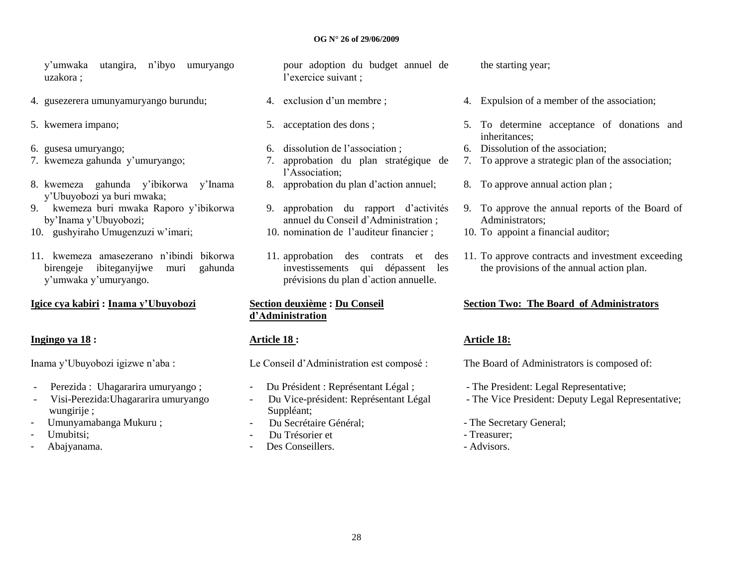y'umwaka utangira, n'ibyo umuryango uzakora ;

4. gusezerera umunyamuryango burundu;
5. kwemera impano;
6. gusesa umuryango;
7. kwemeza gahunda y'umuryango;
8. kwemeza gahunda y'ibikorwa y'Inama y'Ubuyobozi ya buri mwaka;
9. kwemeza buri mwaka Raporo y'ibikorwa by'Inama y'Ubuyobozi;
10. gushyiraho Umugenzuzi w'imari;
11. kwemeza amasezerano n'ibindi bikorwa birengeje ibiteganyijwe muri gahunda y'umwaka y'umuryango.

**Igice cya kabiri : Inama y'Ubuyobozi**

**Ingingo ya 18 :**

Inama y'Ubuyobozi igizwe n'aba :

- Perezida : Uhagararira umuryango ;
- Visi-Perezida:Uhagararira umuryango wungirije ;
- Umunyamabanga Mukuru ;
- Umubitsi;
- Abajyanama.

pour adoption du budget annuel de l'exercice suivant ;

4. exclusion d'un membre ;
5. acceptation des dons ;
6. dissolution de l'association ;
7. approbation du plan stratégique de l'Association;
8. approbation du plan d'action annuel;
9. approbation du rapport d'activités annuel du Conseil d'Administration ;
10. nomination de l'auditeur financier ;
11. approbation des contrats et des investissements qui dépassent les prévisions du plan d`action annuelle.

**Section deuxième : Du Conseil d'Administration**

**Article 18 :**

Le Conseil d'Administration est composé :

- Du Président : Représentant Légal ;
- Du Vice-président: Représentant Légal Suppléant;
- Du Secrétaire Général;
- Du Trésorier et
- Des Conseillers.

the starting year;

4. Expulsion of a member of the association;
5. To determine acceptance of donations and inheritances;
6. Dissolution of the association;
7. To approve a strategic plan of the association;
8. To approve annual action plan ;
9. To approve the annual reports of the Board of Administrators;
10. To appoint a financial auditor;
11. To approve contracts and investment exceeding the provisions of the annual action plan.

**Section Two: The Board of Administrators**

**Article 18:**

The Board of Administrators is composed of:

- The President: Legal Representative;
- The Vice President: Deputy Legal Representative;
- The Secretary General;
- Treasurer;
- Advisors.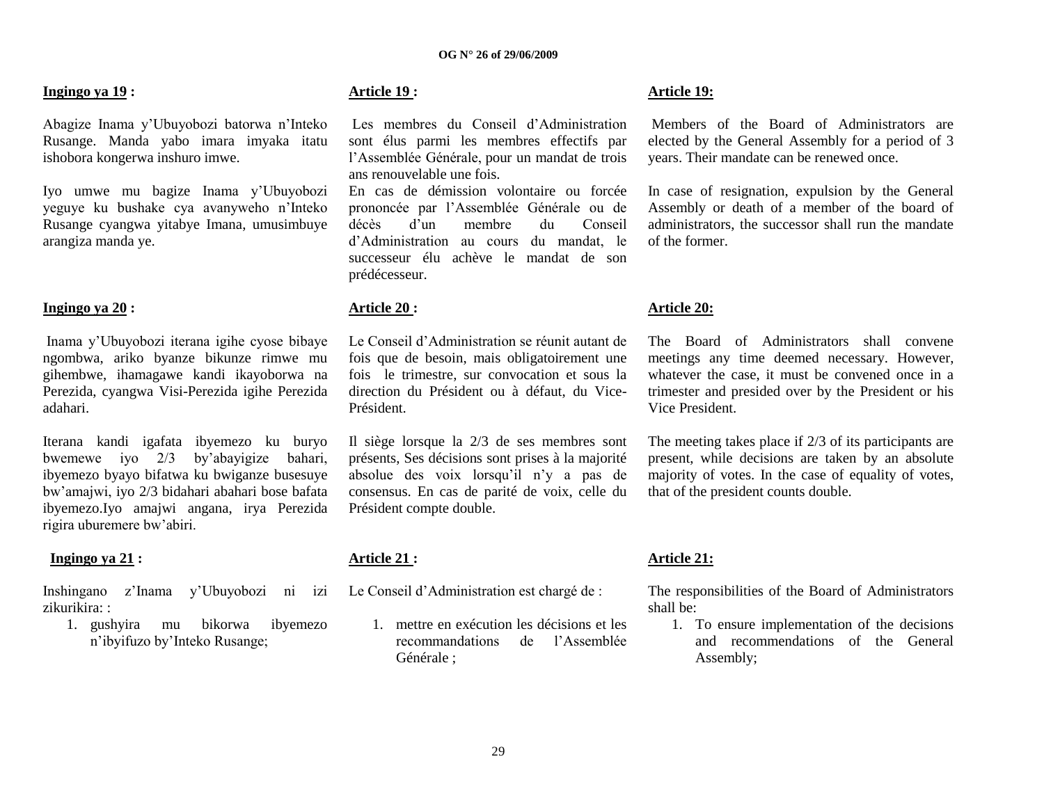**Ingingo ya 19 :**

Abagize Inama y'Ubuyobozi batorwa n'Inteko Rusange. Manda yabo imara imyaka itatu ishobora kongerwa inshuro imwe.

Iyo umwe mu bagize Inama y'Ubuyobozi yeguye ku bushake cya avanyweho n'Inteko Rusange cyangwa yitabye Imana, umusimbuye arangiza manda ye.

**Ingingo ya 20 :**

Inama y'Ubuyobozi iterana igihe cyose bibaye ngombwa, ariko byanze bikunze rimwe mu gihembwe, ihamagawe kandi ikayoborwa na Perezida, cyangwa Visi-Perezida igihe Perezida adahari.

Iterana kandi igafata ibyemezo ku buryo bwemewe iyo 2/3 by'abayigize bahari, ibyemezo byayo bifatwa ku bwiganze busesuye bw'amajwi, iyo 2/3 bidahari abahari bose bafata ibyemezo.Iyo amajwi angana, irya Perezida rigira uburemere bw'abiri.

**Ingingo ya 21 :**

Inshingano z'Inama y'Ubuyobozi ni izi zikurikira: :

1. gushyira mu bikorwa ibyemezo n'ibyifuzo by'Inteko Rusange;

**Article 19 :**

Les membres du Conseil d'Administration sont élus parmi les membres effectifs par l'Assemblée Générale, pour un mandat de trois ans renouvelable une fois.
En cas de démission volontaire ou forcée prononcée par l'Assemblée Générale ou de décès d'un membre du Conseil d'Administration au cours du mandat, le successeur élu achève le mandat de son prédécesseur.

**Article 20 :**

Le Conseil d'Administration se réunit autant de fois que de besoin, mais obligatoirement une fois le trimestre, sur convocation et sous la direction du Président ou à défaut, du Vice-Président.

Il siège lorsque la 2/3 de ses membres sont présents, Ses décisions sont prises à la majorité absolue des voix lorsqu'il n'y a pas de consensus. En cas de parité de voix, celle du Président compte double.

**Article 21 :**

Le Conseil d'Administration est chargé de :

1. mettre en exécution les décisions et les recommandations de l'Assemblée Générale ;

**Article 19:**

Members of the Board of Administrators are elected by the General Assembly for a period of 3 years. Their mandate can be renewed once.

In case of resignation, expulsion by the General Assembly or death of a member of the board of administrators, the successor shall run the mandate of the former.

**Article 20:**

The Board of Administrators shall convene meetings any time deemed necessary. However, whatever the case, it must be convened once in a trimester and presided over by the President or his Vice President.

The meeting takes place if 2/3 of its participants are present, while decisions are taken by an absolute majority of votes. In the case of equality of votes, that of the president counts double.

**Article 21:**

The responsibilities of the Board of Administrators shall be:

1. To ensure implementation of the decisions and recommendations of the General Assembly;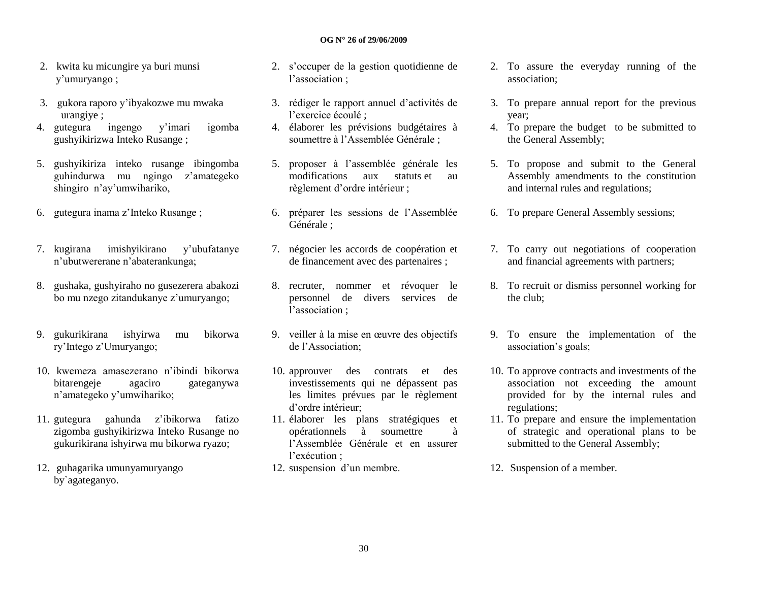2. kwita ku micungire ya buri munsi y'umuryango ;

3. gukora raporo y'ibyakozwe mu mwaka urangiye ;

4. gutegura ingengo y'imari igomba gushyikirizwa Inteko Rusange ;

5. gushyikiriza inteko rusange ibingomba guhindurwa mu ngingo z'amategeko shingiro n'ay'umwihariko,

6. gutegura inama z'Inteko Rusange ;

7. kugirana imishyikirano y'ubufatanye n'ubutwererane n'abaterankunga;

8. gushaka, gushyiraho no gusezerera abakozi bo mu nzego zitandukanye z'umuryango;

9. gukurikirana ishyirwa mu bikorwa ry'Intego z'Umuryango;

10. kwemeza amasezerano n'ibindi bikorwa bitarengeje agaciro gateganywa n'amategeko y'umwihariko;

11. gutegura gahunda z'ibikorwa fatizo zigomba gushyikirizwa Inteko Rusange no gukurikirana ishyirwa mu bikorwa ryazo;

12. guhagarika umunyamuryango by`agateganyo.

2. s'occuper de la gestion quotidienne de l'association ;

3. rédiger le rapport annuel d'activités de l'exercice écoulé ;

4. élaborer les prévisions budgétaires à soumettre à l'Assemblée Générale ;

5. proposer à l'assemblée générale les modifications aux statuts et au règlement d'ordre intérieur ;

6. préparer les sessions de l'Assemblée Générale ;

7. négocier les accords de coopération et de financement avec des partenaires ;

8. recruter, nommer et révoquer le personnel de divers services de l'association ;

9. veiller à la mise en œuvre des objectifs de l'Association;

10. approuver des contrats et des investissements qui ne dépassent pas les limites prévues par le règlement d'ordre intérieur;

11. élaborer les plans stratégiques et opérationnels à soumettre à l'Assemblée Générale et en assurer l'exécution ;

12. suspension d'un membre.

2. To assure the everyday running of the association;

3. To prepare annual report for the previous year;

4. To prepare the budget to be submitted to the General Assembly;

5. To propose and submit to the General Assembly amendments to the constitution and internal rules and regulations;

6. To prepare General Assembly sessions;

7. To carry out negotiations of cooperation and financial agreements with partners;

8. To recruit or dismiss personnel working for the club;

9. To ensure the implementation of the association's goals;

10. To approve contracts and investments of the association not exceeding the amount provided for by the internal rules and regulations;

11. To prepare and ensure the implementation of strategic and operational plans to be submitted to the General Assembly;

12. Suspension of a member.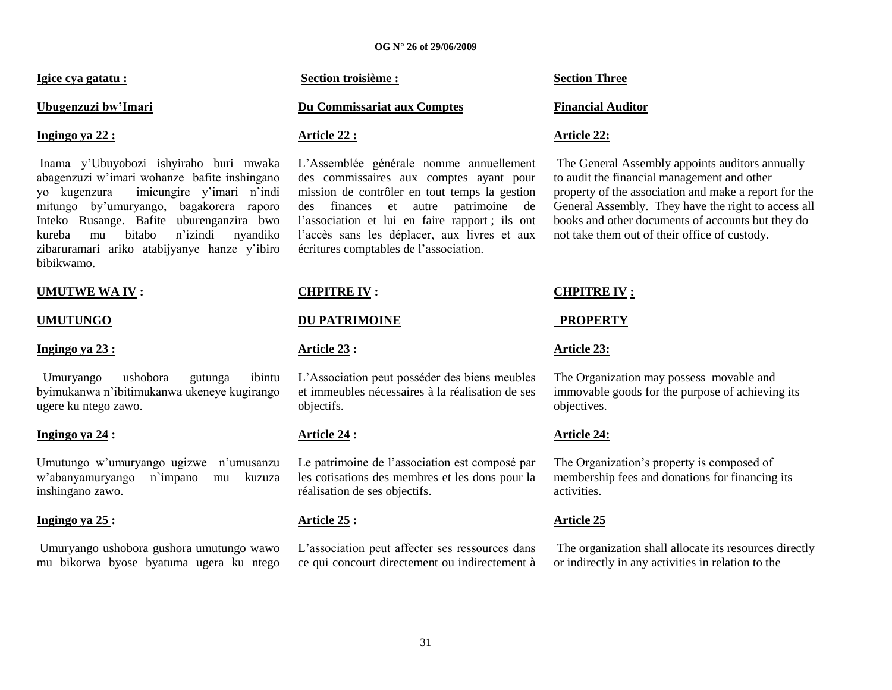**Igice cya gatatu :**

**Ubugenzuzi bw'Imari**

**Ingingo ya 22 :**

Inama y'Ubuyobozi ishyiraho buri mwaka abagenzuzi w'imari wohanze bafite inshingano yo kugenzura imicungire y'imari n'indi mitungo by'umuryango, bagakorera raporo Inteko Rusange. Bafite uburenganzira bwo kureba mu bitabo n'izindi nyandiko zibaruramari ariko atabijyanye hanze y'ibiro bibikwamo.

**UMUTWE WA IV :**

**UMUTUNGO**

**Ingingo ya 23 :**

Umuryango ushobora gutunga ibintu byimukanwa n'ibitimukanwa ukeneye kugirango ugere ku ntego zawo.

**Ingingo ya 24 :**

Umutungo w'umuryango ugizwe n'umusanzu w'abanyamuryango n`impano mu kuzuza inshingano zawo.

**Ingingo ya 25 :**

Umuryango ushobora gushora umutungo wawo mu bikorwa byose byatuma ugera ku ntego

**Section troisième :**

**Du Commissariat aux Comptes**

**Article 22 :**

L'Assemblée générale nomme annuellement des commissaires aux comptes ayant pour mission de contrôler en tout temps la gestion des finances et autre patrimoine de l'association et lui en faire rapport ; ils ont l'accès sans les déplacer, aux livres et aux écritures comptables de l'association.

**CHPITRE IV :**

**DU PATRIMOINE**

**Article 23 :**

L'Association peut posséder des biens meubles et immeubles nécessaires à la réalisation de ses objectifs.

**Article 24 :**

Le patrimoine de l'association est composé par les cotisations des membres et les dons pour la réalisation de ses objectifs.

**Article 25 :**

L'association peut affecter ses ressources dans ce qui concourt directement ou indirectement à

**Section Three**

**Financial Auditor**

**Article 22:**

The General Assembly appoints auditors annually to audit the financial management and other property of the association and make a report for the General Assembly. They have the right to access all books and other documents of accounts but they do not take them out of their office of custody.

**CHPITRE IV :**

**PROPERTY**

**Article 23:**

The Organization may possess movable and immovable goods for the purpose of achieving its objectives.

**Article 24:**

The Organization's property is composed of membership fees and donations for financing its activities.

**Article 25**

The organization shall allocate its resources directly or indirectly in any activities in relation to the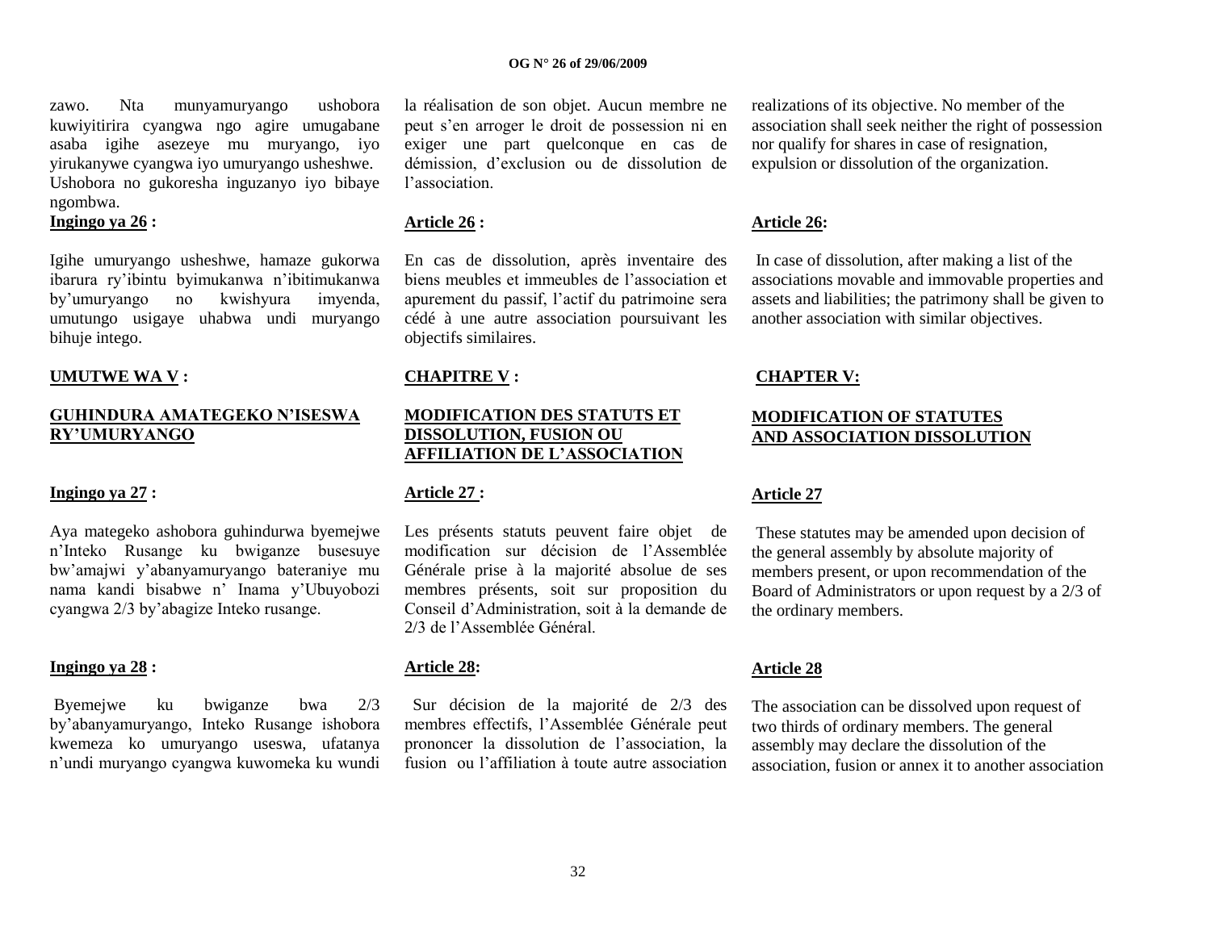zawo. Nta munyamuryango ushobora kuwiyitirira cyangwa ngo agire umugabane asaba igihe asezeye mu muryango, iyo yirukanywe cyangwa iyo umuryango usheshwe. Ushobora no gukoresha inguzanyo iyo bibaye ngombwa.

**Ingingo ya 26 :**

Igihe umuryango usheshwe, hamaze gukorwa ibarura ry'ibintu byimukanwa n'ibitimukanwa by'umuryango no kwishyura imyenda, umutungo usigaye uhabwa undi muryango bihuje intego.

**UMUTWE WA V :**

**GUHINDURA AMATEGEKO N'ISESWA RY'UMURYANGO**

**Ingingo ya 27 :**

Aya mategeko ashobora guhindurwa byemejwe n'Inteko Rusange ku bwiganze busesuye bw'amajwi y'abanyamuryango bateraniye mu nama kandi bisabwe n' Inama y'Ubuyobozi cyangwa 2/3 by'abagize Inteko rusange.

**Ingingo ya 28 :**

Byemejwe ku bwiganze bwa 2/3 by'abanyamuryango, Inteko Rusange ishobora kwemeza ko umuryango useswa, ufatanya n'undi muryango cyangwa kuwomeka ku wundi

la réalisation de son objet. Aucun membre ne peut s'en arroger le droit de possession ni en exiger une part quelconque en cas de démission, d'exclusion ou de dissolution de l'association.

**Article 26 :**

En cas de dissolution, après inventaire des biens meubles et immeubles de l'association et apurement du passif, l'actif du patrimoine sera cédé à une autre association poursuivant les objectifs similaires.

**CHAPITRE V :**

**MODIFICATION DES STATUTS ET DISSOLUTION, FUSION OU AFFILIATION DE L'ASSOCIATION**

**Article 27 :**

Les présents statuts peuvent faire objet de modification sur décision de l'Assemblée Générale prise à la majorité absolue de ses membres présents, soit sur proposition du Conseil d'Administration, soit à la demande de 2/3 de l'Assemblée Général.

**Article 28:**

Sur décision de la majorité de 2/3 des membres effectifs, l'Assemblée Générale peut prononcer la dissolution de l'association, la fusion ou l'affiliation à toute autre association

realizations of its objective. No member of the association shall seek neither the right of possession nor qualify for shares in case of resignation, expulsion or dissolution of the organization.

**Article 26:**

In case of dissolution, after making a list of the associations movable and immovable properties and assets and liabilities; the patrimony shall be given to another association with similar objectives.

**CHAPTER V:**

**MODIFICATION OF STATUTES AND ASSOCIATION DISSOLUTION**

**Article 27**

These statutes may be amended upon decision of the general assembly by absolute majority of members present, or upon recommendation of the Board of Administrators or upon request by a 2/3 of the ordinary members.

**Article 28**

The association can be dissolved upon request of two thirds of ordinary members. The general assembly may declare the dissolution of the association, fusion or annex it to another association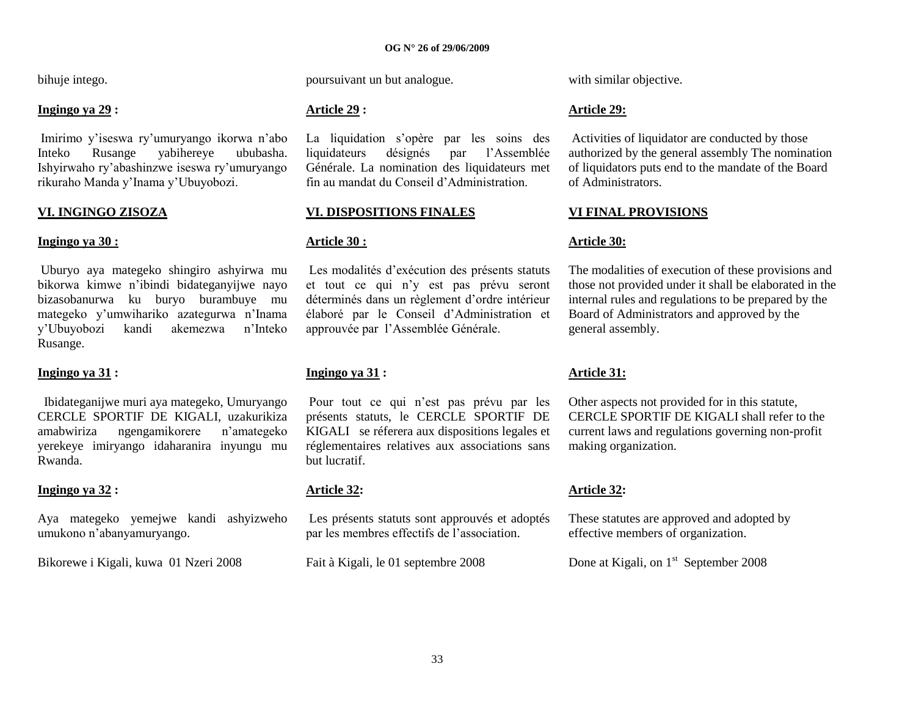bihuje intego.

**Ingingo ya 29 :**

Imirimo y'iseswa ry'umuryango ikorwa n'abo Inteko Rusange yabihereye ububasha. Ishyirwaho ry'abashinzwe iseswa ry'umuryango rikuraho Manda y'Inama y'Ubuyobozi.

**VI. INGINGO ZISOZA**

**Ingingo ya 30 :**

Uburyo aya mategeko shingiro ashyirwa mu bikorwa kimwe n'ibindi bidateganyijwe nayo bizasobanurwa ku buryo burambuye mu mategeko y'umwihariko azategurwa n'Inama y'Ubuyobozi kandi akemezwa n'Inteko Rusange.

**Ingingo ya 31 :**

Ibidateganijwe muri aya mategeko, Umuryango CERCLE SPORTIF DE KIGALI, uzakurikiza amabwiriza ngengamikorere n'amategeko yerekeye imiryango idaharanira inyungu mu Rwanda.

**Ingingo ya 32 :**

Aya mategeko yemejwe kandi ashyizweho umukono n'abanyamuryango.

Bikorewe i Kigali, kuwa 01 Nzeri 2008

poursuivant un but analogue.

**Article 29 :**

La liquidation s'opère par les soins des liquidateurs désignés par l'Assemblée Générale. La nomination des liquidateurs met fin au mandat du Conseil d'Administration.

**VI. DISPOSITIONS FINALES**

**Article 30 :**

Les modalités d'exécution des présents statuts et tout ce qui n'y est pas prévu seront déterminés dans un règlement d'ordre intérieur élaboré par le Conseil d'Administration et approuvée par l'Assemblée Générale.

**Ingingo ya 31 :**

Pour tout ce qui n'est pas prévu par les présents statuts, le CERCLE SPORTIF DE KIGALI se réferera aux dispositions legales et réglementaires relatives aux associations sans but lucratif.

**Article 32:**

Les présents statuts sont approuvés et adoptés par les membres effectifs de l'association.

Fait à Kigali, le 01 septembre 2008

with similar objective.

**Article 29:**

Activities of liquidator are conducted by those authorized by the general assembly The nomination of liquidators puts end to the mandate of the Board of Administrators.

**VI FINAL PROVISIONS**

**Article 30:**

The modalities of execution of these provisions and those not provided under it shall be elaborated in the internal rules and regulations to be prepared by the Board of Administrators and approved by the general assembly.

**Article 31:**

Other aspects not provided for in this statute, CERCLE SPORTIF DE KIGALI shall refer to the current laws and regulations governing non-profit making organization.

**Article 32:**

These statutes are approved and adopted by effective members of organization.

Done at Kigali, on 1st September 2008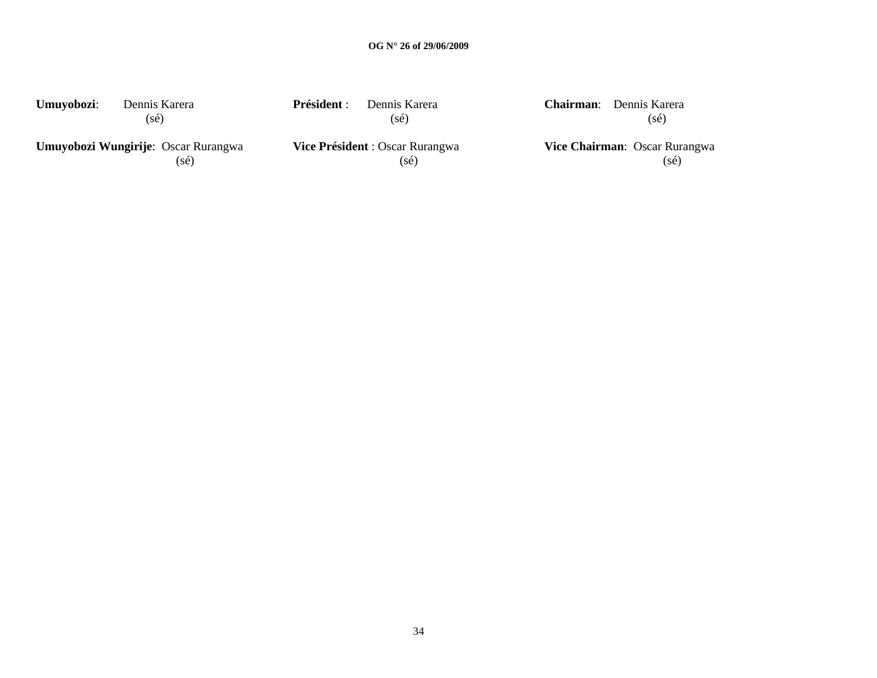**Umuyobozi**: Dennis Karera
(sé)

**Umuyobozi Wungirije**: Oscar Rurangwa
(sé)

**Président** : Dennis Karera
(sé)

**Vice Président** : Oscar Rurangwa
(sé)

**Chairman**: Dennis Karera
(sé)

**Vice Chairman**: Oscar Rurangwa
(sé)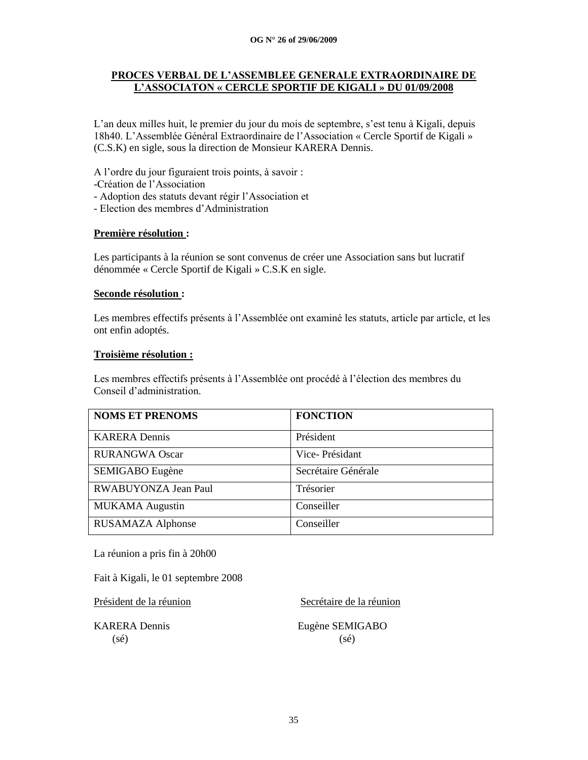**PROCES VERBAL DE L'ASSEMBLEE GENERALE EXTRAORDINAIRE DE L'ASSOCIATON « CERCLE SPORTIF DE KIGALI » DU 01/09/2008**

L'an deux milles huit, le premier du jour du mois de septembre, s'est tenu à Kigali, depuis 18h40. L'Assemblée Général Extraordinaire de l'Association « Cercle Sportif de Kigali » (C.S.K) en sigle, sous la direction de Monsieur KARERA Dennis.

A l'ordre du jour figuraient trois points, à savoir :
-Création de l'Association
- Adoption des statuts devant régir l'Association et
- Election des membres d'Administration

**Première résolution :**

Les participants à la réunion se sont convenus de créer une Association sans but lucratif dénommée « Cercle Sportif de Kigali » C.S.K en sigle.

**Seconde résolution :**

Les membres effectifs présents à l'Assemblée ont examiné les statuts, article par article, et les ont enfin adoptés.

**Troisième résolution :**

Les membres effectifs présents à l'Assemblée ont procédé à l'élection des membres du Conseil d'administration.

| NOMS ET PRENOMS | FONCTION |
|---|---|
| KARERA Dennis | Président |
| RURANGWA Oscar | Vice- Présidant |
| SEMIGABO Eugène | Secrétaire Générale |
| RWABUYONZA Jean Paul | Trésorier |
| MUKAMA Augustin | Conseiller |
| RUSAMAZA Alphonse | Conseiller |

La réunion a pris fin à 20h00

Fait à Kigali, le 01 septembre 2008

Président de la réunion — Secrétaire de la réunion

KARERA Dennis (sé) — Eugène SEMIGABO (sé)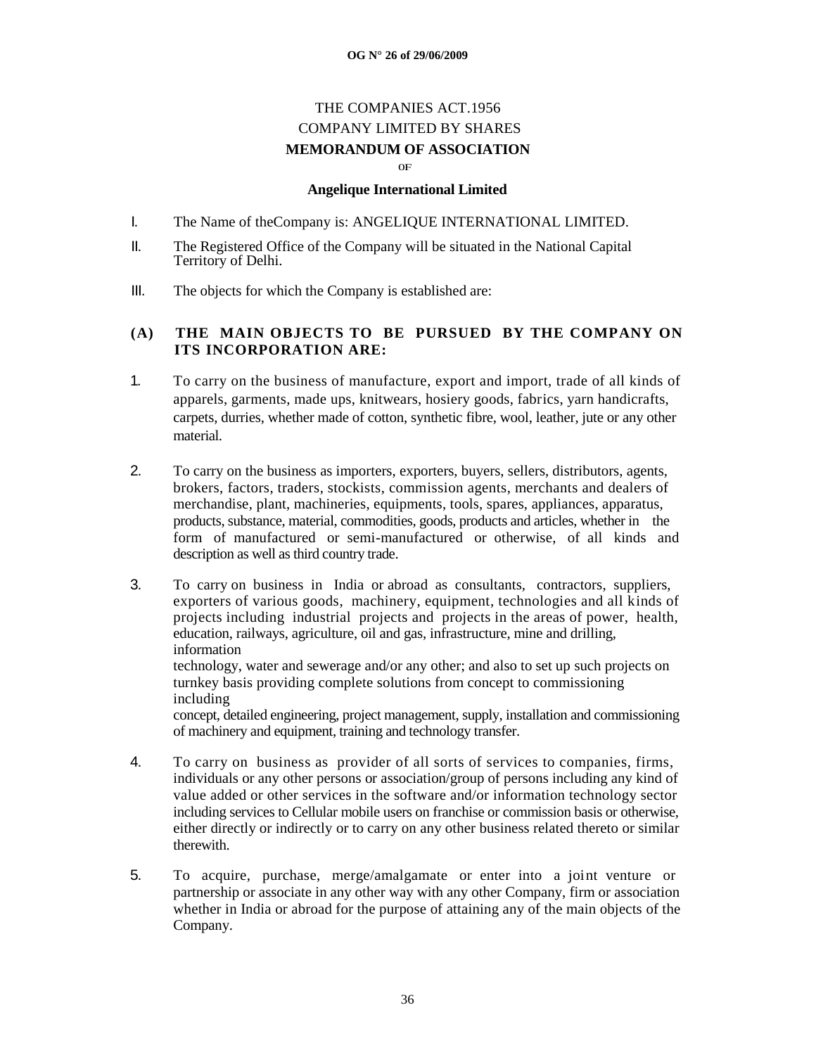# THE COMPANIES ACT.1956

## COMPANY LIMITED BY SHARES

## MEMORANDUM OF ASSOCIATION

OF

## Angelique International Limited

I. The Name of theCompany is: ANGELIQUE INTERNATIONAL LIMITED.

II. The Registered Office of the Company will be situated in the National Capital Territory of Delhi.

III. The objects for which the Company is established are:

### (A) THE MAIN OBJECTS TO BE PURSUED BY THE COMPANY ON ITS INCORPORATION ARE:

1. To carry on the business of manufacture, export and import, trade of all kinds of apparels, garments, made ups, knitwears, hosiery goods, fabrics, yarn handicrafts, carpets, durries, whether made of cotton, synthetic fibre, wool, leather, jute or any other material.

2. To carry on the business as importers, exporters, buyers, sellers, distributors, agents, brokers, factors, traders, stockists, commission agents, merchants and dealers of merchandise, plant, machineries, equipments, tools, spares, appliances, apparatus, products, substance, material, commodities, goods, products and articles, whether in the form of manufactured or semi-manufactured or otherwise, of all kinds and description as well as third country trade.

3. To carry on business in India or abroad as consultants, contractors, suppliers, exporters of various goods, machinery, equipment, technologies and all kinds of projects including industrial projects and projects in the areas of power, health, education, railways, agriculture, oil and gas, infrastructure, mine and drilling, information technology, water and sewerage and/or any other; and also to set up such projects on turnkey basis providing complete solutions from concept to commissioning including concept, detailed engineering, project management, supply, installation and commissioning of machinery and equipment, training and technology transfer.

4. To carry on business as provider of all sorts of services to companies, firms, individuals or any other persons or association/group of persons including any kind of value added or other services in the software and/or information technology sector including services to Cellular mobile users on franchise or commission basis or otherwise, either directly or indirectly or to carry on any other business related thereto or similar therewith.

5. To acquire, purchase, merge/amalgamate or enter into a joint venture or partnership or associate in any other way with any other Company, firm or association whether in India or abroad for the purpose of attaining any of the main objects of the Company.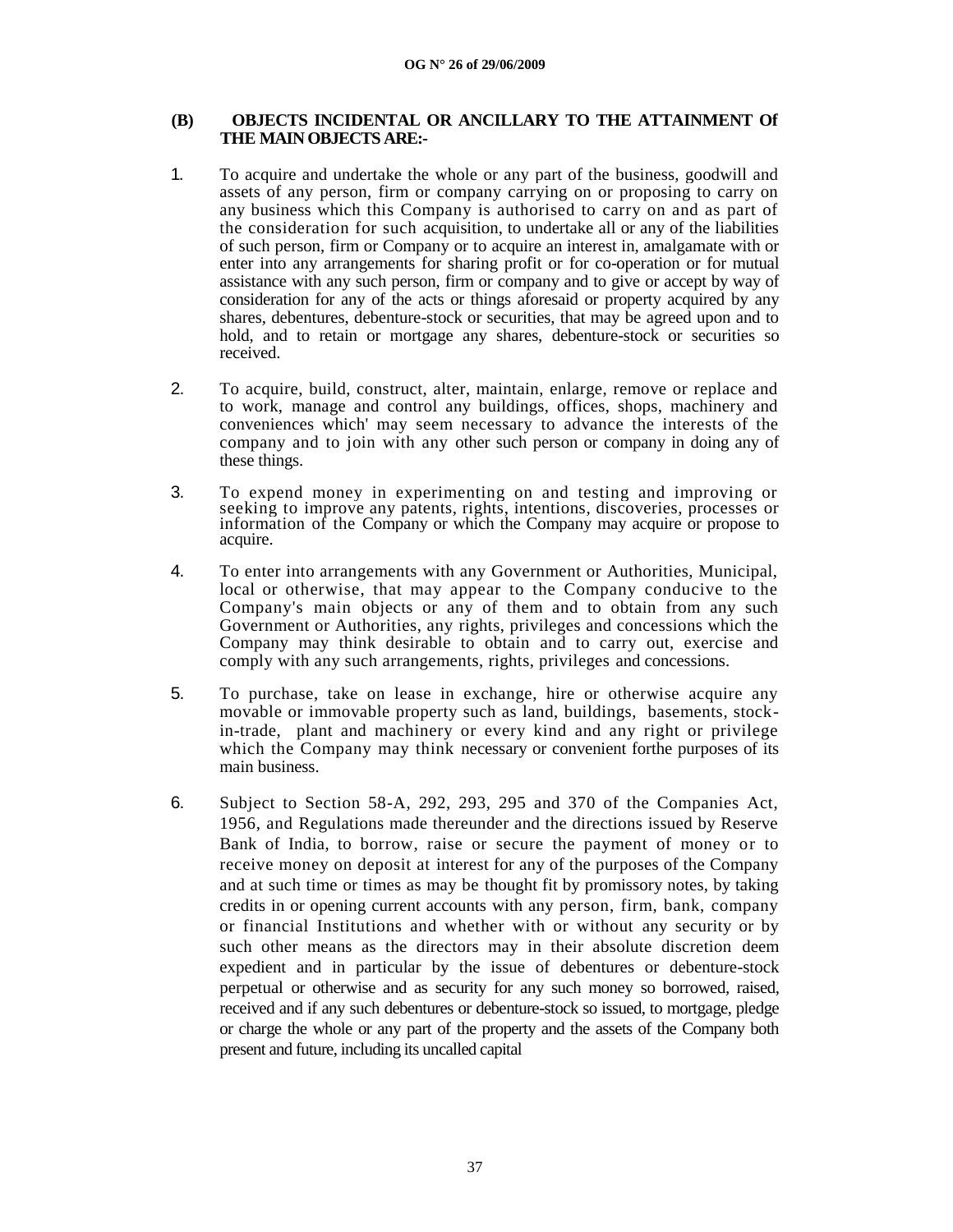**(B) OBJECTS INCIDENTAL OR ANCILLARY TO THE ATTAINMENT Of THE MAIN OBJECTS ARE:-**

1. To acquire and undertake the whole or any part of the business, goodwill and assets of any person, firm or company carrying on or proposing to carry on any business which this Company is authorised to carry on and as part of the consideration for such acquisition, to undertake all or any of the liabilities of such person, firm or Company or to acquire an interest in, amalgamate with or enter into any arrangements for sharing profit or for co-operation or for mutual assistance with any such person, firm or company and to give or accept by way of consideration for any of the acts or things aforesaid or property acquired by any shares, debentures, debenture-stock or securities, that may be agreed upon and to hold, and to retain or mortgage any shares, debenture-stock or securities so received.

2. To acquire, build, construct, alter, maintain, enlarge, remove or replace and to work, manage and control any buildings, offices, shops, machinery and conveniences which' may seem necessary to advance the interests of the company and to join with any other such person or company in doing any of these things.

3. To expend money in experimenting on and testing and improving or seeking to improve any patents, rights, intentions, discoveries, processes or information of the Company or which the Company may acquire or propose to acquire.

4. To enter into arrangements with any Government or Authorities, Municipal, local or otherwise, that may appear to the Company conducive to the Company's main objects or any of them and to obtain from any such Government or Authorities, any rights, privileges and concessions which the Company may think desirable to obtain and to carry out, exercise and comply with any such arrangements, rights, privileges and concessions.

5. To purchase, take on lease in exchange, hire or otherwise acquire any movable or immovable property such as land, buildings, basements, stock-in-trade, plant and machinery or every kind and any right or privilege which the Company may think necessary or convenient forthe purposes of its main business.

6. Subject to Section 58-A, 292, 293, 295 and 370 of the Companies Act, 1956, and Regulations made thereunder and the directions issued by Reserve Bank of India, to borrow, raise or secure the payment of money or to receive money on deposit at interest for any of the purposes of the Company and at such time or times as may be thought fit by promissory notes, by taking credits in or opening current accounts with any person, firm, bank, company or financial Institutions and whether with or without any security or by such other means as the directors may in their absolute discretion deem expedient and in particular by the issue of debentures or debenture-stock perpetual or otherwise and as security for any such money so borrowed, raised, received and if any such debentures or debenture-stock so issued, to mortgage, pledge or charge the whole or any part of the property and the assets of the Company both present and future, including its uncalled capital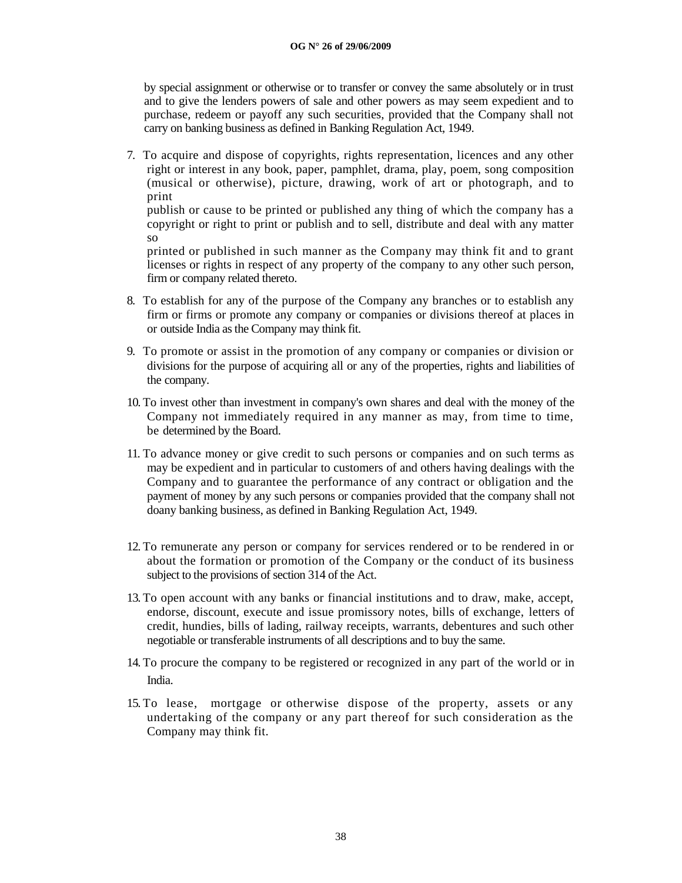by special assignment or otherwise or to transfer or convey the same absolutely or in trust and to give the lenders powers of sale and other powers as may seem expedient and to purchase, redeem or payoff any such securities, provided that the Company shall not carry on banking business as defined in Banking Regulation Act, 1949.

7. To acquire and dispose of copyrights, rights representation, licences and any other right or interest in any book, paper, pamphlet, drama, play, poem, song composition (musical or otherwise), picture, drawing, work of art or photograph, and to print publish or cause to be printed or published any thing of which the company has a copyright or right to print or publish and to sell, distribute and deal with any matter so printed or published in such manner as the Company may think fit and to grant licenses or rights in respect of any property of the company to any other such person, firm or company related thereto.

8. To establish for any of the purpose of the Company any branches or to establish any firm or firms or promote any company or companies or divisions thereof at places in or outside India as the Company may think fit.

9. To promote or assist in the promotion of any company or companies or division or divisions for the purpose of acquiring all or any of the properties, rights and liabilities of the company.

10. To invest other than investment in company's own shares and deal with the money of the Company not immediately required in any manner as may, from time to time, be determined by the Board.

11. To advance money or give credit to such persons or companies and on such terms as may be expedient and in particular to customers of and others having dealings with the Company and to guarantee the performance of any contract or obligation and the payment of money by any such persons or companies provided that the company shall not doany banking business, as defined in Banking Regulation Act, 1949.

12. To remunerate any person or company for services rendered or to be rendered in or about the formation or promotion of the Company or the conduct of its business subject to the provisions of section 314 of the Act.

13. To open account with any banks or financial institutions and to draw, make, accept, endorse, discount, execute and issue promissory notes, bills of exchange, letters of credit, hundies, bills of lading, railway receipts, warrants, debentures and such other negotiable or transferable instruments of all descriptions and to buy the same.

14. To procure the company to be registered or recognized in any part of the world or in India.

15. To lease, mortgage or otherwise dispose of the property, assets or any undertaking of the company or any part thereof for such consideration as the Company may think fit.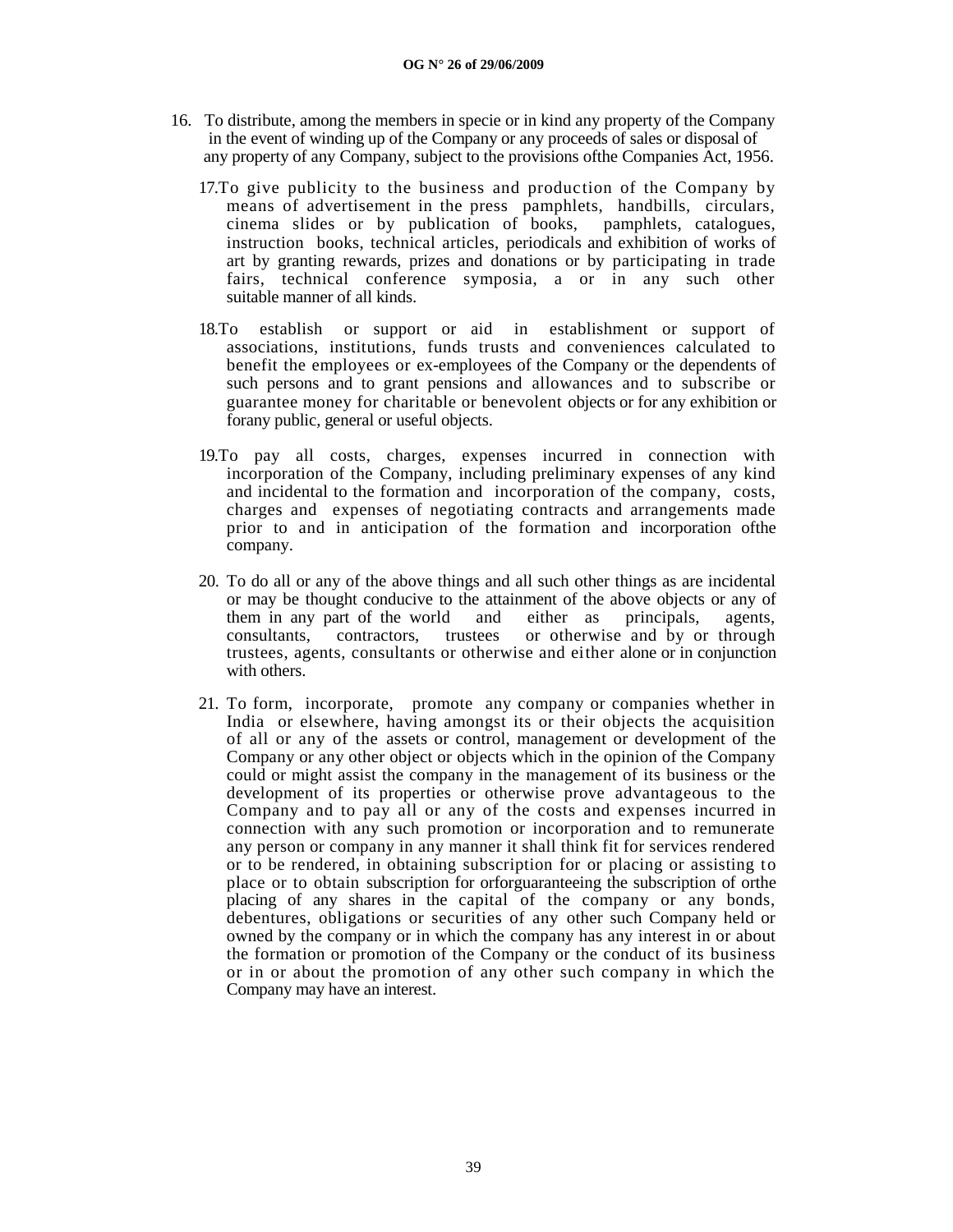16. To distribute, among the members in specie or in kind any property of the Company in the event of winding up of the Company or any proceeds of sales or disposal of any property of any Company, subject to the provisions ofthe Companies Act, 1956.

17. To give publicity to the business and production of the Company by means of advertisement in the press pamphlets, handbills, circulars, cinema slides or by publication of books, pamphlets, catalogues, instruction books, technical articles, periodicals and exhibition of works of art by granting rewards, prizes and donations or by participating in trade fairs, technical conference symposia, a or in any such other suitable manner of all kinds.

18. To establish or support or aid in establishment or support of associations, institutions, funds trusts and conveniences calculated to benefit the employees or ex-employees of the Company or the dependents of such persons and to grant pensions and allowances and to subscribe or guarantee money for charitable or benevolent objects or for any exhibition or forany public, general or useful objects.

19. To pay all costs, charges, expenses incurred in connection with incorporation of the Company, including preliminary expenses of any kind and incidental to the formation and incorporation of the company, costs, charges and expenses of negotiating contracts and arrangements made prior to and in anticipation of the formation and incorporation ofthe company.

20. To do all or any of the above things and all such other things as are incidental or may be thought conducive to the attainment of the above objects or any of them in any part of the world and either as principals, agents, consultants, contractors, trustees or otherwise and by or through trustees, agents, consultants or otherwise and either alone or in conjunction with others.

21. To form, incorporate, promote any company or companies whether in India or elsewhere, having amongst its or their objects the acquisition of all or any of the assets or control, management or development of the Company or any other object or objects which in the opinion of the Company could or might assist the company in the management of its business or the development of its properties or otherwise prove advantageous to the Company and to pay all or any of the costs and expenses incurred in connection with any such promotion or incorporation and to remunerate any person or company in any manner it shall think fit for services rendered or to be rendered, in obtaining subscription for or placing or assisting to place or to obtain subscription for orforguaranteeing the subscription of orthe placing of any shares in the capital of the company or any bonds, debentures, obligations or securities of any other such Company held or owned by the company or in which the company has any interest in or about the formation or promotion of the Company or the conduct of its business or in or about the promotion of any other such company in which the Company may have an interest.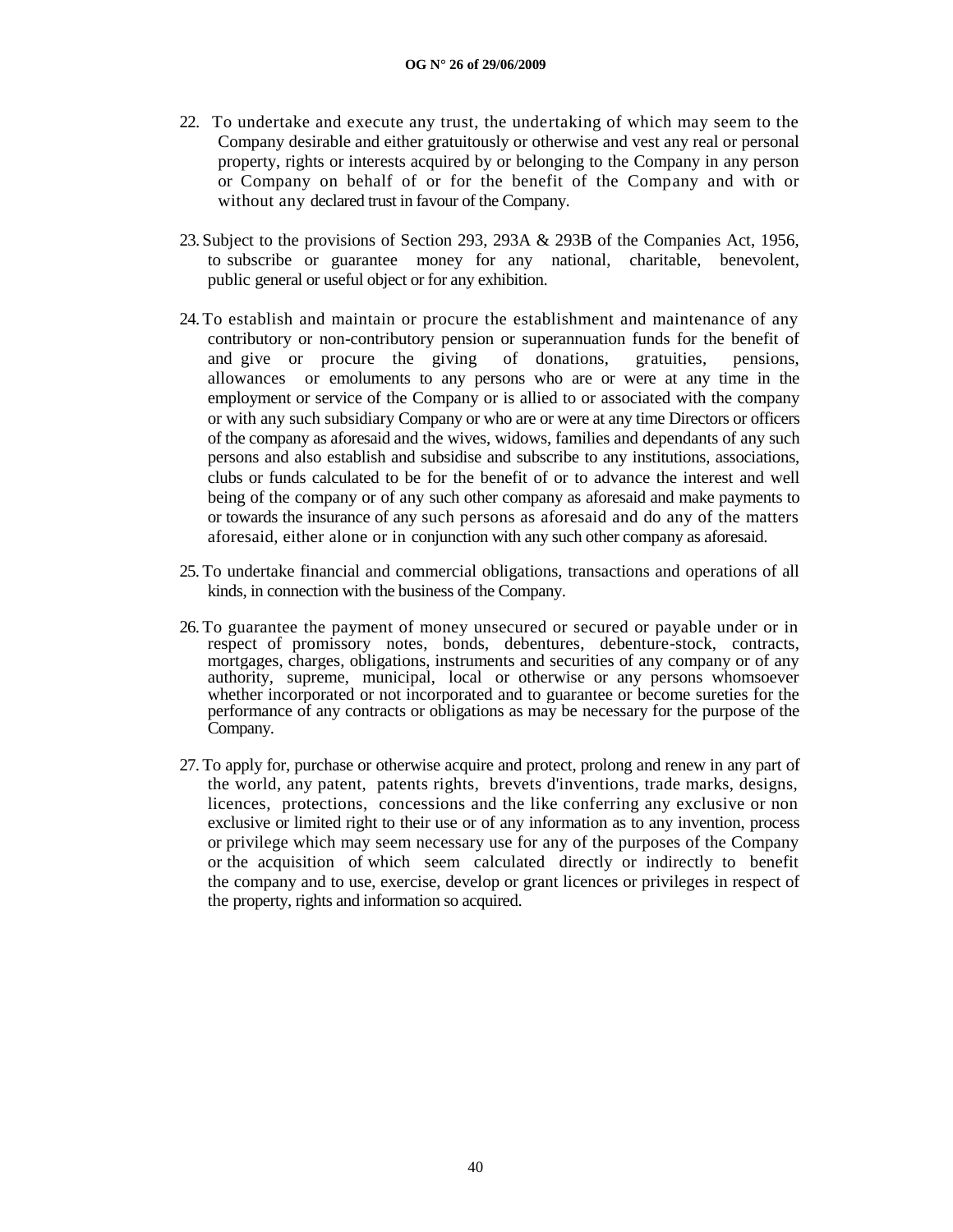22. To undertake and execute any trust, the undertaking of which may seem to the Company desirable and either gratuitously or otherwise and vest any real or personal property, rights or interests acquired by or belonging to the Company in any person or Company on behalf of or for the benefit of the Company and with or without any declared trust in favour of the Company.

23. Subject to the provisions of Section 293, 293A & 293B of the Companies Act, 1956, to subscribe or guarantee money for any national, charitable, benevolent, public general or useful object or for any exhibition.

24. To establish and maintain or procure the establishment and maintenance of any contributory or non-contributory pension or superannuation funds for the benefit of and give or procure the giving of donations, gratuities, pensions, allowances or emoluments to any persons who are or were at any time in the employment or service of the Company or is allied to or associated with the company or with any such subsidiary Company or who are or were at any time Directors or officers of the company as aforesaid and the wives, widows, families and dependants of any such persons and also establish and subsidise and subscribe to any institutions, associations, clubs or funds calculated to be for the benefit of or to advance the interest and well being of the company or of any such other company as aforesaid and make payments to or towards the insurance of any such persons as aforesaid and do any of the matters aforesaid, either alone or in conjunction with any such other company as aforesaid.

25. To undertake financial and commercial obligations, transactions and operations of all kinds, in connection with the business of the Company.

26. To guarantee the payment of money unsecured or secured or payable under or in respect of promissory notes, bonds, debentures, debenture-stock, contracts, mortgages, charges, obligations, instruments and securities of any company or of any authority, supreme, municipal, local or otherwise or any persons whomsoever whether incorporated or not incorporated and to guarantee or become sureties for the performance of any contracts or obligations as may be necessary for the purpose of the Company.

27. To apply for, purchase or otherwise acquire and protect, prolong and renew in any part of the world, any patent, patents rights, brevets d'inventions, trade marks, designs, licences, protections, concessions and the like conferring any exclusive or non exclusive or limited right to their use or of any information as to any invention, process or privilege which may seem necessary use for any of the purposes of the Company or the acquisition of which seem calculated directly or indirectly to benefit the company and to use, exercise, develop or grant licences or privileges in respect of the property, rights and information so acquired.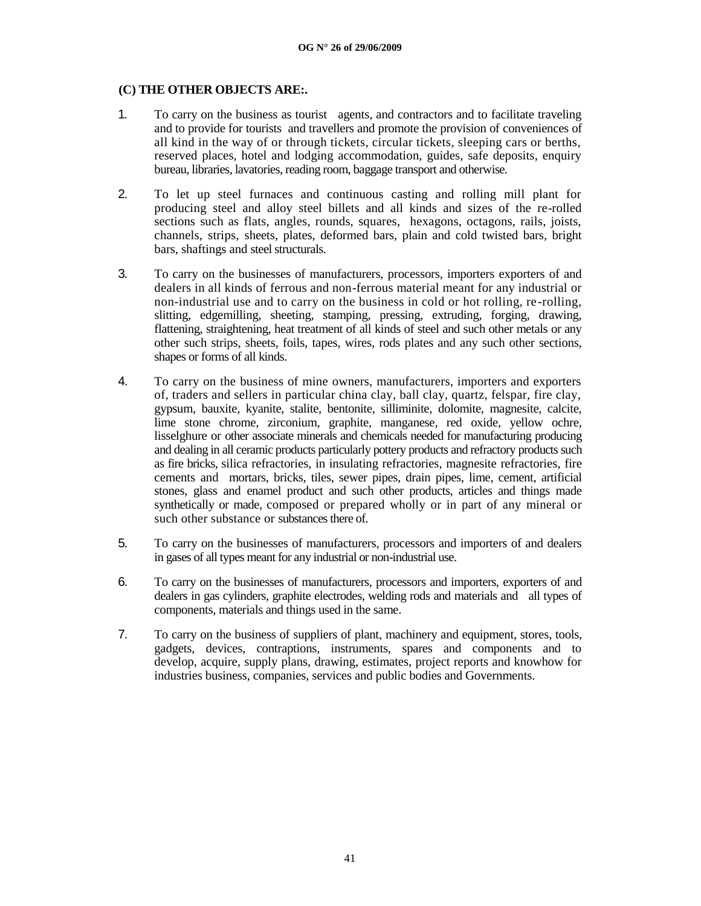**(C) THE OTHER OBJECTS ARE:.**

1. To carry on the business as tourist agents, and contractors and to facilitate traveling and to provide for tourists and travellers and promote the provision of conveniences of all kind in the way of or through tickets, circular tickets, sleeping cars or berths, reserved places, hotel and lodging accommodation, guides, safe deposits, enquiry bureau, libraries, lavatories, reading room, baggage transport and otherwise.

2. To let up steel furnaces and continuous casting and rolling mill plant for producing steel and alloy steel billets and all kinds and sizes of the re-rolled sections such as flats, angles, rounds, squares, hexagons, octagons, rails, joists, channels, strips, sheets, plates, deformed bars, plain and cold twisted bars, bright bars, shaftings and steel structurals.

3. To carry on the businesses of manufacturers, processors, importers exporters of and dealers in all kinds of ferrous and non-ferrous material meant for any industrial or non-industrial use and to carry on the business in cold or hot rolling, re-rolling, slitting, edgemilling, sheeting, stamping, pressing, extruding, forging, drawing, flattening, straightening, heat treatment of all kinds of steel and such other metals or any other such strips, sheets, foils, tapes, wires, rods plates and any such other sections, shapes or forms of all kinds.

4. To carry on the business of mine owners, manufacturers, importers and exporters of, traders and sellers in particular china clay, ball clay, quartz, felspar, fire clay, gypsum, bauxite, kyanite, stalite, bentonite, silliminite, dolomite, magnesite, calcite, lime stone chrome, zirconium, graphite, manganese, red oxide, yellow ochre, lisselghure or other associate minerals and chemicals needed for manufacturing producing and dealing in all ceramic products particularly pottery products and refractory products such as fire bricks, silica refractories, in insulating refractories, magnesite refractories, fire cements and mortars, bricks, tiles, sewer pipes, drain pipes, lime, cement, artificial stones, glass and enamel product and such other products, articles and things made synthetically or made, composed or prepared wholly or in part of any mineral or such other substance or substances there of.

5. To carry on the businesses of manufacturers, processors and importers of and dealers in gases of all types meant for any industrial or non-industrial use.

6. To carry on the businesses of manufacturers, processors and importers, exporters of and dealers in gas cylinders, graphite electrodes, welding rods and materials and all types of components, materials and things used in the same.

7. To carry on the business of suppliers of plant, machinery and equipment, stores, tools, gadgets, devices, contraptions, instruments, spares and components and to develop, acquire, supply plans, drawing, estimates, project reports and knowhow for industries business, companies, services and public bodies and Governments.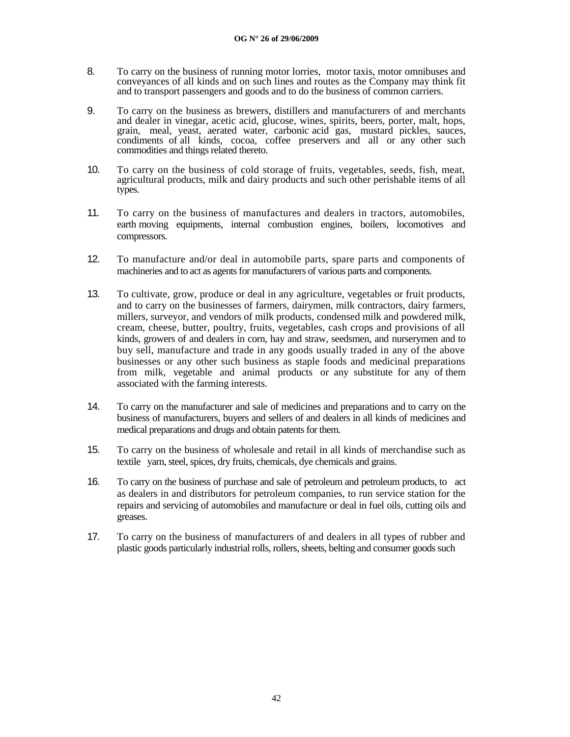8. To carry on the business of running motor lorries, motor taxis, motor omnibuses and conveyances of all kinds and on such lines and routes as the Company may think fit and to transport passengers and goods and to do the business of common carriers.

9. To carry on the business as brewers, distillers and manufacturers of and merchants and dealer in vinegar, acetic acid, glucose, wines, spirits, beers, porter, malt, hops, grain, meal, yeast, aerated water, carbonic acid gas, mustard pickles, sauces, condiments of all kinds, cocoa, coffee preservers and all or any other such commodities and things related thereto.

10. To carry on the business of cold storage of fruits, vegetables, seeds, fish, meat, agricultural products, milk and dairy products and such other perishable items of all types.

11. To carry on the business of manufactures and dealers in tractors, automobiles, earth moving equipments, internal combustion engines, boilers, locomotives and compressors.

12. To manufacture and/or deal in automobile parts, spare parts and components of machineries and to act as agents for manufacturers of various parts and components.

13. To cultivate, grow, produce or deal in any agriculture, vegetables or fruit products, and to carry on the businesses of farmers, dairymen, milk contractors, dairy farmers, millers, surveyor, and vendors of milk products, condensed milk and powdered milk, cream, cheese, butter, poultry, fruits, vegetables, cash crops and provisions of all kinds, growers of and dealers in corn, hay and straw, seedsmen, and nurserymen and to buy sell, manufacture and trade in any goods usually traded in any of the above businesses or any other such business as staple foods and medicinal preparations from milk, vegetable and animal products or any substitute for any of them associated with the farming interests.

14. To carry on the manufacturer and sale of medicines and preparations and to carry on the business of manufacturers, buyers and sellers of and dealers in all kinds of medicines and medical preparations and drugs and obtain patents for them.

15. To carry on the business of wholesale and retail in all kinds of merchandise such as textile yarn, steel, spices, dry fruits, chemicals, dye chemicals and grains.

16. To carry on the business of purchase and sale of petroleum and petroleum products, to act as dealers in and distributors for petroleum companies, to run service station for the repairs and servicing of automobiles and manufacture or deal in fuel oils, cutting oils and greases.

17. To carry on the business of manufacturers of and dealers in all types of rubber and plastic goods particularly industrial rolls, rollers, sheets, belting and consumer goods such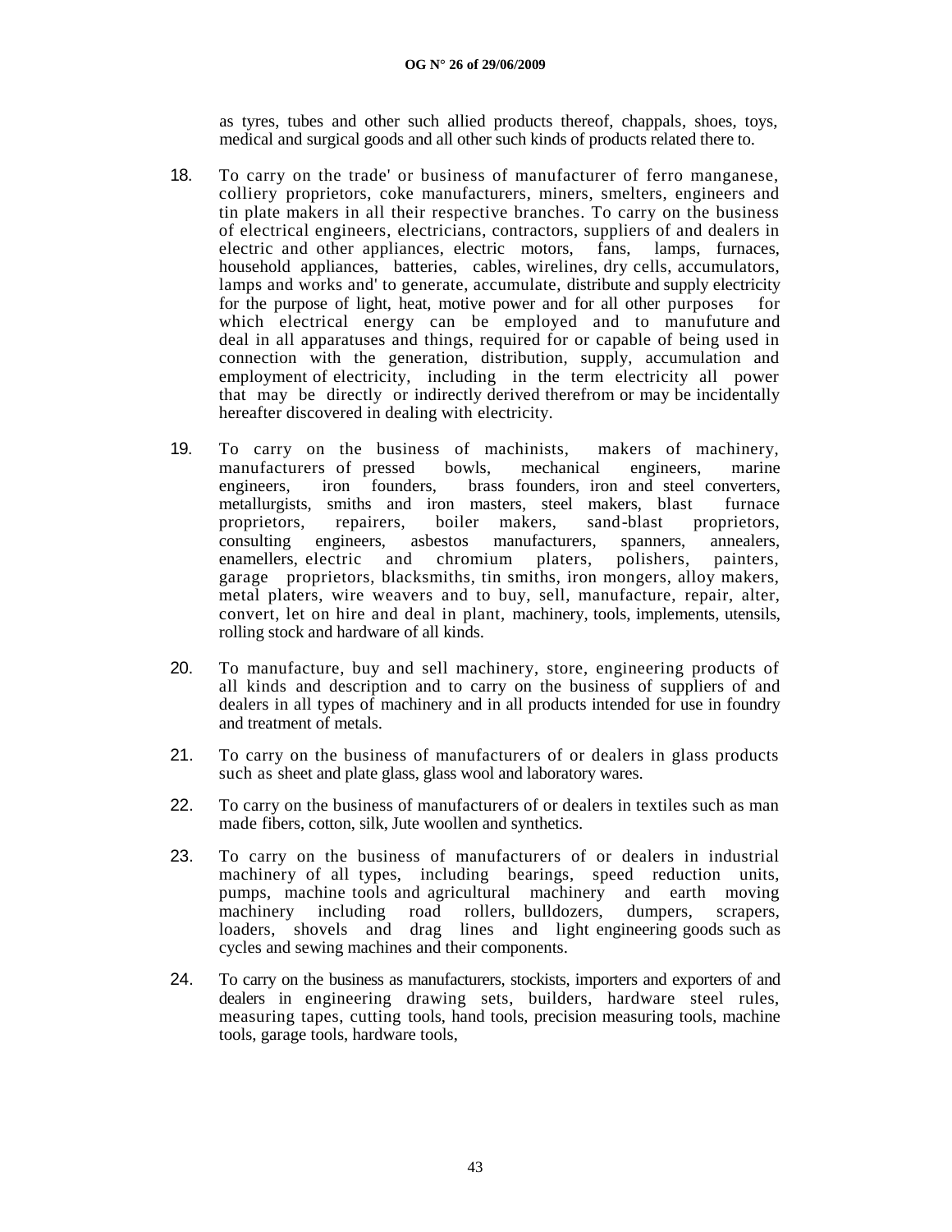as tyres, tubes and other such allied products thereof, chappals, shoes, toys, medical and surgical goods and all other such kinds of products related there to.

18. To carry on the trade' or business of manufacturer of ferro manganese, colliery proprietors, coke manufacturers, miners, smelters, engineers and tin plate makers in all their respective branches. To carry on the business of electrical engineers, electricians, contractors, suppliers of and dealers in electric and other appliances, electric motors, fans, lamps, furnaces, household appliances, batteries, cables, wirelines, dry cells, accumulators, lamps and works and' to generate, accumulate, distribute and supply electricity for the purpose of light, heat, motive power and for all other purposes for which electrical energy can be employed and to manufuture and deal in all apparatuses and things, required for or capable of being used in connection with the generation, distribution, supply, accumulation and employment of electricity, including in the term electricity all power that may be directly or indirectly derived therefrom or may be incidentally hereafter discovered in dealing with electricity.

19. To carry on the business of machinists, makers of machinery, manufacturers of pressed bowls, mechanical engineers, marine engineers, iron founders, brass founders, iron and steel converters, metallurgists, smiths and iron masters, steel makers, blast furnace proprietors, repairers, boiler makers, sand-blast proprietors, consulting engineers, asbestos manufacturers, spanners, annealers, enamellers, electric and chromium platers, polishers, painters, garage proprietors, blacksmiths, tin smiths, iron mongers, alloy makers, metal platers, wire weavers and to buy, sell, manufacture, repair, alter, convert, let on hire and deal in plant, machinery, tools, implements, utensils, rolling stock and hardware of all kinds.

20. To manufacture, buy and sell machinery, store, engineering products of all kinds and description and to carry on the business of suppliers of and dealers in all types of machinery and in all products intended for use in foundry and treatment of metals.

21. To carry on the business of manufacturers of or dealers in glass products such as sheet and plate glass, glass wool and laboratory wares.

22. To carry on the business of manufacturers of or dealers in textiles such as man made fibers, cotton, silk, Jute woollen and synthetics.

23. To carry on the business of manufacturers of or dealers in industrial machinery of all types, including bearings, speed reduction units, pumps, machine tools and agricultural machinery and earth moving machinery including road rollers, bulldozers, dumpers, scrapers, loaders, shovels and drag lines and light engineering goods such as cycles and sewing machines and their components.

24. To carry on the business as manufacturers, stockists, importers and exporters of and dealers in engineering drawing sets, builders, hardware steel rules, measuring tapes, cutting tools, hand tools, precision measuring tools, machine tools, garage tools, hardware tools,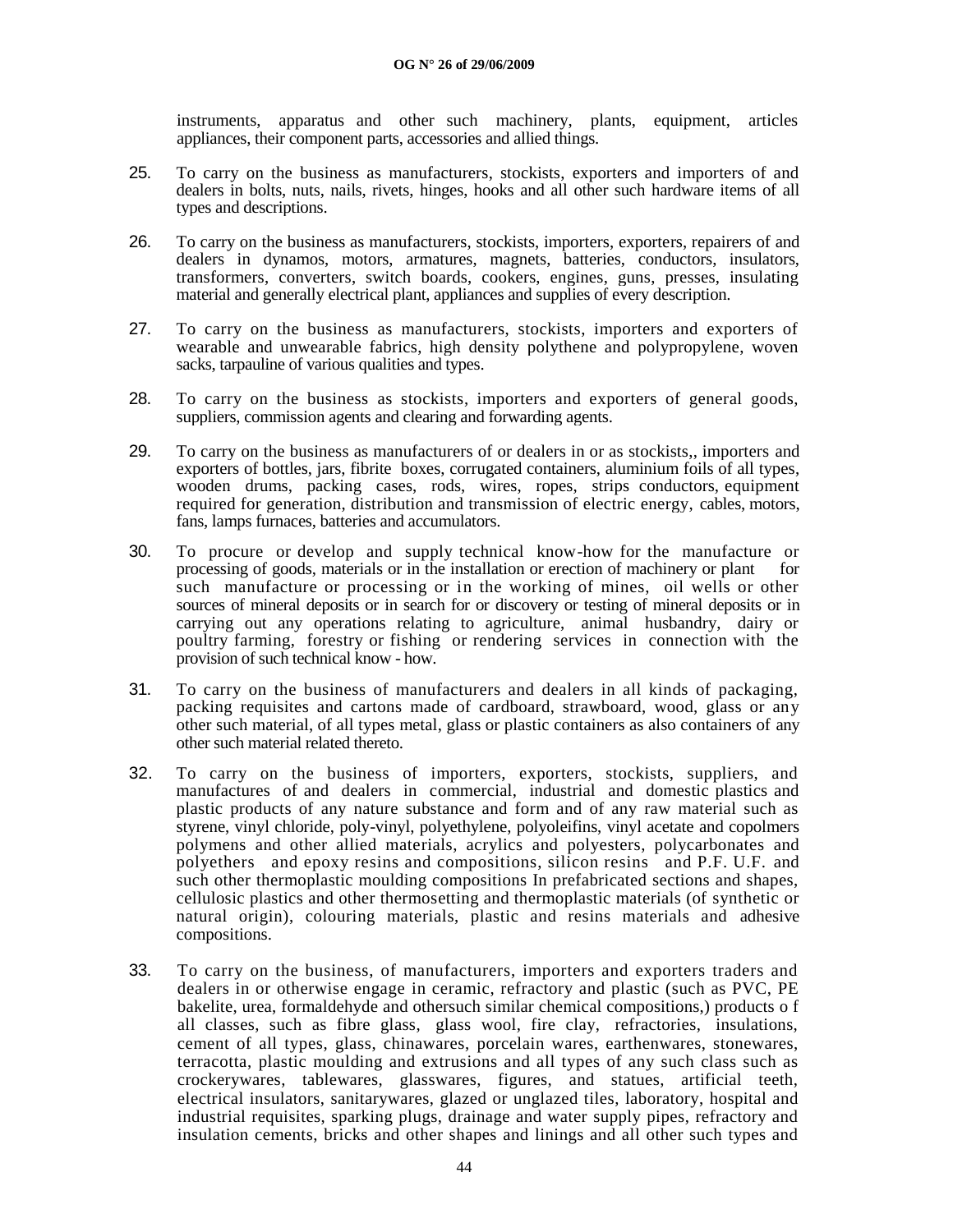instruments, apparatus and other such machinery, plants, equipment, articles appliances, their component parts, accessories and allied things.

25. To carry on the business as manufacturers, stockists, exporters and importers of and dealers in bolts, nuts, nails, rivets, hinges, hooks and all other such hardware items of all types and descriptions.

26. To carry on the business as manufacturers, stockists, importers, exporters, repairers of and dealers in dynamos, motors, armatures, magnets, batteries, conductors, insulators, transformers, converters, switch boards, cookers, engines, guns, presses, insulating material and generally electrical plant, appliances and supplies of every description.

27. To carry on the business as manufacturers, stockists, importers and exporters of wearable and unwearable fabrics, high density polythene and polypropylene, woven sacks, tarpauline of various qualities and types.

28. To carry on the business as stockists, importers and exporters of general goods, suppliers, commission agents and clearing and forwarding agents.

29. To carry on the business as manufacturers of or dealers in or as stockists,, importers and exporters of bottles, jars, fibrite boxes, corrugated containers, aluminium foils of all types, wooden drums, packing cases, rods, wires, ropes, strips conductors, equipment required for generation, distribution and transmission of electric energy, cables, motors, fans, lamps furnaces, batteries and accumulators.

30. To procure or develop and supply technical know-how for the manufacture or processing of goods, materials or in the installation or erection of machinery or plant for such manufacture or processing or in the working of mines, oil wells or other sources of mineral deposits or in search for or discovery or testing of mineral deposits or in carrying out any operations relating to agriculture, animal husbandry, dairy or poultry farming, forestry or fishing or rendering services in connection with the provision of such technical know - how.

31. To carry on the business of manufacturers and dealers in all kinds of packaging, packing requisites and cartons made of cardboard, strawboard, wood, glass or any other such material, of all types metal, glass or plastic containers as also containers of any other such material related thereto.

32. To carry on the business of importers, exporters, stockists, suppliers, and manufactures of and dealers in commercial, industrial and domestic plastics and plastic products of any nature substance and form and of any raw material such as styrene, vinyl chloride, poly-vinyl, polyethylene, polyoleifins, vinyl acetate and copolmers polymens and other allied materials, acrylics and polyesters, polycarbonates and polyethers and epoxy resins and compositions, silicon resins and P.F. U.F. and such other thermoplastic moulding compositions In prefabricated sections and shapes, cellulosic plastics and other thermosetting and thermoplastic materials (of synthetic or natural origin), colouring materials, plastic and resins materials and adhesive compositions.

33. To carry on the business, of manufacturers, importers and exporters traders and dealers in or otherwise engage in ceramic, refractory and plastic (such as PVC, PE bakelite, urea, formaldehyde and othersuch similar chemical compositions,) products o f all classes, such as fibre glass, glass wool, fire clay, refractories, insulations, cement of all types, glass, chinawares, porcelain wares, earthenwares, stonewares, terracotta, plastic moulding and extrusions and all types of any such class such as crockerywares, tablewares, glasswares, figures, and statues, artificial teeth, electrical insulators, sanitarywares, glazed or unglazed tiles, laboratory, hospital and industrial requisites, sparking plugs, drainage and water supply pipes, refractory and insulation cements, bricks and other shapes and linings and all other such types and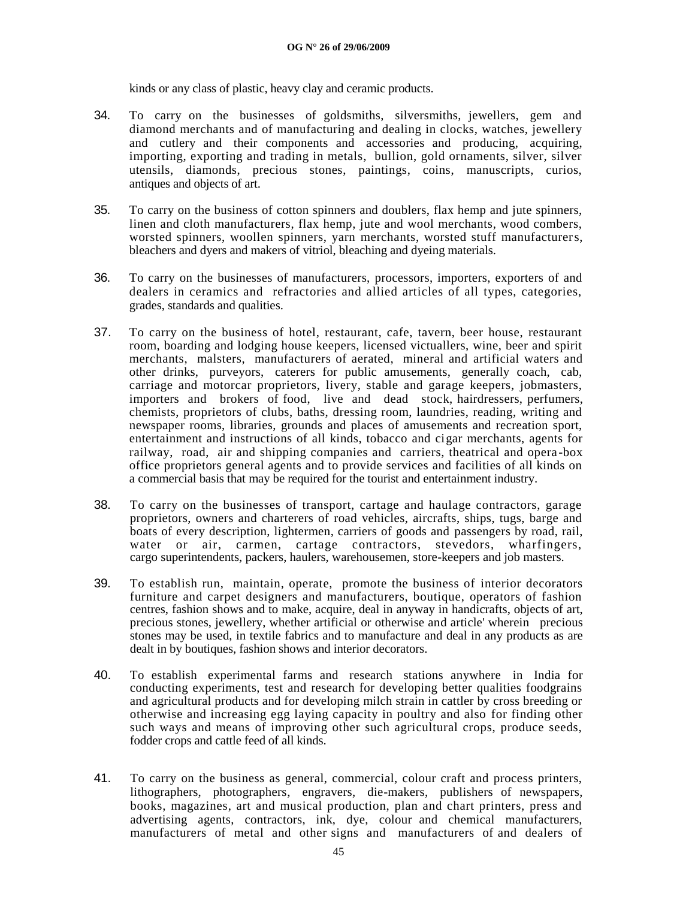kinds or any class of plastic, heavy clay and ceramic products.

34. To carry on the businesses of goldsmiths, silversmiths, jewellers, gem and diamond merchants and of manufacturing and dealing in clocks, watches, jewellery and cutlery and their components and accessories and producing, acquiring, importing, exporting and trading in metals, bullion, gold ornaments, silver, silver utensils, diamonds, precious stones, paintings, coins, manuscripts, curios, antiques and objects of art.

35. To carry on the business of cotton spinners and doublers, flax hemp and jute spinners, linen and cloth manufacturers, flax hemp, jute and wool merchants, wood combers, worsted spinners, woollen spinners, yarn merchants, worsted stuff manufacturers, bleachers and dyers and makers of vitriol, bleaching and dyeing materials.

36. To carry on the businesses of manufacturers, processors, importers, exporters of and dealers in ceramics and refractories and allied articles of all types, categories, grades, standards and qualities.

37. To carry on the business of hotel, restaurant, cafe, tavern, beer house, restaurant room, boarding and lodging house keepers, licensed victuallers, wine, beer and spirit merchants, malsters, manufacturers of aerated, mineral and artificial waters and other drinks, purveyors, caterers for public amusements, generally coach, cab, carriage and motorcar proprietors, livery, stable and garage keepers, jobmasters, importers and brokers of food, live and dead stock, hairdressers, perfumers, chemists, proprietors of clubs, baths, dressing room, laundries, reading, writing and newspaper rooms, libraries, grounds and places of amusements and recreation sport, entertainment and instructions of all kinds, tobacco and cigar merchants, agents for railway, road, air and shipping companies and carriers, theatrical and opera-box office proprietors general agents and to provide services and facilities of all kinds on a commercial basis that may be required for the tourist and entertainment industry.

38. To carry on the businesses of transport, cartage and haulage contractors, garage proprietors, owners and charterers of road vehicles, aircrafts, ships, tugs, barge and boats of every description, lightermen, carriers of goods and passengers by road, rail, water or air, carmen, cartage contractors, stevedors, wharfingers, cargo superintendents, packers, haulers, warehousemen, store-keepers and job masters.

39. To establish run, maintain, operate, promote the business of interior decorators furniture and carpet designers and manufacturers, boutique, operators of fashion centres, fashion shows and to make, acquire, deal in anyway in handicrafts, objects of art, precious stones, jewellery, whether artificial or otherwise and article' wherein precious stones may be used, in textile fabrics and to manufacture and deal in any products as are dealt in by boutiques, fashion shows and interior decorators.

40. To establish experimental farms and research stations anywhere in India for conducting experiments, test and research for developing better qualities foodgrains and agricultural products and for developing milch strain in cattler by cross breeding or otherwise and increasing egg laying capacity in poultry and also for finding other such ways and means of improving other such agricultural crops, produce seeds, fodder crops and cattle feed of all kinds.

41. To carry on the business as general, commercial, colour craft and process printers, lithographers, photographers, engravers, die-makers, publishers of newspapers, books, magazines, art and musical production, plan and chart printers, press and advertising agents, contractors, ink, dye, colour and chemical manufacturers, manufacturers of metal and other signs and manufacturers of and dealers of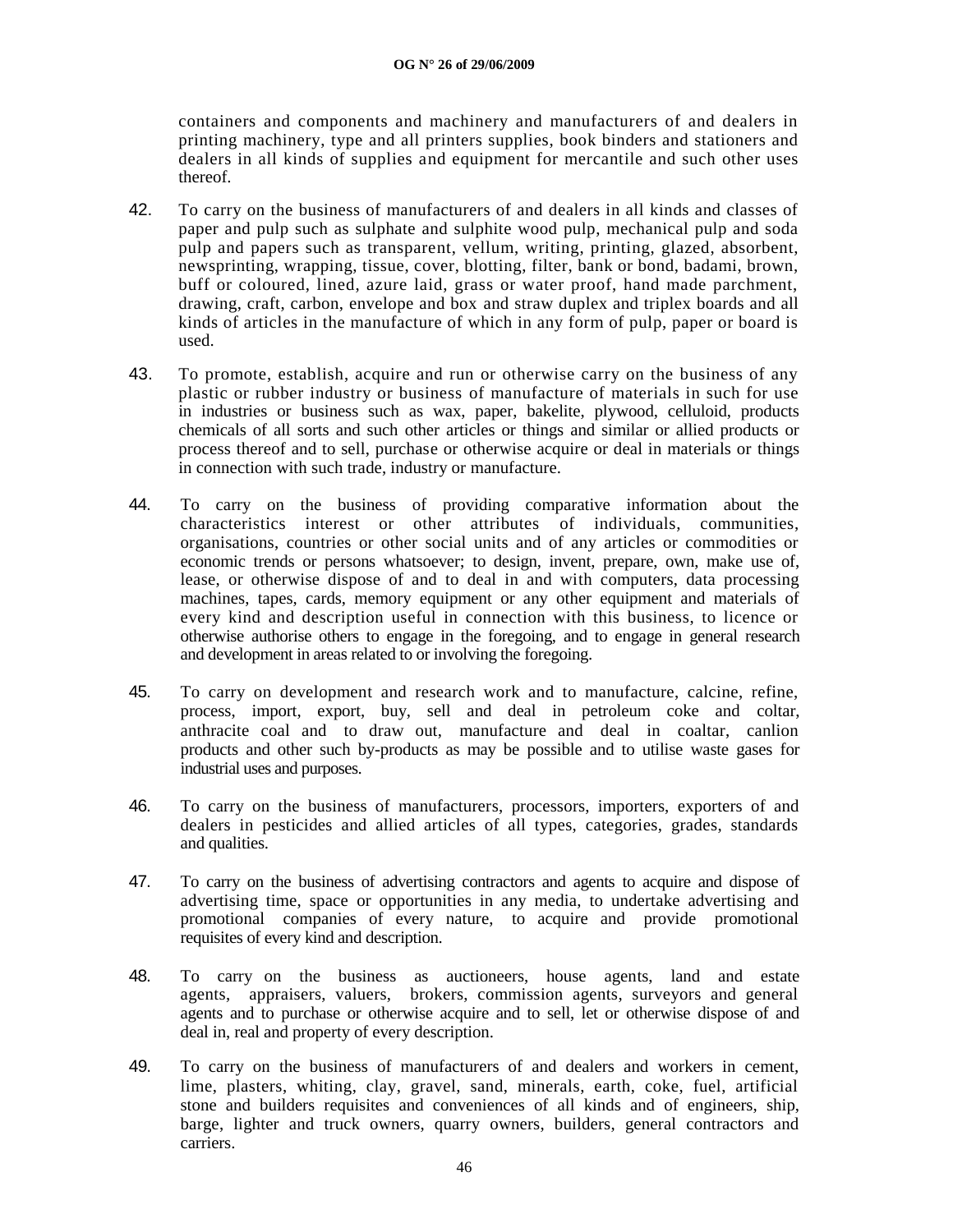containers and components and machinery and manufacturers of and dealers in printing machinery, type and all printers supplies, book binders and stationers and dealers in all kinds of supplies and equipment for mercantile and such other uses thereof.

42. To carry on the business of manufacturers of and dealers in all kinds and classes of paper and pulp such as sulphate and sulphite wood pulp, mechanical pulp and soda pulp and papers such as transparent, vellum, writing, printing, glazed, absorbent, newsprinting, wrapping, tissue, cover, blotting, filter, bank or bond, badami, brown, buff or coloured, lined, azure laid, grass or water proof, hand made parchment, drawing, craft, carbon, envelope and box and straw duplex and triplex boards and all kinds of articles in the manufacture of which in any form of pulp, paper or board is used.

43. To promote, establish, acquire and run or otherwise carry on the business of any plastic or rubber industry or business of manufacture of materials in such for use in industries or business such as wax, paper, bakelite, plywood, celluloid, products chemicals of all sorts and such other articles or things and similar or allied products or process thereof and to sell, purchase or otherwise acquire or deal in materials or things in connection with such trade, industry or manufacture.

44. To carry on the business of providing comparative information about the characteristics interest or other attributes of individuals, communities, organisations, countries or other social units and of any articles or commodities or economic trends or persons whatsoever; to design, invent, prepare, own, make use of, lease, or otherwise dispose of and to deal in and with computers, data processing machines, tapes, cards, memory equipment or any other equipment and materials of every kind and description useful in connection with this business, to licence or otherwise authorise others to engage in the foregoing, and to engage in general research and development in areas related to or involving the foregoing.

45. To carry on development and research work and to manufacture, calcine, refine, process, import, export, buy, sell and deal in petroleum coke and coltar, anthracite coal and to draw out, manufacture and deal in coaltar, canlion products and other such by-products as may be possible and to utilise waste gases for industrial uses and purposes.

46. To carry on the business of manufacturers, processors, importers, exporters of and dealers in pesticides and allied articles of all types, categories, grades, standards and qualities.

47. To carry on the business of advertising contractors and agents to acquire and dispose of advertising time, space or opportunities in any media, to undertake advertising and promotional companies of every nature, to acquire and provide promotional requisites of every kind and description.

48. To carry on the business as auctioneers, house agents, land and estate agents, appraisers, valuers, brokers, commission agents, surveyors and general agents and to purchase or otherwise acquire and to sell, let or otherwise dispose of and deal in, real and property of every description.

49. To carry on the business of manufacturers of and dealers and workers in cement, lime, plasters, whiting, clay, gravel, sand, minerals, earth, coke, fuel, artificial stone and builders requisites and conveniences of all kinds and of engineers, ship, barge, lighter and truck owners, quarry owners, builders, general contractors and carriers.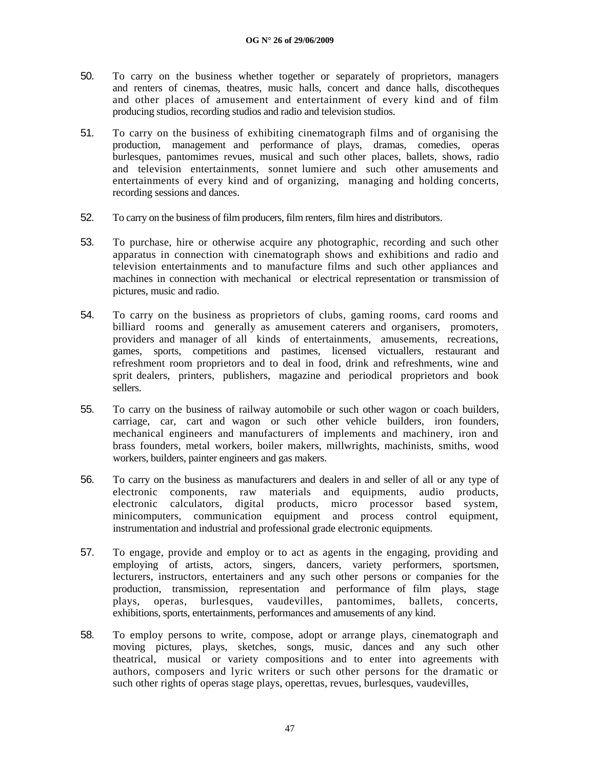50. To carry on the business whether together or separately of proprietors, managers and renters of cinemas, theatres, music halls, concert and dance halls, discotheques and other places of amusement and entertainment of every kind and of film producing studios, recording studios and radio and television studios.

51. To carry on the business of exhibiting cinematograph films and of organising the production, management and performance of plays, dramas, comedies, operas burlesques, pantomimes revues, musical and such other places, ballets, shows, radio and television entertainments, sonnet lumiere and such other amusements and entertainments of every kind and of organizing, managing and holding concerts, recording sessions and dances.

52. To carry on the business of film producers, film renters, film hires and distributors.

53. To purchase, hire or otherwise acquire any photographic, recording and such other apparatus in connection with cinematograph shows and exhibitions and radio and television entertainments and to manufacture films and such other appliances and machines in connection with mechanical or electrical representation or transmission of pictures, music and radio.

54. To carry on the business as proprietors of clubs, gaming rooms, card rooms and billiard rooms and generally as amusement caterers and organisers, promoters, providers and manager of all kinds of entertainments, amusements, recreations, games, sports, competitions and pastimes, licensed victuallers, restaurant and refreshment room proprietors and to deal in food, drink and refreshments, wine and sprit dealers, printers, publishers, magazine and periodical proprietors and book sellers.

55. To carry on the business of railway automobile or such other wagon or coach builders, carriage, car, cart and wagon or such other vehicle builders, iron founders, mechanical engineers and manufacturers of implements and machinery, iron and brass founders, metal workers, boiler makers, millwrights, machinists, smiths, wood workers, builders, painter engineers and gas makers.

56. To carry on the business as manufacturers and dealers in and seller of all or any type of electronic components, raw materials and equipments, audio products, electronic calculators, digital products, micro processor based system, minicomputers, communication equipment and process control equipment, instrumentation and industrial and professional grade electronic equipments.

57. To engage, provide and employ or to act as agents in the engaging, providing and employing of artists, actors, singers, dancers, variety performers, sportsmen, lecturers, instructors, entertainers and any such other persons or companies for the production, transmission, representation and performance of film plays, stage plays, operas, burlesques, vaudevilles, pantomimes, ballets, concerts, exhibitions, sports, entertainments, performances and amusements of any kind.

58. To employ persons to write, compose, adopt or arrange plays, cinematograph and moving pictures, plays, sketches, songs, music, dances and any such other theatrical, musical or variety compositions and to enter into agreements with authors, composers and lyric writers or such other persons for the dramatic or such other rights of operas stage plays, operettas, revues, burlesques, vaudevilles,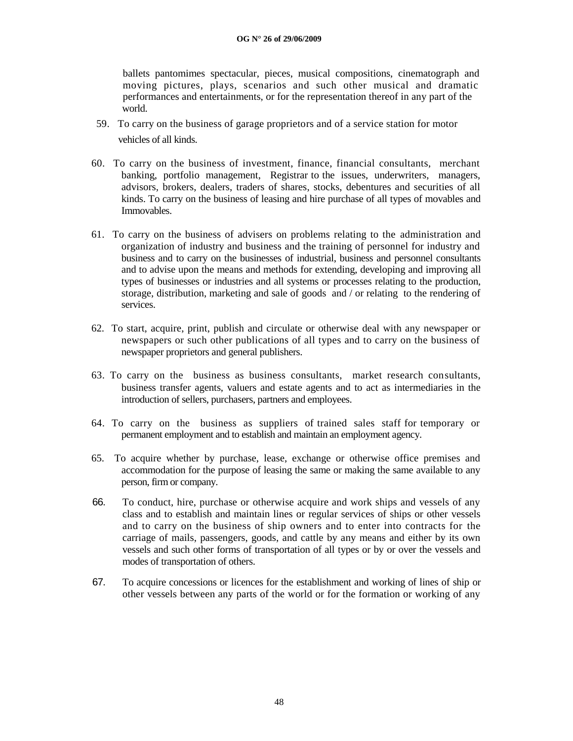ballets pantomimes spectacular, pieces, musical compositions, cinematograph and moving pictures, plays, scenarios and such other musical and dramatic performances and entertainments, or for the representation thereof in any part of the world.

59. To carry on the business of garage proprietors and of a service station for motor vehicles of all kinds.

60. To carry on the business of investment, finance, financial consultants, merchant banking, portfolio management, Registrar to the issues, underwriters, managers, advisors, brokers, dealers, traders of shares, stocks, debentures and securities of all kinds. To carry on the business of leasing and hire purchase of all types of movables and Immovables.

61. To carry on the business of advisers on problems relating to the administration and organization of industry and business and the training of personnel for industry and business and to carry on the businesses of industrial, business and personnel consultants and to advise upon the means and methods for extending, developing and improving all types of businesses or industries and all systems or processes relating to the production, storage, distribution, marketing and sale of goods and / or relating to the rendering of services.

62. To start, acquire, print, publish and circulate or otherwise deal with any newspaper or newspapers or such other publications of all types and to carry on the business of newspaper proprietors and general publishers.

63. To carry on the business as business consultants, market research consultants, business transfer agents, valuers and estate agents and to act as intermediaries in the introduction of sellers, purchasers, partners and employees.

64. To carry on the business as suppliers of trained sales staff for temporary or permanent employment and to establish and maintain an employment agency.

65. To acquire whether by purchase, lease, exchange or otherwise office premises and accommodation for the purpose of leasing the same or making the same available to any person, firm or company.

66. To conduct, hire, purchase or otherwise acquire and work ships and vessels of any class and to establish and maintain lines or regular services of ships or other vessels and to carry on the business of ship owners and to enter into contracts for the carriage of mails, passengers, goods, and cattle by any means and either by its own vessels and such other forms of transportation of all types or by or over the vessels and modes of transportation of others.

67. To acquire concessions or licences for the establishment and working of lines of ship or other vessels between any parts of the world or for the formation or working of any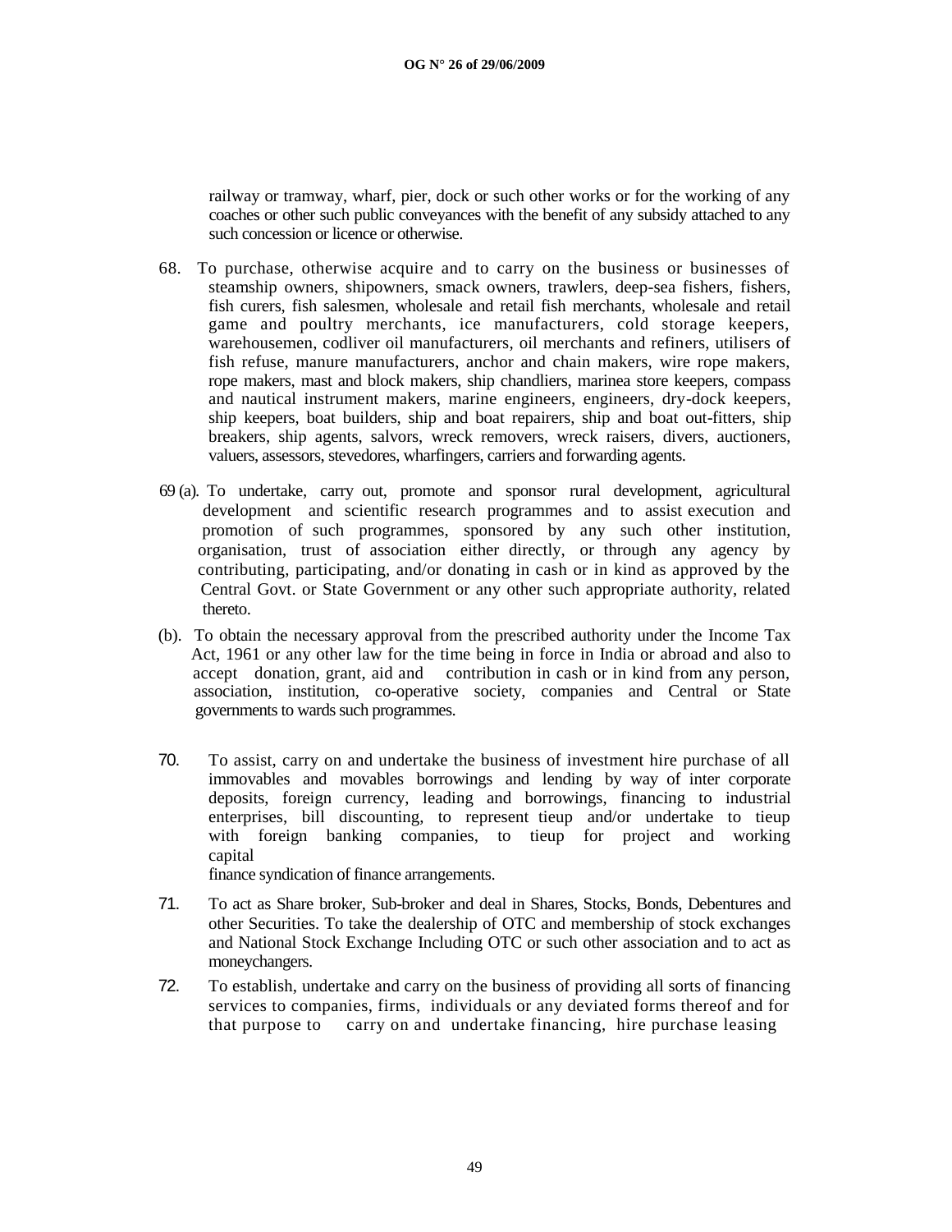railway or tramway, wharf, pier, dock or such other works or for the working of any coaches or other such public conveyances with the benefit of any subsidy attached to any such concession or licence or otherwise.

68. To purchase, otherwise acquire and to carry on the business or businesses of steamship owners, shipowners, smack owners, trawlers, deep-sea fishers, fishers, fish curers, fish salesmen, wholesale and retail fish merchants, wholesale and retail game and poultry merchants, ice manufacturers, cold storage keepers, warehousemen, codliver oil manufacturers, oil merchants and refiners, utilisers of fish refuse, manure manufacturers, anchor and chain makers, wire rope makers, rope makers, mast and block makers, ship chandliers, marinea store keepers, compass and nautical instrument makers, marine engineers, engineers, dry-dock keepers, ship keepers, boat builders, ship and boat repairers, ship and boat out-fitters, ship breakers, ship agents, salvors, wreck removers, wreck raisers, divers, auctioners, valuers, assessors, stevedores, wharfingers, carriers and forwarding agents.

69 (a). To undertake, carry out, promote and sponsor rural development, agricultural development and scientific research programmes and to assist execution and promotion of such programmes, sponsored by any such other institution, organisation, trust of association either directly, or through any agency by contributing, participating, and/or donating in cash or in kind as approved by the Central Govt. or State Government or any other such appropriate authority, related thereto.

(b). To obtain the necessary approval from the prescribed authority under the Income Tax Act, 1961 or any other law for the time being in force in India or abroad and also to accept donation, grant, aid and contribution in cash or in kind from any person, association, institution, co-operative society, companies and Central or State governments to wards such programmes.

70. To assist, carry on and undertake the business of investment hire purchase of all immovables and movables borrowings and lending by way of inter corporate deposits, foreign currency, leading and borrowings, financing to industrial enterprises, bill discounting, to represent tieup and/or undertake to tieup with foreign banking companies, to tieup for project and working capital
finance syndication of finance arrangements.

71. To act as Share broker, Sub-broker and deal in Shares, Stocks, Bonds, Debentures and other Securities. To take the dealership of OTC and membership of stock exchanges and National Stock Exchange Including OTC or such other association and to act as moneychangers.

72. To establish, undertake and carry on the business of providing all sorts of financing services to companies, firms, individuals or any deviated forms thereof and for that purpose to carry on and undertake financing, hire purchase leasing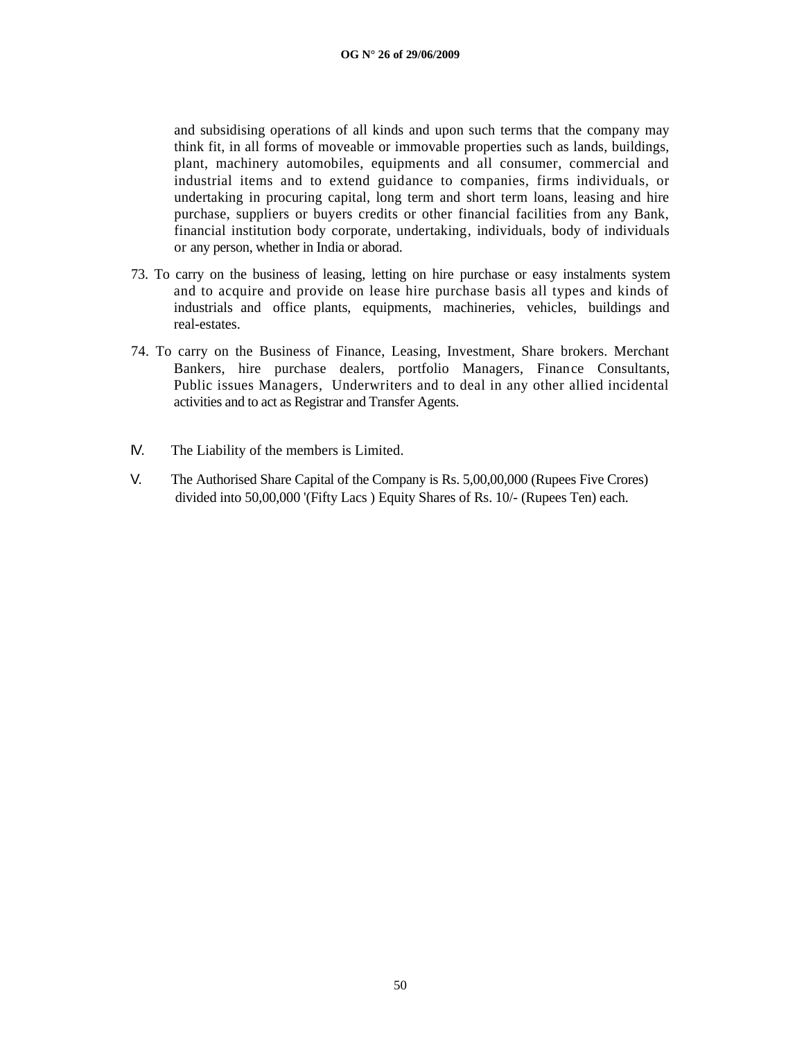and subsidising operations of all kinds and upon such terms that the company may think fit, in all forms of moveable or immovable properties such as lands, buildings, plant, machinery automobiles, equipments and all consumer, commercial and industrial items and to extend guidance to companies, firms individuals, or undertaking in procuring capital, long term and short term loans, leasing and hire purchase, suppliers or buyers credits or other financial facilities from any Bank, financial institution body corporate, undertaking, individuals, body of individuals or any person, whether in India or aborad.

73. To carry on the business of leasing, letting on hire purchase or easy instalments system and to acquire and provide on lease hire purchase basis all types and kinds of industrials and office plants, equipments, machineries, vehicles, buildings and real-estates.

74. To carry on the Business of Finance, Leasing, Investment, Share brokers. Merchant Bankers, hire purchase dealers, portfolio Managers, Finance Consultants, Public issues Managers, Underwriters and to deal in any other allied incidental activities and to act as Registrar and Transfer Agents.

IV. The Liability of the members is Limited.

V. The Authorised Share Capital of the Company is Rs. 5,00,00,000 (Rupees Five Crores) divided into 50,00,000 '(Fifty Lacs ) Equity Shares of Rs. 10/- (Rupees Ten) each.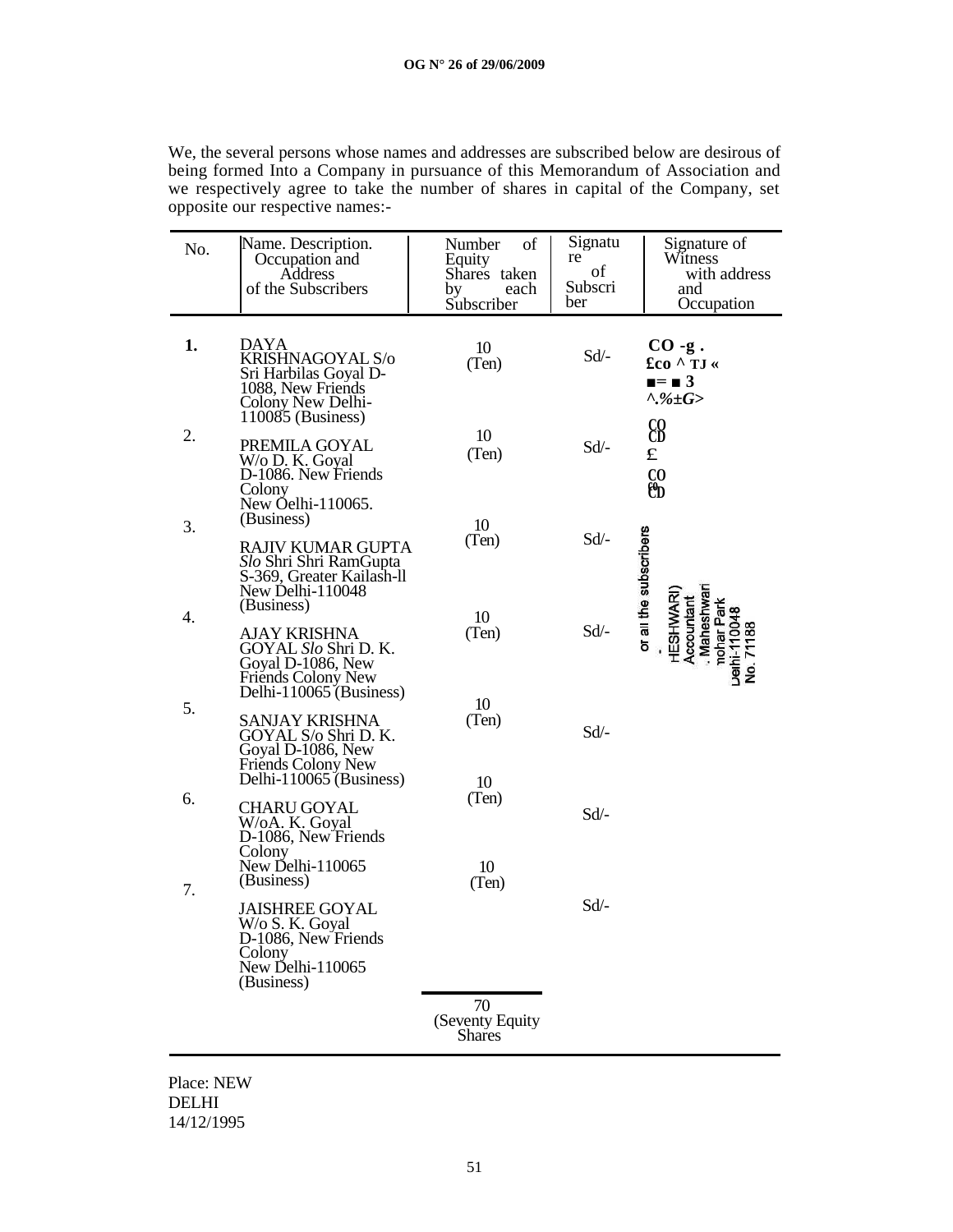We, the several persons whose names and addresses are subscribed below are desirous of being formed Into a Company in pursuance of this Memorandum of Association and we respectively agree to take the number of shares in capital of the Company, set opposite our respective names:-

| No. | Name. Description. Occupation and Address of the Subscribers | Number of Equity Shares taken by each Subscriber | Signature of Subscriber | Signature of Witness with address and Occupation |
|---|---|---|---|---|
| 1. | DAYA KRISHNAGOYAL S/o Sri Harbilas Goyal D-1088, New Friends Colony New Delhi-110085 (Business) | 10 (Ten) | Sd/- | CO -g . £co ^ TJ « ■= ■ 3 ^.%±G> CO CD £ CO CD |
| 2. | PREMILA GOYAL W/o D. K. Goyal D-1086. New Friends Colony New Oelhi-110065. (Business) | 10 (Ten) | Sd/- | |
| 3. | RAJIV KUMAR GUPTA *Slo* Shri Shri RamGupta S-369, Greater Kailash-ll New Delhi-110048 (Business) | 10 (Ten) | Sd/- | or all the subscribers . HESHWARI) Accountant . Maheshwari mohar Park Delhi-110048 No. 71188 |
| 4. | AJAY KRISHNA GOYAL *Slo* Shri D. K. Goyal D-1086, New Friends Colony New Delhi-110065 (Business) | 10 (Ten) | Sd/- | |
| 5. | SANJAY KRISHNA GOYAL S/o Shri D. K. Goyal D-1086, New Friends Colony New Delhi-110065 (Business) | 10 (Ten) | Sd/- | |
| 6. | CHARU GOYAL W/oA. K. Goyal D-1086, New Friends Colony New Delhi-110065 (Business) | 10 (Ten) | Sd/- | |
| 7. | JAISHREE GOYAL W/o S. K. Goyal D-1086, New Friends Colony New Delhi-110065 (Business) | 10 (Ten) | Sd/- | |
| | | 70 (Seventy Equity Shares | | |

Place: NEW DELHI
14/12/1995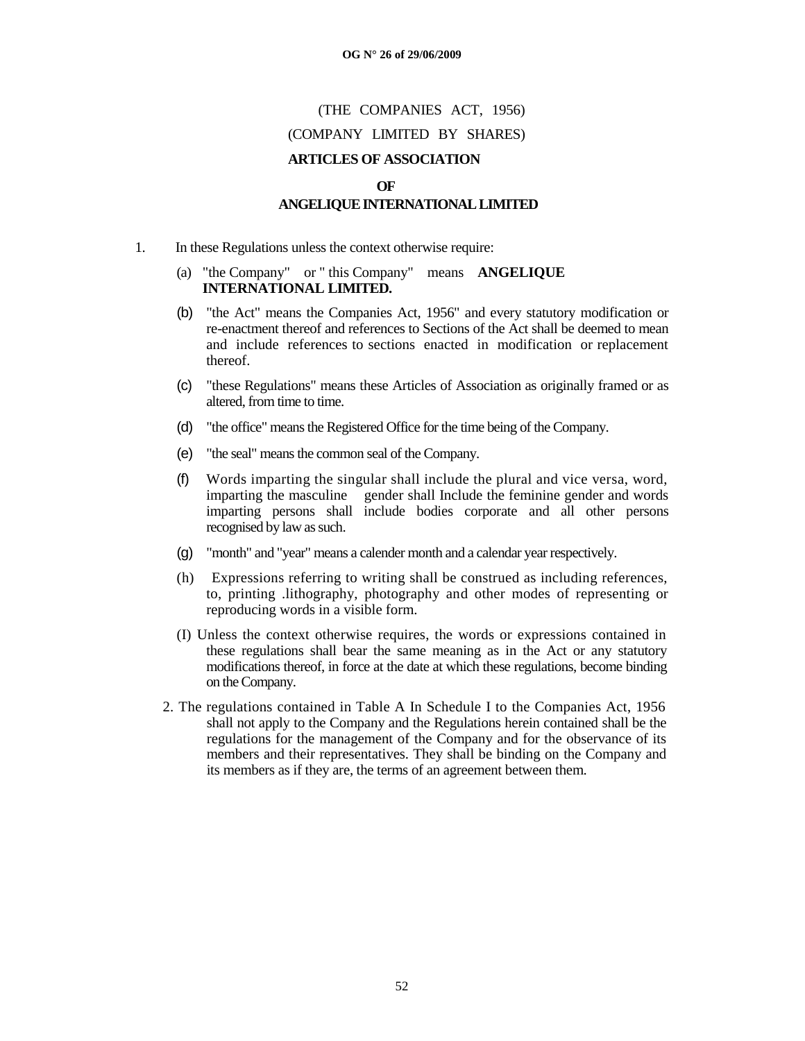(THE COMPANIES ACT, 1956)

(COMPANY LIMITED BY SHARES)

**ARTICLES OF ASSOCIATION**

**OF**

**ANGELIQUE INTERNATIONAL LIMITED**

1. In these Regulations unless the context otherwise require:

   (a) "the Company" or " this Company" means **ANGELIQUE INTERNATIONAL LIMITED.**

   (b) "the Act" means the Companies Act, 1956" and every statutory modification or re-enactment thereof and references to Sections of the Act shall be deemed to mean and include references to sections enacted in modification or replacement thereof.

   (c) "these Regulations" means these Articles of Association as originally framed or as altered, from time to time.

   (d) "the office" means the Registered Office for the time being of the Company.

   (e) "the seal" means the common seal of the Company.

   (f) Words imparting the singular shall include the plural and vice versa, word, imparting the masculine gender shall Include the feminine gender and words imparting persons shall include bodies corporate and all other persons recognised by law as such.

   (g) "month" and "year" means a calender month and a calendar year respectively.

   (h) Expressions referring to writing shall be construed as including references, to, printing .lithography, photography and other modes of representing or reproducing words in a visible form.

   (I) Unless the context otherwise requires, the words or expressions contained in these regulations shall bear the same meaning as in the Act or any statutory modifications thereof, in force at the date at which these regulations, become binding on the Company.

2. The regulations contained in Table A In Schedule I to the Companies Act, 1956 shall not apply to the Company and the Regulations herein contained shall be the regulations for the management of the Company and for the observance of its members and their representatives. They shall be binding on the Company and its members as if they are, the terms of an agreement between them.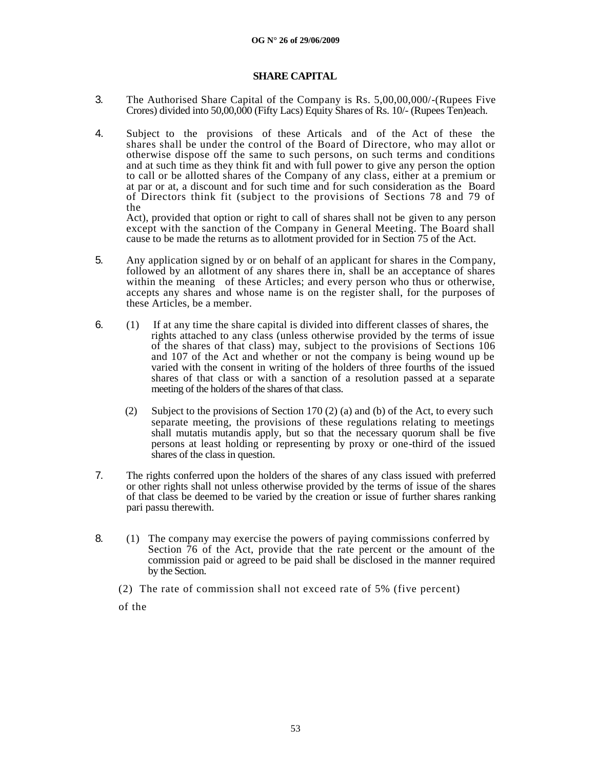## SHARE CAPITAL

3. The Authorised Share Capital of the Company is Rs. 5,00,00,000/-(Rupees Five Crores) divided into 50,00,000 (Fifty Lacs) Equity Shares of Rs. 10/- (Rupees Ten)each.

4. Subject to the provisions of these Articals and of the Act of these the shares shall be under the control of the Board of Directore, who may allot or otherwise dispose off the same to such persons, on such terms and conditions and at such time as they think fit and with full power to give any person the option to call or be allotted shares of the Company of any class, either at a premium or at par or at, a discount and for such time and for such consideration as the Board of Directors think fit (subject to the provisions of Sections 78 and 79 of the Act), provided that option or right to call of shares shall not be given to any person except with the sanction of the Company in General Meeting. The Board shall cause to be made the returns as to allotment provided for in Section 75 of the Act.

5. Any application signed by or on behalf of an applicant for shares in the Company, followed by an allotment of any shares there in, shall be an acceptance of shares within the meaning of these Articles; and every person who thus or otherwise, accepts any shares and whose name is on the register shall, for the purposes of these Articles, be a member.

6. (1) If at any time the share capital is divided into different classes of shares, the rights attached to any class (unless otherwise provided by the terms of issue of the shares of that class) may, subject to the provisions of Sections 106 and 107 of the Act and whether or not the company is being wound up be varied with the consent in writing of the holders of three fourths of the issued shares of that class or with a sanction of a resolution passed at a separate meeting of the holders of the shares of that class.

   (2) Subject to the provisions of Section 170 (2) (a) and (b) of the Act, to every such separate meeting, the provisions of these regulations relating to meetings shall mutatis mutandis apply, but so that the necessary quorum shall be five persons at least holding or representing by proxy or one-third of the issued shares of the class in question.

7. The rights conferred upon the holders of the shares of any class issued with preferred or other rights shall not unless otherwise provided by the terms of issue of the shares of that class be deemed to be varied by the creation or issue of further shares ranking pari passu therewith.

8. (1) The company may exercise the powers of paying commissions conferred by Section 76 of the Act, provide that the rate percent or the amount of the commission paid or agreed to be paid shall be disclosed in the manner required by the Section.

   (2) The rate of commission shall not exceed rate of 5% (five percent) of the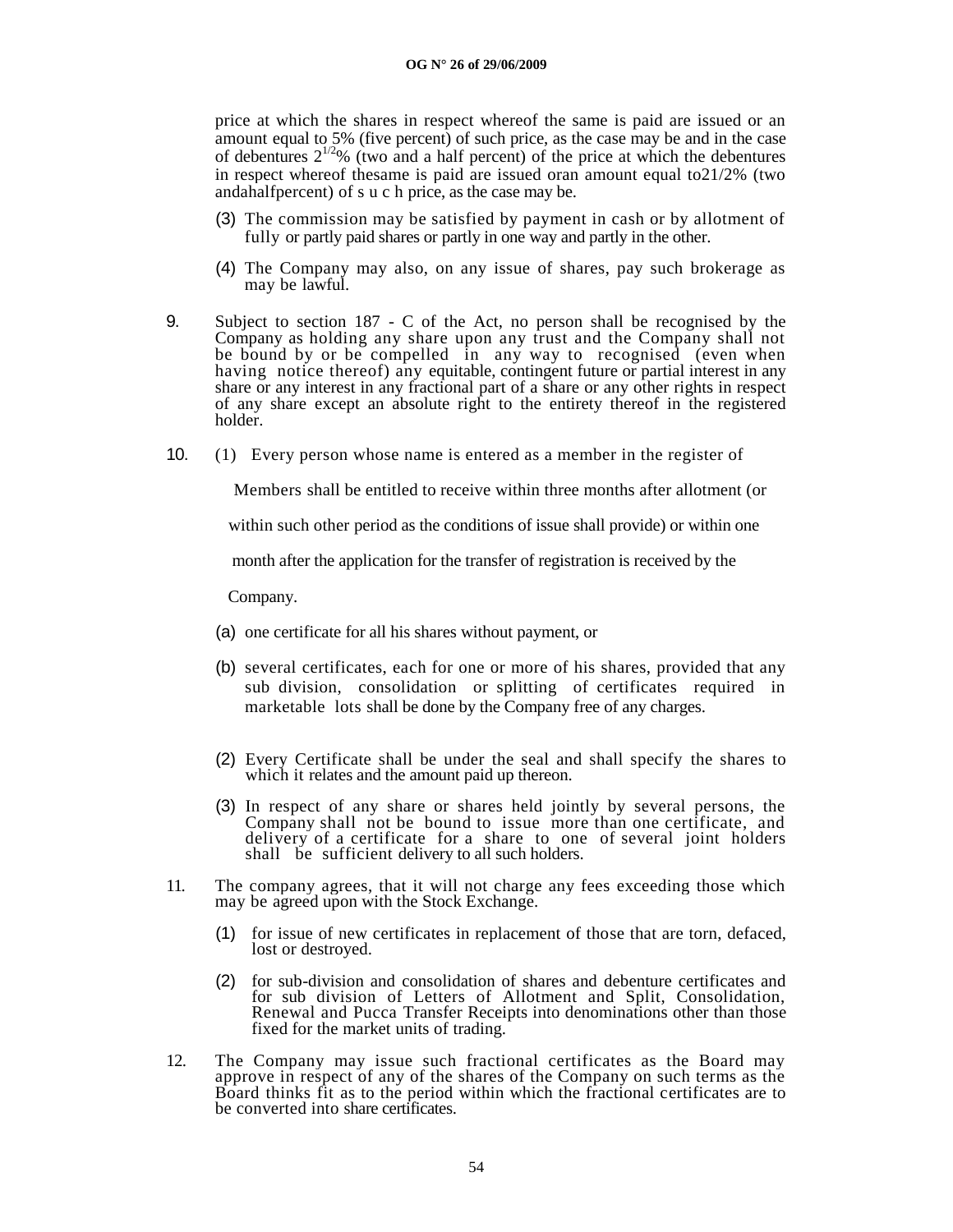price at which the shares in respect whereof the same is paid are issued or an amount equal to 5% (five percent) of such price, as the case may be and in the case of debentures $2^{1/2}$% (two and a half percent) of the price at which the debentures in respect whereof thesame is paid are issued oran amount equal to21/2% (two andahalfpercent) of s u c h price, as the case may be.

(3) The commission may be satisfied by payment in cash or by allotment of fully or partly paid shares or partly in one way and partly in the other.

(4) The Company may also, on any issue of shares, pay such brokerage as may be lawful.

9. Subject to section 187 - C of the Act, no person shall be recognised by the Company as holding any share upon any trust and the Company shall not be bound by or be compelled in any way to recognised (even when having notice thereof) any equitable, contingent future or partial interest in any share or any interest in any fractional part of a share or any other rights in respect of any share except an absolute right to the entirety thereof in the registered holder.

10. (1) Every person whose name is entered as a member in the register of Members shall be entitled to receive within three months after allotment (or within such other period as the conditions of issue shall provide) or within one month after the application for the transfer of registration is received by the Company.

(a) one certificate for all his shares without payment, or

(b) several certificates, each for one or more of his shares, provided that any sub division, consolidation or splitting of certificates required in marketable lots shall be done by the Company free of any charges.

(2) Every Certificate shall be under the seal and shall specify the shares to which it relates and the amount paid up thereon.

(3) In respect of any share or shares held jointly by several persons, the Company shall not be bound to issue more than one certificate, and delivery of a certificate for a share to one of several joint holders shall be sufficient delivery to all such holders.

11. The company agrees, that it will not charge any fees exceeding those which may be agreed upon with the Stock Exchange.

(1) for issue of new certificates in replacement of those that are torn, defaced, lost or destroyed.

(2) for sub-division and consolidation of shares and debenture certificates and for sub division of Letters of Allotment and Split, Consolidation, Renewal and Pucca Transfer Receipts into denominations other than those fixed for the market units of trading.

12. The Company may issue such fractional certificates as the Board may approve in respect of any of the shares of the Company on such terms as the Board thinks fit as to the period within which the fractional certificates are to be converted into share certificates.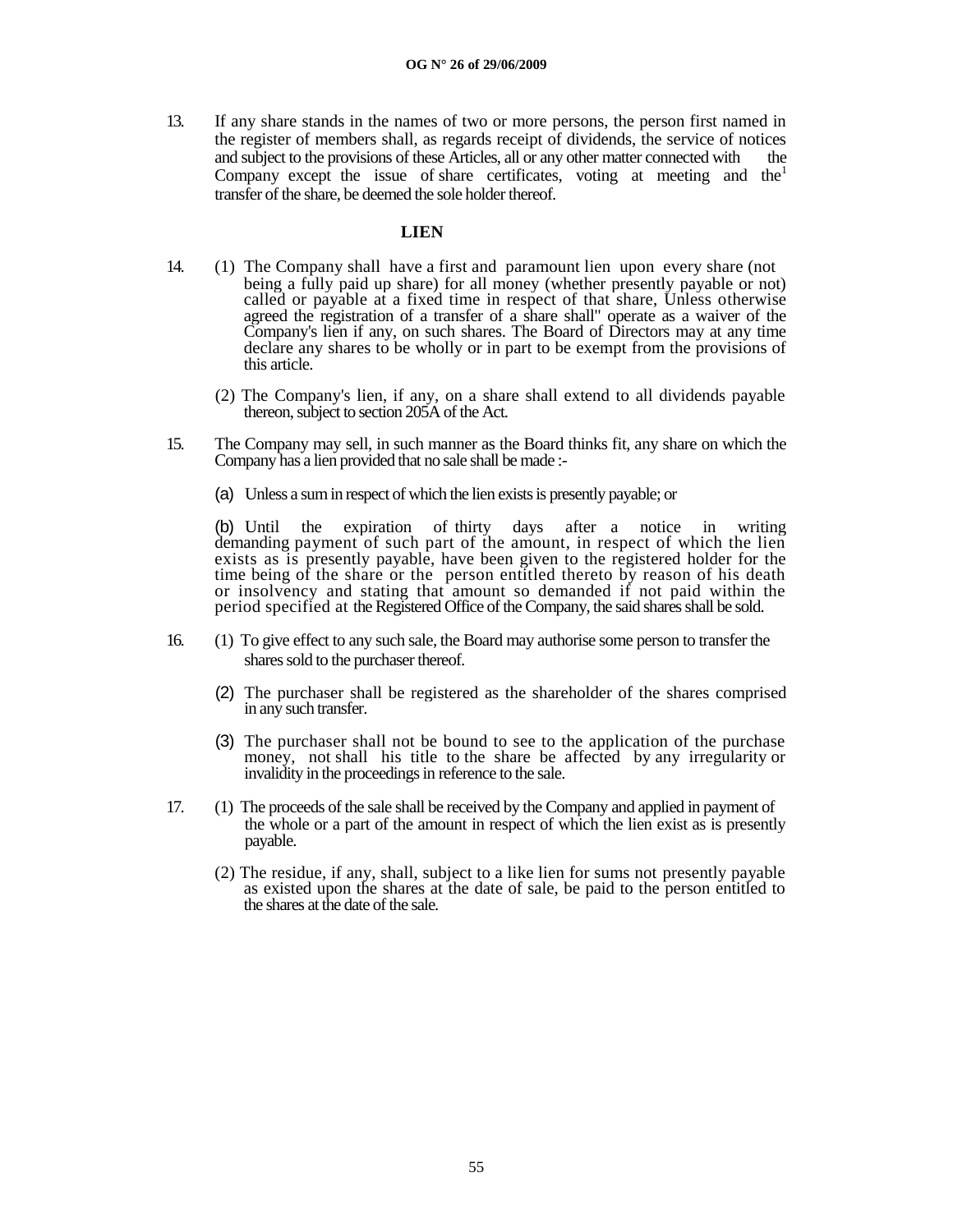13. If any share stands in the names of two or more persons, the person first named in the register of members shall, as regards receipt of dividends, the service of notices and subject to the provisions of these Articles, all or any other matter connected with the Company except the issue of share certificates, voting at meeting and the[1] transfer of the share, be deemed the sole holder thereof.

## LIEN

14. (1) The Company shall have a first and paramount lien upon every share (not being a fully paid up share) for all money (whether presently payable or not) called or payable at a fixed time in respect of that share, Unless otherwise agreed the registration of a transfer of a share shall" operate as a waiver of the Company's lien if any, on such shares. The Board of Directors may at any time declare any shares to be wholly or in part to be exempt from the provisions of this article.

    (2) The Company's lien, if any, on a share shall extend to all dividends payable thereon, subject to section 205A of the Act.

15. The Company may sell, in such manner as the Board thinks fit, any share on which the Company has a lien provided that no sale shall be made :-

    (a) Unless a sum in respect of which the lien exists is presently payable; or

    (b) Until the expiration of thirty days after a notice in writing demanding payment of such part of the amount, in respect of which the lien exists as is presently payable, have been given to the registered holder for the time being of the share or the person entitled thereto by reason of his death or insolvency and stating that amount so demanded if not paid within the period specified at the Registered Office of the Company, the said shares shall be sold.

16. (1) To give effect to any such sale, the Board may authorise some person to transfer the shares sold to the purchaser thereof.

    (2) The purchaser shall be registered as the shareholder of the shares comprised in any such transfer.

    (3) The purchaser shall not be bound to see to the application of the purchase money, not shall his title to the share be affected by any irregularity or invalidity in the proceedings in reference to the sale.

17. (1) The proceeds of the sale shall be received by the Company and applied in payment of the whole or a part of the amount in respect of which the lien exist as is presently payable.

    (2) The residue, if any, shall, subject to a like lien for sums not presently payable as existed upon the shares at the date of sale, be paid to the person entitled to the shares at the date of the sale.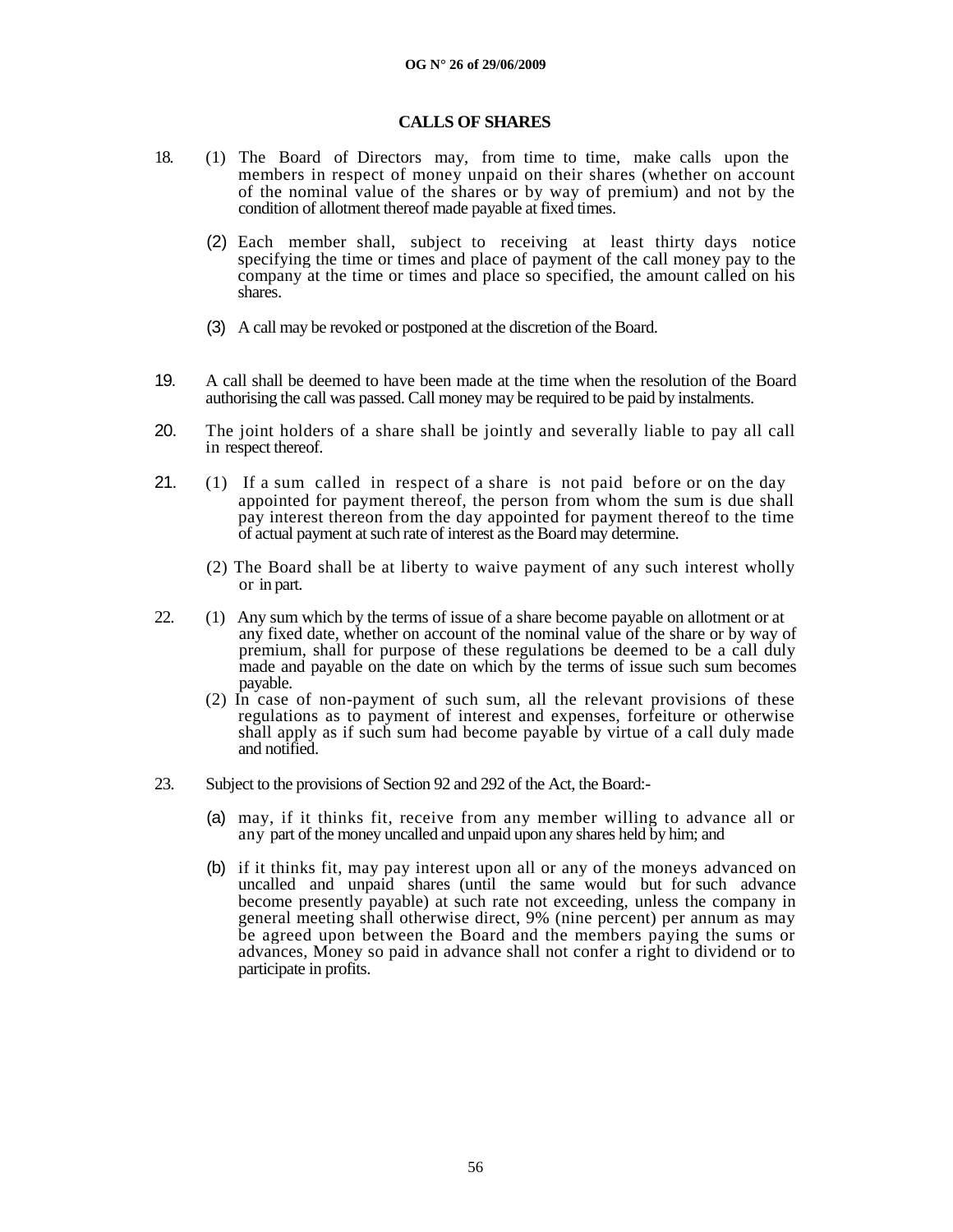## CALLS OF SHARES

18. (1) The Board of Directors may, from time to time, make calls upon the members in respect of money unpaid on their shares (whether on account of the nominal value of the shares or by way of premium) and not by the condition of allotment thereof made payable at fixed times.

    (2) Each member shall, subject to receiving at least thirty days notice specifying the time or times and place of payment of the call money pay to the company at the time or times and place so specified, the amount called on his shares.

    (3) A call may be revoked or postponed at the discretion of the Board.

19. A call shall be deemed to have been made at the time when the resolution of the Board authorising the call was passed. Call money may be required to be paid by instalments.

20. The joint holders of a share shall be jointly and severally liable to pay all call in respect thereof.

21. (1) If a sum called in respect of a share is not paid before or on the day appointed for payment thereof, the person from whom the sum is due shall pay interest thereon from the day appointed for payment thereof to the time of actual payment at such rate of interest as the Board may determine.

    (2) The Board shall be at liberty to waive payment of any such interest wholly or in part.

22. (1) Any sum which by the terms of issue of a share become payable on allotment or at any fixed date, whether on account of the nominal value of the share or by way of premium, shall for purpose of these regulations be deemed to be a call duly made and payable on the date on which by the terms of issue such sum becomes payable.

    (2) In case of non-payment of such sum, all the relevant provisions of these regulations as to payment of interest and expenses, forfeiture or otherwise shall apply as if such sum had become payable by virtue of a call duly made and notified.

23. Subject to the provisions of Section 92 and 292 of the Act, the Board:-

    (a) may, if it thinks fit, receive from any member willing to advance all or any part of the money uncalled and unpaid upon any shares held by him; and

    (b) if it thinks fit, may pay interest upon all or any of the moneys advanced on uncalled and unpaid shares (until the same would but for such advance become presently payable) at such rate not exceeding, unless the company in general meeting shall otherwise direct, 9% (nine percent) per annum as may be agreed upon between the Board and the members paying the sums or advances, Money so paid in advance shall not confer a right to dividend or to participate in profits.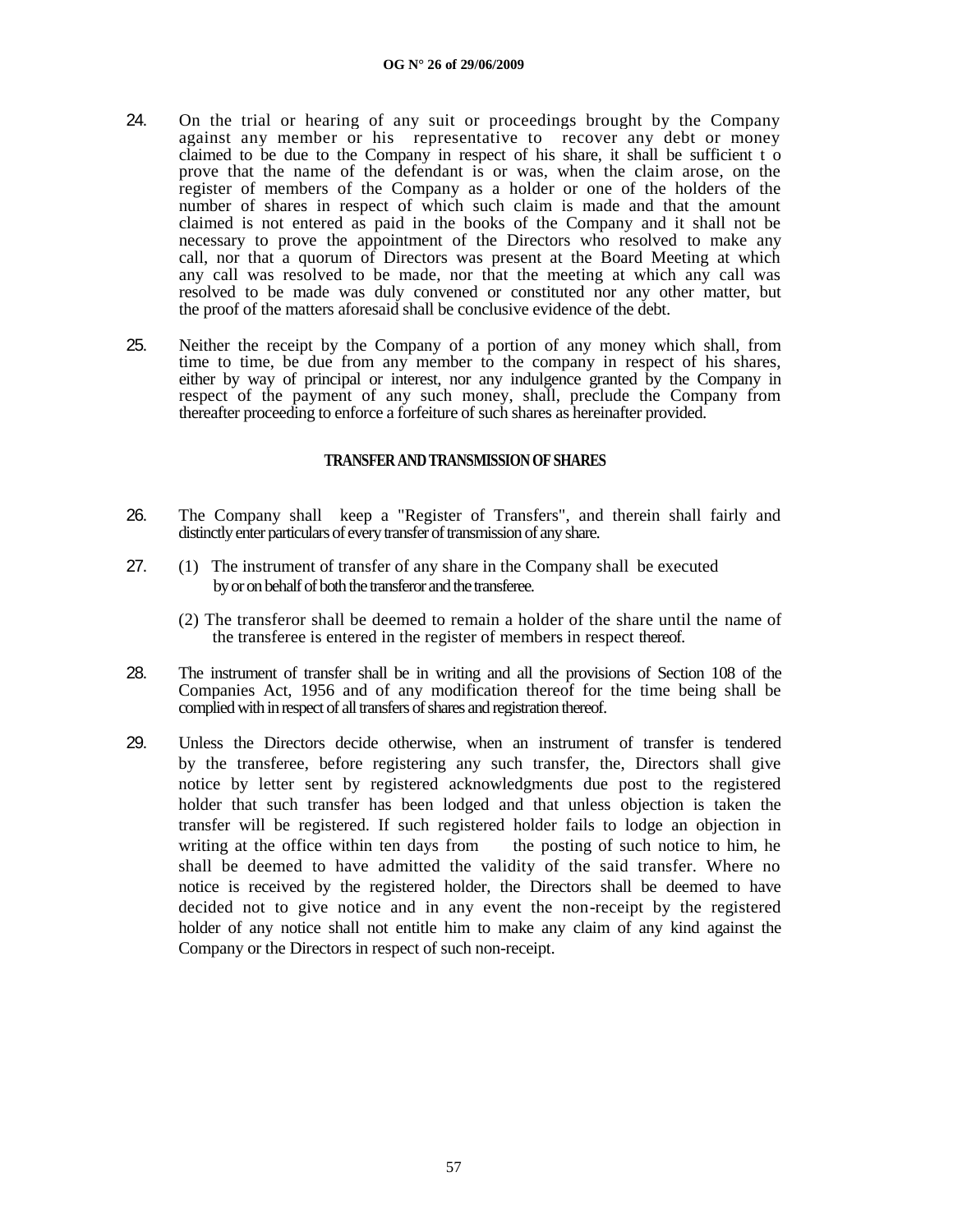24. On the trial or hearing of any suit or proceedings brought by the Company against any member or his representative to recover any debt or money claimed to be due to the Company in respect of his share, it shall be sufficient t o prove that the name of the defendant is or was, when the claim arose, on the register of members of the Company as a holder or one of the holders of the number of shares in respect of which such claim is made and that the amount claimed is not entered as paid in the books of the Company and it shall not be necessary to prove the appointment of the Directors who resolved to make any call, nor that a quorum of Directors was present at the Board Meeting at which any call was resolved to be made, nor that the meeting at which any call was resolved to be made was duly convened or constituted nor any other matter, but the proof of the matters aforesaid shall be conclusive evidence of the debt.

25. Neither the receipt by the Company of a portion of any money which shall, from time to time, be due from any member to the company in respect of his shares, either by way of principal or interest, nor any indulgence granted by the Company in respect of the payment of any such money, shall, preclude the Company from thereafter proceeding to enforce a forfeiture of such shares as hereinafter provided.

**TRANSFER AND TRANSMISSION OF SHARES**

26. The Company shall keep a "Register of Transfers", and therein shall fairly and distinctly enter particulars of every transfer of transmission of any share.

27. (1) The instrument of transfer of any share in the Company shall be executed by or on behalf of both the transferor and the transferee.

    (2) The transferor shall be deemed to remain a holder of the share until the name of the transferee is entered in the register of members in respect thereof.

28. The instrument of transfer shall be in writing and all the provisions of Section 108 of the Companies Act, 1956 and of any modification thereof for the time being shall be complied with in respect of all transfers of shares and registration thereof.

29. Unless the Directors decide otherwise, when an instrument of transfer is tendered by the transferee, before registering any such transfer, the, Directors shall give notice by letter sent by registered acknowledgments due post to the registered holder that such transfer has been lodged and that unless objection is taken the transfer will be registered. If such registered holder fails to lodge an objection in writing at the office within ten days from the posting of such notice to him, he shall be deemed to have admitted the validity of the said transfer. Where no notice is received by the registered holder, the Directors shall be deemed to have decided not to give notice and in any event the non-receipt by the registered holder of any notice shall not entitle him to make any claim of any kind against the Company or the Directors in respect of such non-receipt.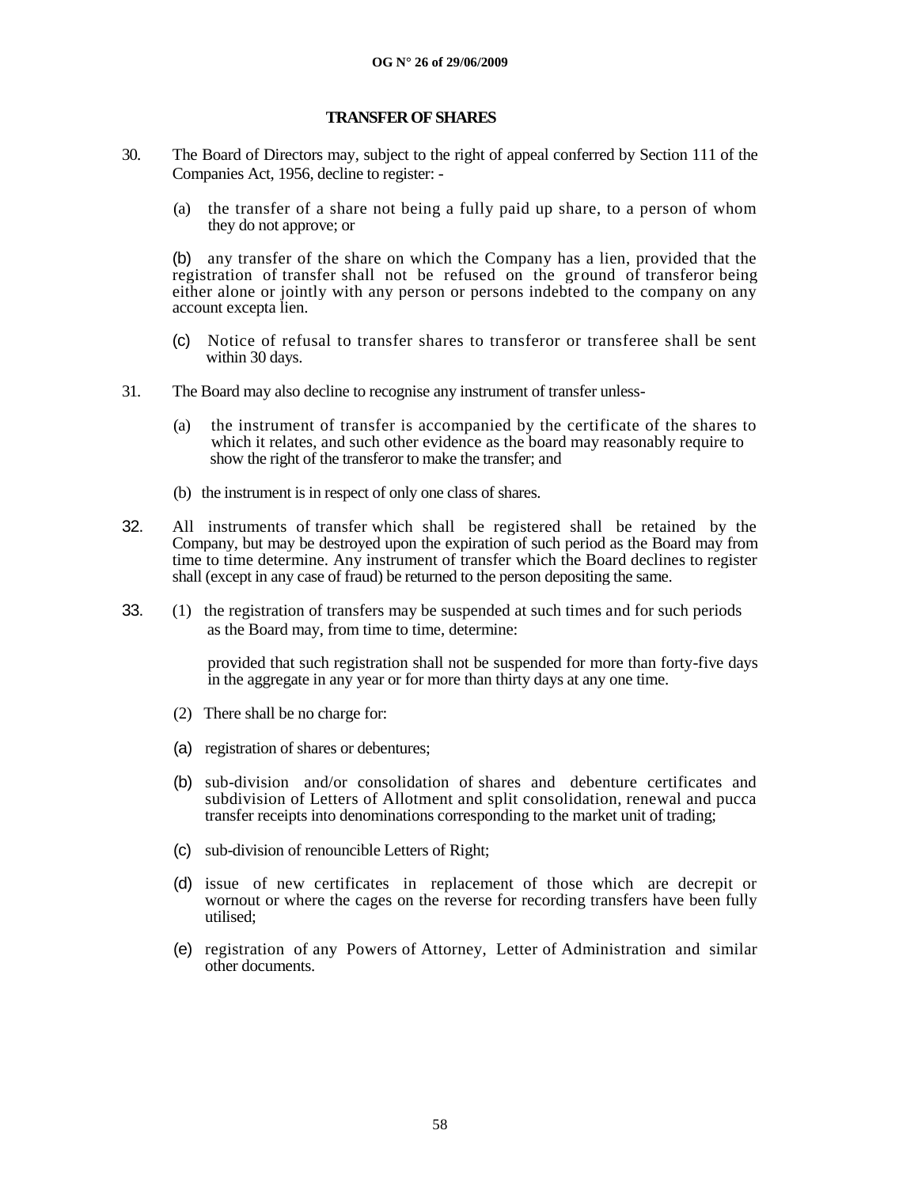## TRANSFER OF SHARES

30. The Board of Directors may, subject to the right of appeal conferred by Section 111 of the Companies Act, 1956, decline to register: -

    (a) the transfer of a share not being a fully paid up share, to a person of whom they do not approve; or

    (b) any transfer of the share on which the Company has a lien, provided that the registration of transfer shall not be refused on the ground of transferor being either alone or jointly with any person or persons indebted to the company on any account excepta lien.

    (c) Notice of refusal to transfer shares to transferor or transferee shall be sent within 30 days.

31. The Board may also decline to recognise any instrument of transfer unless-

    (a) the instrument of transfer is accompanied by the certificate of the shares to which it relates, and such other evidence as the board may reasonably require to show the right of the transferor to make the transfer; and

    (b) the instrument is in respect of only one class of shares.

32. All instruments of transfer which shall be registered shall be retained by the Company, but may be destroyed upon the expiration of such period as the Board may from time to time determine. Any instrument of transfer which the Board declines to register shall (except in any case of fraud) be returned to the person depositing the same.

33. (1) the registration of transfers may be suspended at such times and for such periods as the Board may, from time to time, determine:

    provided that such registration shall not be suspended for more than forty-five days in the aggregate in any year or for more than thirty days at any one time.

    (2) There shall be no charge for:

    (a) registration of shares or debentures;

    (b) sub-division and/or consolidation of shares and debenture certificates and subdivision of Letters of Allotment and split consolidation, renewal and pucca transfer receipts into denominations corresponding to the market unit of trading;

    (c) sub-division of renouncible Letters of Right;

    (d) issue of new certificates in replacement of those which are decrepit or wornout or where the cages on the reverse for recording transfers have been fully utilised;

    (e) registration of any Powers of Attorney, Letter of Administration and similar other documents.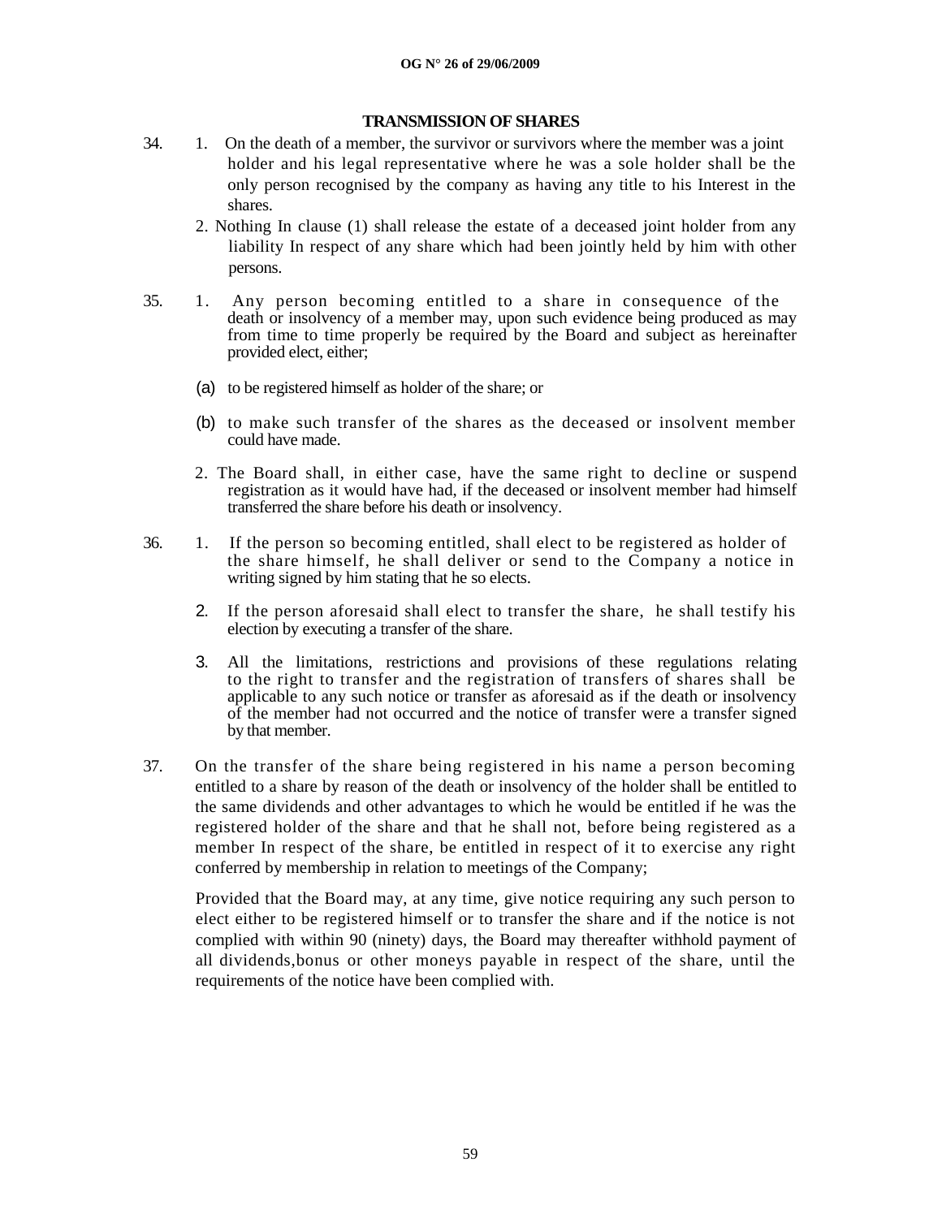## TRANSMISSION OF SHARES

34. 1. On the death of a member, the survivor or survivors where the member was a joint holder and his legal representative where he was a sole holder shall be the only person recognised by the company as having any title to his Interest in the shares.

    2. Nothing In clause (1) shall release the estate of a deceased joint holder from any liability In respect of any share which had been jointly held by him with other persons.

35. 1. Any person becoming entitled to a share in consequence of the death or insolvency of a member may, upon such evidence being produced as may from time to time properly be required by the Board and subject as hereinafter provided elect, either;

    (a) to be registered himself as holder of the share; or

    (b) to make such transfer of the shares as the deceased or insolvent member could have made.

    2. The Board shall, in either case, have the same right to decline or suspend registration as it would have had, if the deceased or insolvent member had himself transferred the share before his death or insolvency.

36. 1. If the person so becoming entitled, shall elect to be registered as holder of the share himself, he shall deliver or send to the Company a notice in writing signed by him stating that he so elects.

    2. If the person aforesaid shall elect to transfer the share, he shall testify his election by executing a transfer of the share.

    3. All the limitations, restrictions and provisions of these regulations relating to the right to transfer and the registration of transfers of shares shall be applicable to any such notice or transfer as aforesaid as if the death or insolvency of the member had not occurred and the notice of transfer were a transfer signed by that member.

37. On the transfer of the share being registered in his name a person becoming entitled to a share by reason of the death or insolvency of the holder shall be entitled to the same dividends and other advantages to which he would be entitled if he was the registered holder of the share and that he shall not, before being registered as a member In respect of the share, be entitled in respect of it to exercise any right conferred by membership in relation to meetings of the Company;

    Provided that the Board may, at any time, give notice requiring any such person to elect either to be registered himself or to transfer the share and if the notice is not complied with within 90 (ninety) days, the Board may thereafter withhold payment of all dividends,bonus or other moneys payable in respect of the share, until the requirements of the notice have been complied with.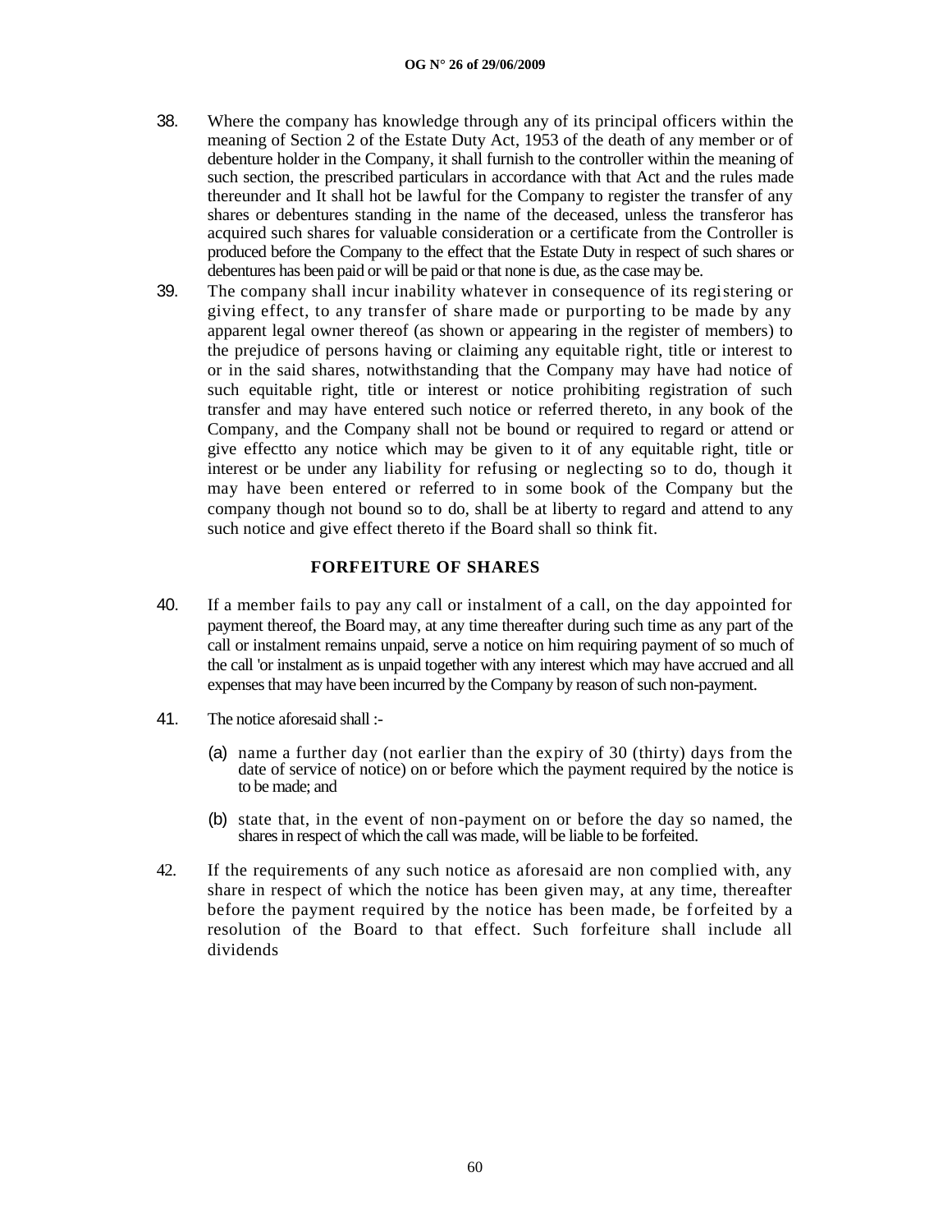38. Where the company has knowledge through any of its principal officers within the meaning of Section 2 of the Estate Duty Act, 1953 of the death of any member or of debenture holder in the Company, it shall furnish to the controller within the meaning of such section, the prescribed particulars in accordance with that Act and the rules made thereunder and It shall hot be lawful for the Company to register the transfer of any shares or debentures standing in the name of the deceased, unless the transferor has acquired such shares for valuable consideration or a certificate from the Controller is produced before the Company to the effect that the Estate Duty in respect of such shares or debentures has been paid or will be paid or that none is due, as the case may be.

39. The company shall incur inability whatever in consequence of its registering or giving effect, to any transfer of share made or purporting to be made by any apparent legal owner thereof (as shown or appearing in the register of members) to the prejudice of persons having or claiming any equitable right, title or interest to or in the said shares, notwithstanding that the Company may have had notice of such equitable right, title or interest or notice prohibiting registration of such transfer and may have entered such notice or referred thereto, in any book of the Company, and the Company shall not be bound or required to regard or attend or give effectto any notice which may be given to it of any equitable right, title or interest or be under any liability for refusing or neglecting so to do, though it may have been entered or referred to in some book of the Company but the company though not bound so to do, shall be at liberty to regard and attend to any such notice and give effect thereto if the Board shall so think fit.

## FORFEITURE OF SHARES

40. If a member fails to pay any call or instalment of a call, on the day appointed for payment thereof, the Board may, at any time thereafter during such time as any part of the call or instalment remains unpaid, serve a notice on him requiring payment of so much of the call 'or instalment as is unpaid together with any interest which may have accrued and all expenses that may have been incurred by the Company by reason of such non-payment.

41. The notice aforesaid shall :-

(a) name a further day (not earlier than the expiry of 30 (thirty) days from the date of service of notice) on or before which the payment required by the notice is to be made; and

(b) state that, in the event of non-payment on or before the day so named, the shares in respect of which the call was made, will be liable to be forfeited.

42. If the requirements of any such notice as aforesaid are non complied with, any share in respect of which the notice has been given may, at any time, thereafter before the payment required by the notice has been made, be forfeited by a resolution of the Board to that effect. Such forfeiture shall include all dividends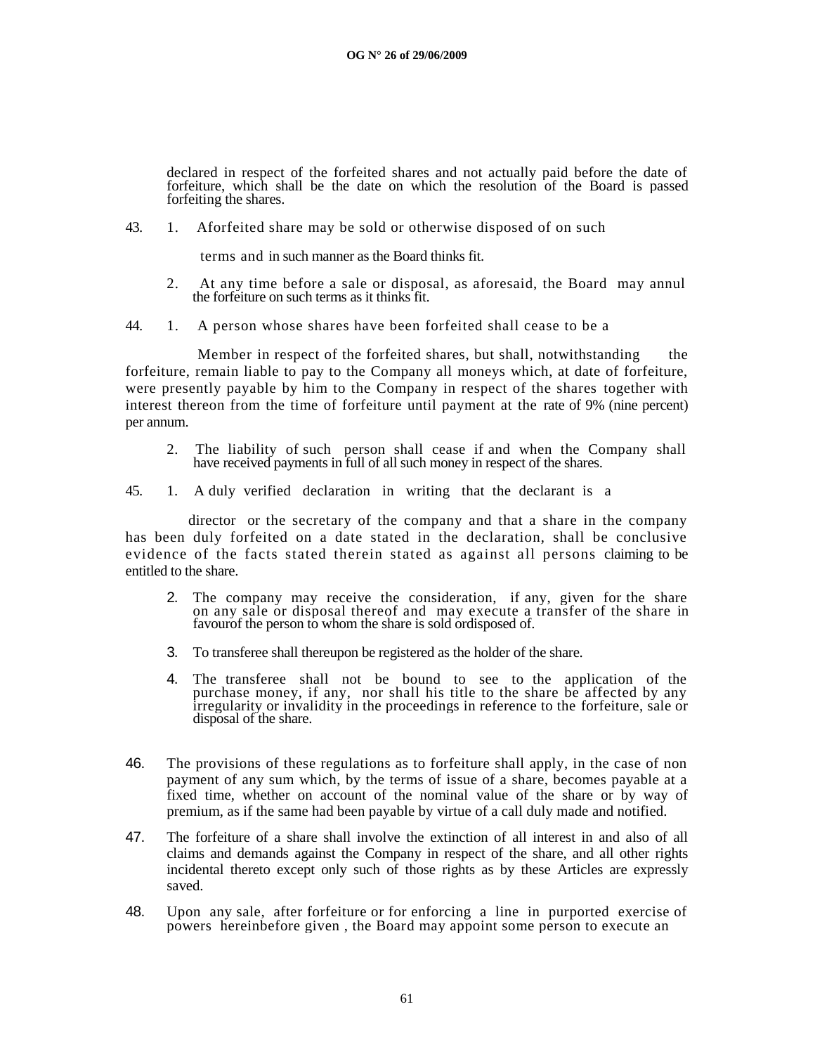declared in respect of the forfeited shares and not actually paid before the date of forfeiture, which shall be the date on which the resolution of the Board is passed forfeiting the shares.

43. 1. Aforfeited share may be sold or otherwise disposed of on such terms and in such manner as the Board thinks fit.

2. At any time before a sale or disposal, as aforesaid, the Board may annul the forfeiture on such terms as it thinks fit.

44. 1. A person whose shares have been forfeited shall cease to be a Member in respect of the forfeited shares, but shall, notwithstanding the forfeiture, remain liable to pay to the Company all moneys which, at date of forfeiture, were presently payable by him to the Company in respect of the shares together with interest thereon from the time of forfeiture until payment at the rate of 9% (nine percent) per annum.

2. The liability of such person shall cease if and when the Company shall have received payments in full of all such money in respect of the shares.

45. 1. A duly verified declaration in writing that the declarant is a director or the secretary of the company and that a share in the company has been duly forfeited on a date stated in the declaration, shall be conclusive evidence of the facts stated therein stated as against all persons claiming to be entitled to the share.

2. The company may receive the consideration, if any, given for the share on any sale or disposal thereof and may execute a transfer of the share in favourof the person to whom the share is sold ordisposed of.

3. To transferee shall thereupon be registered as the holder of the share.

4. The transferee shall not be bound to see to the application of the purchase money, if any, nor shall his title to the share be affected by any irregularity or invalidity in the proceedings in reference to the forfeiture, sale or disposal of the share.

46. The provisions of these regulations as to forfeiture shall apply, in the case of non payment of any sum which, by the terms of issue of a share, becomes payable at a fixed time, whether on account of the nominal value of the share or by way of premium, as if the same had been payable by virtue of a call duly made and notified.

47. The forfeiture of a share shall involve the extinction of all interest in and also of all claims and demands against the Company in respect of the share, and all other rights incidental thereto except only such of those rights as by these Articles are expressly saved.

48. Upon any sale, after forfeiture or for enforcing a line in purported exercise of powers hereinbefore given , the Board may appoint some person to execute an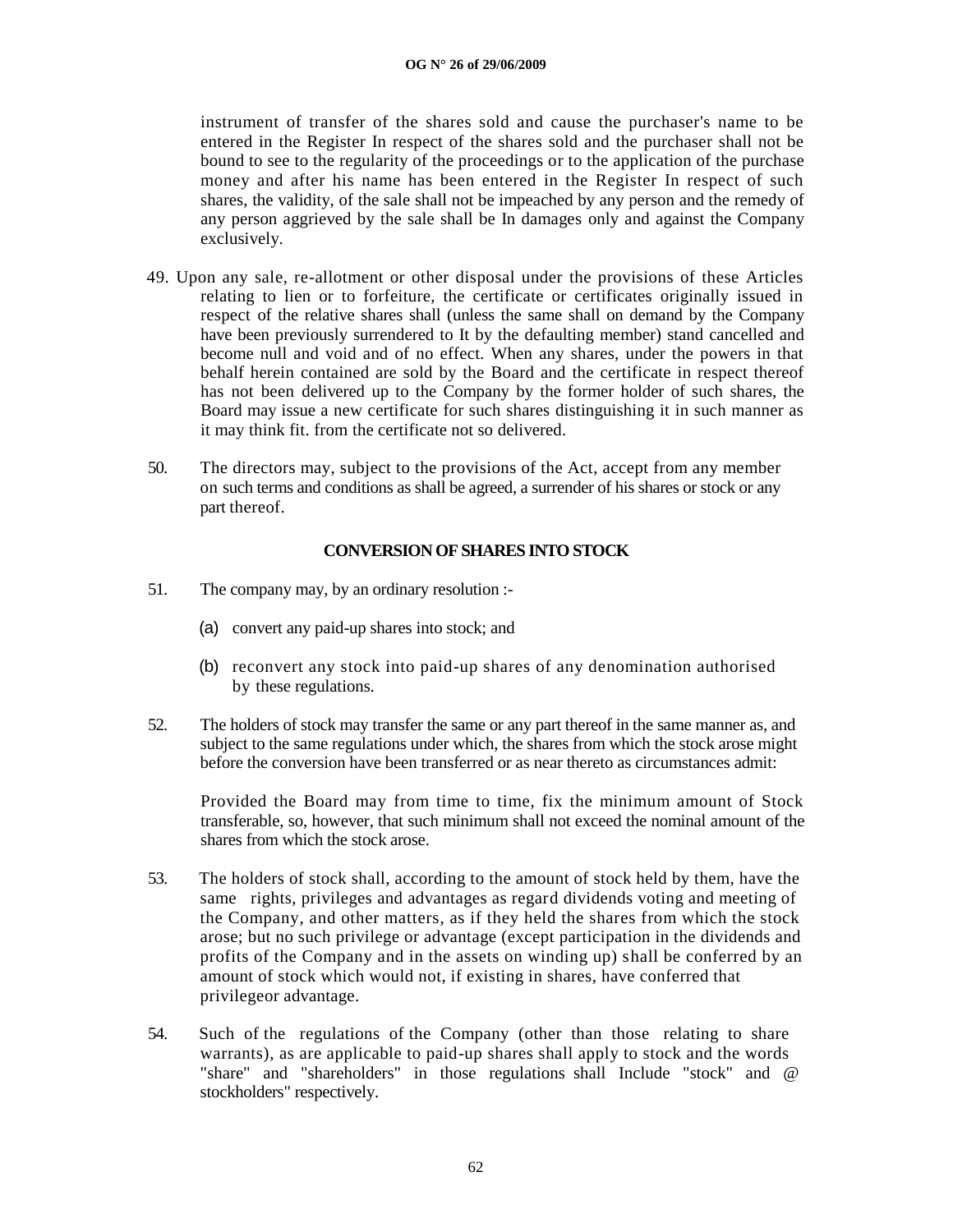instrument of transfer of the shares sold and cause the purchaser's name to be entered in the Register In respect of the shares sold and the purchaser shall not be bound to see to the regularity of the proceedings or to the application of the purchase money and after his name has been entered in the Register In respect of such shares, the validity, of the sale shall not be impeached by any person and the remedy of any person aggrieved by the sale shall be In damages only and against the Company exclusively.

49. Upon any sale, re-allotment or other disposal under the provisions of these Articles relating to lien or to forfeiture, the certificate or certificates originally issued in respect of the relative shares shall (unless the same shall on demand by the Company have been previously surrendered to It by the defaulting member) stand cancelled and become null and void and of no effect. When any shares, under the powers in that behalf herein contained are sold by the Board and the certificate in respect thereof has not been delivered up to the Company by the former holder of such shares, the Board may issue a new certificate for such shares distinguishing it in such manner as it may think fit. from the certificate not so delivered.

50. The directors may, subject to the provisions of the Act, accept from any member on such terms and conditions as shall be agreed, a surrender of his shares or stock or any part thereof.

## CONVERSION OF SHARES INTO STOCK

51. The company may, by an ordinary resolution :-

 (a) convert any paid-up shares into stock; and

 (b) reconvert any stock into paid-up shares of any denomination authorised by these regulations.

52. The holders of stock may transfer the same or any part thereof in the same manner as, and subject to the same regulations under which, the shares from which the stock arose might before the conversion have been transferred or as near thereto as circumstances admit:

 Provided the Board may from time to time, fix the minimum amount of Stock transferable, so, however, that such minimum shall not exceed the nominal amount of the shares from which the stock arose.

53. The holders of stock shall, according to the amount of stock held by them, have the same rights, privileges and advantages as regard dividends voting and meeting of the Company, and other matters, as if they held the shares from which the stock arose; but no such privilege or advantage (except participation in the dividends and profits of the Company and in the assets on winding up) shall be conferred by an amount of stock which would not, if existing in shares, have conferred that privilegeor advantage.

54. Such of the regulations of the Company (other than those relating to share warrants), as are applicable to paid-up shares shall apply to stock and the words "share" and "shareholders" in those regulations shall Include "stock" and @ stockholders" respectively.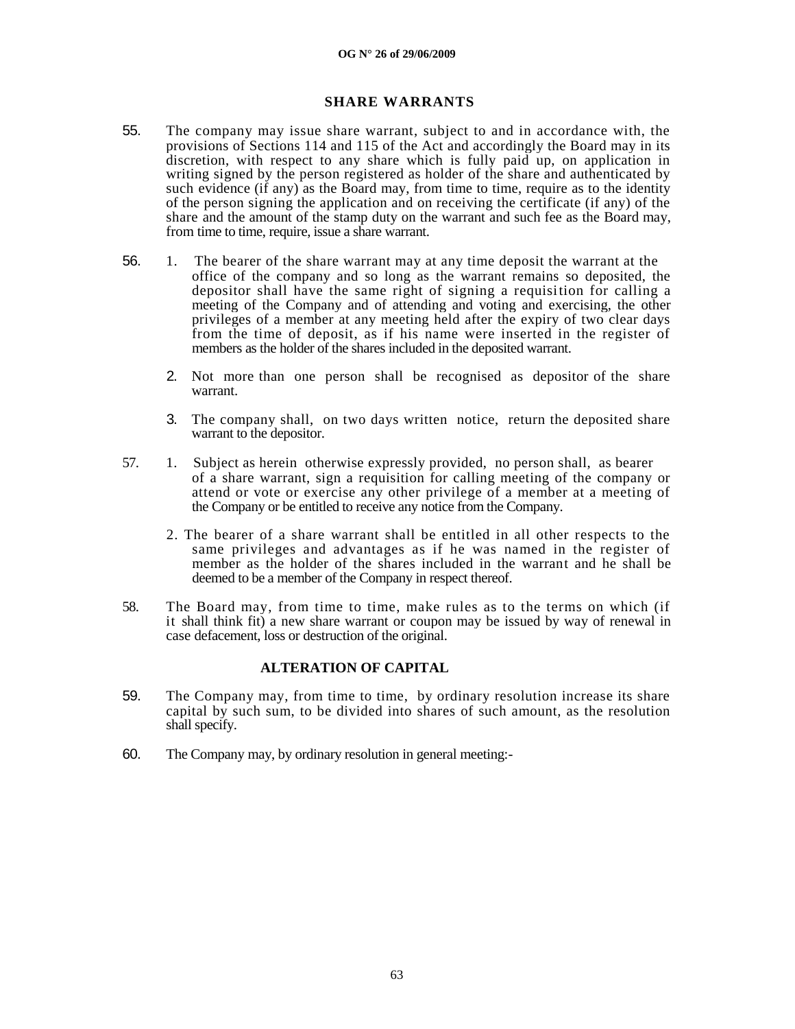## SHARE WARRANTS

55. The company may issue share warrant, subject to and in accordance with, the provisions of Sections 114 and 115 of the Act and accordingly the Board may in its discretion, with respect to any share which is fully paid up, on application in writing signed by the person registered as holder of the share and authenticated by such evidence (if any) as the Board may, from time to time, require as to the identity of the person signing the application and on receiving the certificate (if any) of the share and the amount of the stamp duty on the warrant and such fee as the Board may, from time to time, require, issue a share warrant.

56. 1. The bearer of the share warrant may at any time deposit the warrant at the office of the company and so long as the warrant remains so deposited, the depositor shall have the same right of signing a requisition for calling a meeting of the Company and of attending and voting and exercising, the other privileges of a member at any meeting held after the expiry of two clear days from the time of deposit, as if his name were inserted in the register of members as the holder of the shares included in the deposited warrant.

    2. Not more than one person shall be recognised as depositor of the share warrant.

    3. The company shall, on two days written notice, return the deposited share warrant to the depositor.

57. 1. Subject as herein otherwise expressly provided, no person shall, as bearer of a share warrant, sign a requisition for calling meeting of the company or attend or vote or exercise any other privilege of a member at a meeting of the Company or be entitled to receive any notice from the Company.

    2. The bearer of a share warrant shall be entitled in all other respects to the same privileges and advantages as if he was named in the register of member as the holder of the shares included in the warrant and he shall be deemed to be a member of the Company in respect thereof.

58. The Board may, from time to time, make rules as to the terms on which (if it shall think fit) a new share warrant or coupon may be issued by way of renewal in case defacement, loss or destruction of the original.

## ALTERATION OF CAPITAL

59. The Company may, from time to time, by ordinary resolution increase its share capital by such sum, to be divided into shares of such amount, as the resolution shall specify.

60. The Company may, by ordinary resolution in general meeting:-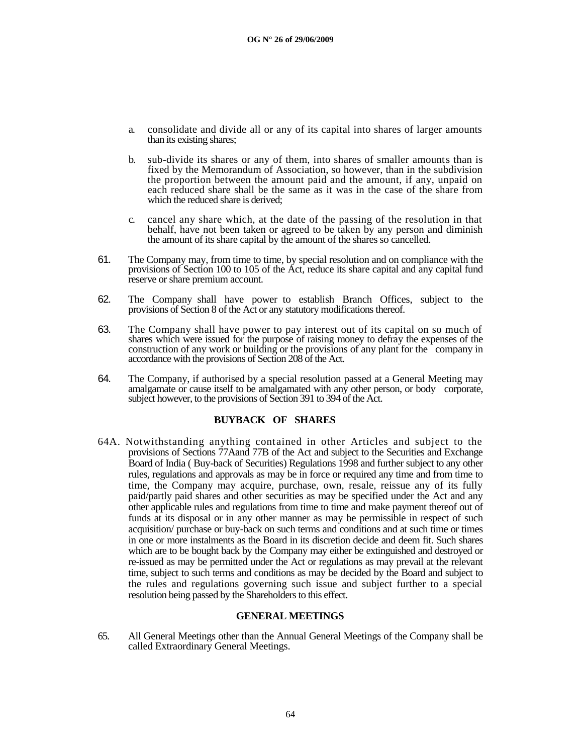a. consolidate and divide all or any of its capital into shares of larger amounts than its existing shares;

b. sub-divide its shares or any of them, into shares of smaller amounts than is fixed by the Memorandum of Association, so however, than in the subdivision the proportion between the amount paid and the amount, if any, unpaid on each reduced share shall be the same as it was in the case of the share from which the reduced share is derived;

c. cancel any share which, at the date of the passing of the resolution in that behalf, have not been taken or agreed to be taken by any person and diminish the amount of its share capital by the amount of the shares so cancelled.

61. The Company may, from time to time, by special resolution and on compliance with the provisions of Section 100 to 105 of the Act, reduce its share capital and any capital fund reserve or share premium account.

62. The Company shall have power to establish Branch Offices, subject to the provisions of Section 8 of the Act or any statutory modifications thereof.

63. The Company shall have power to pay interest out of its capital on so much of shares which were issued for the purpose of raising money to defray the expenses of the construction of any work or building or the provisions of any plant for the company in accordance with the provisions of Section 208 of the Act.

64. The Company, if authorised by a special resolution passed at a General Meeting may amalgamate or cause itself to be amalgamated with any other person, or body corporate, subject however, to the provisions of Section 391 to 394 of the Act.

## BUYBACK OF SHARES

64A. Notwithstanding anything contained in other Articles and subject to the provisions of Sections 77Aand 77B of the Act and subject to the Securities and Exchange Board of India ( Buy-back of Securities) Regulations 1998 and further subject to any other rules, regulations and approvals as may be in force or required any time and from time to time, the Company may acquire, purchase, own, resale, reissue any of its fully paid/partly paid shares and other securities as may be specified under the Act and any other applicable rules and regulations from time to time and make payment thereof out of funds at its disposal or in any other manner as may be permissible in respect of such acquisition/ purchase or buy-back on such terms and conditions and at such time or times in one or more instalments as the Board in its discretion decide and deem fit. Such shares which are to be bought back by the Company may either be extinguished and destroyed or re-issued as may be permitted under the Act or regulations as may prevail at the relevant time, subject to such terms and conditions as may be decided by the Board and subject to the rules and regulations governing such issue and subject further to a special resolution being passed by the Shareholders to this effect.

## GENERAL MEETINGS

65. All General Meetings other than the Annual General Meetings of the Company shall be called Extraordinary General Meetings.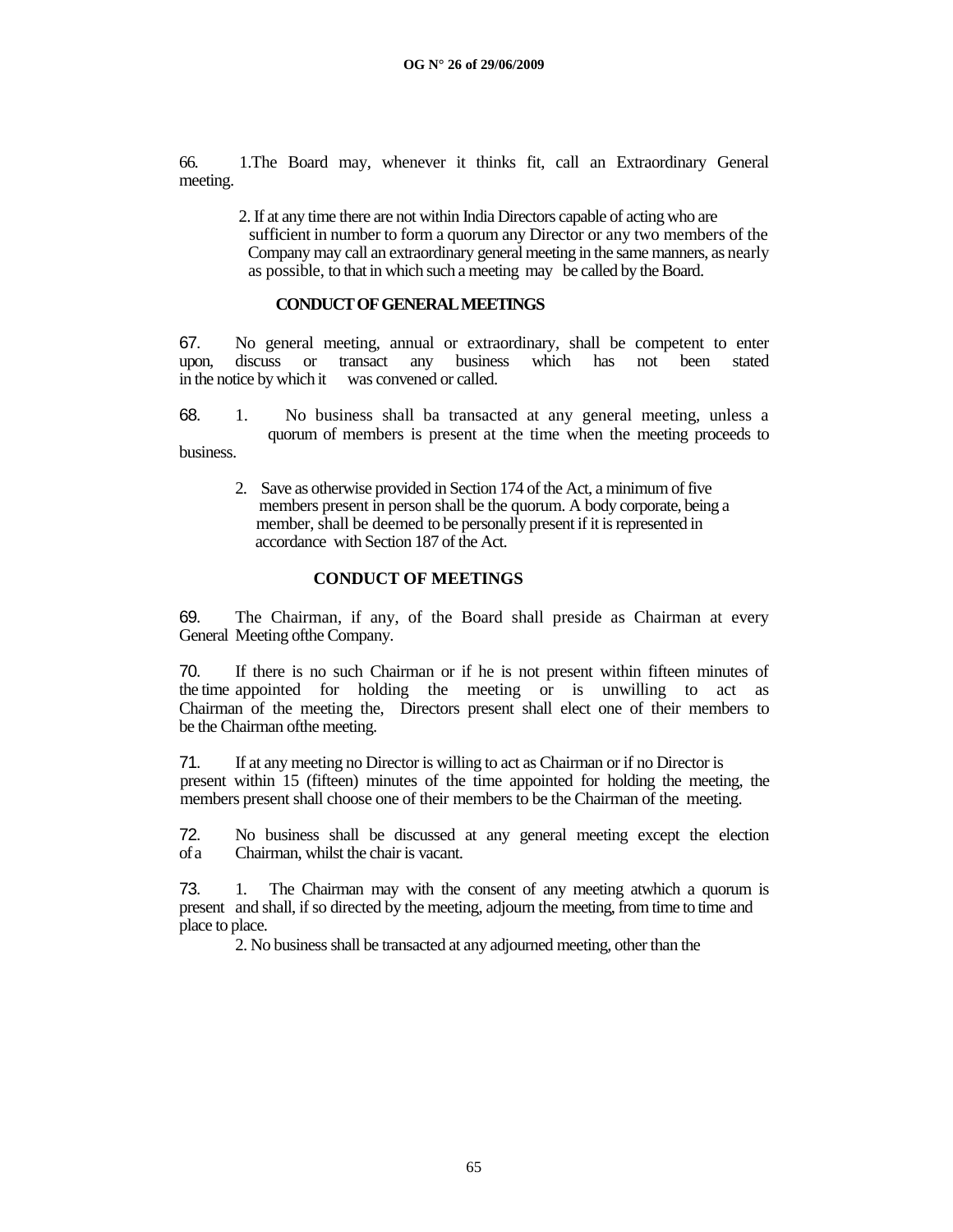66. 1.The Board may, whenever it thinks fit, call an Extraordinary General meeting.

2. If at any time there are not within India Directors capable of acting who are sufficient in number to form a quorum any Director or any two members of the Company may call an extraordinary general meeting in the same manners, as nearly as possible, to that in which such a meeting may be called by the Board.

## CONDUCT OF GENERAL MEETINGS

67. No general meeting, annual or extraordinary, shall be competent to enter upon, discuss or transact any business which has not been stated in the notice by which it was convened or called.

68. 1. No business shall ba transacted at any general meeting, unless a quorum of members is present at the time when the meeting proceeds to business.

2. Save as otherwise provided in Section 174 of the Act, a minimum of five members present in person shall be the quorum. A body corporate, being a member, shall be deemed to be personally present if it is represented in accordance with Section 187 of the Act.

## CONDUCT OF MEETINGS

69. The Chairman, if any, of the Board shall preside as Chairman at every General Meeting ofthe Company.

70. If there is no such Chairman or if he is not present within fifteen minutes of the time appointed for holding the meeting or is unwilling to act as Chairman of the meeting the, Directors present shall elect one of their members to be the Chairman ofthe meeting.

71. If at any meeting no Director is willing to act as Chairman or if no Director is present within 15 (fifteen) minutes of the time appointed for holding the meeting, the members present shall choose one of their members to be the Chairman of the meeting.

72. No business shall be discussed at any general meeting except the election of a Chairman, whilst the chair is vacant.

73. 1. The Chairman may with the consent of any meeting atwhich a quorum is present and shall, if so directed by the meeting, adjourn the meeting, from time to time and place to place.

2. No business shall be transacted at any adjourned meeting, other than the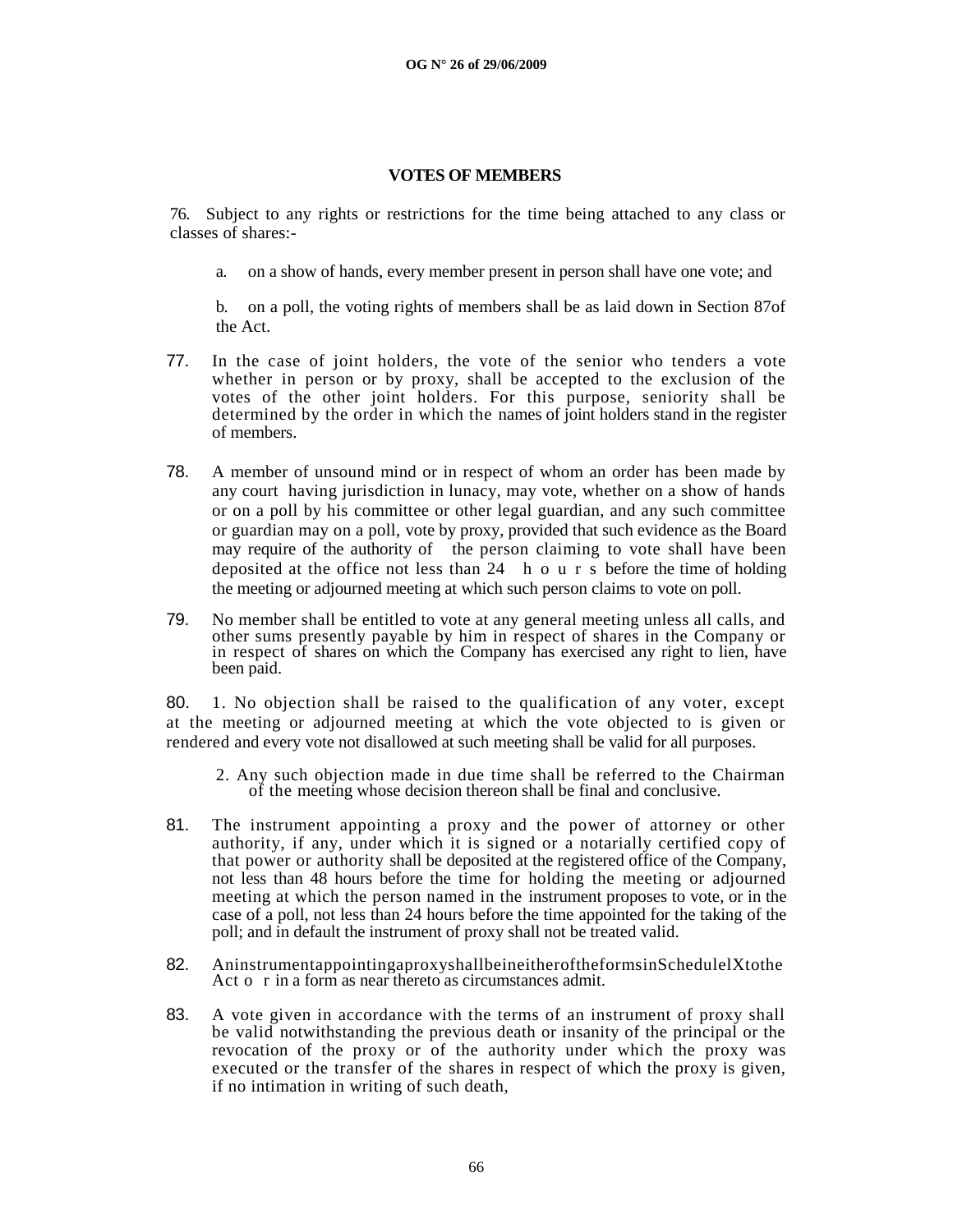## VOTES OF MEMBERS

76. Subject to any rights or restrictions for the time being attached to any class or classes of shares:-

a. on a show of hands, every member present in person shall have one vote; and

b. on a poll, the voting rights of members shall be as laid down in Section 87of the Act.

77. In the case of joint holders, the vote of the senior who tenders a vote whether in person or by proxy, shall be accepted to the exclusion of the votes of the other joint holders. For this purpose, seniority shall be determined by the order in which the names of joint holders stand in the register of members.

78. A member of unsound mind or in respect of whom an order has been made by any court having jurisdiction in lunacy, may vote, whether on a show of hands or on a poll by his committee or other legal guardian, and any such committee or guardian may on a poll, vote by proxy, provided that such evidence as the Board may require of the authority of the person claiming to vote shall have been deposited at the office not less than 24 hours before the time of holding the meeting or adjourned meeting at which such person claims to vote on poll.

79. No member shall be entitled to vote at any general meeting unless all calls, and other sums presently payable by him in respect of shares in the Company or in respect of shares on which the Company has exercised any right to lien, have been paid.

80. 1. No objection shall be raised to the qualification of any voter, except at the meeting or adjourned meeting at which the vote objected to is given or rendered and every vote not disallowed at such meeting shall be valid for all purposes.

2. Any such objection made in due time shall be referred to the Chairman of the meeting whose decision thereon shall be final and conclusive.

81. The instrument appointing a proxy and the power of attorney or other authority, if any, under which it is signed or a notarially certified copy of that power or authority shall be deposited at the registered office of the Company, not less than 48 hours before the time for holding the meeting or adjourned meeting at which the person named in the instrument proposes to vote, or in the case of a poll, not less than 24 hours before the time appointed for the taking of the poll; and in default the instrument of proxy shall not be treated valid.

82. An instrument appointing a proxy shall be in either of the forms in Schedule IX to the Act or in a form as near thereto as circumstances admit.

83. A vote given in accordance with the terms of an instrument of proxy shall be valid notwithstanding the previous death or insanity of the principal or the revocation of the proxy or of the authority under which the proxy was executed or the transfer of the shares in respect of which the proxy is given, if no intimation in writing of such death,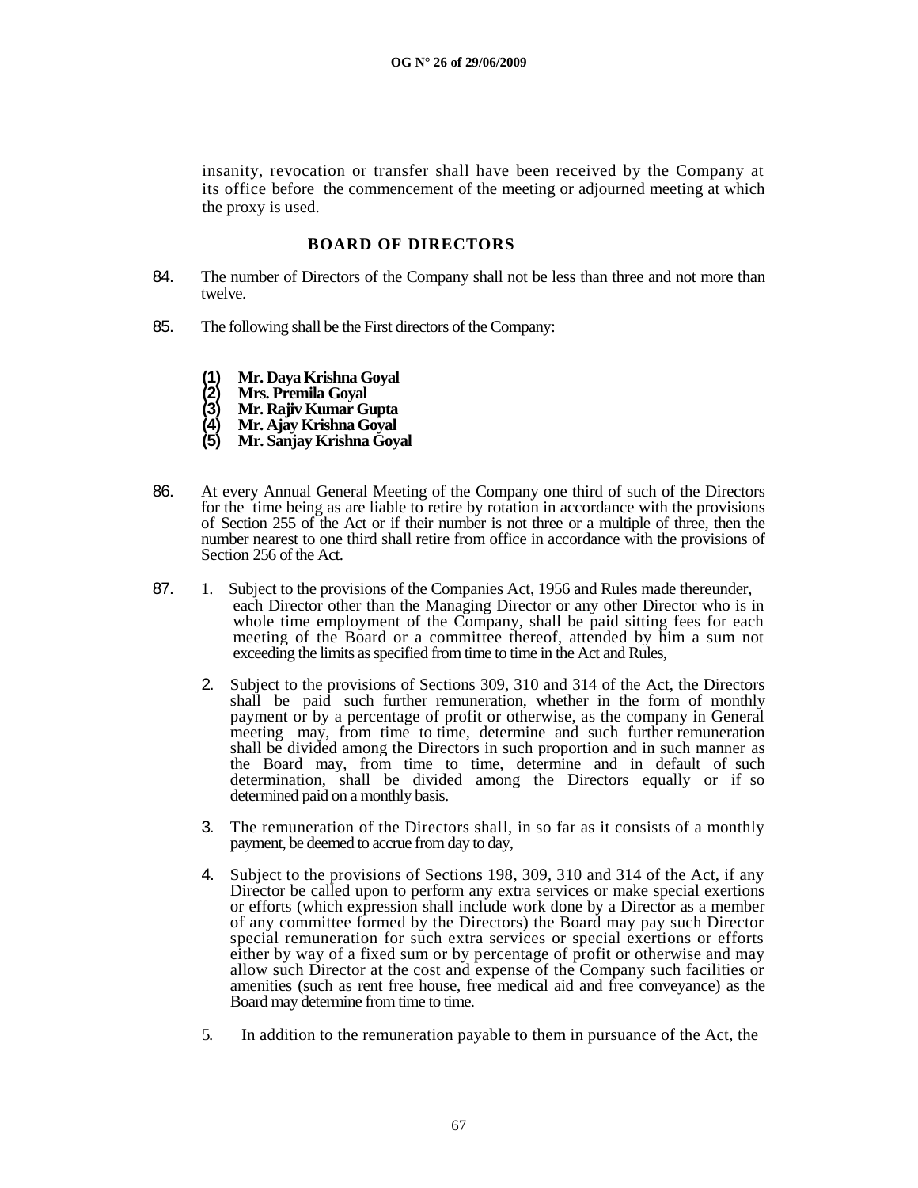insanity, revocation or transfer shall have been received by the Company at its office before the commencement of the meeting or adjourned meeting at which the proxy is used.

## BOARD OF DIRECTORS

84. The number of Directors of the Company shall not be less than three and not more than twelve.

85. The following shall be the First directors of the Company:

    **(1) Mr. Daya Krishna Goyal**
    **(2) Mrs. Premila Goyal**
    **(3) Mr. Rajiv Kumar Gupta**
    **(4) Mr. Ajay Krishna Goyal**
    **(5) Mr. Sanjay Krishna Goyal**

86. At every Annual General Meeting of the Company one third of such of the Directors for the time being as are liable to retire by rotation in accordance with the provisions of Section 255 of the Act or if their number is not three or a multiple of three, then the number nearest to one third shall retire from office in accordance with the provisions of Section 256 of the Act.

87. 1. Subject to the provisions of the Companies Act, 1956 and Rules made thereunder, each Director other than the Managing Director or any other Director who is in whole time employment of the Company, shall be paid sitting fees for each meeting of the Board or a committee thereof, attended by him a sum not exceeding the limits as specified from time to time in the Act and Rules,

    2. Subject to the provisions of Sections 309, 310 and 314 of the Act, the Directors shall be paid such further remuneration, whether in the form of monthly payment or by a percentage of profit or otherwise, as the company in General meeting may, from time to time, determine and such further remuneration shall be divided among the Directors in such proportion and in such manner as the Board may, from time to time, determine and in default of such determination, shall be divided among the Directors equally or if so determined paid on a monthly basis.

    3. The remuneration of the Directors shall, in so far as it consists of a monthly payment, be deemed to accrue from day to day,

    4. Subject to the provisions of Sections 198, 309, 310 and 314 of the Act, if any Director be called upon to perform any extra services or make special exertions or efforts (which expression shall include work done by a Director as a member of any committee formed by the Directors) the Board may pay such Director special remuneration for such extra services or special exertions or efforts either by way of a fixed sum or by percentage of profit or otherwise and may allow such Director at the cost and expense of the Company such facilities or amenities (such as rent free house, free medical aid and free conveyance) as the Board may determine from time to time.

    5. In addition to the remuneration payable to them in pursuance of the Act, the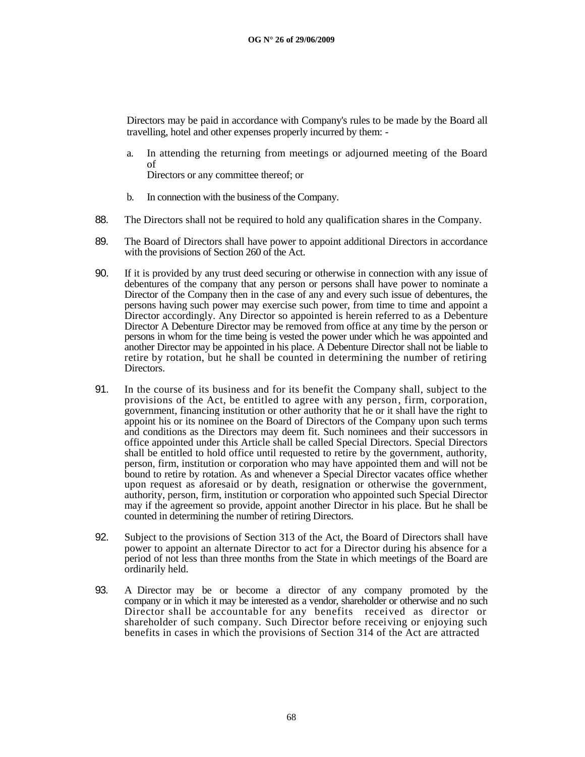Directors may be paid in accordance with Company's rules to be made by the Board all travelling, hotel and other expenses properly incurred by them: -

a. In attending the returning from meetings or adjourned meeting of the Board of Directors or any committee thereof; or

b. In connection with the business of the Company.

88. The Directors shall not be required to hold any qualification shares in the Company.

89. The Board of Directors shall have power to appoint additional Directors in accordance with the provisions of Section 260 of the Act.

90. If it is provided by any trust deed securing or otherwise in connection with any issue of debentures of the company that any person or persons shall have power to nominate a Director of the Company then in the case of any and every such issue of debentures, the persons having such power may exercise such power, from time to time and appoint a Director accordingly. Any Director so appointed is herein referred to as a Debenture Director A Debenture Director may be removed from office at any time by the person or persons in whom for the time being is vested the power under which he was appointed and another Director may be appointed in his place. A Debenture Director shall not be liable to retire by rotation, but he shall be counted in determining the number of retiring Directors.

91. In the course of its business and for its benefit the Company shall, subject to the provisions of the Act, be entitled to agree with any person, firm, corporation, government, financing institution or other authority that he or it shall have the right to appoint his or its nominee on the Board of Directors of the Company upon such terms and conditions as the Directors may deem fit. Such nominees and their successors in office appointed under this Article shall be called Special Directors. Special Directors shall be entitled to hold office until requested to retire by the government, authority, person, firm, institution or corporation who may have appointed them and will not be bound to retire by rotation. As and whenever a Special Director vacates office whether upon request as aforesaid or by death, resignation or otherwise the government, authority, person, firm, institution or corporation who appointed such Special Director may if the agreement so provide, appoint another Director in his place. But he shall be counted in determining the number of retiring Directors.

92. Subject to the provisions of Section 313 of the Act, the Board of Directors shall have power to appoint an alternate Director to act for a Director during his absence for a period of not less than three months from the State in which meetings of the Board are ordinarily held.

93. A Director may be or become a director of any company promoted by the company or in which it may be interested as a vendor, shareholder or otherwise and no such Director shall be accountable for any benefits received as director or shareholder of such company. Such Director before receiving or enjoying such benefits in cases in which the provisions of Section 314 of the Act are attracted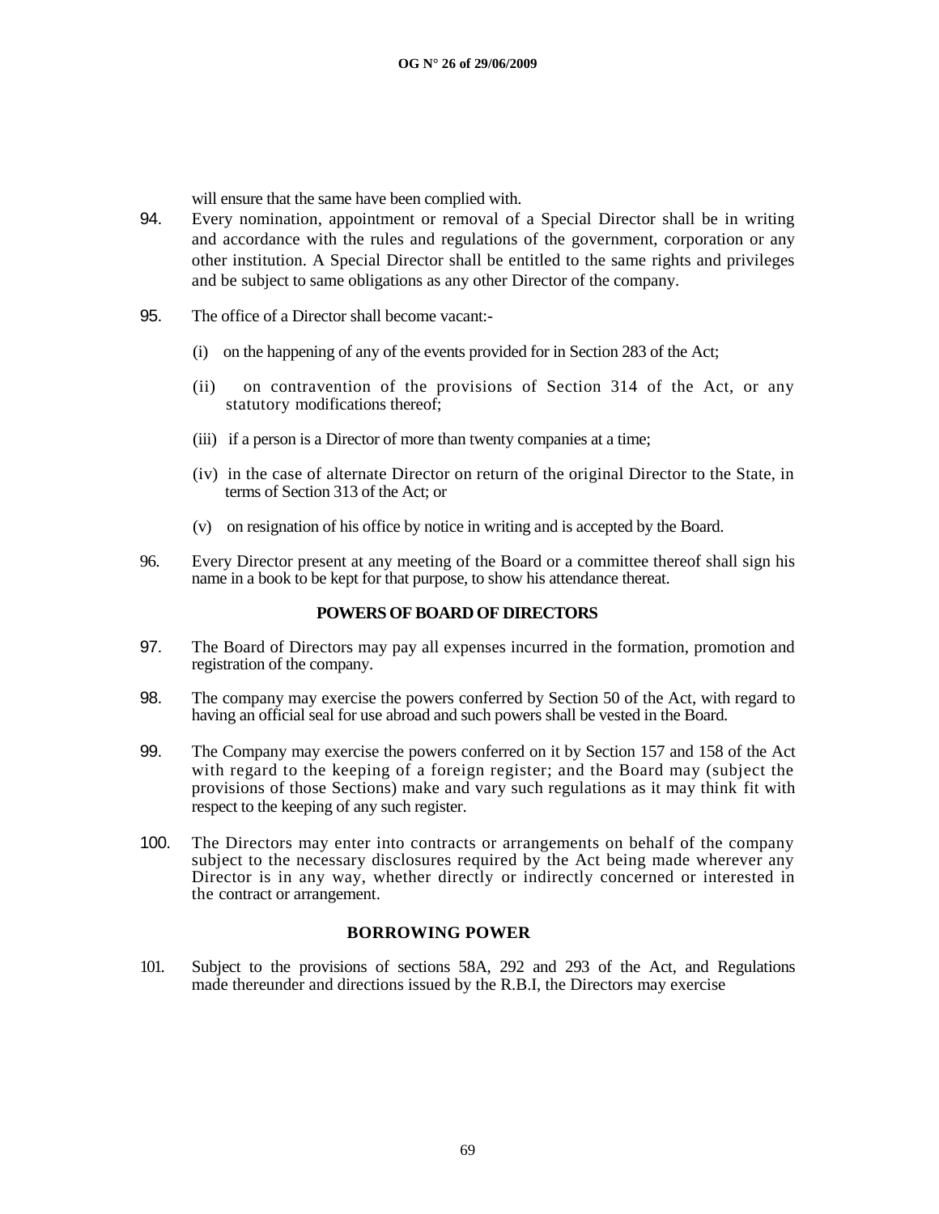will ensure that the same have been complied with.

94. Every nomination, appointment or removal of a Special Director shall be in writing and accordance with the rules and regulations of the government, corporation or any other institution. A Special Director shall be entitled to the same rights and privileges and be subject to same obligations as any other Director of the company.

95. The office of a Director shall become vacant:-

    (i) on the happening of any of the events provided for in Section 283 of the Act;

    (ii) on contravention of the provisions of Section 314 of the Act, or any statutory modifications thereof;

    (iii) if a person is a Director of more than twenty companies at a time;

    (iv) in the case of alternate Director on return of the original Director to the State, in terms of Section 313 of the Act; or

    (v) on resignation of his office by notice in writing and is accepted by the Board.

96. Every Director present at any meeting of the Board or a committee thereof shall sign his name in a book to be kept for that purpose, to show his attendance thereat.

## POWERS OF BOARD OF DIRECTORS

97. The Board of Directors may pay all expenses incurred in the formation, promotion and registration of the company.

98. The company may exercise the powers conferred by Section 50 of the Act, with regard to having an official seal for use abroad and such powers shall be vested in the Board.

99. The Company may exercise the powers conferred on it by Section 157 and 158 of the Act with regard to the keeping of a foreign register; and the Board may (subject the provisions of those Sections) make and vary such regulations as it may think fit with respect to the keeping of any such register.

100. The Directors may enter into contracts or arrangements on behalf of the company subject to the necessary disclosures required by the Act being made wherever any Director is in any way, whether directly or indirectly concerned or interested in the contract or arrangement.

## BORROWING POWER

101. Subject to the provisions of sections 58A, 292 and 293 of the Act, and Regulations made thereunder and directions issued by the R.B.I, the Directors may exercise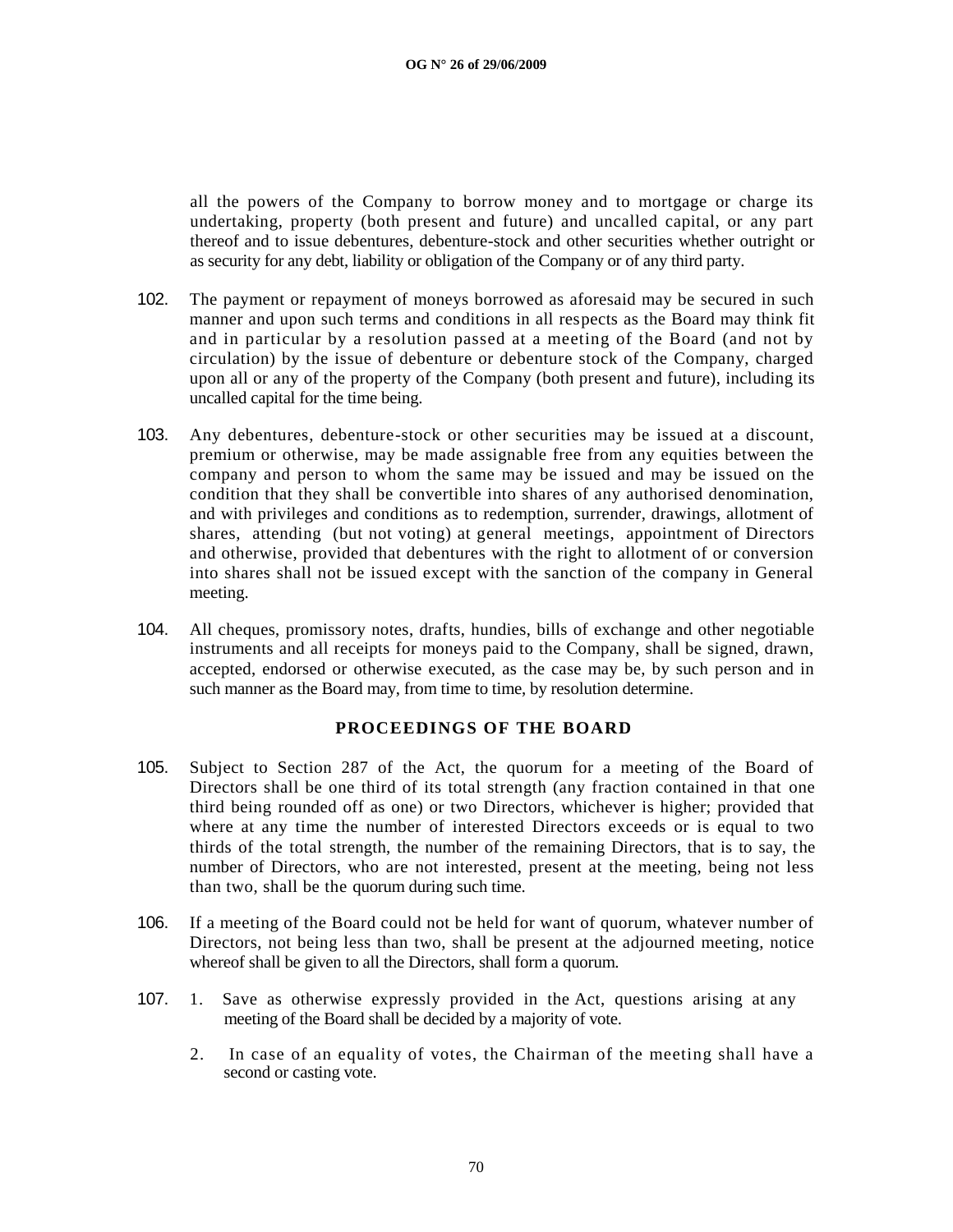all the powers of the Company to borrow money and to mortgage or charge its undertaking, property (both present and future) and uncalled capital, or any part thereof and to issue debentures, debenture-stock and other securities whether outright or as security for any debt, liability or obligation of the Company or of any third party.

102. The payment or repayment of moneys borrowed as aforesaid may be secured in such manner and upon such terms and conditions in all respects as the Board may think fit and in particular by a resolution passed at a meeting of the Board (and not by circulation) by the issue of debenture or debenture stock of the Company, charged upon all or any of the property of the Company (both present and future), including its uncalled capital for the time being.

103. Any debentures, debenture-stock or other securities may be issued at a discount, premium or otherwise, may be made assignable free from any equities between the company and person to whom the same may be issued and may be issued on the condition that they shall be convertible into shares of any authorised denomination, and with privileges and conditions as to redemption, surrender, drawings, allotment of shares, attending (but not voting) at general meetings, appointment of Directors and otherwise, provided that debentures with the right to allotment of or conversion into shares shall not be issued except with the sanction of the company in General meeting.

104. All cheques, promissory notes, drafts, hundies, bills of exchange and other negotiable instruments and all receipts for moneys paid to the Company, shall be signed, drawn, accepted, endorsed or otherwise executed, as the case may be, by such person and in such manner as the Board may, from time to time, by resolution determine.

## PROCEEDINGS OF THE BOARD

105. Subject to Section 287 of the Act, the quorum for a meeting of the Board of Directors shall be one third of its total strength (any fraction contained in that one third being rounded off as one) or two Directors, whichever is higher; provided that where at any time the number of interested Directors exceeds or is equal to two thirds of the total strength, the number of the remaining Directors, that is to say, the number of Directors, who are not interested, present at the meeting, being not less than two, shall be the quorum during such time.

106. If a meeting of the Board could not be held for want of quorum, whatever number of Directors, not being less than two, shall be present at the adjourned meeting, notice whereof shall be given to all the Directors, shall form a quorum.

107. 1. Save as otherwise expressly provided in the Act, questions arising at any meeting of the Board shall be decided by a majority of vote.

2. In case of an equality of votes, the Chairman of the meeting shall have a second or casting vote.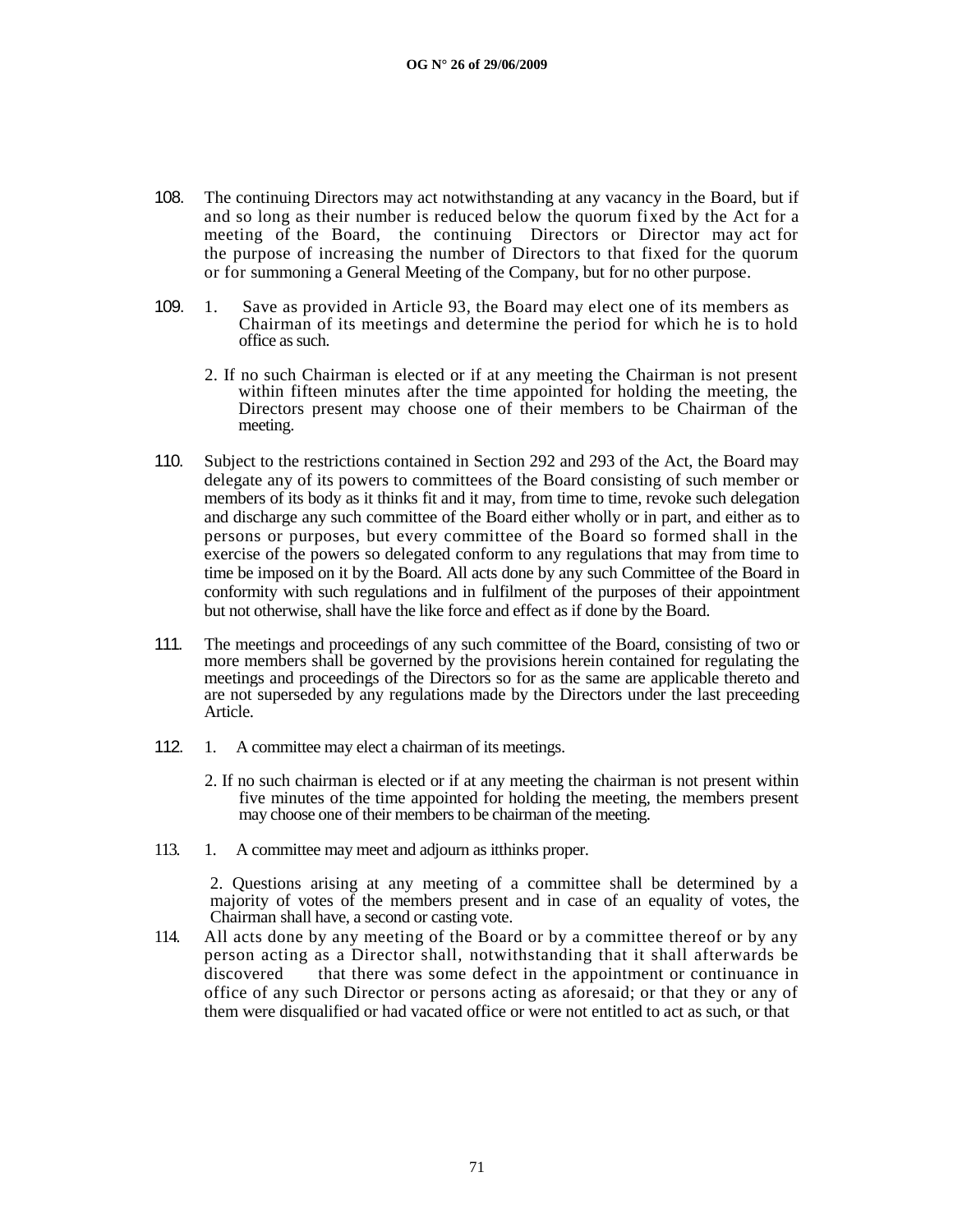108. The continuing Directors may act notwithstanding at any vacancy in the Board, but if and so long as their number is reduced below the quorum fixed by the Act for a meeting of the Board, the continuing Directors or Director may act for the purpose of increasing the number of Directors to that fixed for the quorum or for summoning a General Meeting of the Company, but for no other purpose.

109. 1. Save as provided in Article 93, the Board may elect one of its members as Chairman of its meetings and determine the period for which he is to hold office as such.

    2. If no such Chairman is elected or if at any meeting the Chairman is not present within fifteen minutes after the time appointed for holding the meeting, the Directors present may choose one of their members to be Chairman of the meeting.

110. Subject to the restrictions contained in Section 292 and 293 of the Act, the Board may delegate any of its powers to committees of the Board consisting of such member or members of its body as it thinks fit and it may, from time to time, revoke such delegation and discharge any such committee of the Board either wholly or in part, and either as to persons or purposes, but every committee of the Board so formed shall in the exercise of the powers so delegated conform to any regulations that may from time to time be imposed on it by the Board. All acts done by any such Committee of the Board in conformity with such regulations and in fulfilment of the purposes of their appointment but not otherwise, shall have the like force and effect as if done by the Board.

111. The meetings and proceedings of any such committee of the Board, consisting of two or more members shall be governed by the provisions herein contained for regulating the meetings and proceedings of the Directors so for as the same are applicable thereto and are not superseded by any regulations made by the Directors under the last preceeding Article.

112. 1. A committee may elect a chairman of its meetings.

    2. If no such chairman is elected or if at any meeting the chairman is not present within five minutes of the time appointed for holding the meeting, the members present may choose one of their members to be chairman of the meeting.

113. 1. A committee may meet and adjourn as itthinks proper.

    2. Questions arising at any meeting of a committee shall be determined by a majority of votes of the members present and in case of an equality of votes, the Chairman shall have, a second or casting vote.

114. All acts done by any meeting of the Board or by a committee thereof or by any person acting as a Director shall, notwithstanding that it shall afterwards be discovered that there was some defect in the appointment or continuance in office of any such Director or persons acting as aforesaid; or that they or any of them were disqualified or had vacated office or were not entitled to act as such, or that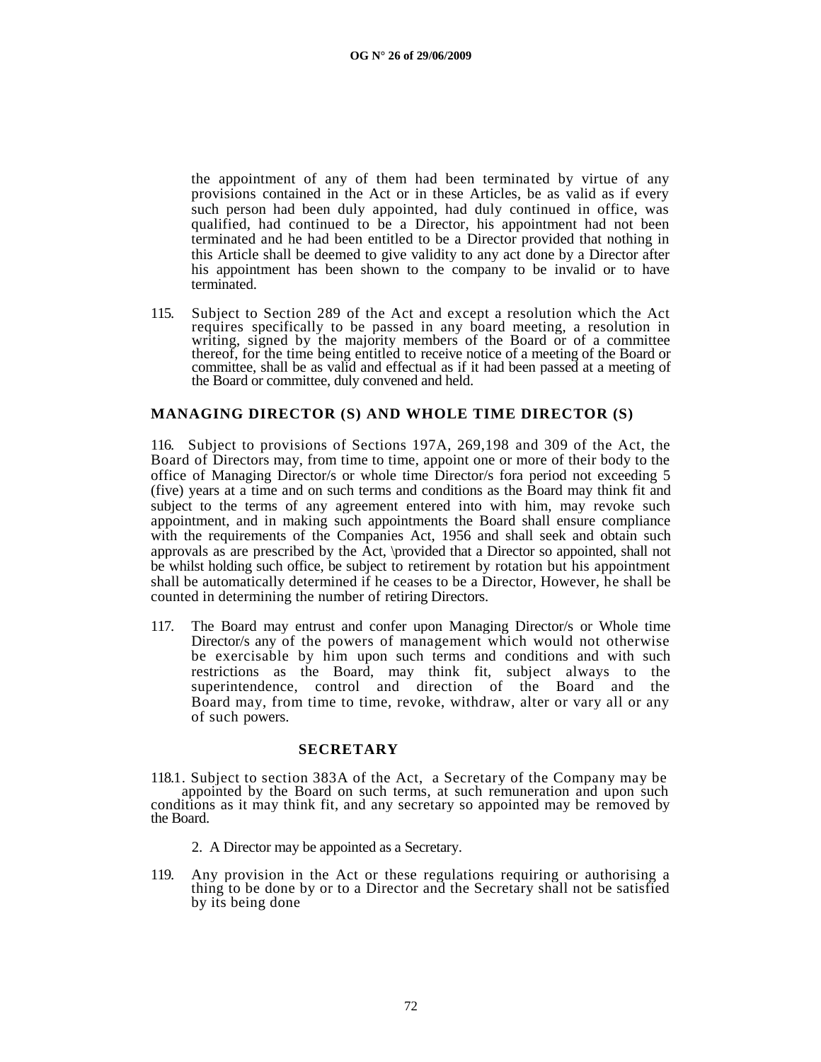the appointment of any of them had been terminated by virtue of any provisions contained in the Act or in these Articles, be as valid as if every such person had been duly appointed, had duly continued in office, was qualified, had continued to be a Director, his appointment had not been terminated and he had been entitled to be a Director provided that nothing in this Article shall be deemed to give validity to any act done by a Director after his appointment has been shown to the company to be invalid or to have terminated.

115. Subject to Section 289 of the Act and except a resolution which the Act requires specifically to be passed in any board meeting, a resolution in writing, signed by the majority members of the Board or of a committee thereof, for the time being entitled to receive notice of a meeting of the Board or committee, shall be as valid and effectual as if it had been passed at a meeting of the Board or committee, duly convened and held.

## MANAGING DIRECTOR (S) AND WHOLE TIME DIRECTOR (S)

116. Subject to provisions of Sections 197A, 269,198 and 309 of the Act, the Board of Directors may, from time to time, appoint one or more of their body to the office of Managing Director/s or whole time Director/s fora period not exceeding 5 (five) years at a time and on such terms and conditions as the Board may think fit and subject to the terms of any agreement entered into with him, may revoke such appointment, and in making such appointments the Board shall ensure compliance with the requirements of the Companies Act, 1956 and shall seek and obtain such approvals as are prescribed by the Act, \provided that a Director so appointed, shall not be whilst holding such office, be subject to retirement by rotation but his appointment shall be automatically determined if he ceases to be a Director, However, he shall be counted in determining the number of retiring Directors.

117. The Board may entrust and confer upon Managing Director/s or Whole time Director/s any of the powers of management which would not otherwise be exercisable by him upon such terms and conditions and with such restrictions as the Board, may think fit, subject always to the superintendence, control and direction of the Board and the Board may, from time to time, revoke, withdraw, alter or vary all or any of such powers.

## SECRETARY

118.1. Subject to section 383A of the Act, a Secretary of the Company may be appointed by the Board on such terms, at such remuneration and upon such conditions as it may think fit, and any secretary so appointed may be removed by the Board.

2. A Director may be appointed as a Secretary.

119. Any provision in the Act or these regulations requiring or authorising a thing to be done by or to a Director and the Secretary shall not be satisfied by its being done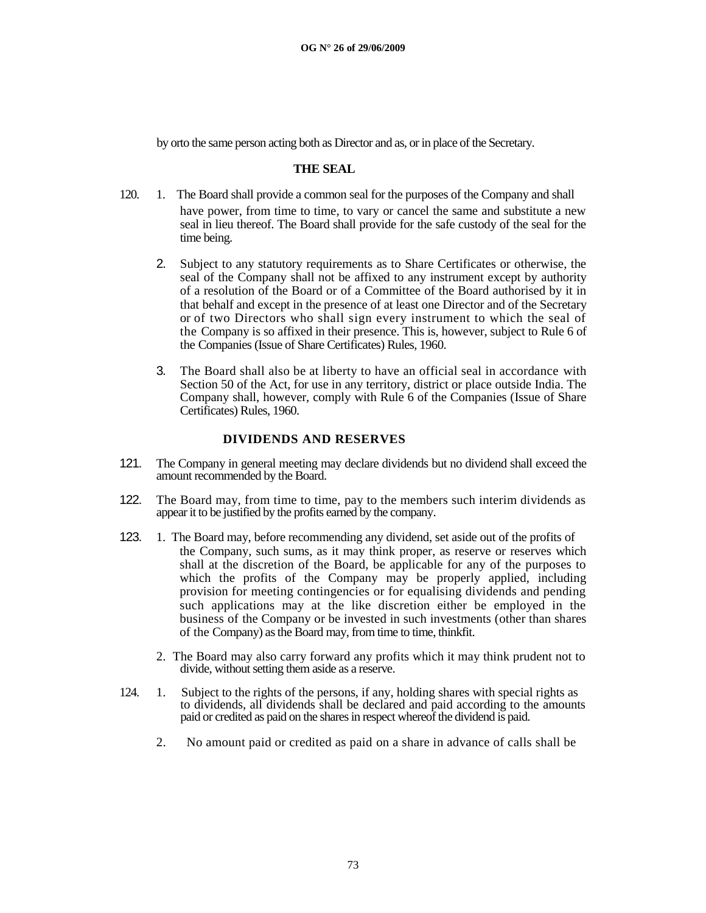by orto the same person acting both as Director and as, or in place of the Secretary.

## THE SEAL

120. 1. The Board shall provide a common seal for the purposes of the Company and shall have power, from time to time, to vary or cancel the same and substitute a new seal in lieu thereof. The Board shall provide for the safe custody of the seal for the time being.

2. Subject to any statutory requirements as to Share Certificates or otherwise, the seal of the Company shall not be affixed to any instrument except by authority of a resolution of the Board or of a Committee of the Board authorised by it in that behalf and except in the presence of at least one Director and of the Secretary or of two Directors who shall sign every instrument to which the seal of the Company is so affixed in their presence. This is, however, subject to Rule 6 of the Companies (Issue of Share Certificates) Rules, 1960.

3. The Board shall also be at liberty to have an official seal in accordance with Section 50 of the Act, for use in any territory, district or place outside India. The Company shall, however, comply with Rule 6 of the Companies (Issue of Share Certificates) Rules, 1960.

## DIVIDENDS AND RESERVES

121. The Company in general meeting may declare dividends but no dividend shall exceed the amount recommended by the Board.

122. The Board may, from time to time, pay to the members such interim dividends as appear it to be justified by the profits earned by the company.

123. 1. The Board may, before recommending any dividend, set aside out of the profits of the Company, such sums, as it may think proper, as reserve or reserves which shall at the discretion of the Board, be applicable for any of the purposes to which the profits of the Company may be properly applied, including provision for meeting contingencies or for equalising dividends and pending such applications may at the like discretion either be employed in the business of the Company or be invested in such investments (other than shares of the Company) as the Board may, from time to time, thinkfit.

2. The Board may also carry forward any profits which it may think prudent not to divide, without setting them aside as a reserve.

124. 1. Subject to the rights of the persons, if any, holding shares with special rights as to dividends, all dividends shall be declared and paid according to the amounts paid or credited as paid on the shares in respect whereof the dividend is paid.

2. No amount paid or credited as paid on a share in advance of calls shall be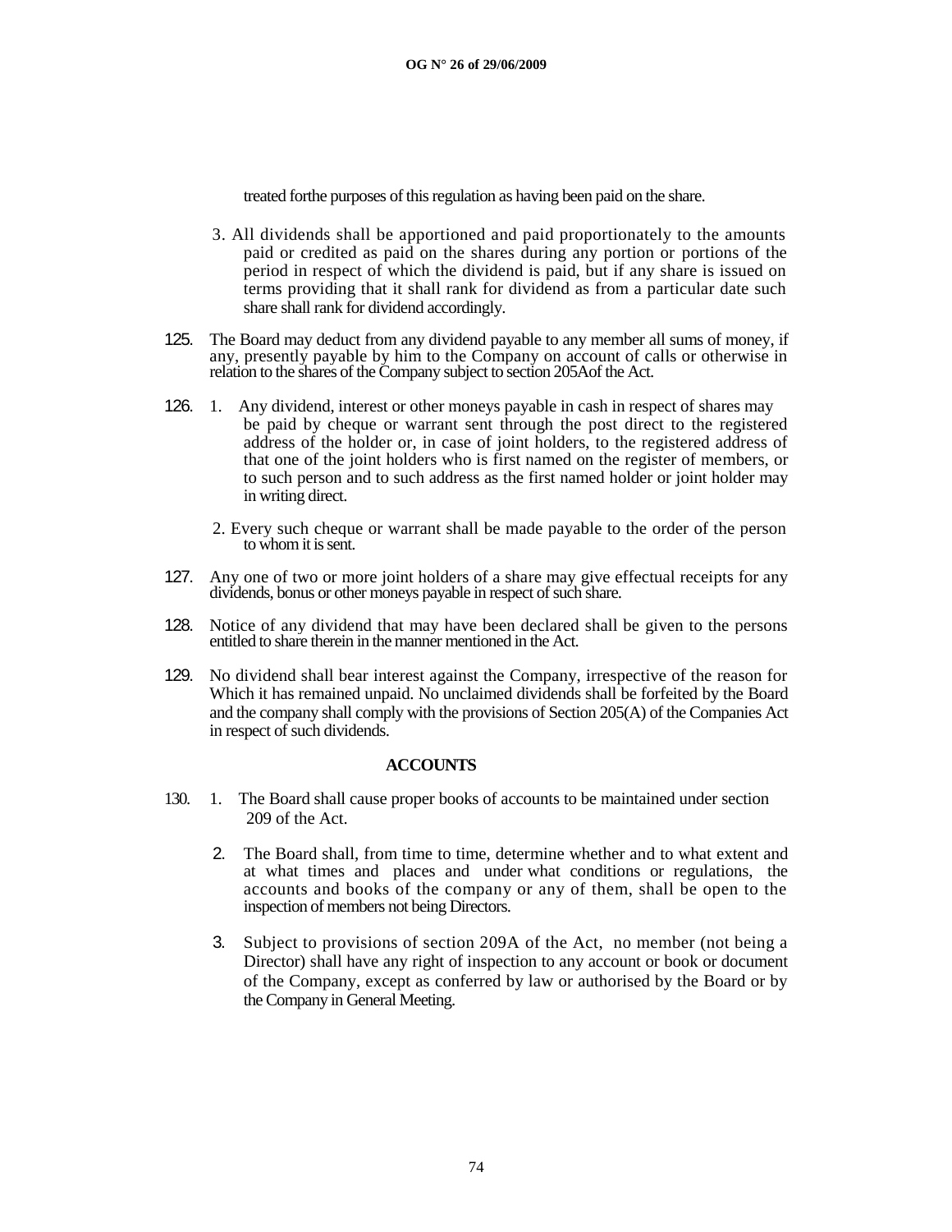treated forthe purposes of this regulation as having been paid on the share.

3. All dividends shall be apportioned and paid proportionately to the amounts paid or credited as paid on the shares during any portion or portions of the period in respect of which the dividend is paid, but if any share is issued on terms providing that it shall rank for dividend as from a particular date such share shall rank for dividend accordingly.

125. The Board may deduct from any dividend payable to any member all sums of money, if any, presently payable by him to the Company on account of calls or otherwise in relation to the shares of the Company subject to section 205Aof the Act.

126. 1. Any dividend, interest or other moneys payable in cash in respect of shares may be paid by cheque or warrant sent through the post direct to the registered address of the holder or, in case of joint holders, to the registered address of that one of the joint holders who is first named on the register of members, or to such person and to such address as the first named holder or joint holder may in writing direct.

2. Every such cheque or warrant shall be made payable to the order of the person to whom it is sent.

127. Any one of two or more joint holders of a share may give effectual receipts for any dividends, bonus or other moneys payable in respect of such share.

128. Notice of any dividend that may have been declared shall be given to the persons entitled to share therein in the manner mentioned in the Act.

129. No dividend shall bear interest against the Company, irrespective of the reason for Which it has remained unpaid. No unclaimed dividends shall be forfeited by the Board and the company shall comply with the provisions of Section 205(A) of the Companies Act in respect of such dividends.

## ACCOUNTS

130. 1. The Board shall cause proper books of accounts to be maintained under section 209 of the Act.

2. The Board shall, from time to time, determine whether and to what extent and at what times and places and under what conditions or regulations, the accounts and books of the company or any of them, shall be open to the inspection of members not being Directors.

3. Subject to provisions of section 209A of the Act, no member (not being a Director) shall have any right of inspection to any account or book or document of the Company, except as conferred by law or authorised by the Board or by the Company in General Meeting.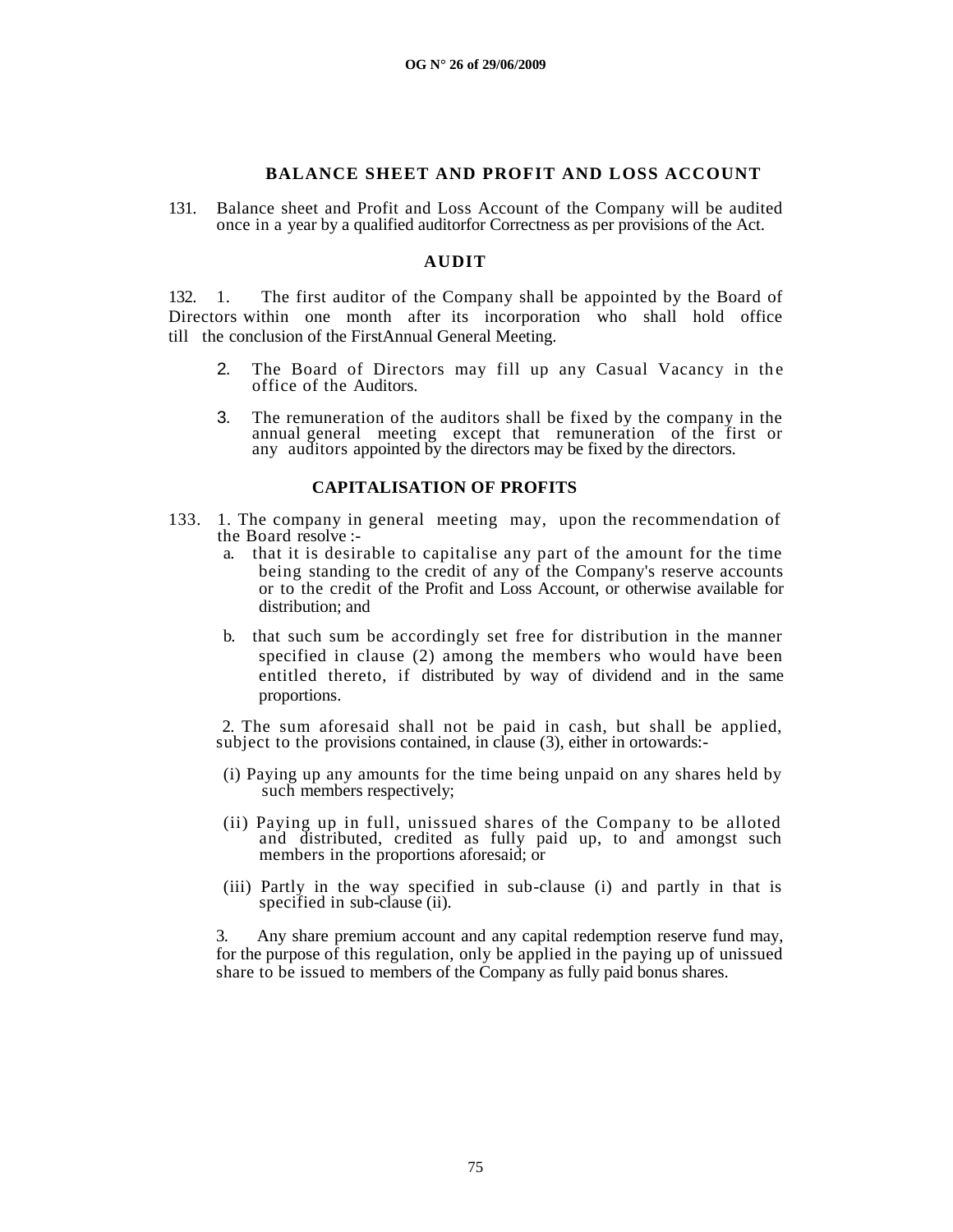## BALANCE SHEET AND PROFIT AND LOSS ACCOUNT

131. Balance sheet and Profit and Loss Account of the Company will be audited once in a year by a qualified auditorfor Correctness as per provisions of the Act.

## AUDIT

132. 1. The first auditor of the Company shall be appointed by the Board of Directors within one month after its incorporation who shall hold office till the conclusion of the FirstAnnual General Meeting.

2. The Board of Directors may fill up any Casual Vacancy in the office of the Auditors.

3. The remuneration of the auditors shall be fixed by the company in the annual general meeting except that remuneration of the first or any auditors appointed by the directors may be fixed by the directors.

## CAPITALISATION OF PROFITS

133. 1. The company in general meeting may, upon the recommendation of the Board resolve :-

a. that it is desirable to capitalise any part of the amount for the time being standing to the credit of any of the Company's reserve accounts or to the credit of the Profit and Loss Account, or otherwise available for distribution; and

b. that such sum be accordingly set free for distribution in the manner specified in clause (2) among the members who would have been entitled thereto, if distributed by way of dividend and in the same proportions.

2. The sum aforesaid shall not be paid in cash, but shall be applied, subject to the provisions contained, in clause (3), either in ortowards:-

(i) Paying up any amounts for the time being unpaid on any shares held by such members respectively;

(ii) Paying up in full, unissued shares of the Company to be alloted and distributed, credited as fully paid up, to and amongst such members in the proportions aforesaid; or

(iii) Partly in the way specified in sub-clause (i) and partly in that is specified in sub-clause (ii).

3. Any share premium account and any capital redemption reserve fund may, for the purpose of this regulation, only be applied in the paying up of unissued share to be issued to members of the Company as fully paid bonus shares.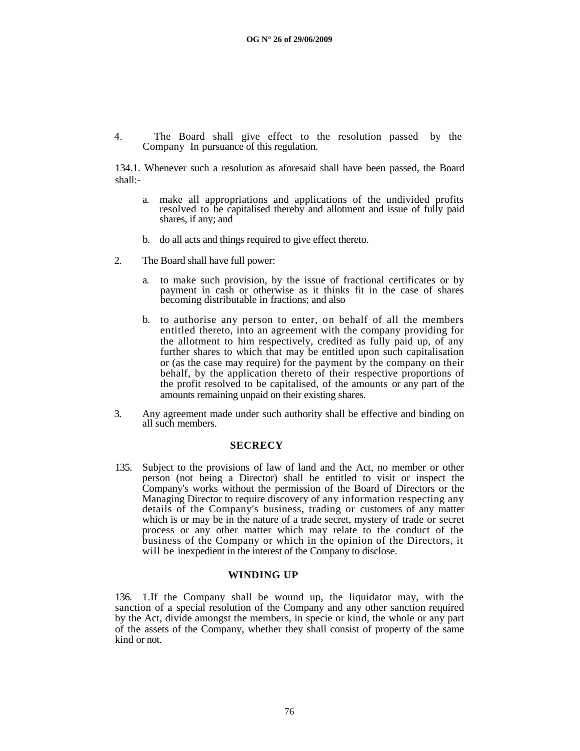4. The Board shall give effect to the resolution passed by the Company In pursuance of this regulation.

134.1. Whenever such a resolution as aforesaid shall have been passed, the Board shall:-

a. make all appropriations and applications of the undivided profits resolved to be capitalised thereby and allotment and issue of fully paid shares, if any; and

b. do all acts and things required to give effect thereto.

2. The Board shall have full power:

a. to make such provision, by the issue of fractional certificates or by payment in cash or otherwise as it thinks fit in the case of shares becoming distributable in fractions; and also

b. to authorise any person to enter, on behalf of all the members entitled thereto, into an agreement with the company providing for the allotment to him respectively, credited as fully paid up, of any further shares to which that may be entitled upon such capitalisation or (as the case may require) for the payment by the company on their behalf, by the application thereto of their respective proportions of the profit resolved to be capitalised, of the amounts or any part of the amounts remaining unpaid on their existing shares.

3. Any agreement made under such authority shall be effective and binding on all such members.

## SECRECY

135. Subject to the provisions of law of land and the Act, no member or other person (not being a Director) shall be entitled to visit or inspect the Company's works without the permission of the Board of Directors or the Managing Director to require discovery of any information respecting any details of the Company's business, trading or customers of any matter which is or may be in the nature of a trade secret, mystery of trade or secret process or any other matter which may relate to the conduct of the business of the Company or which in the opinion of the Directors, it will be inexpedient in the interest of the Company to disclose.

## WINDING UP

136. 1.If the Company shall be wound up, the liquidator may, with the sanction of a special resolution of the Company and any other sanction required by the Act, divide amongst the members, in specie or kind, the whole or any part of the assets of the Company, whether they shall consist of property of the same kind or not.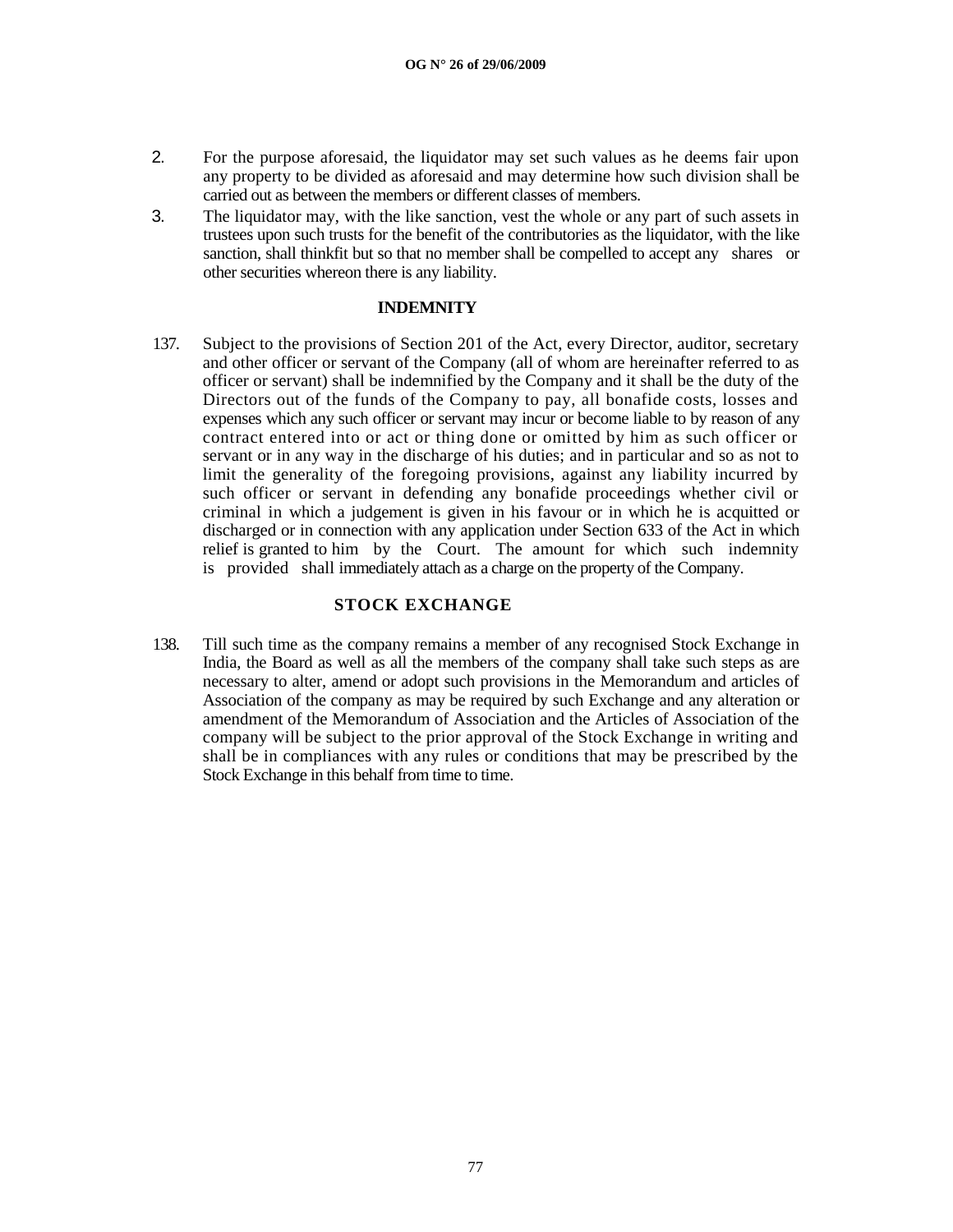2. For the purpose aforesaid, the liquidator may set such values as he deems fair upon any property to be divided as aforesaid and may determine how such division shall be carried out as between the members or different classes of members.

3. The liquidator may, with the like sanction, vest the whole or any part of such assets in trustees upon such trusts for the benefit of the contributories as the liquidator, with the like sanction, shall thinkfit but so that no member shall be compelled to accept any shares or other securities whereon there is any liability.

### INDEMNITY

137. Subject to the provisions of Section 201 of the Act, every Director, auditor, secretary and other officer or servant of the Company (all of whom are hereinafter referred to as officer or servant) shall be indemnified by the Company and it shall be the duty of the Directors out of the funds of the Company to pay, all bonafide costs, losses and expenses which any such officer or servant may incur or become liable to by reason of any contract entered into or act or thing done or omitted by him as such officer or servant or in any way in the discharge of his duties; and in particular and so as not to limit the generality of the foregoing provisions, against any liability incurred by such officer or servant in defending any bonafide proceedings whether civil or criminal in which a judgement is given in his favour or in which he is acquitted or discharged or in connection with any application under Section 633 of the Act in which relief is granted to him by the Court. The amount for which such indemnity is provided shall immediately attach as a charge on the property of the Company.

### STOCK EXCHANGE

138. Till such time as the company remains a member of any recognised Stock Exchange in India, the Board as well as all the members of the company shall take such steps as are necessary to alter, amend or adopt such provisions in the Memorandum and articles of Association of the company as may be required by such Exchange and any alteration or amendment of the Memorandum of Association and the Articles of Association of the company will be subject to the prior approval of the Stock Exchange in writing and shall be in compliances with any rules or conditions that may be prescribed by the Stock Exchange in this behalf from time to time.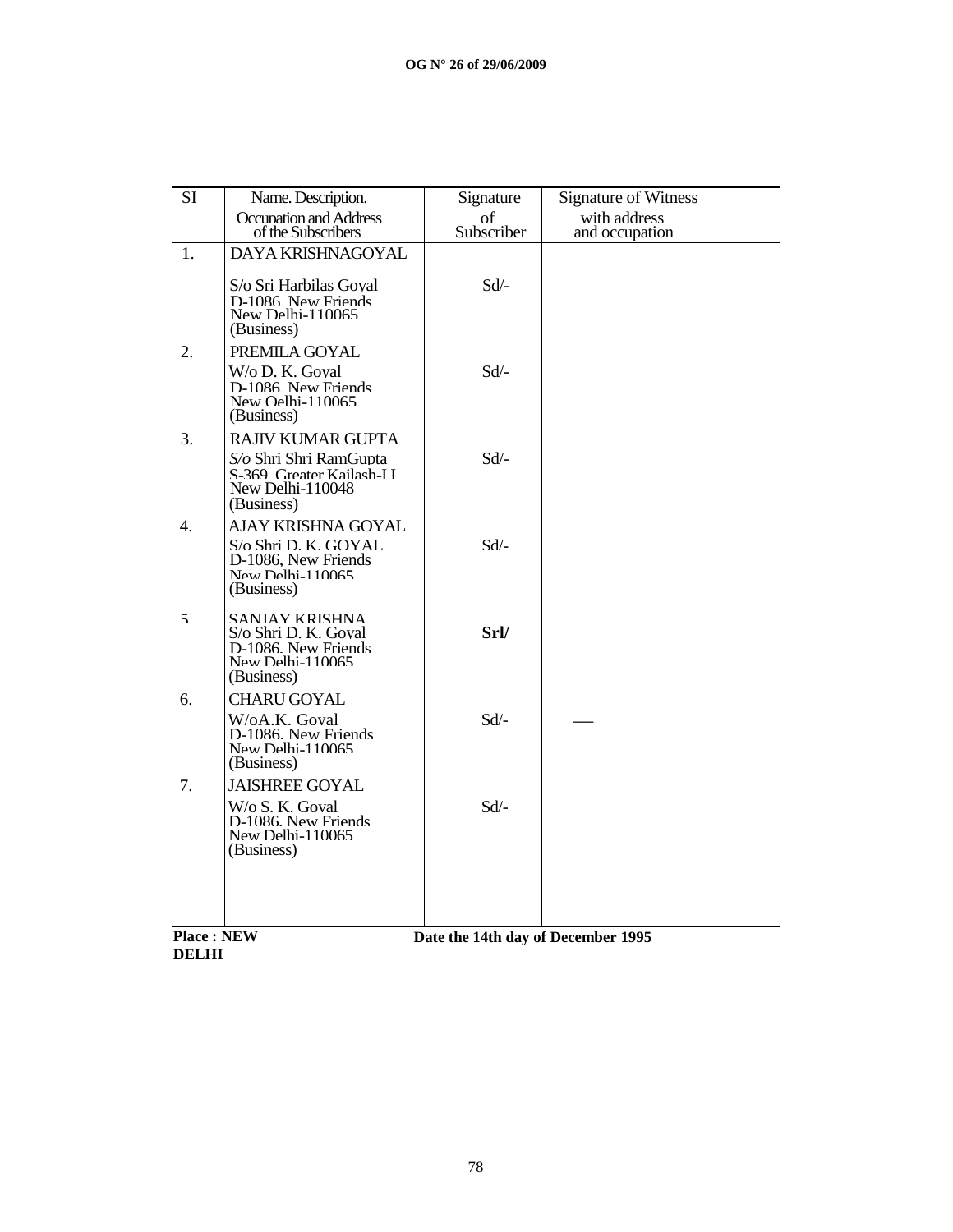| Sl | Name. Description. Occupation and Address of the Subscribers | Signature of Subscriber | Signature of Witness with address and occupation |
|---|---|---|---|
| 1. | DAYA KRISHNAGOYAL<br><br>S/o Sri Harbilas Goyal<br>D-1086, New Friends<br>New Delhi-110065<br>(Business) | Sd/- | |
| 2. | PREMILA GOYAL<br>W/o D. K. Goyal<br>D-1086, New Friends<br>New Oelhi-110065<br>(Business) | Sd/- | |
| 3. | RAJIV KUMAR GUPTA<br>*S/o* Shri Shri RamGupta<br>S-369, Greater Kailash-I I<br>New Delhi-110048<br>(Business) | Sd/- | |
| 4. | AJAY KRISHNA GOYAL<br>S/o Shri D. K. GOYAL<br>D-1086, New Friends<br>New Delhi-110065<br>(Business) | Sd/- | |
| 5 | SANJAY KRISHNA<br>S/o Shri D. K. Goyal<br>D-1086, New Friends<br>New Delhi-110065<br>(Business) | **Srl/** | |
| 6. | CHARU GOYAL<br>W/oA.K. Goyal<br>D-1086, New Friends<br>New Delhi-110065<br>(Business) | Sd/- | — |
| 7. | JAISHREE GOYAL<br>W/o S. K. Goyal<br>D-1086, New Friends<br>New Delhi-110065<br>(Business) | Sd/- | |

**Place : NEW DELHI** **Date the 14th day of December 1995**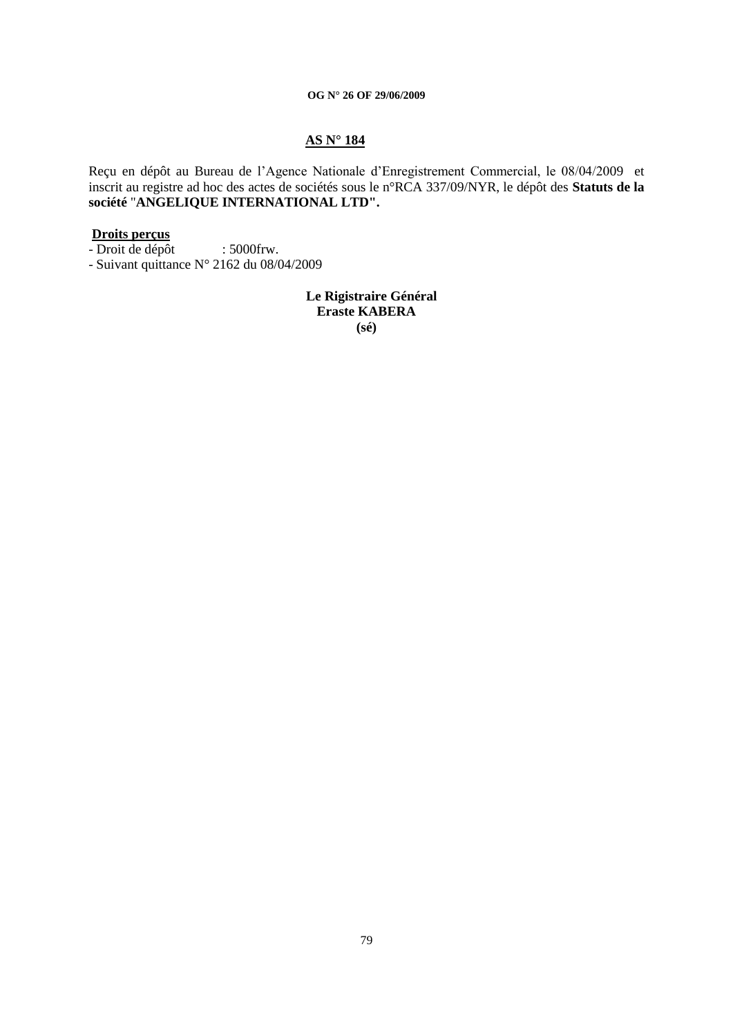**AS N° 184**

Reçu en dépôt au Bureau de l'Agence Nationale d'Enregistrement Commercial, le 08/04/2009 et inscrit au registre ad hoc des actes de sociétés sous le n°RCA 337/09/NYR, le dépôt des **Statuts de la société** "**ANGELIQUE INTERNATIONAL LTD".**

**Droits perçus**

- Droit de dépôt : 5000frw.
- Suivant quittance N° 2162 du 08/04/2009

**Le Rigistraire Général**
**Eraste KABERA**
**(sé)**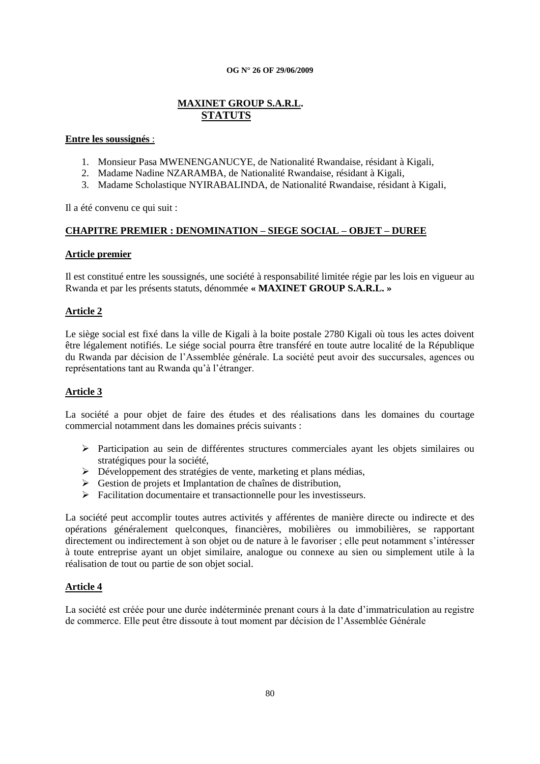# MAXINET GROUP S.A.R.L.
## STATUTS

**Entre les soussignés** :

1. Monsieur Pasa MWENENGANUCYE, de Nationalité Rwandaise, résidant à Kigali,
2. Madame Nadine NZARAMBA, de Nationalité Rwandaise, résidant à Kigali,
3. Madame Scholastique NYIRABALINDA, de Nationalité Rwandaise, résidant à Kigali,

Il a été convenu ce qui suit :

### CHAPITRE PREMIER : DENOMINATION – SIEGE SOCIAL – OBJET – DUREE

#### Article premier

Il est constitué entre les soussignés, une société à responsabilité limitée régie par les lois en vigueur au Rwanda et par les présents statuts, dénommée **« MAXINET GROUP S.A.R.L. »**

#### Article 2

Le siège social est fixé dans la ville de Kigali à la boite postale 2780 Kigali où tous les actes doivent être légalement notifiés. Le siége social pourra être transféré en toute autre localité de la République du Rwanda par décision de l'Assemblée générale. La société peut avoir des succursales, agences ou représentations tant au Rwanda qu'à l'étranger.

#### Article 3

La société a pour objet de faire des études et des réalisations dans les domaines du courtage commercial notamment dans les domaines précis suivants :

- Participation au sein de différentes structures commerciales ayant les objets similaires ou stratégiques pour la société,
- Développement des stratégies de vente, marketing et plans médias,
- Gestion de projets et Implantation de chaînes de distribution,
- Facilitation documentaire et transactionnelle pour les investisseurs.

La société peut accomplir toutes autres activités y afférentes de manière directe ou indirecte et des opérations généralement quelconques, financières, mobilières ou immobilières, se rapportant directement ou indirectement à son objet ou de nature à le favoriser ; elle peut notamment s'intéresser à toute entreprise ayant un objet similaire, analogue ou connexe au sien ou simplement utile à la réalisation de tout ou partie de son objet social.

#### Article 4

La société est créée pour une durée indéterminée prenant cours à la date d'immatriculation au registre de commerce. Elle peut être dissoute à tout moment par décision de l'Assemblée Générale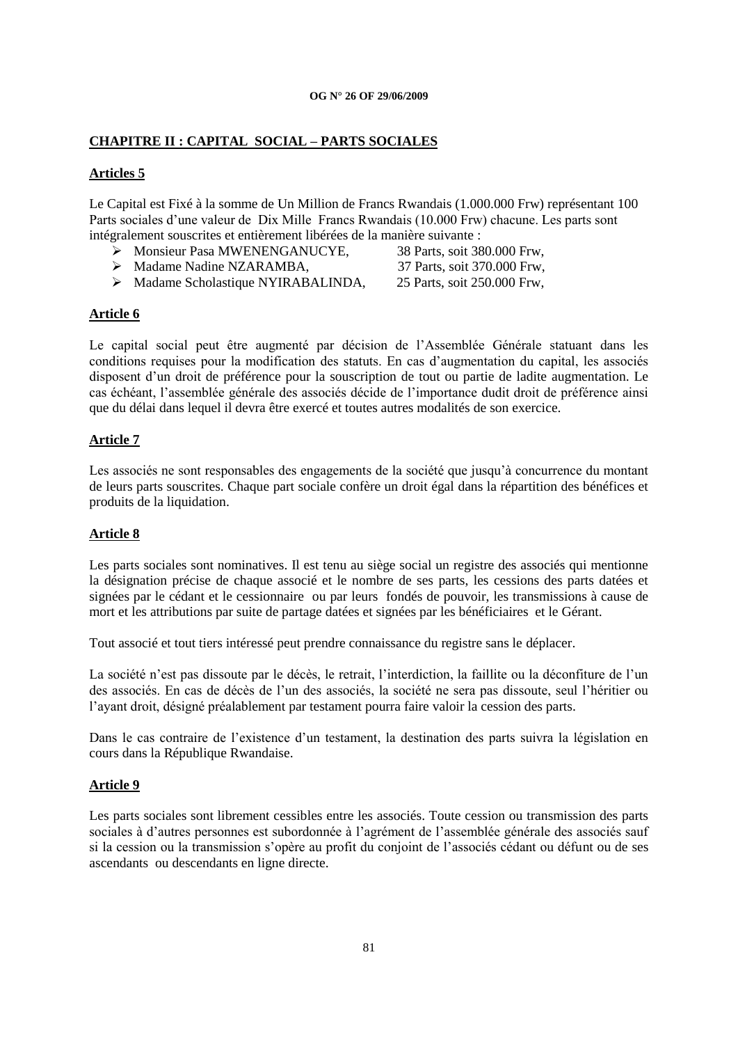## CHAPITRE II : CAPITAL SOCIAL – PARTS SOCIALES

### Articles 5

Le Capital est Fixé à la somme de Un Million de Francs Rwandais (1.000.000 Frw) représentant 100 Parts sociales d'une valeur de Dix Mille Francs Rwandais (10.000 Frw) chacune. Les parts sont intégralement souscrites et entièrement libérées de la manière suivante :

- Monsieur Pasa MWENENGANUCYE, 38 Parts, soit 380.000 Frw,
- Madame Nadine NZARAMBA, 37 Parts, soit 370.000 Frw,
- Madame Scholastique NYIRABALINDA, 25 Parts, soit 250.000 Frw,

### Article 6

Le capital social peut être augmenté par décision de l'Assemblée Générale statuant dans les conditions requises pour la modification des statuts. En cas d'augmentation du capital, les associés disposent d'un droit de préférence pour la souscription de tout ou partie de ladite augmentation. Le cas échéant, l'assemblée générale des associés décide de l'importance dudit droit de préférence ainsi que du délai dans lequel il devra être exercé et toutes autres modalités de son exercice.

### Article 7

Les associés ne sont responsables des engagements de la société que jusqu'à concurrence du montant de leurs parts souscrites. Chaque part sociale confère un droit égal dans la répartition des bénéfices et produits de la liquidation.

### Article 8

Les parts sociales sont nominatives. Il est tenu au siège social un registre des associés qui mentionne la désignation précise de chaque associé et le nombre de ses parts, les cessions des parts datées et signées par le cédant et le cessionnaire ou par leurs fondés de pouvoir, les transmissions à cause de mort et les attributions par suite de partage datées et signées par les bénéficiaires et le Gérant.

Tout associé et tout tiers intéressé peut prendre connaissance du registre sans le déplacer.

La société n'est pas dissoute par le décès, le retrait, l'interdiction, la faillite ou la déconfiture de l'un des associés. En cas de décès de l'un des associés, la société ne sera pas dissoute, seul l'héritier ou l'ayant droit, désigné préalablement par testament pourra faire valoir la cession des parts.

Dans le cas contraire de l'existence d'un testament, la destination des parts suivra la législation en cours dans la République Rwandaise.

### Article 9

Les parts sociales sont librement cessibles entre les associés. Toute cession ou transmission des parts sociales à d'autres personnes est subordonnée à l'agrément de l'assemblée générale des associés sauf si la cession ou la transmission s'opère au profit du conjoint de l'associés cédant ou défunt ou de ses ascendants ou descendants en ligne directe.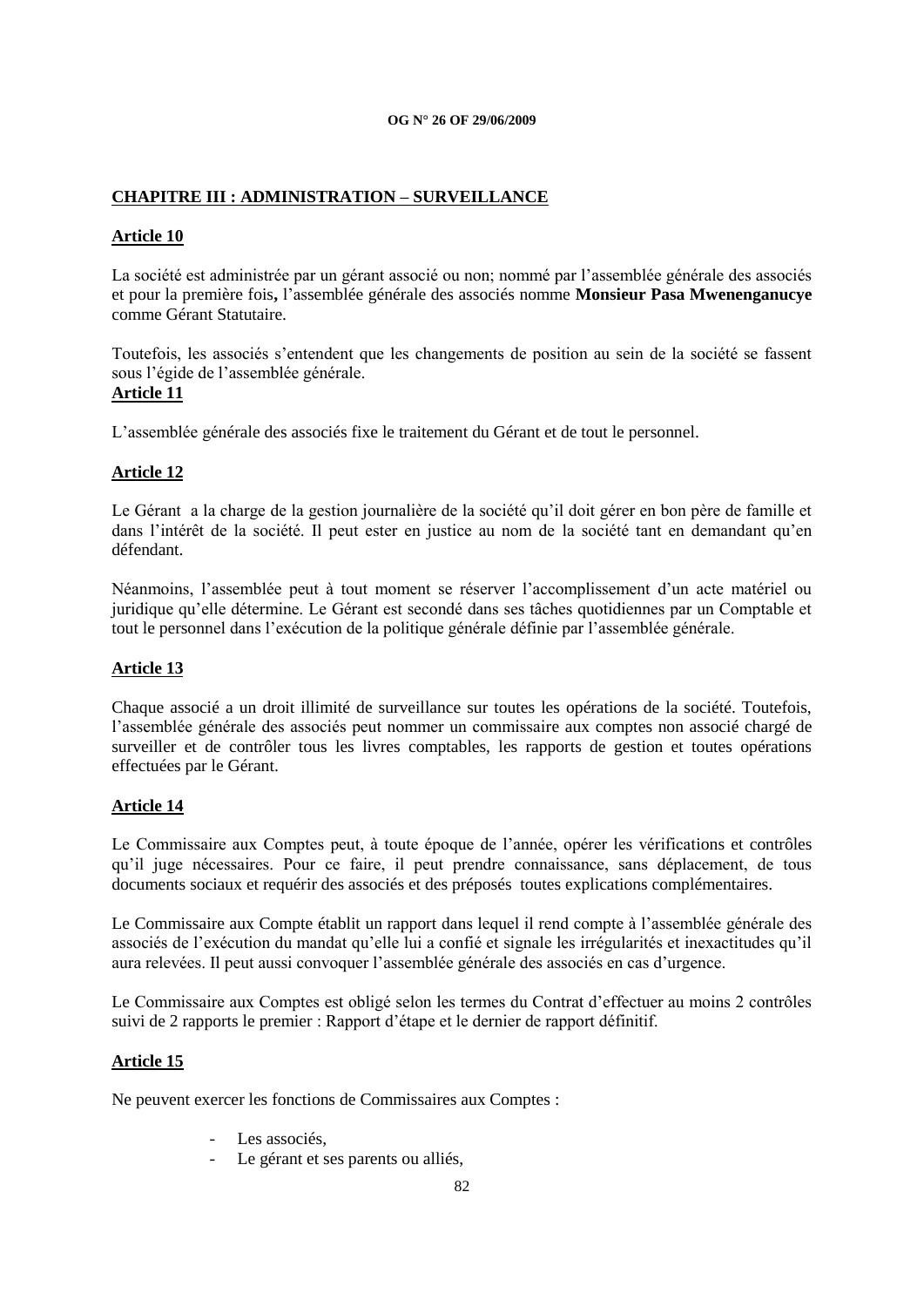## CHAPITRE III : ADMINISTRATION – SURVEILLANCE

### Article 10

La société est administrée par un gérant associé ou non; nommé par l'assemblée générale des associés et pour la première fois**,** l'assemblée générale des associés nomme **Monsieur Pasa Mwenenganucye** comme Gérant Statutaire.

Toutefois, les associés s'entendent que les changements de position au sein de la société se fassent sous l'égide de l'assemblée générale.

### Article 11

L'assemblée générale des associés fixe le traitement du Gérant et de tout le personnel.

### Article 12

Le Gérant a la charge de la gestion journalière de la société qu'il doit gérer en bon père de famille et dans l'intérêt de la société. Il peut ester en justice au nom de la société tant en demandant qu'en défendant.

Néanmoins, l'assemblée peut à tout moment se réserver l'accomplissement d'un acte matériel ou juridique qu'elle détermine. Le Gérant est secondé dans ses tâches quotidiennes par un Comptable et tout le personnel dans l'exécution de la politique générale définie par l'assemblée générale.

### Article 13

Chaque associé a un droit illimité de surveillance sur toutes les opérations de la société. Toutefois, l'assemblée générale des associés peut nommer un commissaire aux comptes non associé chargé de surveiller et de contrôler tous les livres comptables, les rapports de gestion et toutes opérations effectuées par le Gérant.

### Article 14

Le Commissaire aux Comptes peut, à toute époque de l'année, opérer les vérifications et contrôles qu'il juge nécessaires. Pour ce faire, il peut prendre connaissance, sans déplacement, de tous documents sociaux et requérir des associés et des préposés toutes explications complémentaires.

Le Commissaire aux Compte établit un rapport dans lequel il rend compte à l'assemblée générale des associés de l'exécution du mandat qu'elle lui a confié et signale les irrégularités et inexactitudes qu'il aura relevées. Il peut aussi convoquer l'assemblée générale des associés en cas d'urgence.

Le Commissaire aux Comptes est obligé selon les termes du Contrat d'effectuer au moins 2 contrôles suivi de 2 rapports le premier : Rapport d'étape et le dernier de rapport définitif.

### Article 15

Ne peuvent exercer les fonctions de Commissaires aux Comptes :

- Les associés,
- Le gérant et ses parents ou alliés,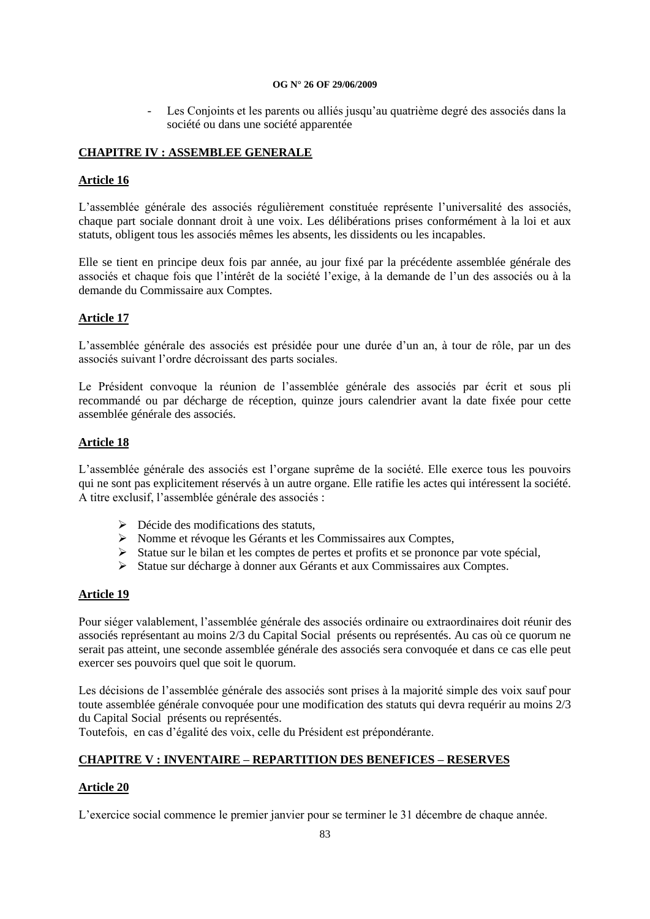- Les Conjoints et les parents ou alliés jusqu'au quatrième degré des associés dans la société ou dans une société apparentée

## CHAPITRE IV : ASSEMBLEE GENERALE

### Article 16

L'assemblée générale des associés régulièrement constituée représente l'universalité des associés, chaque part sociale donnant droit à une voix. Les délibérations prises conformément à la loi et aux statuts, obligent tous les associés mêmes les absents, les dissidents ou les incapables.

Elle se tient en principe deux fois par année, au jour fixé par la précédente assemblée générale des associés et chaque fois que l'intérêt de la société l'exige, à la demande de l'un des associés ou à la demande du Commissaire aux Comptes.

### Article 17

L'assemblée générale des associés est présidée pour une durée d'un an, à tour de rôle, par un des associés suivant l'ordre décroissant des parts sociales.

Le Président convoque la réunion de l'assemblée générale des associés par écrit et sous pli recommandé ou par décharge de réception, quinze jours calendrier avant la date fixée pour cette assemblée générale des associés.

### Article 18

L'assemblée générale des associés est l'organe suprême de la société. Elle exerce tous les pouvoirs qui ne sont pas explicitement réservés à un autre organe. Elle ratifie les actes qui intéressent la société. A titre exclusif, l'assemblée générale des associés :

- Décide des modifications des statuts,
- Nomme et révoque les Gérants et les Commissaires aux Comptes,
- Statue sur le bilan et les comptes de pertes et profits et se prononce par vote spécial,
- Statue sur décharge à donner aux Gérants et aux Commissaires aux Comptes.

### Article 19

Pour siéger valablement, l'assemblée générale des associés ordinaire ou extraordinaires doit réunir des associés représentant au moins 2/3 du Capital Social présents ou représentés. Au cas où ce quorum ne serait pas atteint, une seconde assemblée générale des associés sera convoquée et dans ce cas elle peut exercer ses pouvoirs quel que soit le quorum.

Les décisions de l'assemblée générale des associés sont prises à la majorité simple des voix sauf pour toute assemblée générale convoquée pour une modification des statuts qui devra requérir au moins 2/3 du Capital Social présents ou représentés.
Toutefois, en cas d'égalité des voix, celle du Président est prépondérante.

## CHAPITRE V : INVENTAIRE – REPARTITION DES BENEFICES – RESERVES

### Article 20

L'exercice social commence le premier janvier pour se terminer le 31 décembre de chaque année.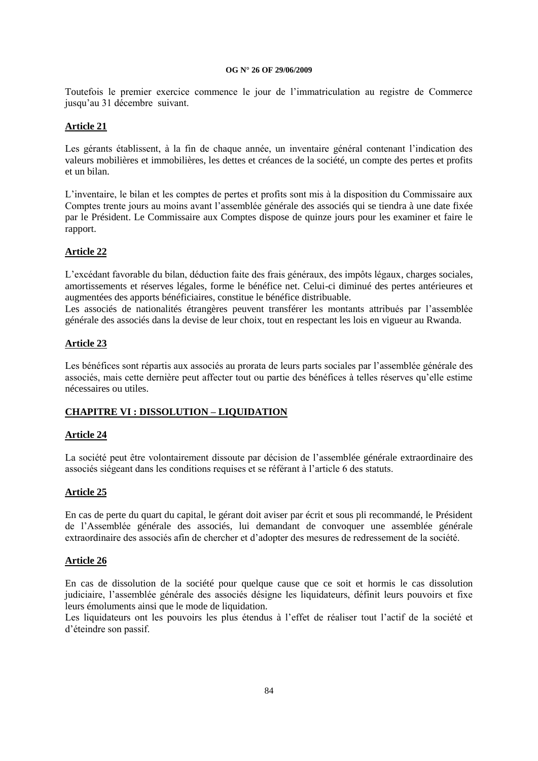Toutefois le premier exercice commence le jour de l'immatriculation au registre de Commerce jusqu'au 31 décembre suivant.

**Article 21**

Les gérants établissent, à la fin de chaque année, un inventaire général contenant l'indication des valeurs mobilières et immobilières, les dettes et créances de la société, un compte des pertes et profits et un bilan.

L'inventaire, le bilan et les comptes de pertes et profits sont mis à la disposition du Commissaire aux Comptes trente jours au moins avant l'assemblée générale des associés qui se tiendra à une date fixée par le Président. Le Commissaire aux Comptes dispose de quinze jours pour les examiner et faire le rapport.

**Article 22**

L'excédant favorable du bilan, déduction faite des frais généraux, des impôts légaux, charges sociales, amortissements et réserves légales, forme le bénéfice net. Celui-ci diminué des pertes antérieures et augmentées des apports bénéficiaires, constitue le bénéfice distribuable.
Les associés de nationalités étrangères peuvent transférer les montants attribués par l'assemblée générale des associés dans la devise de leur choix, tout en respectant les lois en vigueur au Rwanda.

**Article 23**

Les bénéfices sont répartis aux associés au prorata de leurs parts sociales par l'assemblée générale des associés, mais cette dernière peut affecter tout ou partie des bénéfices à telles réserves qu'elle estime nécessaires ou utiles.

**CHAPITRE VI : DISSOLUTION – LIQUIDATION**

**Article 24**

La société peut être volontairement dissoute par décision de l'assemblée générale extraordinaire des associés siégeant dans les conditions requises et se référant à l'article 6 des statuts.

**Article 25**

En cas de perte du quart du capital, le gérant doit aviser par écrit et sous pli recommandé, le Président de l'Assemblée générale des associés, lui demandant de convoquer une assemblée générale extraordinaire des associés afin de chercher et d'adopter des mesures de redressement de la société.

**Article 26**

En cas de dissolution de la société pour quelque cause que ce soit et hormis le cas dissolution judiciaire, l'assemblée générale des associés désigne les liquidateurs, définit leurs pouvoirs et fixe leurs émoluments ainsi que le mode de liquidation.
Les liquidateurs ont les pouvoirs les plus étendus à l'effet de réaliser tout l'actif de la société et d'éteindre son passif.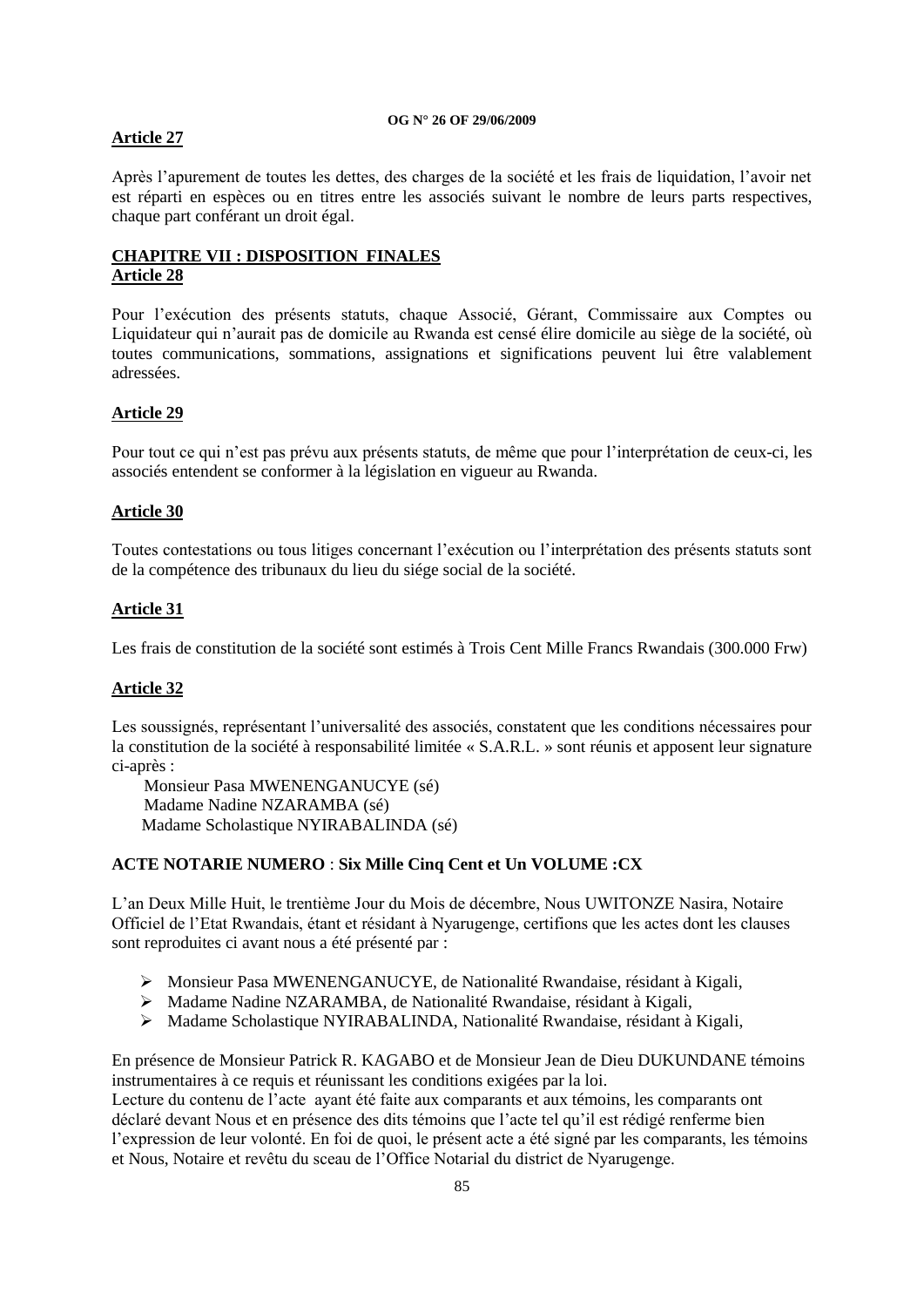**Article 27**

Après l'apurement de toutes les dettes, des charges de la société et les frais de liquidation, l'avoir net est réparti en espèces ou en titres entre les associés suivant le nombre de leurs parts respectives, chaque part conférant un droit égal.

**CHAPITRE VII : DISPOSITION FINALES**
**Article 28**

Pour l'exécution des présents statuts, chaque Associé, Gérant, Commissaire aux Comptes ou Liquidateur qui n'aurait pas de domicile au Rwanda est censé élire domicile au siège de la société, où toutes communications, sommations, assignations et significations peuvent lui être valablement adressées.

**Article 29**

Pour tout ce qui n'est pas prévu aux présents statuts, de même que pour l'interprétation de ceux-ci, les associés entendent se conformer à la législation en vigueur au Rwanda.

**Article 30**

Toutes contestations ou tous litiges concernant l'exécution ou l'interprétation des présents statuts sont de la compétence des tribunaux du lieu du siége social de la société.

**Article 31**

Les frais de constitution de la société sont estimés à Trois Cent Mille Francs Rwandais (300.000 Frw)

**Article 32**

Les soussignés, représentant l'universalité des associés, constatent que les conditions nécessaires pour la constitution de la société à responsabilité limitée « S.A.R.L. » sont réunis et apposent leur signature ci-après :

Monsieur Pasa MWENENGANUCYE (sé)
Madame Nadine NZARAMBA (sé)
Madame Scholastique NYIRABALINDA (sé)

**ACTE NOTARIE NUMERO** : **Six Mille Cinq Cent et Un VOLUME :CX**

L'an Deux Mille Huit, le trentième Jour du Mois de décembre, Nous UWITONZE Nasira, Notaire Officiel de l'Etat Rwandais, étant et résidant à Nyarugenge, certifions que les actes dont les clauses sont reproduites ci avant nous a été présenté par :

- Monsieur Pasa MWENENGANUCYE, de Nationalité Rwandaise, résidant à Kigali,
- Madame Nadine NZARAMBA, de Nationalité Rwandaise, résidant à Kigali,
- Madame Scholastique NYIRABALINDA, Nationalité Rwandaise, résidant à Kigali,

En présence de Monsieur Patrick R. KAGABO et de Monsieur Jean de Dieu DUKUNDANE témoins instrumentaires à ce requis et réunissant les conditions exigées par la loi.
Lecture du contenu de l'acte ayant été faite aux comparants et aux témoins, les comparants ont déclaré devant Nous et en présence des dits témoins que l'acte tel qu'il est rédigé renferme bien l'expression de leur volonté. En foi de quoi, le présent acte a été signé par les comparants, les témoins et Nous, Notaire et revêtu du sceau de l'Office Notarial du district de Nyarugenge.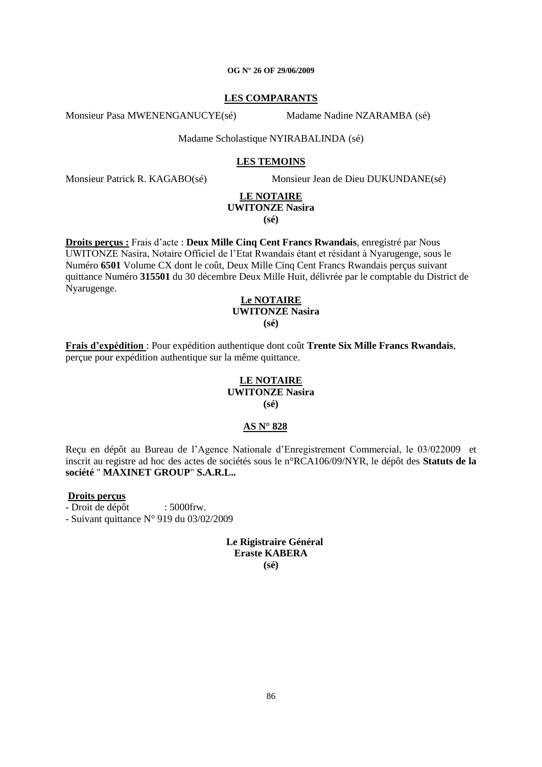**LES COMPARANTS**

Monsieur Pasa MWENENGANUCYE(sé) Madame Nadine NZARAMBA (sé)

Madame Scholastique NYIRABALINDA (sé)

**LES TEMOINS**

Monsieur Patrick R. KAGABO(sé) Monsieur Jean de Dieu DUKUNDANE(sé)

**LE NOTAIRE**
**UWITONZE Nasira**
**(sé)**

**Droits perçus :** Frais d'acte : **Deux Mille Cinq Cent Francs Rwandais**, enregistré par Nous UWITONZE Nasira, Notaire Officiel de l'Etat Rwandais étant et résidant à Nyarugenge, sous le Numéro **6501** Volume CX dont le coût, Deux Mille Cinq Cent Francs Rwandais perçus suivant quittance Numéro **315501** du 30 décembre Deux Mille Huit, délivrée par le comptable du District de Nyarugenge.

**Le NOTAIRE**
**UWITONZE Nasira**
**(sé)**

**Frais d'expédition** : Pour expédition authentique dont coût **Trente Six Mille Francs Rwandais**, perçue pour expédition authentique sur la même quittance.

**LE NOTAIRE**
**UWITONZE Nasira**
**(sé)**

**AS N° 828**

Reçu en dépôt au Bureau de l'Agence Nationale d'Enregistrement Commercial, le 03/022009 et inscrit au registre ad hoc des actes de sociétés sous le n°RCA106/09/NYR, le dépôt des **Statuts de la société** " **MAXINET GROUP**" **S.A.R.L..**

**Droits perçus**

- Droit de dépôt : 5000frw.
- Suivant quittance N° 919 du 03/02/2009

**Le Rigistraire Général**
**Eraste KABERA**
**(sé)**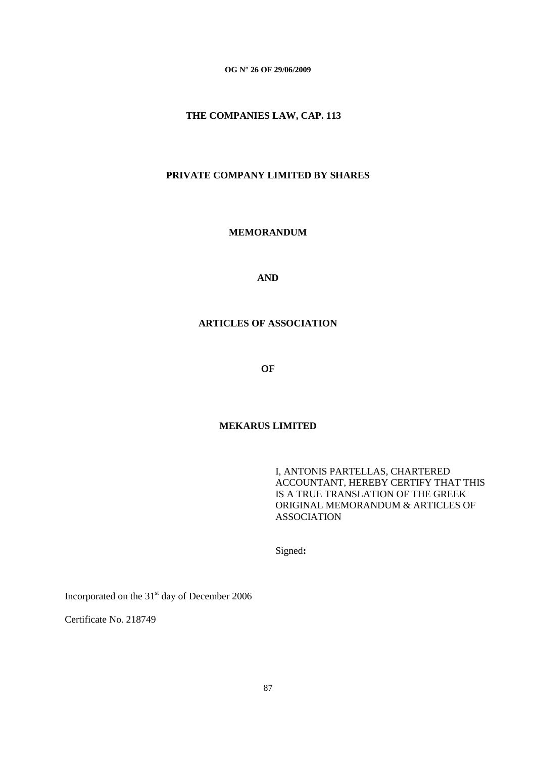**OG N° 26 OF 29/06/2009**

# THE COMPANIES LAW, CAP. 113

## PRIVATE COMPANY LIMITED BY SHARES

## MEMORANDUM

## AND

## ARTICLES OF ASSOCIATION

## OF

## MEKARUS LIMITED

I, ANTONIS PARTELLAS, CHARTERED ACCOUNTANT, HEREBY CERTIFY THAT THIS IS A TRUE TRANSLATION OF THE GREEK ORIGINAL MEMORANDUM & ARTICLES OF ASSOCIATION

Signed**:**

Incorporated on the 31st day of December 2006

Certificate No. 218749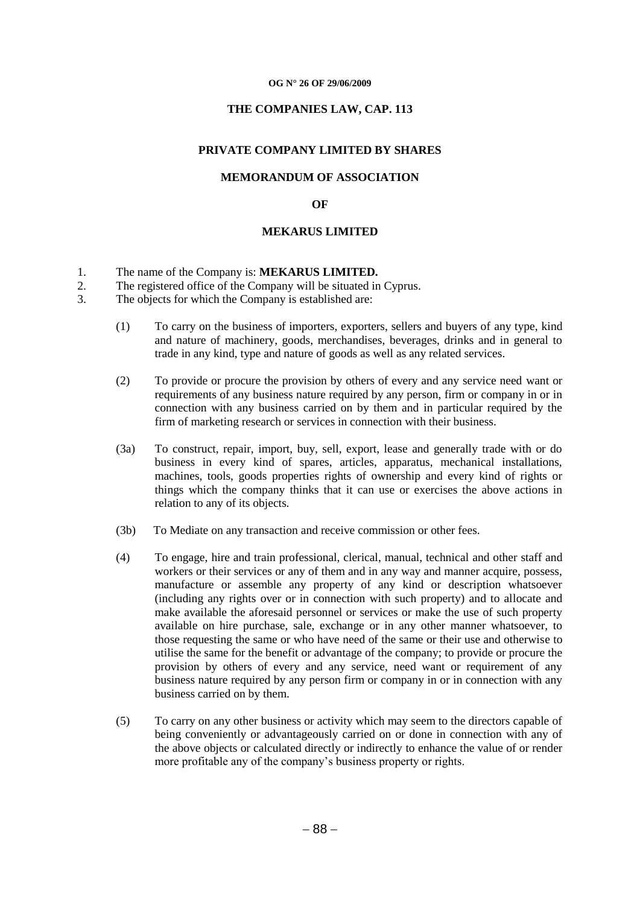**OG N° 26 OF 29/06/2009**

**THE COMPANIES LAW, CAP. 113**

**PRIVATE COMPANY LIMITED BY SHARES**

**MEMORANDUM OF ASSOCIATION**

**OF**

**MEKARUS LIMITED**

1. The name of the Company is: **MEKARUS LIMITED.**
2. The registered office of the Company will be situated in Cyprus.
3. The objects for which the Company is established are:

(1) To carry on the business of importers, exporters, sellers and buyers of any type, kind and nature of machinery, goods, merchandises, beverages, drinks and in general to trade in any kind, type and nature of goods as well as any related services.

(2) To provide or procure the provision by others of every and any service need want or requirements of any business nature required by any person, firm or company in or in connection with any business carried on by them and in particular required by the firm of marketing research or services in connection with their business.

(3a) To construct, repair, import, buy, sell, export, lease and generally trade with or do business in every kind of spares, articles, apparatus, mechanical installations, machines, tools, goods properties rights of ownership and every kind of rights or things which the company thinks that it can use or exercises the above actions in relation to any of its objects.

(3b) To Mediate on any transaction and receive commission or other fees.

(4) To engage, hire and train professional, clerical, manual, technical and other staff and workers or their services or any of them and in any way and manner acquire, possess, manufacture or assemble any property of any kind or description whatsoever (including any rights over or in connection with such property) and to allocate and make available the aforesaid personnel or services or make the use of such property available on hire purchase, sale, exchange or in any other manner whatsoever, to those requesting the same or who have need of the same or their use and otherwise to utilise the same for the benefit or advantage of the company; to provide or procure the provision by others of every and any service, need want or requirement of any business nature required by any person firm or company in or in connection with any business carried on by them.

(5) To carry on any other business or activity which may seem to the directors capable of being conveniently or advantageously carried on or done in connection with any of the above objects or calculated directly or indirectly to enhance the value of or render more profitable any of the company's business property or rights.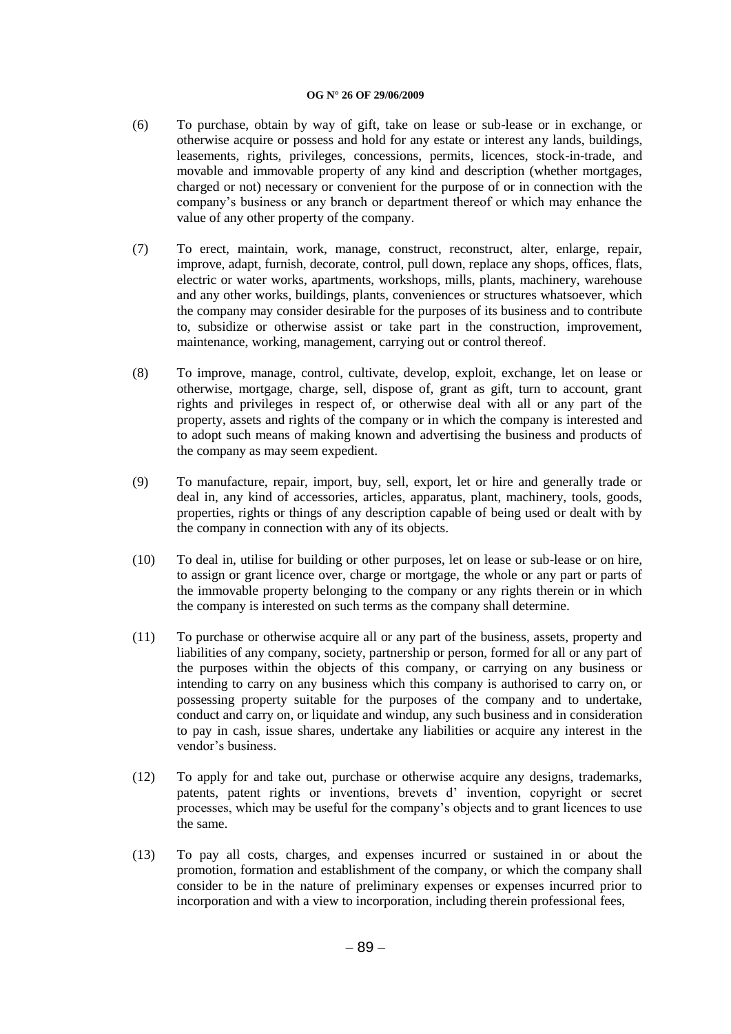(6) To purchase, obtain by way of gift, take on lease or sub-lease or in exchange, or otherwise acquire or possess and hold for any estate or interest any lands, buildings, leasements, rights, privileges, concessions, permits, licences, stock-in-trade, and movable and immovable property of any kind and description (whether mortgages, charged or not) necessary or convenient for the purpose of or in connection with the company's business or any branch or department thereof or which may enhance the value of any other property of the company.

(7) To erect, maintain, work, manage, construct, reconstruct, alter, enlarge, repair, improve, adapt, furnish, decorate, control, pull down, replace any shops, offices, flats, electric or water works, apartments, workshops, mills, plants, machinery, warehouse and any other works, buildings, plants, conveniences or structures whatsoever, which the company may consider desirable for the purposes of its business and to contribute to, subsidize or otherwise assist or take part in the construction, improvement, maintenance, working, management, carrying out or control thereof.

(8) To improve, manage, control, cultivate, develop, exploit, exchange, let on lease or otherwise, mortgage, charge, sell, dispose of, grant as gift, turn to account, grant rights and privileges in respect of, or otherwise deal with all or any part of the property, assets and rights of the company or in which the company is interested and to adopt such means of making known and advertising the business and products of the company as may seem expedient.

(9) To manufacture, repair, import, buy, sell, export, let or hire and generally trade or deal in, any kind of accessories, articles, apparatus, plant, machinery, tools, goods, properties, rights or things of any description capable of being used or dealt with by the company in connection with any of its objects.

(10) To deal in, utilise for building or other purposes, let on lease or sub-lease or on hire, to assign or grant licence over, charge or mortgage, the whole or any part or parts of the immovable property belonging to the company or any rights therein or in which the company is interested on such terms as the company shall determine.

(11) To purchase or otherwise acquire all or any part of the business, assets, property and liabilities of any company, society, partnership or person, formed for all or any part of the purposes within the objects of this company, or carrying on any business or intending to carry on any business which this company is authorised to carry on, or possessing property suitable for the purposes of the company and to undertake, conduct and carry on, or liquidate and windup, any such business and in consideration to pay in cash, issue shares, undertake any liabilities or acquire any interest in the vendor's business.

(12) To apply for and take out, purchase or otherwise acquire any designs, trademarks, patents, patent rights or inventions, brevets d' invention, copyright or secret processes, which may be useful for the company's objects and to grant licences to use the same.

(13) To pay all costs, charges, and expenses incurred or sustained in or about the promotion, formation and establishment of the company, or which the company shall consider to be in the nature of preliminary expenses or expenses incurred prior to incorporation and with a view to incorporation, including therein professional fees,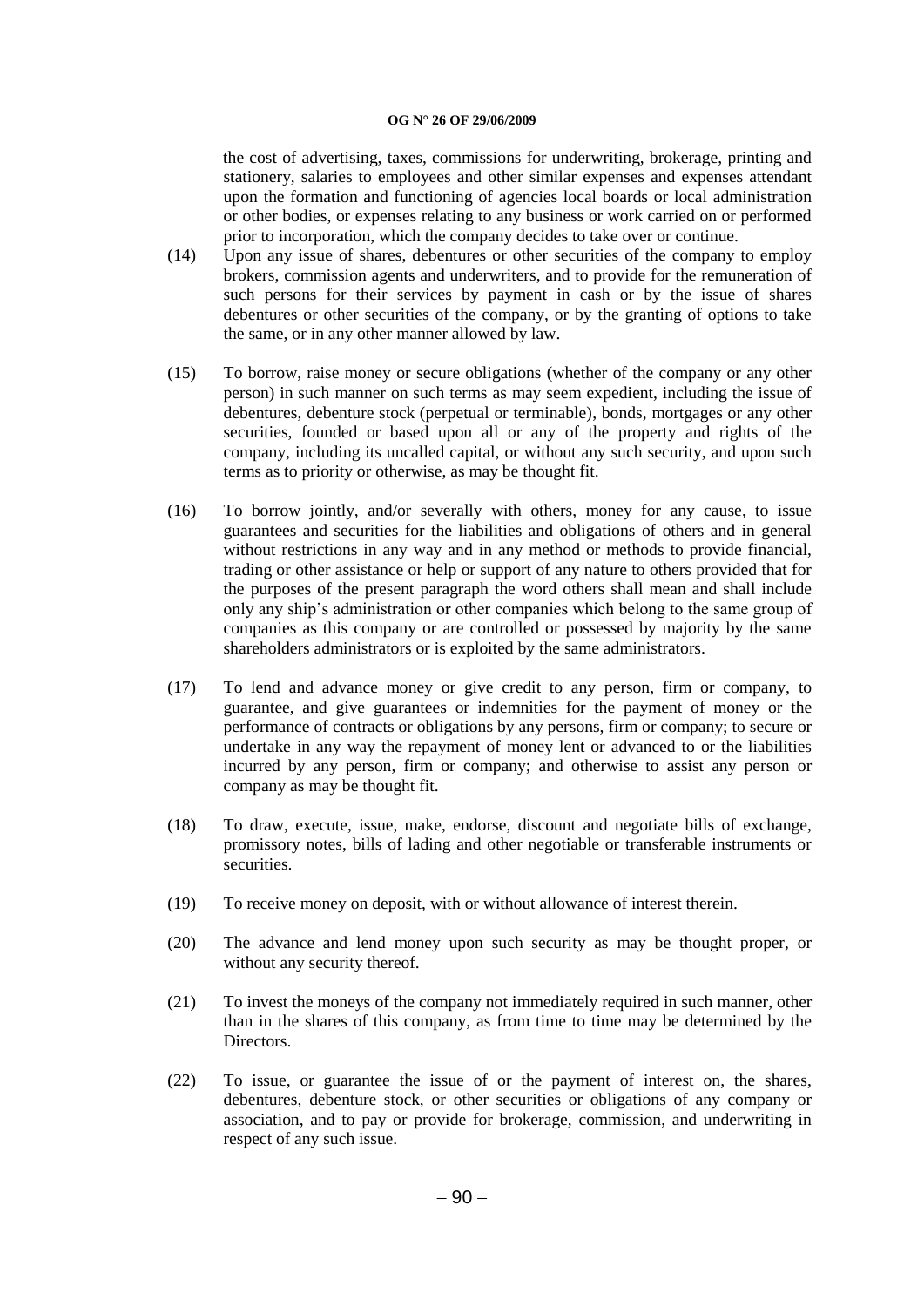the cost of advertising, taxes, commissions for underwriting, brokerage, printing and stationery, salaries to employees and other similar expenses and expenses attendant upon the formation and functioning of agencies local boards or local administration or other bodies, or expenses relating to any business or work carried on or performed prior to incorporation, which the company decides to take over or continue.

(14) Upon any issue of shares, debentures or other securities of the company to employ brokers, commission agents and underwriters, and to provide for the remuneration of such persons for their services by payment in cash or by the issue of shares debentures or other securities of the company, or by the granting of options to take the same, or in any other manner allowed by law.

(15) To borrow, raise money or secure obligations (whether of the company or any other person) in such manner on such terms as may seem expedient, including the issue of debentures, debenture stock (perpetual or terminable), bonds, mortgages or any other securities, founded or based upon all or any of the property and rights of the company, including its uncalled capital, or without any such security, and upon such terms as to priority or otherwise, as may be thought fit.

(16) To borrow jointly, and/or severally with others, money for any cause, to issue guarantees and securities for the liabilities and obligations of others and in general without restrictions in any way and in any method or methods to provide financial, trading or other assistance or help or support of any nature to others provided that for the purposes of the present paragraph the word others shall mean and shall include only any ship's administration or other companies which belong to the same group of companies as this company or are controlled or possessed by majority by the same shareholders administrators or is exploited by the same administrators.

(17) To lend and advance money or give credit to any person, firm or company, to guarantee, and give guarantees or indemnities for the payment of money or the performance of contracts or obligations by any persons, firm or company; to secure or undertake in any way the repayment of money lent or advanced to or the liabilities incurred by any person, firm or company; and otherwise to assist any person or company as may be thought fit.

(18) To draw, execute, issue, make, endorse, discount and negotiate bills of exchange, promissory notes, bills of lading and other negotiable or transferable instruments or securities.

(19) To receive money on deposit, with or without allowance of interest therein.

(20) The advance and lend money upon such security as may be thought proper, or without any security thereof.

(21) To invest the moneys of the company not immediately required in such manner, other than in the shares of this company, as from time to time may be determined by the Directors.

(22) To issue, or guarantee the issue of or the payment of interest on, the shares, debentures, debenture stock, or other securities or obligations of any company or association, and to pay or provide for brokerage, commission, and underwriting in respect of any such issue.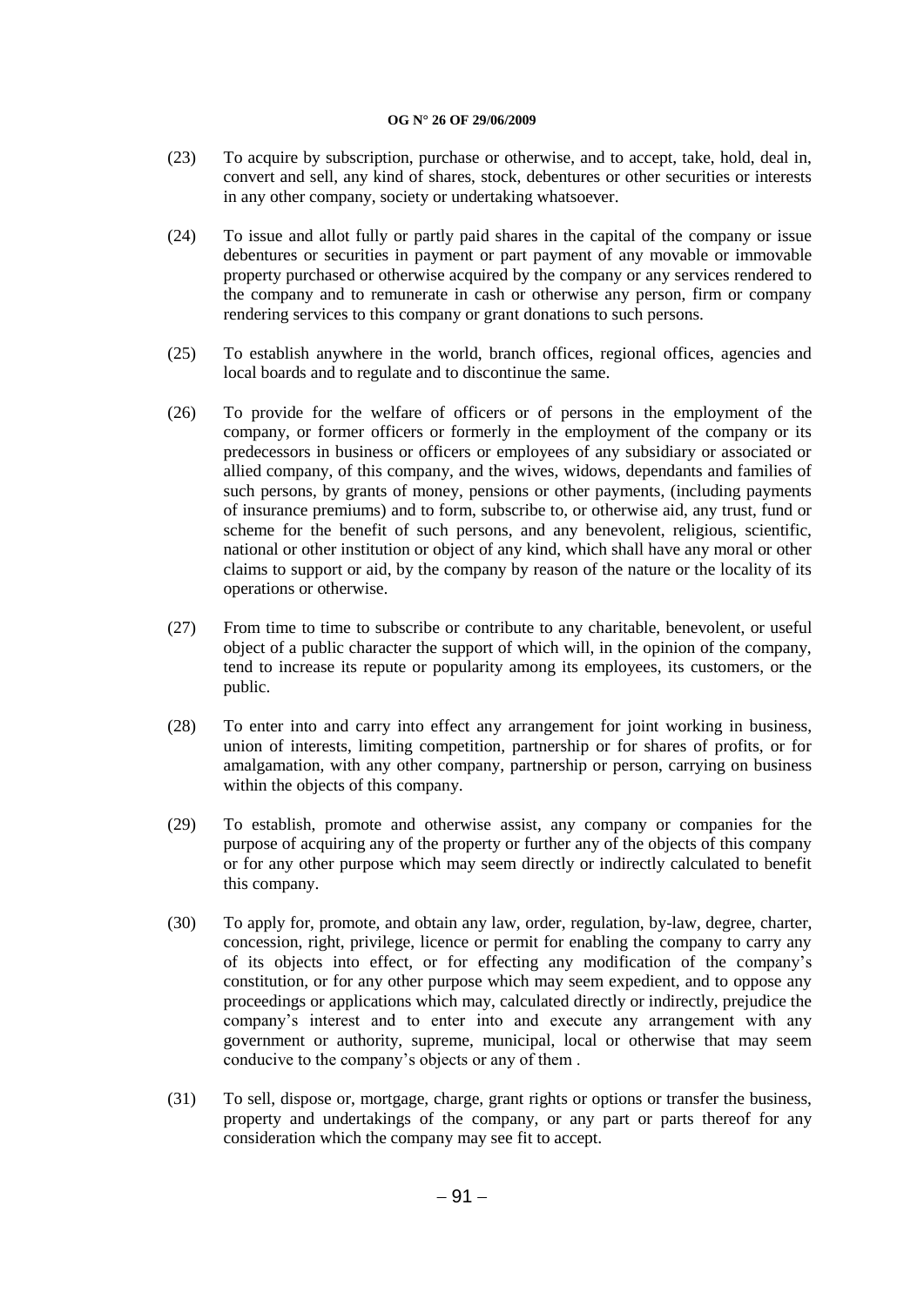(23) To acquire by subscription, purchase or otherwise, and to accept, take, hold, deal in, convert and sell, any kind of shares, stock, debentures or other securities or interests in any other company, society or undertaking whatsoever.

(24) To issue and allot fully or partly paid shares in the capital of the company or issue debentures or securities in payment or part payment of any movable or immovable property purchased or otherwise acquired by the company or any services rendered to the company and to remunerate in cash or otherwise any person, firm or company rendering services to this company or grant donations to such persons.

(25) To establish anywhere in the world, branch offices, regional offices, agencies and local boards and to regulate and to discontinue the same.

(26) To provide for the welfare of officers or of persons in the employment of the company, or former officers or formerly in the employment of the company or its predecessors in business or officers or employees of any subsidiary or associated or allied company, of this company, and the wives, widows, dependants and families of such persons, by grants of money, pensions or other payments, (including payments of insurance premiums) and to form, subscribe to, or otherwise aid, any trust, fund or scheme for the benefit of such persons, and any benevolent, religious, scientific, national or other institution or object of any kind, which shall have any moral or other claims to support or aid, by the company by reason of the nature or the locality of its operations or otherwise.

(27) From time to time to subscribe or contribute to any charitable, benevolent, or useful object of a public character the support of which will, in the opinion of the company, tend to increase its repute or popularity among its employees, its customers, or the public.

(28) To enter into and carry into effect any arrangement for joint working in business, union of interests, limiting competition, partnership or for shares of profits, or for amalgamation, with any other company, partnership or person, carrying on business within the objects of this company.

(29) To establish, promote and otherwise assist, any company or companies for the purpose of acquiring any of the property or further any of the objects of this company or for any other purpose which may seem directly or indirectly calculated to benefit this company.

(30) To apply for, promote, and obtain any law, order, regulation, by-law, degree, charter, concession, right, privilege, licence or permit for enabling the company to carry any of its objects into effect, or for effecting any modification of the company's constitution, or for any other purpose which may seem expedient, and to oppose any proceedings or applications which may, calculated directly or indirectly, prejudice the company's interest and to enter into and execute any arrangement with any government or authority, supreme, municipal, local or otherwise that may seem conducive to the company's objects or any of them .

(31) To sell, dispose or, mortgage, charge, grant rights or options or transfer the business, property and undertakings of the company, or any part or parts thereof for any consideration which the company may see fit to accept.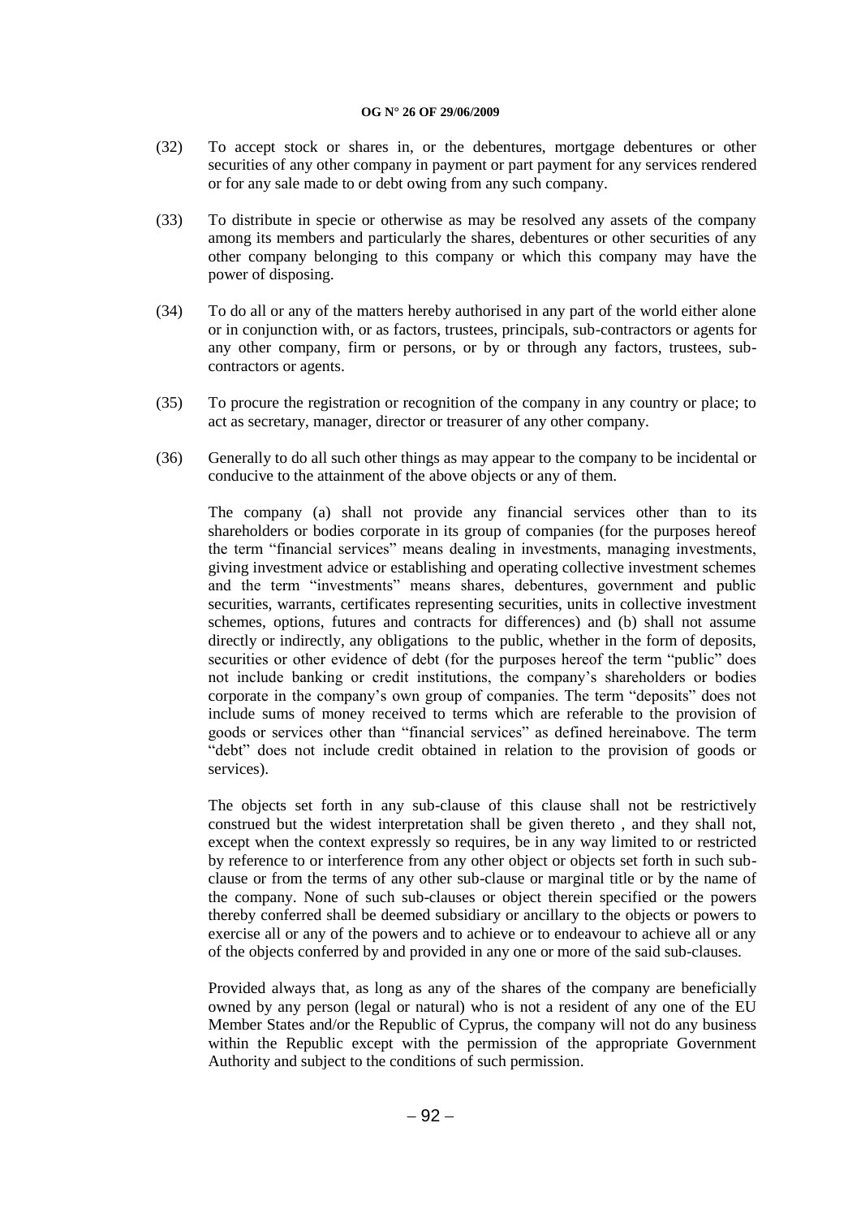(32) To accept stock or shares in, or the debentures, mortgage debentures or other securities of any other company in payment or part payment for any services rendered or for any sale made to or debt owing from any such company.

(33) To distribute in specie or otherwise as may be resolved any assets of the company among its members and particularly the shares, debentures or other securities of any other company belonging to this company or which this company may have the power of disposing.

(34) To do all or any of the matters hereby authorised in any part of the world either alone or in conjunction with, or as factors, trustees, principals, sub-contractors or agents for any other company, firm or persons, or by or through any factors, trustees, sub-contractors or agents.

(35) To procure the registration or recognition of the company in any country or place; to act as secretary, manager, director or treasurer of any other company.

(36) Generally to do all such other things as may appear to the company to be incidental or conducive to the attainment of the above objects or any of them.

The company (a) shall not provide any financial services other than to its shareholders or bodies corporate in its group of companies (for the purposes hereof the term "financial services" means dealing in investments, managing investments, giving investment advice or establishing and operating collective investment schemes and the term "investments" means shares, debentures, government and public securities, warrants, certificates representing securities, units in collective investment schemes, options, futures and contracts for differences) and (b) shall not assume directly or indirectly, any obligations to the public, whether in the form of deposits, securities or other evidence of debt (for the purposes hereof the term "public" does not include banking or credit institutions, the company's shareholders or bodies corporate in the company's own group of companies. The term "deposits" does not include sums of money received to terms which are referable to the provision of goods or services other than "financial services" as defined hereinabove. The term "debt" does not include credit obtained in relation to the provision of goods or services).

The objects set forth in any sub-clause of this clause shall not be restrictively construed but the widest interpretation shall be given thereto , and they shall not, except when the context expressly so requires, be in any way limited to or restricted by reference to or interference from any other object or objects set forth in such sub-clause or from the terms of any other sub-clause or marginal title or by the name of the company. None of such sub-clauses or object therein specified or the powers thereby conferred shall be deemed subsidiary or ancillary to the objects or powers to exercise all or any of the powers and to achieve or to endeavour to achieve all or any of the objects conferred by and provided in any one or more of the said sub-clauses.

Provided always that, as long as any of the shares of the company are beneficially owned by any person (legal or natural) who is not a resident of any one of the EU Member States and/or the Republic of Cyprus, the company will not do any business within the Republic except with the permission of the appropriate Government Authority and subject to the conditions of such permission.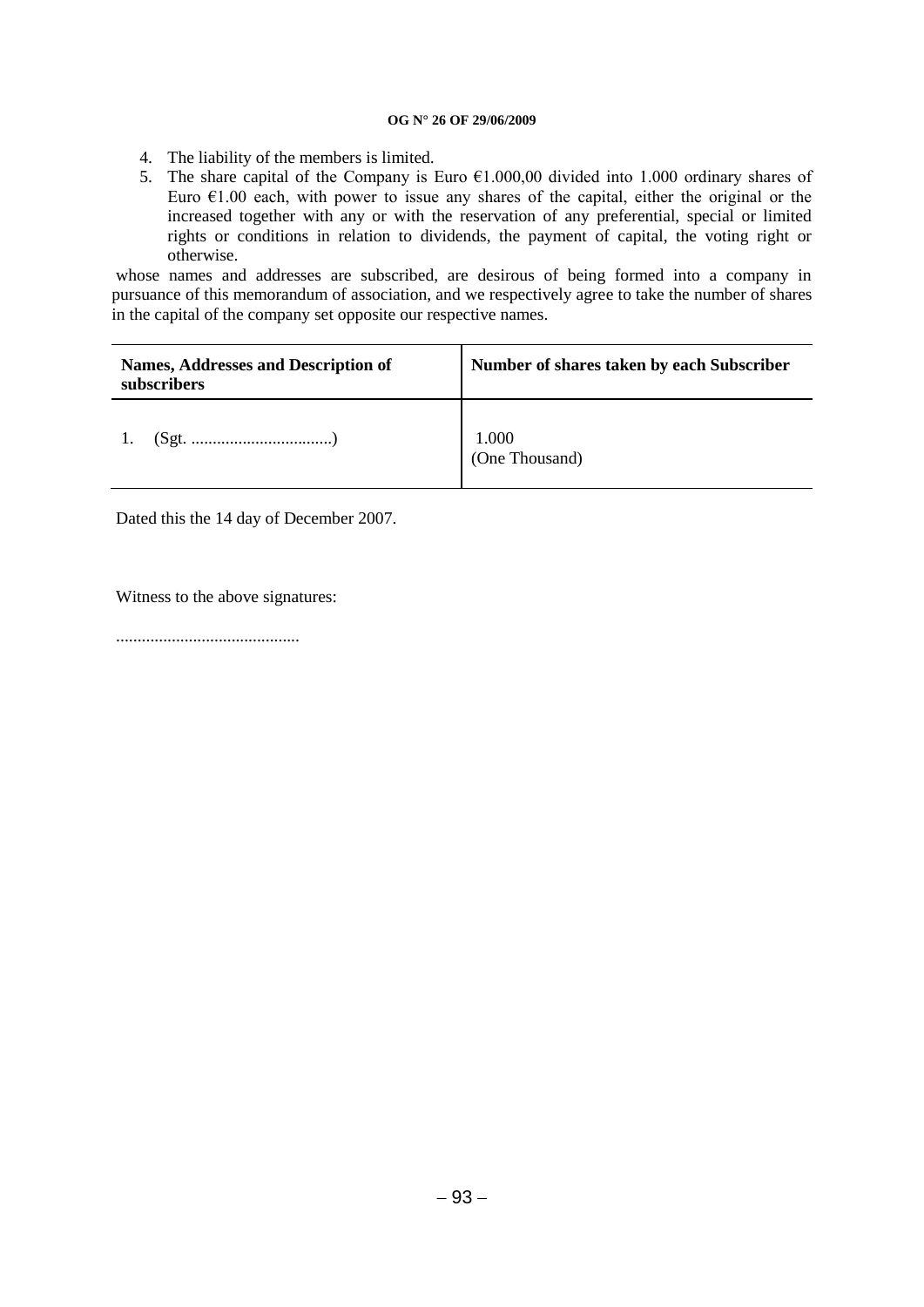4. The liability of the members is limited.
5. The share capital of the Company is Euro €1.000,00 divided into 1.000 ordinary shares of Euro €1.00 each, with power to issue any shares of the capital, either the original or the increased together with any or with the reservation of any preferential, special or limited rights or conditions in relation to dividends, the payment of capital, the voting right or otherwise.

whose names and addresses are subscribed, are desirous of being formed into a company in pursuance of this memorandum of association, and we respectively agree to take the number of shares in the capital of the company set opposite our respective names.

| **Names, Addresses and Description of subscribers** | **Number of shares taken by each Subscriber** |
|---|---|
| 1. (Sgt. .................................) | 1.000 (One Thousand) |

Dated this the 14 day of December 2007.

Witness to the above signatures:

..........................................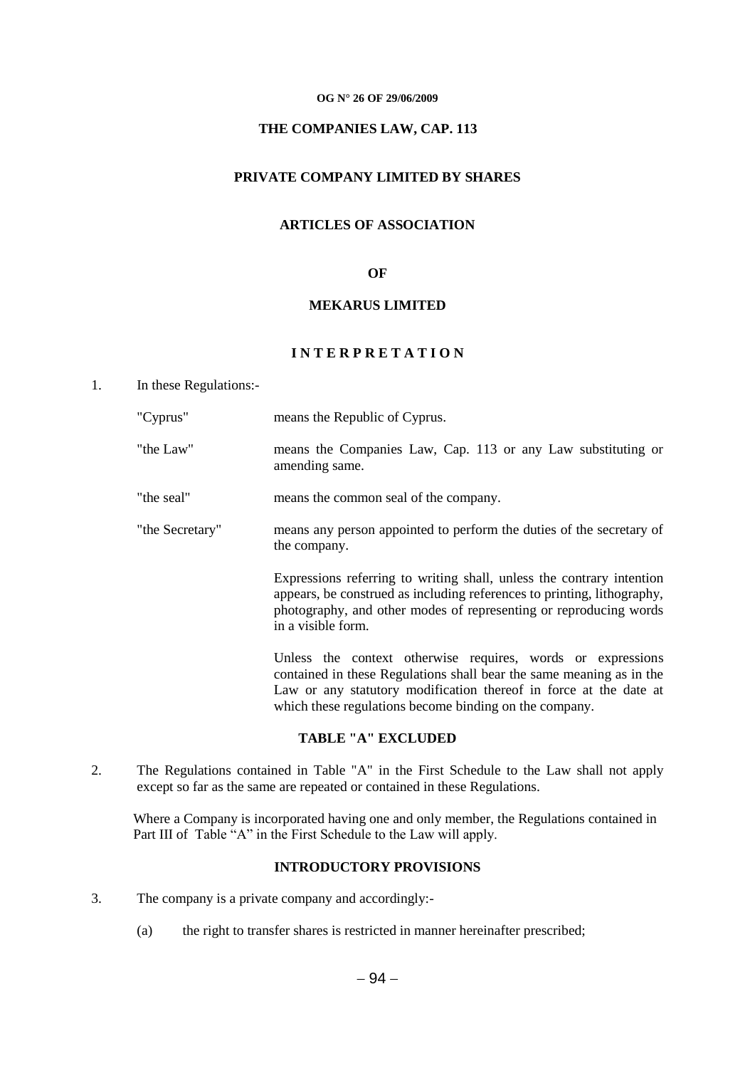**OG N° 26 OF 29/06/2009**

**THE COMPANIES LAW, CAP. 113**

**PRIVATE COMPANY LIMITED BY SHARES**

**ARTICLES OF ASSOCIATION**

**OF**

**MEKARUS LIMITED**

## INTERPRETATION

1. In these Regulations:-

| | |
|---|---|
| "Cyprus" | means the Republic of Cyprus. |
| "the Law" | means the Companies Law, Cap. 113 or any Law substituting or amending same. |
| "the seal" | means the common seal of the company. |
| "the Secretary" | means any person appointed to perform the duties of the secretary of the company. |

Expressions referring to writing shall, unless the contrary intention appears, be construed as including references to printing, lithography, photography, and other modes of representing or reproducing words in a visible form.

Unless the context otherwise requires, words or expressions contained in these Regulations shall bear the same meaning as in the Law or any statutory modification thereof in force at the date at which these regulations become binding on the company.

## TABLE "A" EXCLUDED

2. The Regulations contained in Table "A" in the First Schedule to the Law shall not apply except so far as the same are repeated or contained in these Regulations.

Where a Company is incorporated having one and only member, the Regulations contained in Part III of Table "A" in the First Schedule to the Law will apply.

## INTRODUCTORY PROVISIONS

3. The company is a private company and accordingly:-

   (a) the right to transfer shares is restricted in manner hereinafter prescribed;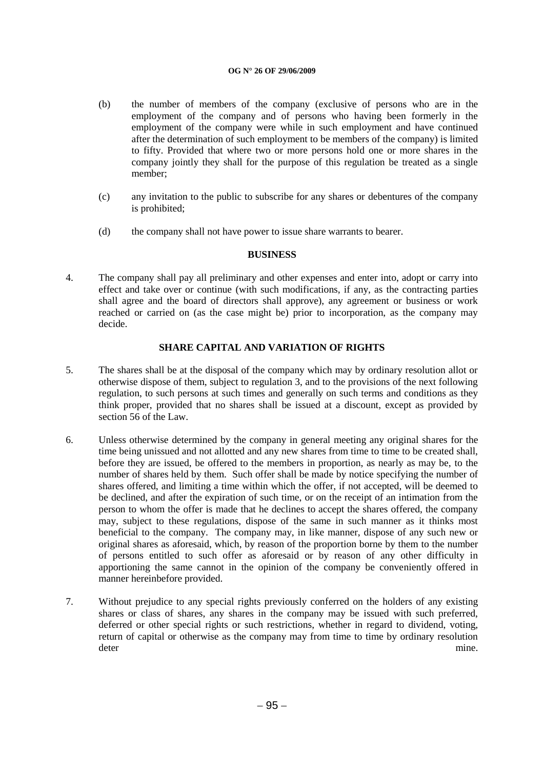(b) the number of members of the company (exclusive of persons who are in the employment of the company and of persons who having been formerly in the employment of the company were while in such employment and have continued after the determination of such employment to be members of the company) is limited to fifty. Provided that where two or more persons hold one or more shares in the company jointly they shall for the purpose of this regulation be treated as a single member;

(c) any invitation to the public to subscribe for any shares or debentures of the company is prohibited;

(d) the company shall not have power to issue share warrants to bearer.

## BUSINESS

4. The company shall pay all preliminary and other expenses and enter into, adopt or carry into effect and take over or continue (with such modifications, if any, as the contracting parties shall agree and the board of directors shall approve), any agreement or business or work reached or carried on (as the case might be) prior to incorporation, as the company may decide.

## SHARE CAPITAL AND VARIATION OF RIGHTS

5. The shares shall be at the disposal of the company which may by ordinary resolution allot or otherwise dispose of them, subject to regulation 3, and to the provisions of the next following regulation, to such persons at such times and generally on such terms and conditions as they think proper, provided that no shares shall be issued at a discount, except as provided by section 56 of the Law.

6. Unless otherwise determined by the company in general meeting any original shares for the time being unissued and not allotted and any new shares from time to time to be created shall, before they are issued, be offered to the members in proportion, as nearly as may be, to the number of shares held by them. Such offer shall be made by notice specifying the number of shares offered, and limiting a time within which the offer, if not accepted, will be deemed to be declined, and after the expiration of such time, or on the receipt of an intimation from the person to whom the offer is made that he declines to accept the shares offered, the company may, subject to these regulations, dispose of the same in such manner as it thinks most beneficial to the company. The company may, in like manner, dispose of any such new or original shares as aforesaid, which, by reason of the proportion borne by them to the number of persons entitled to such offer as aforesaid or by reason of any other difficulty in apportioning the same cannot in the opinion of the company be conveniently offered in manner hereinbefore provided.

7. Without prejudice to any special rights previously conferred on the holders of any existing shares or class of shares, any shares in the company may be issued with such preferred, deferred or other special rights or such restrictions, whether in regard to dividend, voting, return of capital or otherwise as the company may from time to time by ordinary resolution deter mine.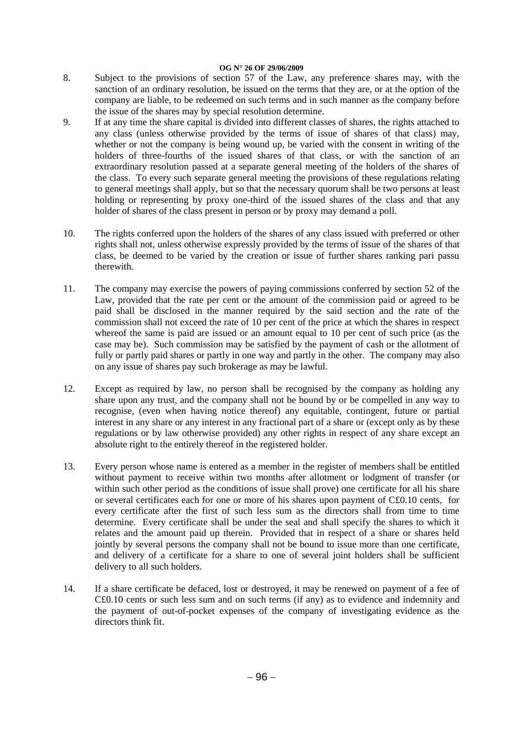8. Subject to the provisions of section 57 of the Law, any preference shares may, with the sanction of an ordinary resolution, be issued on the terms that they are, or at the option of the company are liable, to be redeemed on such terms and in such manner as the company before the issue of the shares may by special resolution determine.

9. If at any time the share capital is divided into different classes of shares, the rights attached to any class (unless otherwise provided by the terms of issue of shares of that class) may, whether or not the company is being wound up, be varied with the consent in writing of the holders of three-fourths of the issued shares of that class, or with the sanction of an extraordinary resolution passed at a separate general meeting of the holders of the shares of the class. To every such separate general meeting the provisions of these regulations relating to general meetings shall apply, but so that the necessary quorum shall be two persons at least holding or representing by proxy one-third of the issued shares of the class and that any holder of shares of the class present in person or by proxy may demand a poll.

10. The rights conferred upon the holders of the shares of any class issued with preferred or other rights shall not, unless otherwise expressly provided by the terms of issue of the shares of that class, be deemed to be varied by the creation or issue of further shares ranking pari passu therewith.

11. The company may exercise the powers of paying commissions conferred by section 52 of the Law, provided that the rate per cent or the amount of the commission paid or agreed to be paid shall be disclosed in the manner required by the said section and the rate of the commission shall not exceed the rate of 10 per cent of the price at which the shares in respect whereof the same is paid are issued or an amount equal to 10 per cent of such price (as the case may be). Such commission may be satisfied by the payment of cash or the allotment of fully or partly paid shares or partly in one way and partly in the other. The company may also on any issue of shares pay such brokerage as may be lawful.

12. Except as required by law, no person shall be recognised by the company as holding any share upon any trust, and the company shall not be bound by or be compelled in any way to recognise, (even when having notice thereof) any equitable, contingent, future or partial interest in any share or any interest in any fractional part of a share or (except only as by these regulations or by law otherwise provided) any other rights in respect of any share except an absolute right to the entirely thereof in the registered holder.

13. Every person whose name is entered as a member in the register of members shall be entitled without payment to receive within two months after allotment or lodgment of transfer (or within such other period as the conditions of issue shall prove) one certificate for all his share or several certificates each for one or more of his shares upon payment of C£0.10 cents, for every certificate after the first of such less sum as the directors shall from time to time determine. Every certificate shall be under the seal and shall specify the shares to which it relates and the amount paid up therein. Provided that in respect of a share or shares held jointly by several persons the company shall not be bound to issue more than one certificate, and delivery of a certificate for a share to one of several joint holders shall be sufficient delivery to all such holders.

14. If a share certificate be defaced, lost or destroyed, it may be renewed on payment of a fee of C£0.10 cents or such less sum and on such terms (if any) as to evidence and indemnity and the payment of out-of-pocket expenses of the company of investigating evidence as the directors think fit.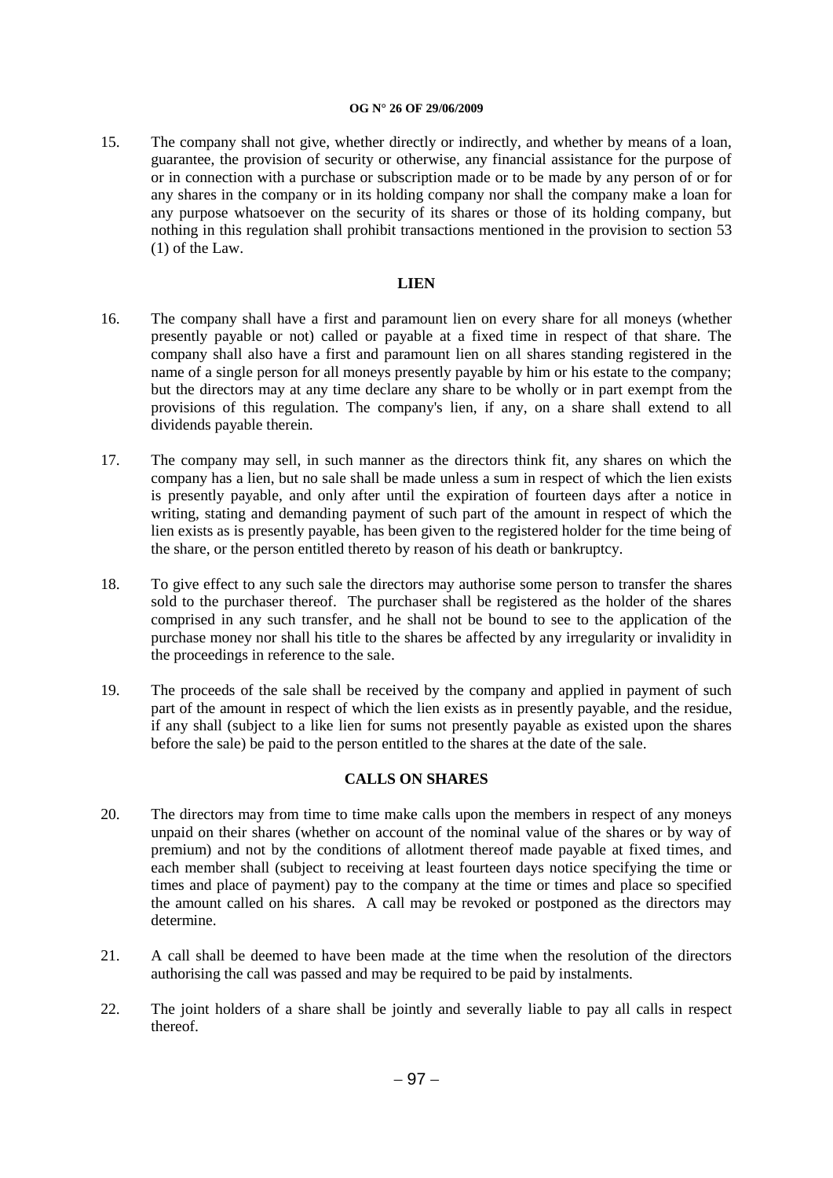15. The company shall not give, whether directly or indirectly, and whether by means of a loan, guarantee, the provision of security or otherwise, any financial assistance for the purpose of or in connection with a purchase or subscription made or to be made by any person of or for any shares in the company or in its holding company nor shall the company make a loan for any purpose whatsoever on the security of its shares or those of its holding company, but nothing in this regulation shall prohibit transactions mentioned in the provision to section 53 (1) of the Law.

## LIEN

16. The company shall have a first and paramount lien on every share for all moneys (whether presently payable or not) called or payable at a fixed time in respect of that share. The company shall also have a first and paramount lien on all shares standing registered in the name of a single person for all moneys presently payable by him or his estate to the company; but the directors may at any time declare any share to be wholly or in part exempt from the provisions of this regulation. The company's lien, if any, on a share shall extend to all dividends payable therein.

17. The company may sell, in such manner as the directors think fit, any shares on which the company has a lien, but no sale shall be made unless a sum in respect of which the lien exists is presently payable, and only after until the expiration of fourteen days after a notice in writing, stating and demanding payment of such part of the amount in respect of which the lien exists as is presently payable, has been given to the registered holder for the time being of the share, or the person entitled thereto by reason of his death or bankruptcy.

18. To give effect to any such sale the directors may authorise some person to transfer the shares sold to the purchaser thereof. The purchaser shall be registered as the holder of the shares comprised in any such transfer, and he shall not be bound to see to the application of the purchase money nor shall his title to the shares be affected by any irregularity or invalidity in the proceedings in reference to the sale.

19. The proceeds of the sale shall be received by the company and applied in payment of such part of the amount in respect of which the lien exists as in presently payable, and the residue, if any shall (subject to a like lien for sums not presently payable as existed upon the shares before the sale) be paid to the person entitled to the shares at the date of the sale.

## CALLS ON SHARES

20. The directors may from time to time make calls upon the members in respect of any moneys unpaid on their shares (whether on account of the nominal value of the shares or by way of premium) and not by the conditions of allotment thereof made payable at fixed times, and each member shall (subject to receiving at least fourteen days notice specifying the time or times and place of payment) pay to the company at the time or times and place so specified the amount called on his shares. A call may be revoked or postponed as the directors may determine.

21. A call shall be deemed to have been made at the time when the resolution of the directors authorising the call was passed and may be required to be paid by instalments.

22. The joint holders of a share shall be jointly and severally liable to pay all calls in respect thereof.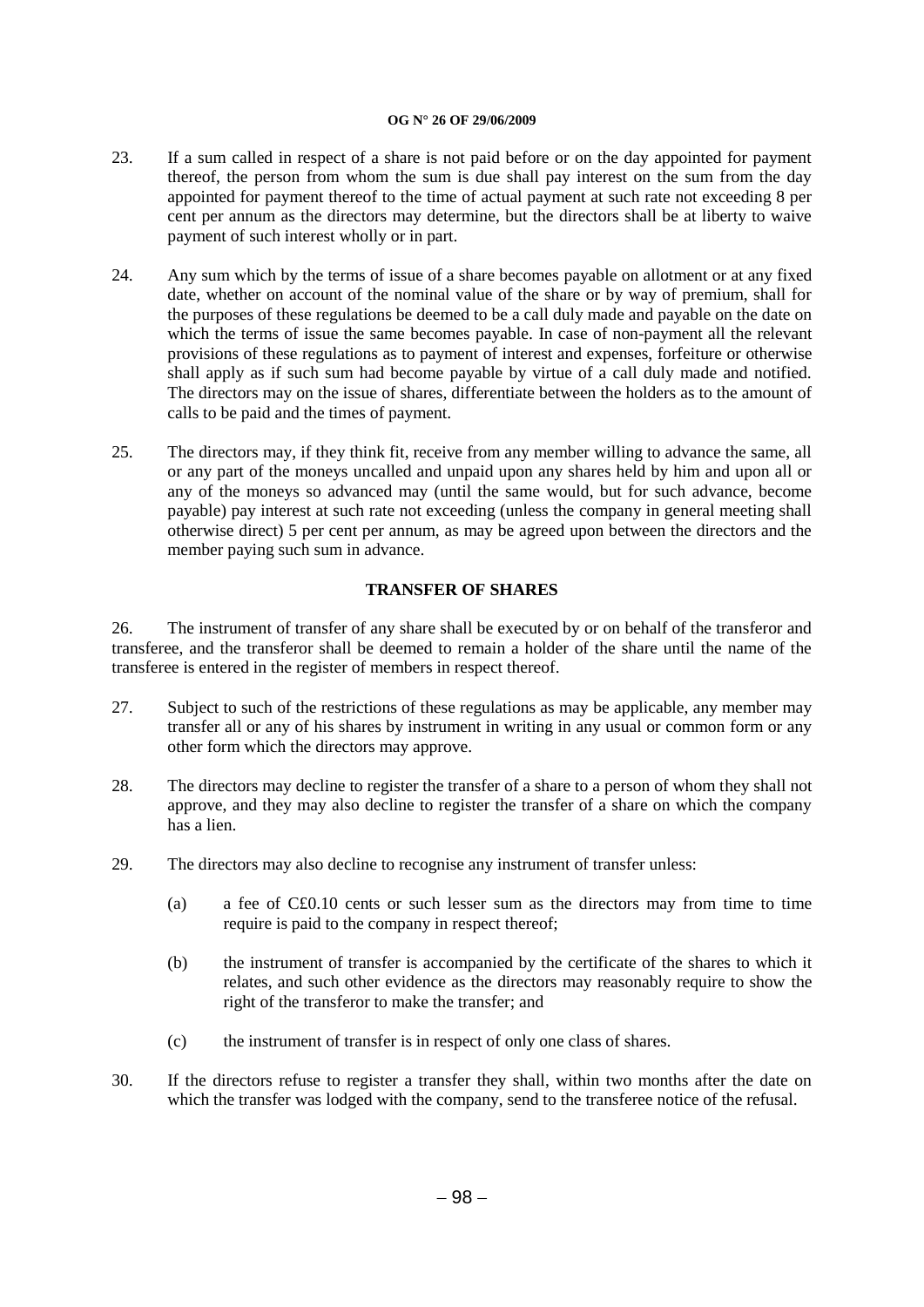23. If a sum called in respect of a share is not paid before or on the day appointed for payment thereof, the person from whom the sum is due shall pay interest on the sum from the day appointed for payment thereof to the time of actual payment at such rate not exceeding 8 per cent per annum as the directors may determine, but the directors shall be at liberty to waive payment of such interest wholly or in part.

24. Any sum which by the terms of issue of a share becomes payable on allotment or at any fixed date, whether on account of the nominal value of the share or by way of premium, shall for the purposes of these regulations be deemed to be a call duly made and payable on the date on which the terms of issue the same becomes payable. In case of non-payment all the relevant provisions of these regulations as to payment of interest and expenses, forfeiture or otherwise shall apply as if such sum had become payable by virtue of a call duly made and notified. The directors may on the issue of shares, differentiate between the holders as to the amount of calls to be paid and the times of payment.

25. The directors may, if they think fit, receive from any member willing to advance the same, all or any part of the moneys uncalled and unpaid upon any shares held by him and upon all or any of the moneys so advanced may (until the same would, but for such advance, become payable) pay interest at such rate not exceeding (unless the company in general meeting shall otherwise direct) 5 per cent per annum, as may be agreed upon between the directors and the member paying such sum in advance.

## TRANSFER OF SHARES

26. The instrument of transfer of any share shall be executed by or on behalf of the transferor and transferee, and the transferor shall be deemed to remain a holder of the share until the name of the transferee is entered in the register of members in respect thereof.

27. Subject to such of the restrictions of these regulations as may be applicable, any member may transfer all or any of his shares by instrument in writing in any usual or common form or any other form which the directors may approve.

28. The directors may decline to register the transfer of a share to a person of whom they shall not approve, and they may also decline to register the transfer of a share on which the company has a lien.

29. The directors may also decline to recognise any instrument of transfer unless:

(a) a fee of C£0.10 cents or such lesser sum as the directors may from time to time require is paid to the company in respect thereof;

(b) the instrument of transfer is accompanied by the certificate of the shares to which it relates, and such other evidence as the directors may reasonably require to show the right of the transferor to make the transfer; and

(c) the instrument of transfer is in respect of only one class of shares.

30. If the directors refuse to register a transfer they shall, within two months after the date on which the transfer was lodged with the company, send to the transferee notice of the refusal.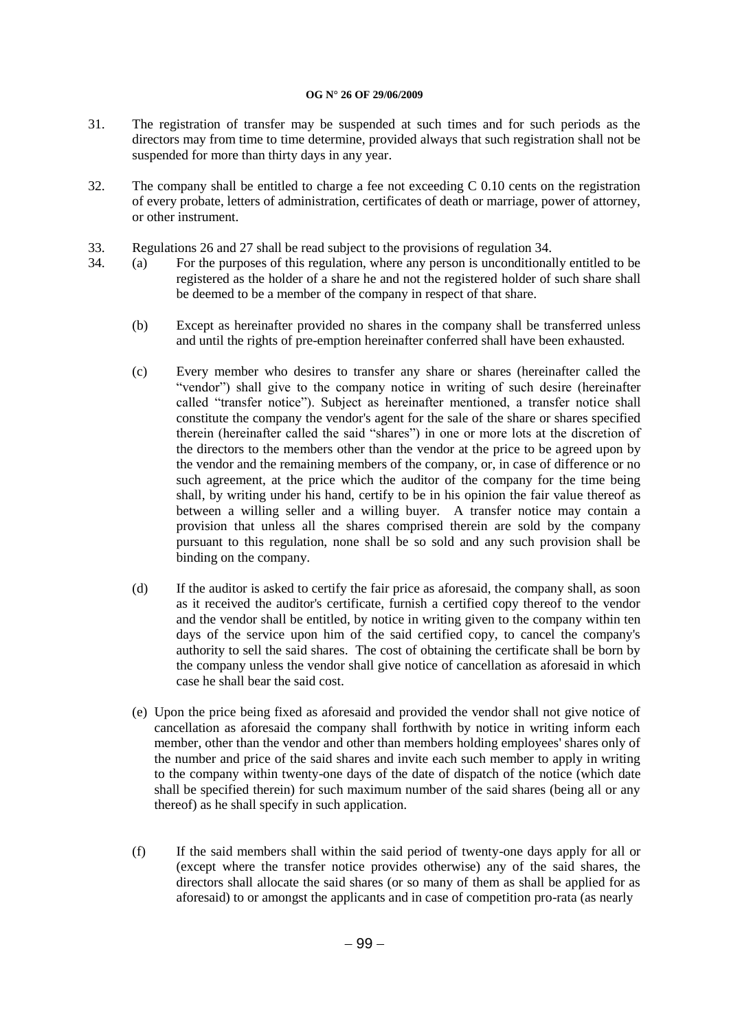31. The registration of transfer may be suspended at such times and for such periods as the directors may from time to time determine, provided always that such registration shall not be suspended for more than thirty days in any year.

32. The company shall be entitled to charge a fee not exceeding C 0.10 cents on the registration of every probate, letters of administration, certificates of death or marriage, power of attorney, or other instrument.

33. Regulations 26 and 27 shall be read subject to the provisions of regulation 34.

34. (a) For the purposes of this regulation, where any person is unconditionally entitled to be registered as the holder of a share he and not the registered holder of such share shall be deemed to be a member of the company in respect of that share.

 (b) Except as hereinafter provided no shares in the company shall be transferred unless and until the rights of pre-emption hereinafter conferred shall have been exhausted.

 (c) Every member who desires to transfer any share or shares (hereinafter called the "vendor") shall give to the company notice in writing of such desire (hereinafter called "transfer notice"). Subject as hereinafter mentioned, a transfer notice shall constitute the company the vendor's agent for the sale of the share or shares specified therein (hereinafter called the said "shares") in one or more lots at the discretion of the directors to the members other than the vendor at the price to be agreed upon by the vendor and the remaining members of the company, or, in case of difference or no such agreement, at the price which the auditor of the company for the time being shall, by writing under his hand, certify to be in his opinion the fair value thereof as between a willing seller and a willing buyer. A transfer notice may contain a provision that unless all the shares comprised therein are sold by the company pursuant to this regulation, none shall be so sold and any such provision shall be binding on the company.

 (d) If the auditor is asked to certify the fair price as aforesaid, the company shall, as soon as it received the auditor's certificate, furnish a certified copy thereof to the vendor and the vendor shall be entitled, by notice in writing given to the company within ten days of the service upon him of the said certified copy, to cancel the company's authority to sell the said shares. The cost of obtaining the certificate shall be born by the company unless the vendor shall give notice of cancellation as aforesaid in which case he shall bear the said cost.

 (e) Upon the price being fixed as aforesaid and provided the vendor shall not give notice of cancellation as aforesaid the company shall forthwith by notice in writing inform each member, other than the vendor and other than members holding employees' shares only of the number and price of the said shares and invite each such member to apply in writing to the company within twenty-one days of the date of dispatch of the notice (which date shall be specified therein) for such maximum number of the said shares (being all or any thereof) as he shall specify in such application.

 (f) If the said members shall within the said period of twenty-one days apply for all or (except where the transfer notice provides otherwise) any of the said shares, the directors shall allocate the said shares (or so many of them as shall be applied for as aforesaid) to or amongst the applicants and in case of competition pro-rata (as nearly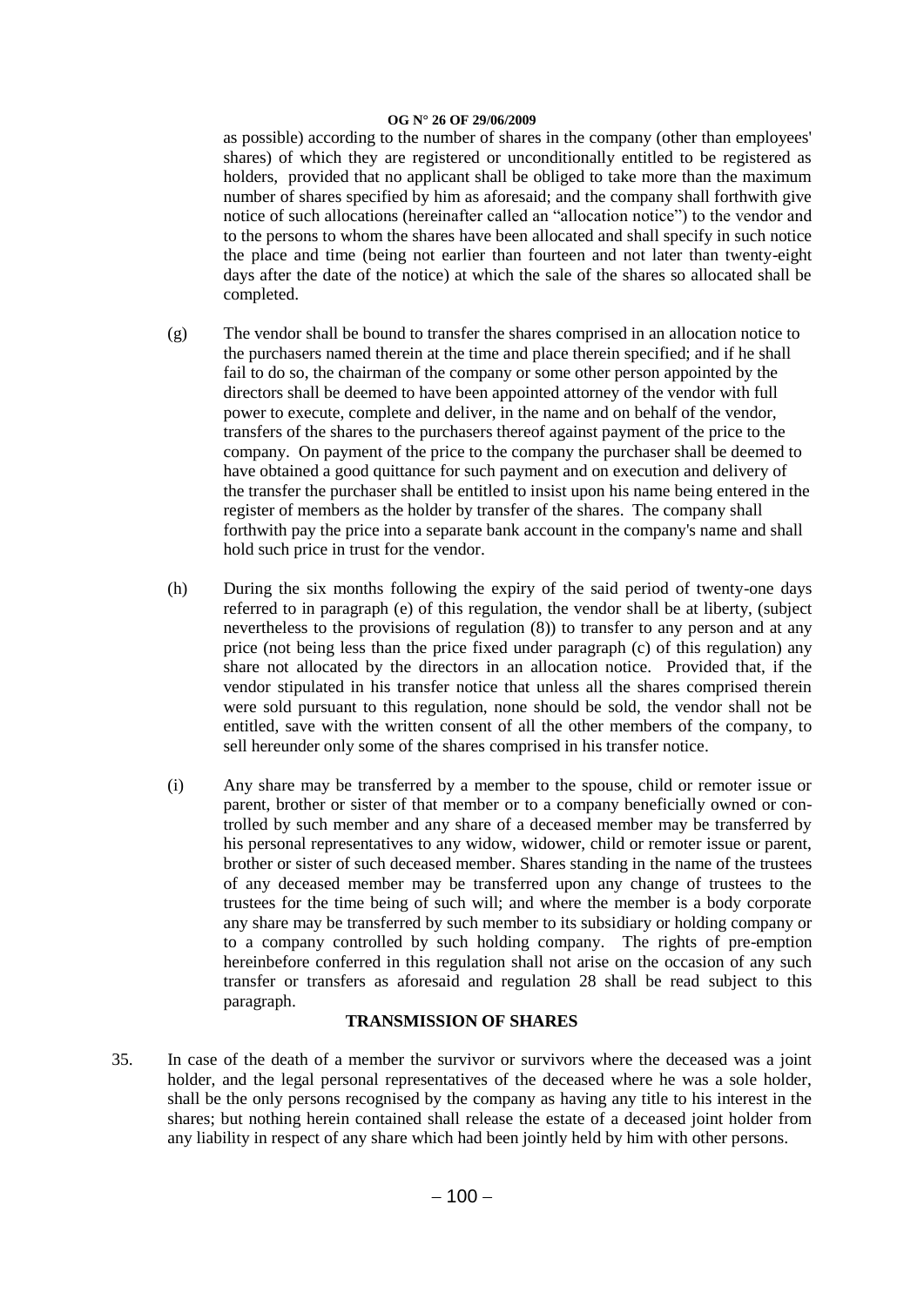as possible) according to the number of shares in the company (other than employees' shares) of which they are registered or unconditionally entitled to be registered as holders, provided that no applicant shall be obliged to take more than the maximum number of shares specified by him as aforesaid; and the company shall forthwith give notice of such allocations (hereinafter called an "allocation notice") to the vendor and to the persons to whom the shares have been allocated and shall specify in such notice the place and time (being not earlier than fourteen and not later than twenty-eight days after the date of the notice) at which the sale of the shares so allocated shall be completed.

(g) The vendor shall be bound to transfer the shares comprised in an allocation notice to the purchasers named therein at the time and place therein specified; and if he shall fail to do so, the chairman of the company or some other person appointed by the directors shall be deemed to have been appointed attorney of the vendor with full power to execute, complete and deliver, in the name and on behalf of the vendor, transfers of the shares to the purchasers thereof against payment of the price to the company. On payment of the price to the company the purchaser shall be deemed to have obtained a good quittance for such payment and on execution and delivery of the transfer the purchaser shall be entitled to insist upon his name being entered in the register of members as the holder by transfer of the shares. The company shall forthwith pay the price into a separate bank account in the company's name and shall hold such price in trust for the vendor.

(h) During the six months following the expiry of the said period of twenty-one days referred to in paragraph (e) of this regulation, the vendor shall be at liberty, (subject nevertheless to the provisions of regulation (8)) to transfer to any person and at any price (not being less than the price fixed under paragraph (c) of this regulation) any share not allocated by the directors in an allocation notice. Provided that, if the vendor stipulated in his transfer notice that unless all the shares comprised therein were sold pursuant to this regulation, none should be sold, the vendor shall not be entitled, save with the written consent of all the other members of the company, to sell hereunder only some of the shares comprised in his transfer notice.

(i) Any share may be transferred by a member to the spouse, child or remoter issue or parent, brother or sister of that member or to a company beneficially owned or controlled by such member and any share of a deceased member may be transferred by his personal representatives to any widow, widower, child or remoter issue or parent, brother or sister of such deceased member. Shares standing in the name of the trustees of any deceased member may be transferred upon any change of trustees to the trustees for the time being of such will; and where the member is a body corporate any share may be transferred by such member to its subsidiary or holding company or to a company controlled by such holding company. The rights of pre-emption hereinbefore conferred in this regulation shall not arise on the occasion of any such transfer or transfers as aforesaid and regulation 28 shall be read subject to this paragraph.

## TRANSMISSION OF SHARES

35. In case of the death of a member the survivor or survivors where the deceased was a joint holder, and the legal personal representatives of the deceased where he was a sole holder, shall be the only persons recognised by the company as having any title to his interest in the shares; but nothing herein contained shall release the estate of a deceased joint holder from any liability in respect of any share which had been jointly held by him with other persons.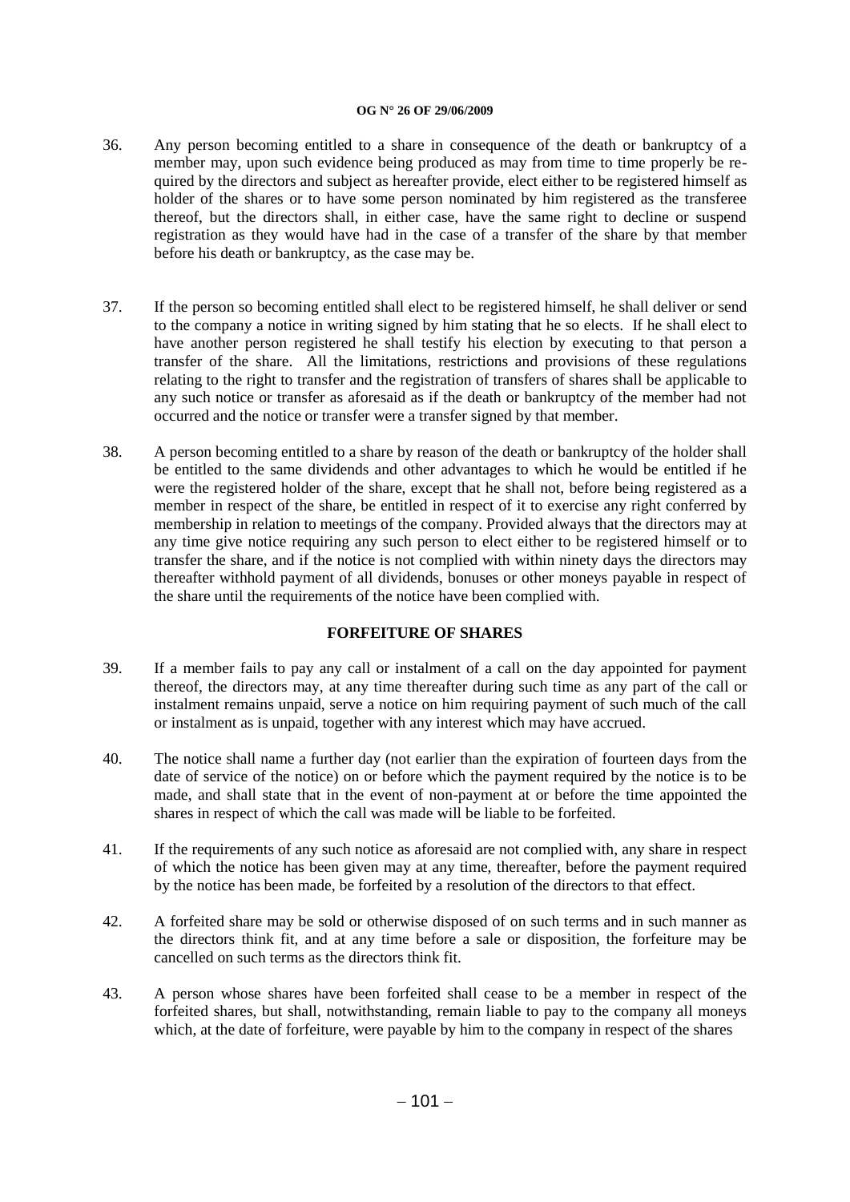36. Any person becoming entitled to a share in consequence of the death or bankruptcy of a member may, upon such evidence being produced as may from time to time properly be required by the directors and subject as hereafter provide, elect either to be registered himself as holder of the shares or to have some person nominated by him registered as the transferee thereof, but the directors shall, in either case, have the same right to decline or suspend registration as they would have had in the case of a transfer of the share by that member before his death or bankruptcy, as the case may be.

37. If the person so becoming entitled shall elect to be registered himself, he shall deliver or send to the company a notice in writing signed by him stating that he so elects. If he shall elect to have another person registered he shall testify his election by executing to that person a transfer of the share. All the limitations, restrictions and provisions of these regulations relating to the right to transfer and the registration of transfers of shares shall be applicable to any such notice or transfer as aforesaid as if the death or bankruptcy of the member had not occurred and the notice or transfer were a transfer signed by that member.

38. A person becoming entitled to a share by reason of the death or bankruptcy of the holder shall be entitled to the same dividends and other advantages to which he would be entitled if he were the registered holder of the share, except that he shall not, before being registered as a member in respect of the share, be entitled in respect of it to exercise any right conferred by membership in relation to meetings of the company. Provided always that the directors may at any time give notice requiring any such person to elect either to be registered himself or to transfer the share, and if the notice is not complied with within ninety days the directors may thereafter withhold payment of all dividends, bonuses or other moneys payable in respect of the share until the requirements of the notice have been complied with.

## FORFEITURE OF SHARES

39. If a member fails to pay any call or instalment of a call on the day appointed for payment thereof, the directors may, at any time thereafter during such time as any part of the call or instalment remains unpaid, serve a notice on him requiring payment of such much of the call or instalment as is unpaid, together with any interest which may have accrued.

40. The notice shall name a further day (not earlier than the expiration of fourteen days from the date of service of the notice) on or before which the payment required by the notice is to be made, and shall state that in the event of non-payment at or before the time appointed the shares in respect of which the call was made will be liable to be forfeited.

41. If the requirements of any such notice as aforesaid are not complied with, any share in respect of which the notice has been given may at any time, thereafter, before the payment required by the notice has been made, be forfeited by a resolution of the directors to that effect.

42. A forfeited share may be sold or otherwise disposed of on such terms and in such manner as the directors think fit, and at any time before a sale or disposition, the forfeiture may be cancelled on such terms as the directors think fit.

43. A person whose shares have been forfeited shall cease to be a member in respect of the forfeited shares, but shall, notwithstanding, remain liable to pay to the company all moneys which, at the date of forfeiture, were payable by him to the company in respect of the shares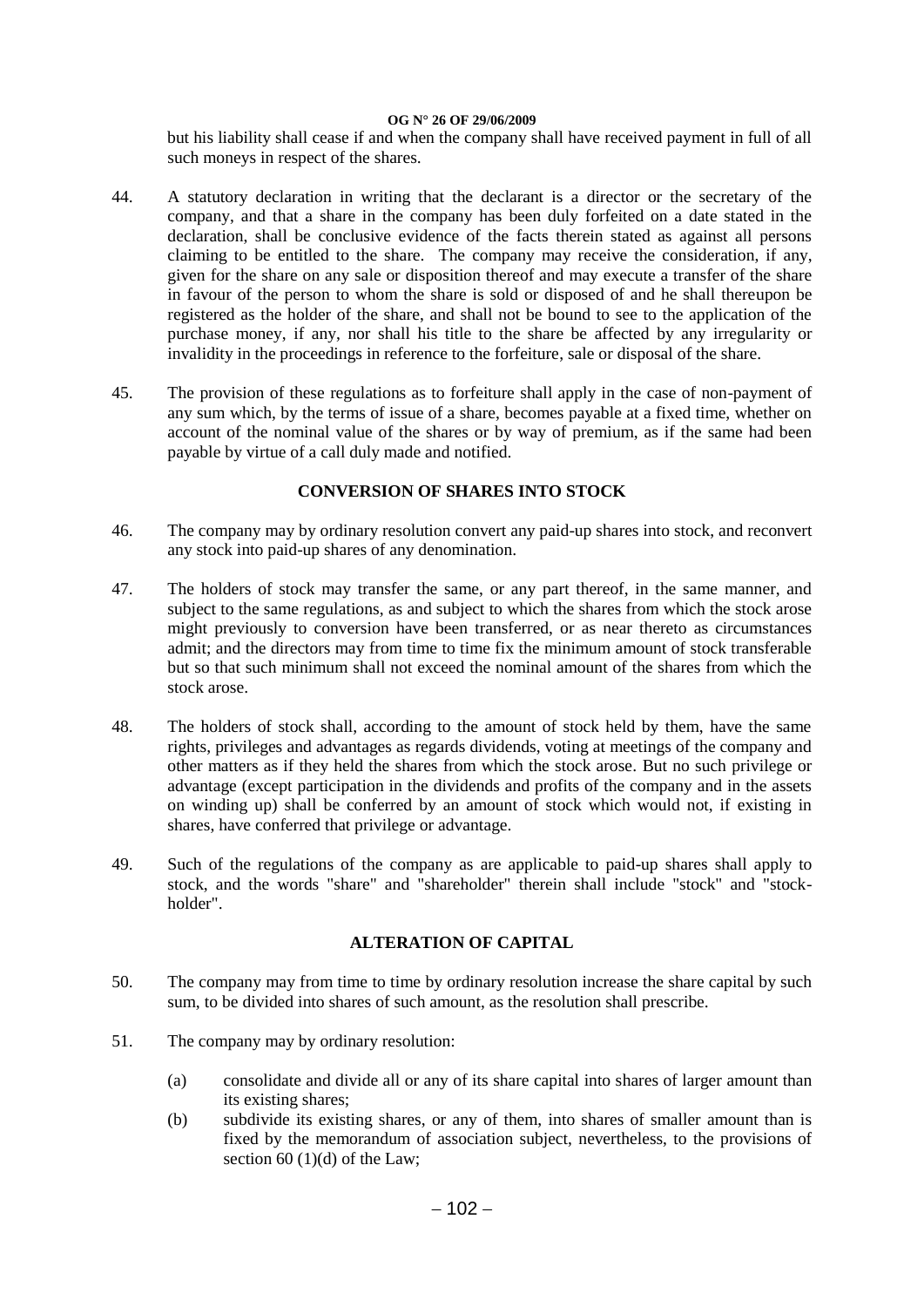but his liability shall cease if and when the company shall have received payment in full of all such moneys in respect of the shares.

44. A statutory declaration in writing that the declarant is a director or the secretary of the company, and that a share in the company has been duly forfeited on a date stated in the declaration, shall be conclusive evidence of the facts therein stated as against all persons claiming to be entitled to the share. The company may receive the consideration, if any, given for the share on any sale or disposition thereof and may execute a transfer of the share in favour of the person to whom the share is sold or disposed of and he shall thereupon be registered as the holder of the share, and shall not be bound to see to the application of the purchase money, if any, nor shall his title to the share be affected by any irregularity or invalidity in the proceedings in reference to the forfeiture, sale or disposal of the share.

45. The provision of these regulations as to forfeiture shall apply in the case of non-payment of any sum which, by the terms of issue of a share, becomes payable at a fixed time, whether on account of the nominal value of the shares or by way of premium, as if the same had been payable by virtue of a call duly made and notified.

## CONVERSION OF SHARES INTO STOCK

46. The company may by ordinary resolution convert any paid-up shares into stock, and reconvert any stock into paid-up shares of any denomination.

47. The holders of stock may transfer the same, or any part thereof, in the same manner, and subject to the same regulations, as and subject to which the shares from which the stock arose might previously to conversion have been transferred, or as near thereto as circumstances admit; and the directors may from time to time fix the minimum amount of stock transferable but so that such minimum shall not exceed the nominal amount of the shares from which the stock arose.

48. The holders of stock shall, according to the amount of stock held by them, have the same rights, privileges and advantages as regards dividends, voting at meetings of the company and other matters as if they held the shares from which the stock arose. But no such privilege or advantage (except participation in the dividends and profits of the company and in the assets on winding up) shall be conferred by an amount of stock which would not, if existing in shares, have conferred that privilege or advantage.

49. Such of the regulations of the company as are applicable to paid-up shares shall apply to stock, and the words "share" and "shareholder" therein shall include "stock" and "stock-holder".

## ALTERATION OF CAPITAL

50. The company may from time to time by ordinary resolution increase the share capital by such sum, to be divided into shares of such amount, as the resolution shall prescribe.

51. The company may by ordinary resolution:

    (a) consolidate and divide all or any of its share capital into shares of larger amount than its existing shares;

    (b) subdivide its existing shares, or any of them, into shares of smaller amount than is fixed by the memorandum of association subject, nevertheless, to the provisions of section 60 (1)(d) of the Law;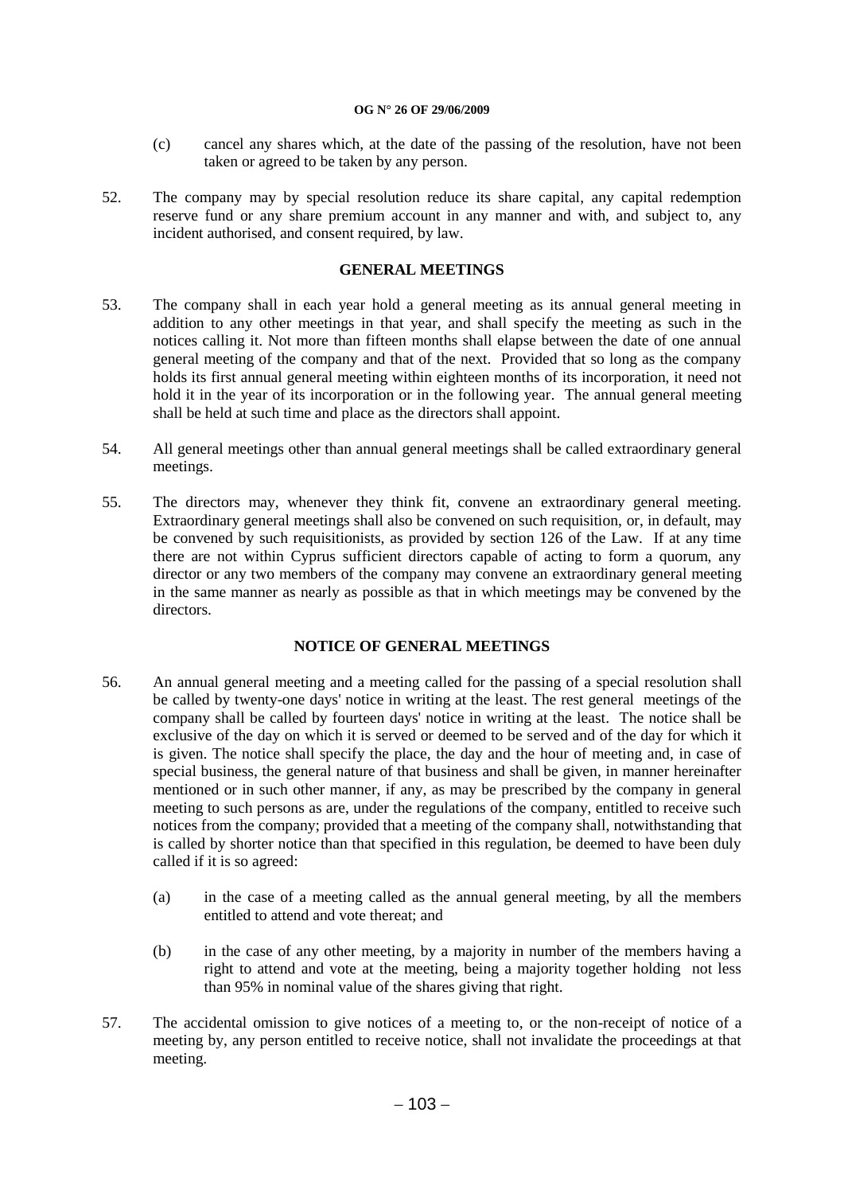(c) cancel any shares which, at the date of the passing of the resolution, have not been taken or agreed to be taken by any person.

52. The company may by special resolution reduce its share capital, any capital redemption reserve fund or any share premium account in any manner and with, and subject to, any incident authorised, and consent required, by law.

## GENERAL MEETINGS

53. The company shall in each year hold a general meeting as its annual general meeting in addition to any other meetings in that year, and shall specify the meeting as such in the notices calling it. Not more than fifteen months shall elapse between the date of one annual general meeting of the company and that of the next. Provided that so long as the company holds its first annual general meeting within eighteen months of its incorporation, it need not hold it in the year of its incorporation or in the following year. The annual general meeting shall be held at such time and place as the directors shall appoint.

54. All general meetings other than annual general meetings shall be called extraordinary general meetings.

55. The directors may, whenever they think fit, convene an extraordinary general meeting. Extraordinary general meetings shall also be convened on such requisition, or, in default, may be convened by such requisitionists, as provided by section 126 of the Law. If at any time there are not within Cyprus sufficient directors capable of acting to form a quorum, any director or any two members of the company may convene an extraordinary general meeting in the same manner as nearly as possible as that in which meetings may be convened by the directors.

## NOTICE OF GENERAL MEETINGS

56. An annual general meeting and a meeting called for the passing of a special resolution shall be called by twenty-one days' notice in writing at the least. The rest general meetings of the company shall be called by fourteen days' notice in writing at the least. The notice shall be exclusive of the day on which it is served or deemed to be served and of the day for which it is given. The notice shall specify the place, the day and the hour of meeting and, in case of special business, the general nature of that business and shall be given, in manner hereinafter mentioned or in such other manner, if any, as may be prescribed by the company in general meeting to such persons as are, under the regulations of the company, entitled to receive such notices from the company; provided that a meeting of the company shall, notwithstanding that is called by shorter notice than that specified in this regulation, be deemed to have been duly called if it is so agreed:

   (a) in the case of a meeting called as the annual general meeting, by all the members entitled to attend and vote thereat; and

   (b) in the case of any other meeting, by a majority in number of the members having a right to attend and vote at the meeting, being a majority together holding not less than 95% in nominal value of the shares giving that right.

57. The accidental omission to give notices of a meeting to, or the non-receipt of notice of a meeting by, any person entitled to receive notice, shall not invalidate the proceedings at that meeting.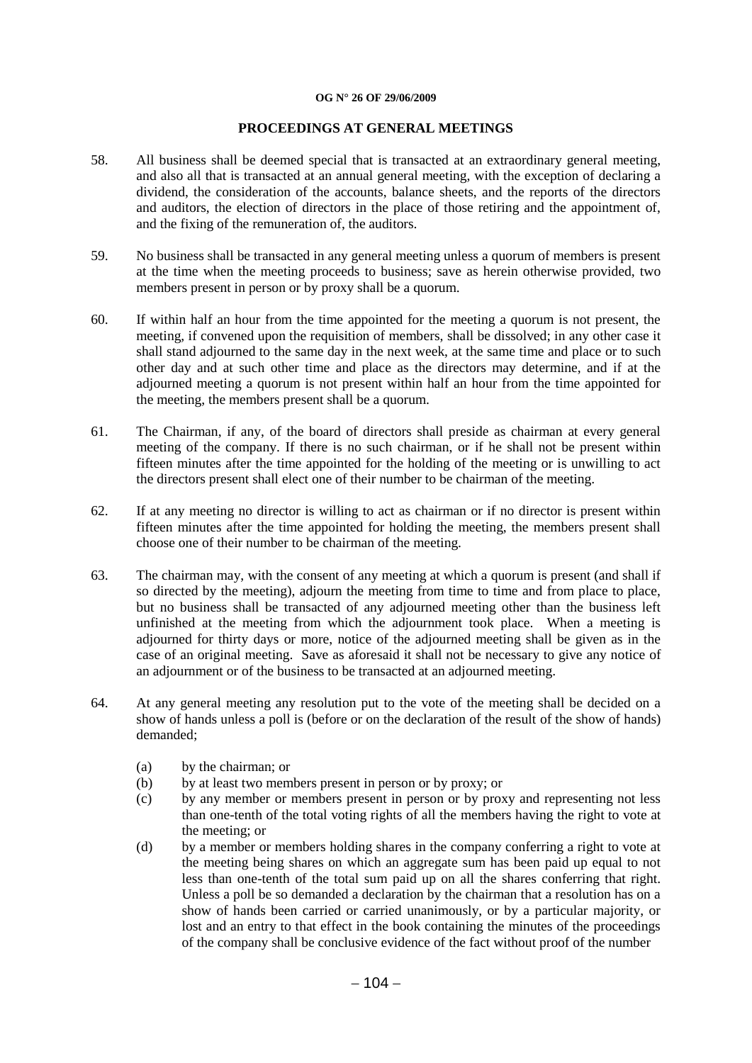## PROCEEDINGS AT GENERAL MEETINGS

58. All business shall be deemed special that is transacted at an extraordinary general meeting, and also all that is transacted at an annual general meeting, with the exception of declaring a dividend, the consideration of the accounts, balance sheets, and the reports of the directors and auditors, the election of directors in the place of those retiring and the appointment of, and the fixing of the remuneration of, the auditors.

59. No business shall be transacted in any general meeting unless a quorum of members is present at the time when the meeting proceeds to business; save as herein otherwise provided, two members present in person or by proxy shall be a quorum.

60. If within half an hour from the time appointed for the meeting a quorum is not present, the meeting, if convened upon the requisition of members, shall be dissolved; in any other case it shall stand adjourned to the same day in the next week, at the same time and place or to such other day and at such other time and place as the directors may determine, and if at the adjourned meeting a quorum is not present within half an hour from the time appointed for the meeting, the members present shall be a quorum.

61. The Chairman, if any, of the board of directors shall preside as chairman at every general meeting of the company. If there is no such chairman, or if he shall not be present within fifteen minutes after the time appointed for the holding of the meeting or is unwilling to act the directors present shall elect one of their number to be chairman of the meeting.

62. If at any meeting no director is willing to act as chairman or if no director is present within fifteen minutes after the time appointed for holding the meeting, the members present shall choose one of their number to be chairman of the meeting.

63. The chairman may, with the consent of any meeting at which a quorum is present (and shall if so directed by the meeting), adjourn the meeting from time to time and from place to place, but no business shall be transacted of any adjourned meeting other than the business left unfinished at the meeting from which the adjournment took place. When a meeting is adjourned for thirty days or more, notice of the adjourned meeting shall be given as in the case of an original meeting. Save as aforesaid it shall not be necessary to give any notice of an adjournment or of the business to be transacted at an adjourned meeting.

64. At any general meeting any resolution put to the vote of the meeting shall be decided on a show of hands unless a poll is (before or on the declaration of the result of the show of hands) demanded;

   (a) by the chairman; or
   (b) by at least two members present in person or by proxy; or
   (c) by any member or members present in person or by proxy and representing not less than one-tenth of the total voting rights of all the members having the right to vote at the meeting; or
   (d) by a member or members holding shares in the company conferring a right to vote at the meeting being shares on which an aggregate sum has been paid up equal to not less than one-tenth of the total sum paid up on all the shares conferring that right. Unless a poll be so demanded a declaration by the chairman that a resolution has on a show of hands been carried or carried unanimously, or by a particular majority, or lost and an entry to that effect in the book containing the minutes of the proceedings of the company shall be conclusive evidence of the fact without proof of the number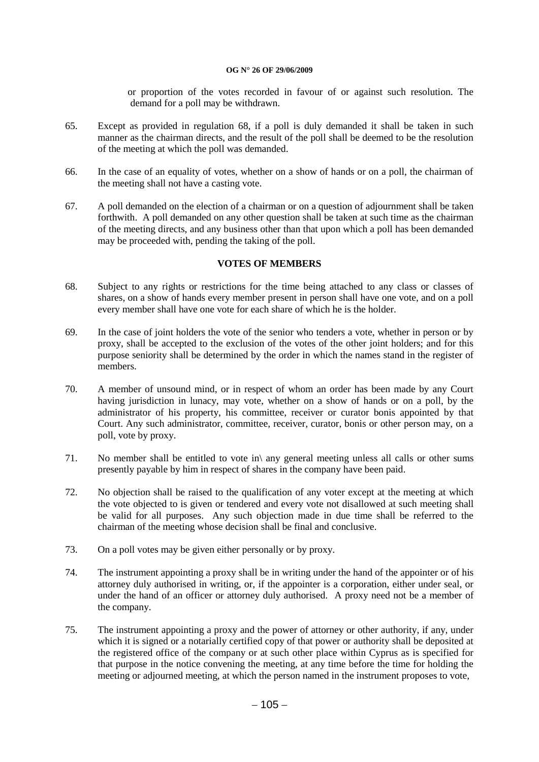or proportion of the votes recorded in favour of or against such resolution. The demand for a poll may be withdrawn.

65. Except as provided in regulation 68, if a poll is duly demanded it shall be taken in such manner as the chairman directs, and the result of the poll shall be deemed to be the resolution of the meeting at which the poll was demanded.

66. In the case of an equality of votes, whether on a show of hands or on a poll, the chairman of the meeting shall not have a casting vote.

67. A poll demanded on the election of a chairman or on a question of adjournment shall be taken forthwith. A poll demanded on any other question shall be taken at such time as the chairman of the meeting directs, and any business other than that upon which a poll has been demanded may be proceeded with, pending the taking of the poll.

## VOTES OF MEMBERS

68. Subject to any rights or restrictions for the time being attached to any class or classes of shares, on a show of hands every member present in person shall have one vote, and on a poll every member shall have one vote for each share of which he is the holder.

69. In the case of joint holders the vote of the senior who tenders a vote, whether in person or by proxy, shall be accepted to the exclusion of the votes of the other joint holders; and for this purpose seniority shall be determined by the order in which the names stand in the register of members.

70. A member of unsound mind, or in respect of whom an order has been made by any Court having jurisdiction in lunacy, may vote, whether on a show of hands or on a poll, by the administrator of his property, his committee, receiver or curator bonis appointed by that Court. Any such administrator, committee, receiver, curator, bonis or other person may, on a poll, vote by proxy.

71. No member shall be entitled to vote in\ any general meeting unless all calls or other sums presently payable by him in respect of shares in the company have been paid.

72. No objection shall be raised to the qualification of any voter except at the meeting at which the vote objected to is given or tendered and every vote not disallowed at such meeting shall be valid for all purposes. Any such objection made in due time shall be referred to the chairman of the meeting whose decision shall be final and conclusive.

73. On a poll votes may be given either personally or by proxy.

74. The instrument appointing a proxy shall be in writing under the hand of the appointer or of his attorney duly authorised in writing, or, if the appointer is a corporation, either under seal, or under the hand of an officer or attorney duly authorised. A proxy need not be a member of the company.

75. The instrument appointing a proxy and the power of attorney or other authority, if any, under which it is signed or a notarially certified copy of that power or authority shall be deposited at the registered office of the company or at such other place within Cyprus as is specified for that purpose in the notice convening the meeting, at any time before the time for holding the meeting or adjourned meeting, at which the person named in the instrument proposes to vote,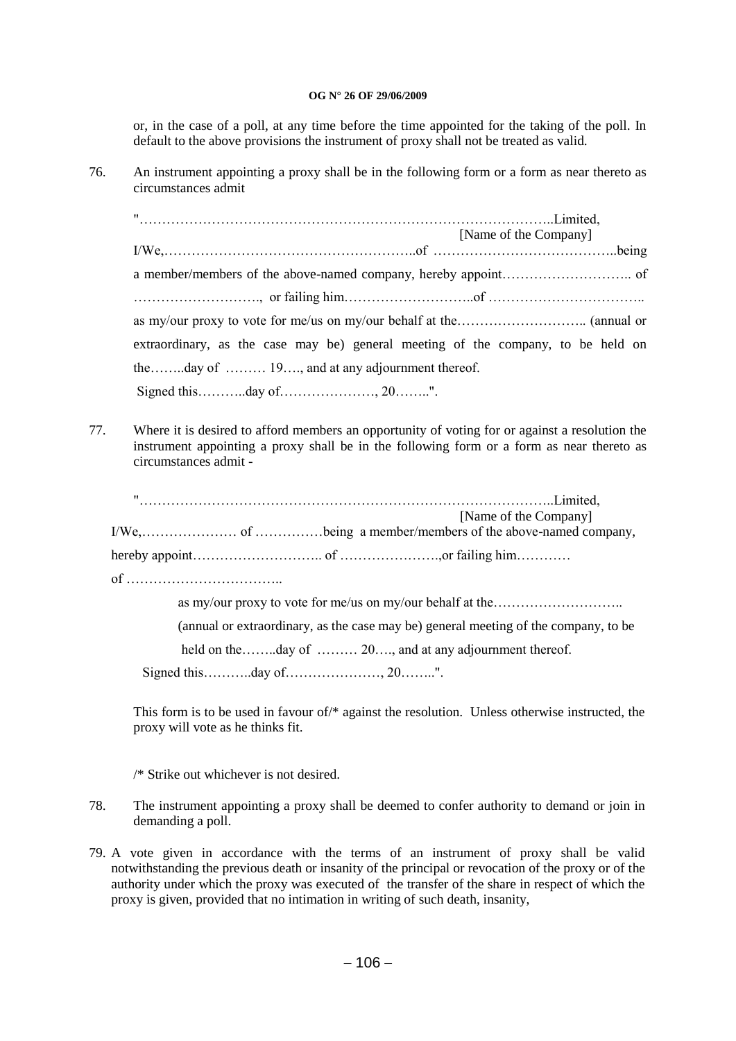or, in the case of a poll, at any time before the time appointed for the taking of the poll. In default to the above provisions the instrument of proxy shall not be treated as valid.

76. An instrument appointing a proxy shall be in the following form or a form as near thereto as circumstances admit

"…………………………………………………………………………………..Limited,
[Name of the Company]

I/We,………………………………………………..of …………………………………..being a member/members of the above-named company, hereby appoint……………………….. of ………………………., or failing him………………………..of …………………………….. as my/our proxy to vote for me/us on my/our behalf at the……………………….. (annual or extraordinary, as the case may be) general meeting of the company, to be held on the……..day of ……… 19…., and at any adjournment thereof.

Signed this………..day of…………………, 20……..".

77. Where it is desired to afford members an opportunity of voting for or against a resolution the instrument appointing a proxy shall be in the following form or a form as near thereto as circumstances admit -

"…………………………………………………………………………………..Limited,
[Name of the Company]

I/We,………………… of ……………being a member/members of the above-named company, hereby appoint……………………….. of ………………….,or failing him………… of ……………………………..

as my/our proxy to vote for me/us on my/our behalf at the……………………….. (annual or extraordinary, as the case may be) general meeting of the company, to be held on the……..day of ……… 20…., and at any adjournment thereof.

Signed this………..day of…………………, 20……..".

This form is to be used in favour of/* against the resolution. Unless otherwise instructed, the proxy will vote as he thinks fit.

/* Strike out whichever is not desired.

78. The instrument appointing a proxy shall be deemed to confer authority to demand or join in demanding a poll.

79. A vote given in accordance with the terms of an instrument of proxy shall be valid notwithstanding the previous death or insanity of the principal or revocation of the proxy or of the authority under which the proxy was executed of the transfer of the share in respect of which the proxy is given, provided that no intimation in writing of such death, insanity,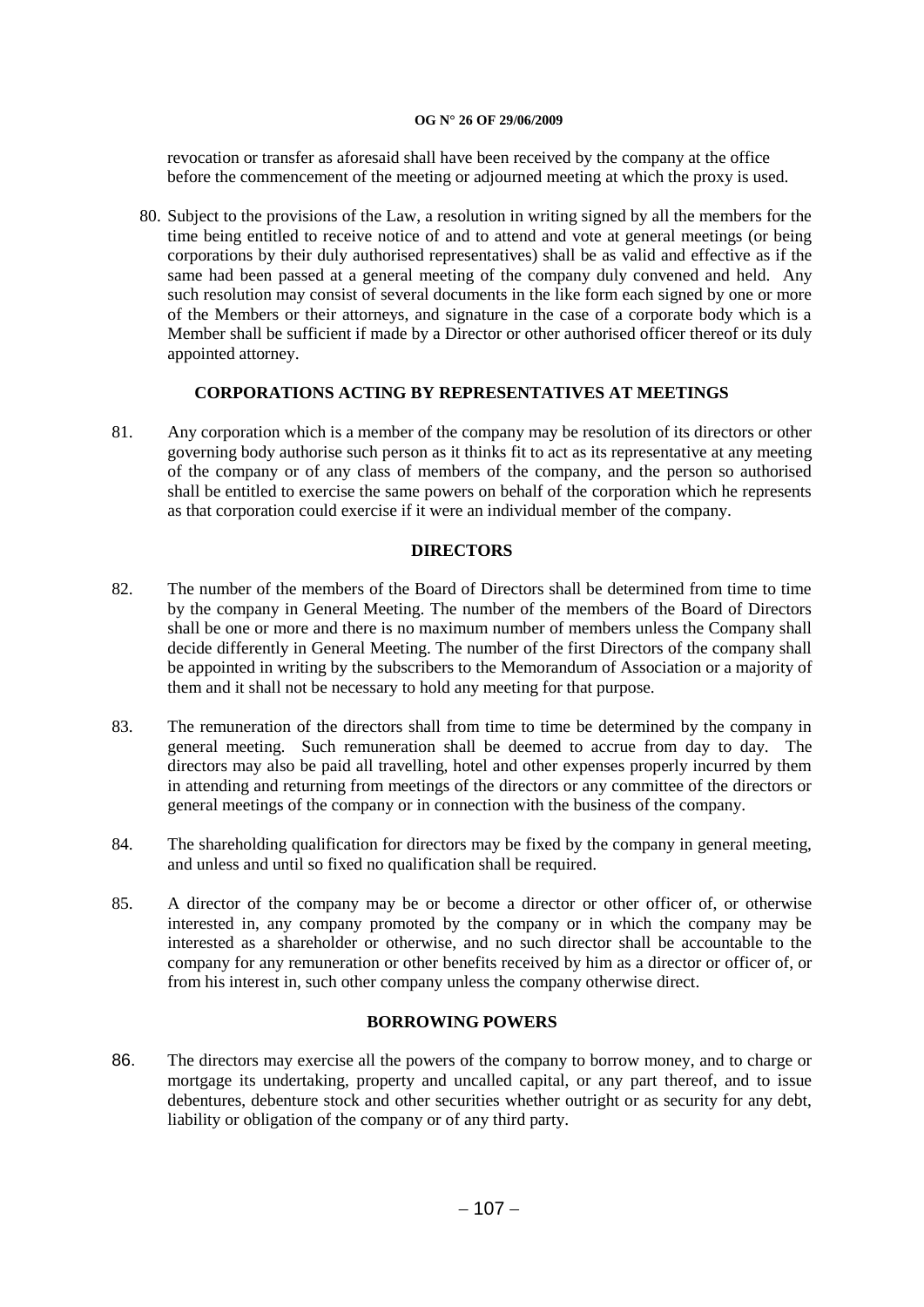revocation or transfer as aforesaid shall have been received by the company at the office before the commencement of the meeting or adjourned meeting at which the proxy is used.

80. Subject to the provisions of the Law, a resolution in writing signed by all the members for the time being entitled to receive notice of and to attend and vote at general meetings (or being corporations by their duly authorised representatives) shall be as valid and effective as if the same had been passed at a general meeting of the company duly convened and held. Any such resolution may consist of several documents in the like form each signed by one or more of the Members or their attorneys, and signature in the case of a corporate body which is a Member shall be sufficient if made by a Director or other authorised officer thereof or its duly appointed attorney.

## CORPORATIONS ACTING BY REPRESENTATIVES AT MEETINGS

81. Any corporation which is a member of the company may be resolution of its directors or other governing body authorise such person as it thinks fit to act as its representative at any meeting of the company or of any class of members of the company, and the person so authorised shall be entitled to exercise the same powers on behalf of the corporation which he represents as that corporation could exercise if it were an individual member of the company.

## DIRECTORS

82. The number of the members of the Board of Directors shall be determined from time to time by the company in General Meeting. The number of the members of the Board of Directors shall be one or more and there is no maximum number of members unless the Company shall decide differently in General Meeting. The number of the first Directors of the company shall be appointed in writing by the subscribers to the Memorandum of Association or a majority of them and it shall not be necessary to hold any meeting for that purpose.

83. The remuneration of the directors shall from time to time be determined by the company in general meeting. Such remuneration shall be deemed to accrue from day to day. The directors may also be paid all travelling, hotel and other expenses properly incurred by them in attending and returning from meetings of the directors or any committee of the directors or general meetings of the company or in connection with the business of the company.

84. The shareholding qualification for directors may be fixed by the company in general meeting, and unless and until so fixed no qualification shall be required.

85. A director of the company may be or become a director or other officer of, or otherwise interested in, any company promoted by the company or in which the company may be interested as a shareholder or otherwise, and no such director shall be accountable to the company for any remuneration or other benefits received by him as a director or officer of, or from his interest in, such other company unless the company otherwise direct.

## BORROWING POWERS

86. The directors may exercise all the powers of the company to borrow money, and to charge or mortgage its undertaking, property and uncalled capital, or any part thereof, and to issue debentures, debenture stock and other securities whether outright or as security for any debt, liability or obligation of the company or of any third party.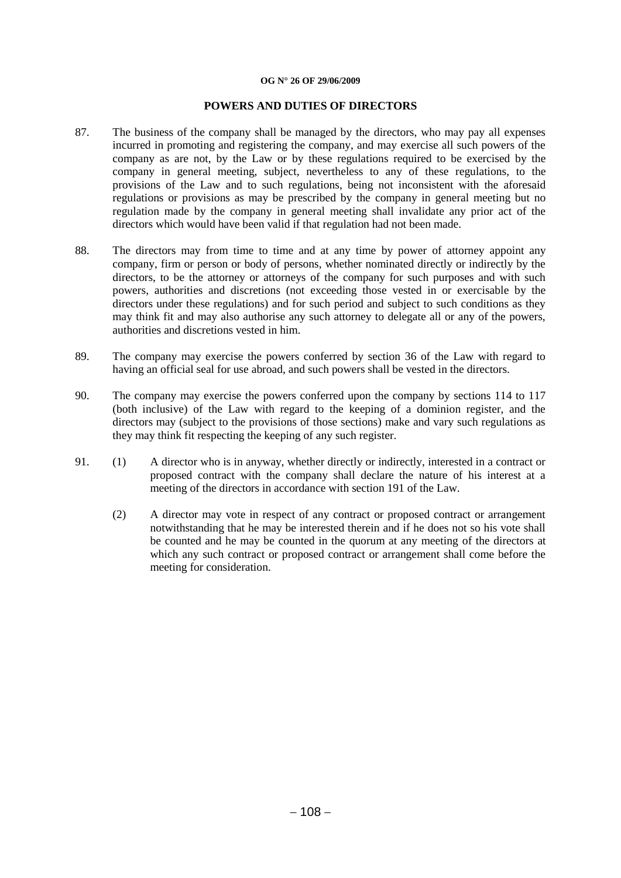## POWERS AND DUTIES OF DIRECTORS

87. The business of the company shall be managed by the directors, who may pay all expenses incurred in promoting and registering the company, and may exercise all such powers of the company as are not, by the Law or by these regulations required to be exercised by the company in general meeting, subject, nevertheless to any of these regulations, to the provisions of the Law and to such regulations, being not inconsistent with the aforesaid regulations or provisions as may be prescribed by the company in general meeting but no regulation made by the company in general meeting shall invalidate any prior act of the directors which would have been valid if that regulation had not been made.

88. The directors may from time to time and at any time by power of attorney appoint any company, firm or person or body of persons, whether nominated directly or indirectly by the directors, to be the attorney or attorneys of the company for such purposes and with such powers, authorities and discretions (not exceeding those vested in or exercisable by the directors under these regulations) and for such period and subject to such conditions as they may think fit and may also authorise any such attorney to delegate all or any of the powers, authorities and discretions vested in him.

89. The company may exercise the powers conferred by section 36 of the Law with regard to having an official seal for use abroad, and such powers shall be vested in the directors.

90. The company may exercise the powers conferred upon the company by sections 114 to 117 (both inclusive) of the Law with regard to the keeping of a dominion register, and the directors may (subject to the provisions of those sections) make and vary such regulations as they may think fit respecting the keeping of any such register.

91. (1) A director who is in anyway, whether directly or indirectly, interested in a contract or proposed contract with the company shall declare the nature of his interest at a meeting of the directors in accordance with section 191 of the Law.

(2) A director may vote in respect of any contract or proposed contract or arrangement notwithstanding that he may be interested therein and if he does not so his vote shall be counted and he may be counted in the quorum at any meeting of the directors at which any such contract or proposed contract or arrangement shall come before the meeting for consideration.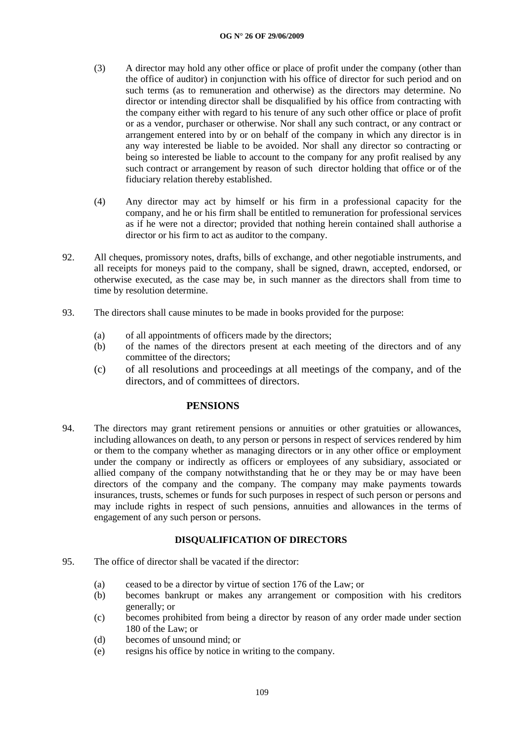(3) A director may hold any other office or place of profit under the company (other than the office of auditor) in conjunction with his office of director for such period and on such terms (as to remuneration and otherwise) as the directors may determine. No director or intending director shall be disqualified by his office from contracting with the company either with regard to his tenure of any such other office or place of profit or as a vendor, purchaser or otherwise. Nor shall any such contract, or any contract or arrangement entered into by or on behalf of the company in which any director is in any way interested be liable to be avoided. Nor shall any director so contracting or being so interested be liable to account to the company for any profit realised by any such contract or arrangement by reason of such director holding that office or of the fiduciary relation thereby established.

(4) Any director may act by himself or his firm in a professional capacity for the company, and he or his firm shall be entitled to remuneration for professional services as if he were not a director; provided that nothing herein contained shall authorise a director or his firm to act as auditor to the company.

92. All cheques, promissory notes, drafts, bills of exchange, and other negotiable instruments, and all receipts for moneys paid to the company, shall be signed, drawn, accepted, endorsed, or otherwise executed, as the case may be, in such manner as the directors shall from time to time by resolution determine.

93. The directors shall cause minutes to be made in books provided for the purpose:

(a) of all appointments of officers made by the directors;
(b) of the names of the directors present at each meeting of the directors and of any committee of the directors;
(c) of all resolutions and proceedings at all meetings of the company, and of the directors, and of committees of directors.

## PENSIONS

94. The directors may grant retirement pensions or annuities or other gratuities or allowances, including allowances on death, to any person or persons in respect of services rendered by him or them to the company whether as managing directors or in any other office or employment under the company or indirectly as officers or employees of any subsidiary, associated or allied company of the company notwithstanding that he or they may be or may have been directors of the company and the company. The company may make payments towards insurances, trusts, schemes or funds for such purposes in respect of such person or persons and may include rights in respect of such pensions, annuities and allowances in the terms of engagement of any such person or persons.

## DISQUALIFICATION OF DIRECTORS

95. The office of director shall be vacated if the director:

(a) ceased to be a director by virtue of section 176 of the Law; or
(b) becomes bankrupt or makes any arrangement or composition with his creditors generally; or
(c) becomes prohibited from being a director by reason of any order made under section 180 of the Law; or
(d) becomes of unsound mind; or
(e) resigns his office by notice in writing to the company.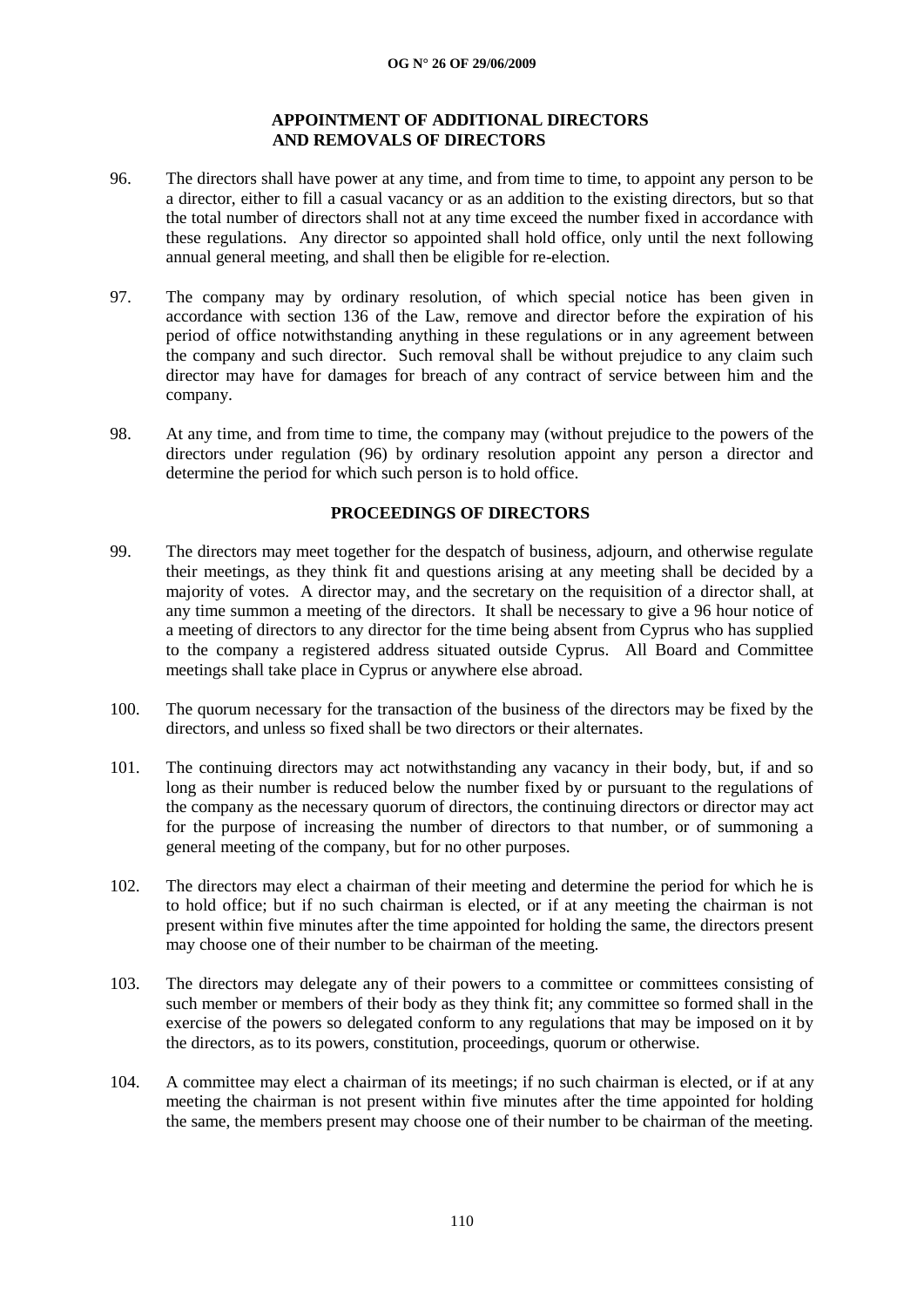## APPOINTMENT OF ADDITIONAL DIRECTORS AND REMOVALS OF DIRECTORS

96. The directors shall have power at any time, and from time to time, to appoint any person to be a director, either to fill a casual vacancy or as an addition to the existing directors, but so that the total number of directors shall not at any time exceed the number fixed in accordance with these regulations. Any director so appointed shall hold office, only until the next following annual general meeting, and shall then be eligible for re-election.

97. The company may by ordinary resolution, of which special notice has been given in accordance with section 136 of the Law, remove and director before the expiration of his period of office notwithstanding anything in these regulations or in any agreement between the company and such director. Such removal shall be without prejudice to any claim such director may have for damages for breach of any contract of service between him and the company.

98. At any time, and from time to time, the company may (without prejudice to the powers of the directors under regulation (96) by ordinary resolution appoint any person a director and determine the period for which such person is to hold office.

## PROCEEDINGS OF DIRECTORS

99. The directors may meet together for the despatch of business, adjourn, and otherwise regulate their meetings, as they think fit and questions arising at any meeting shall be decided by a majority of votes. A director may, and the secretary on the requisition of a director shall, at any time summon a meeting of the directors. It shall be necessary to give a 96 hour notice of a meeting of directors to any director for the time being absent from Cyprus who has supplied to the company a registered address situated outside Cyprus. All Board and Committee meetings shall take place in Cyprus or anywhere else abroad.

100. The quorum necessary for the transaction of the business of the directors may be fixed by the directors, and unless so fixed shall be two directors or their alternates.

101. The continuing directors may act notwithstanding any vacancy in their body, but, if and so long as their number is reduced below the number fixed by or pursuant to the regulations of the company as the necessary quorum of directors, the continuing directors or director may act for the purpose of increasing the number of directors to that number, or of summoning a general meeting of the company, but for no other purposes.

102. The directors may elect a chairman of their meeting and determine the period for which he is to hold office; but if no such chairman is elected, or if at any meeting the chairman is not present within five minutes after the time appointed for holding the same, the directors present may choose one of their number to be chairman of the meeting.

103. The directors may delegate any of their powers to a committee or committees consisting of such member or members of their body as they think fit; any committee so formed shall in the exercise of the powers so delegated conform to any regulations that may be imposed on it by the directors, as to its powers, constitution, proceedings, quorum or otherwise.

104. A committee may elect a chairman of its meetings; if no such chairman is elected, or if at any meeting the chairman is not present within five minutes after the time appointed for holding the same, the members present may choose one of their number to be chairman of the meeting.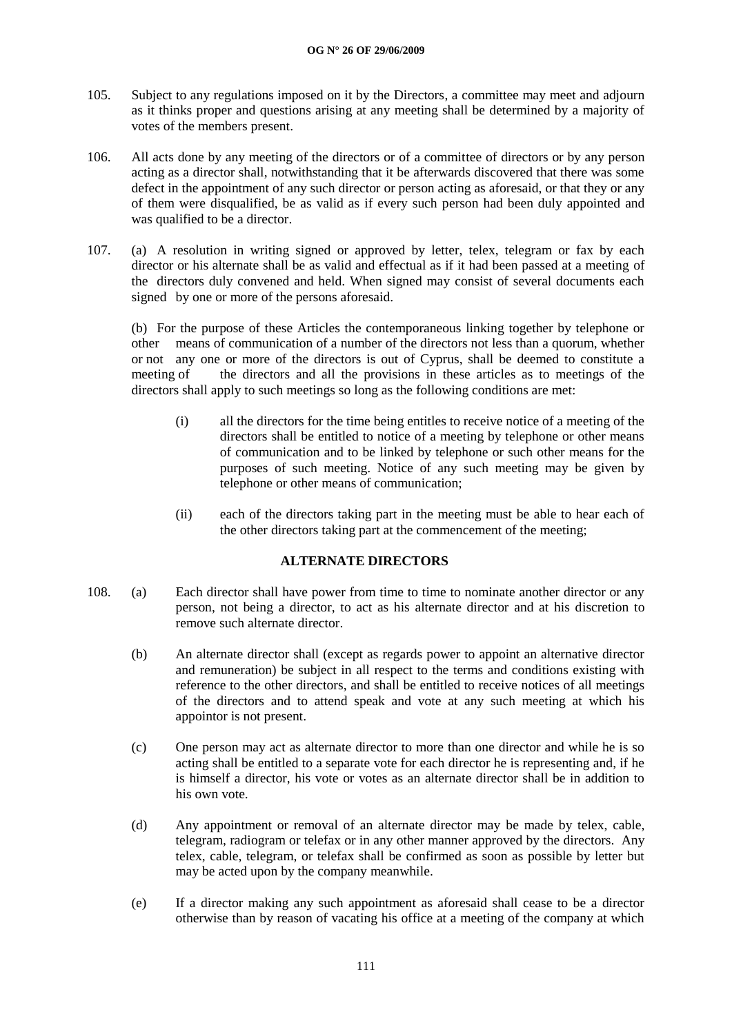105. Subject to any regulations imposed on it by the Directors, a committee may meet and adjourn as it thinks proper and questions arising at any meeting shall be determined by a majority of votes of the members present.

106. All acts done by any meeting of the directors or of a committee of directors or by any person acting as a director shall, notwithstanding that it be afterwards discovered that there was some defect in the appointment of any such director or person acting as aforesaid, or that they or any of them were disqualified, be as valid as if every such person had been duly appointed and was qualified to be a director.

107. (a) A resolution in writing signed or approved by letter, telex, telegram or fax by each director or his alternate shall be as valid and effectual as if it had been passed at a meeting of the directors duly convened and held. When signed may consist of several documents each signed by one or more of the persons aforesaid.

(b) For the purpose of these Articles the contemporaneous linking together by telephone or other means of communication of a number of the directors not less than a quorum, whether or not any one or more of the directors is out of Cyprus, shall be deemed to constitute a meeting of the directors and all the provisions in these articles as to meetings of the directors shall apply to such meetings so long as the following conditions are met:

(i) all the directors for the time being entitles to receive notice of a meeting of the directors shall be entitled to notice of a meeting by telephone or other means of communication and to be linked by telephone or such other means for the purposes of such meeting. Notice of any such meeting may be given by telephone or other means of communication;

(ii) each of the directors taking part in the meeting must be able to hear each of the other directors taking part at the commencement of the meeting;

## ALTERNATE DIRECTORS

108. (a) Each director shall have power from time to time to nominate another director or any person, not being a director, to act as his alternate director and at his discretion to remove such alternate director.

(b) An alternate director shall (except as regards power to appoint an alternative director and remuneration) be subject in all respect to the terms and conditions existing with reference to the other directors, and shall be entitled to receive notices of all meetings of the directors and to attend speak and vote at any such meeting at which his appointor is not present.

(c) One person may act as alternate director to more than one director and while he is so acting shall be entitled to a separate vote for each director he is representing and, if he is himself a director, his vote or votes as an alternate director shall be in addition to his own vote.

(d) Any appointment or removal of an alternate director may be made by telex, cable, telegram, radiogram or telefax or in any other manner approved by the directors. Any telex, cable, telegram, or telefax shall be confirmed as soon as possible by letter but may be acted upon by the company meanwhile.

(e) If a director making any such appointment as aforesaid shall cease to be a director otherwise than by reason of vacating his office at a meeting of the company at which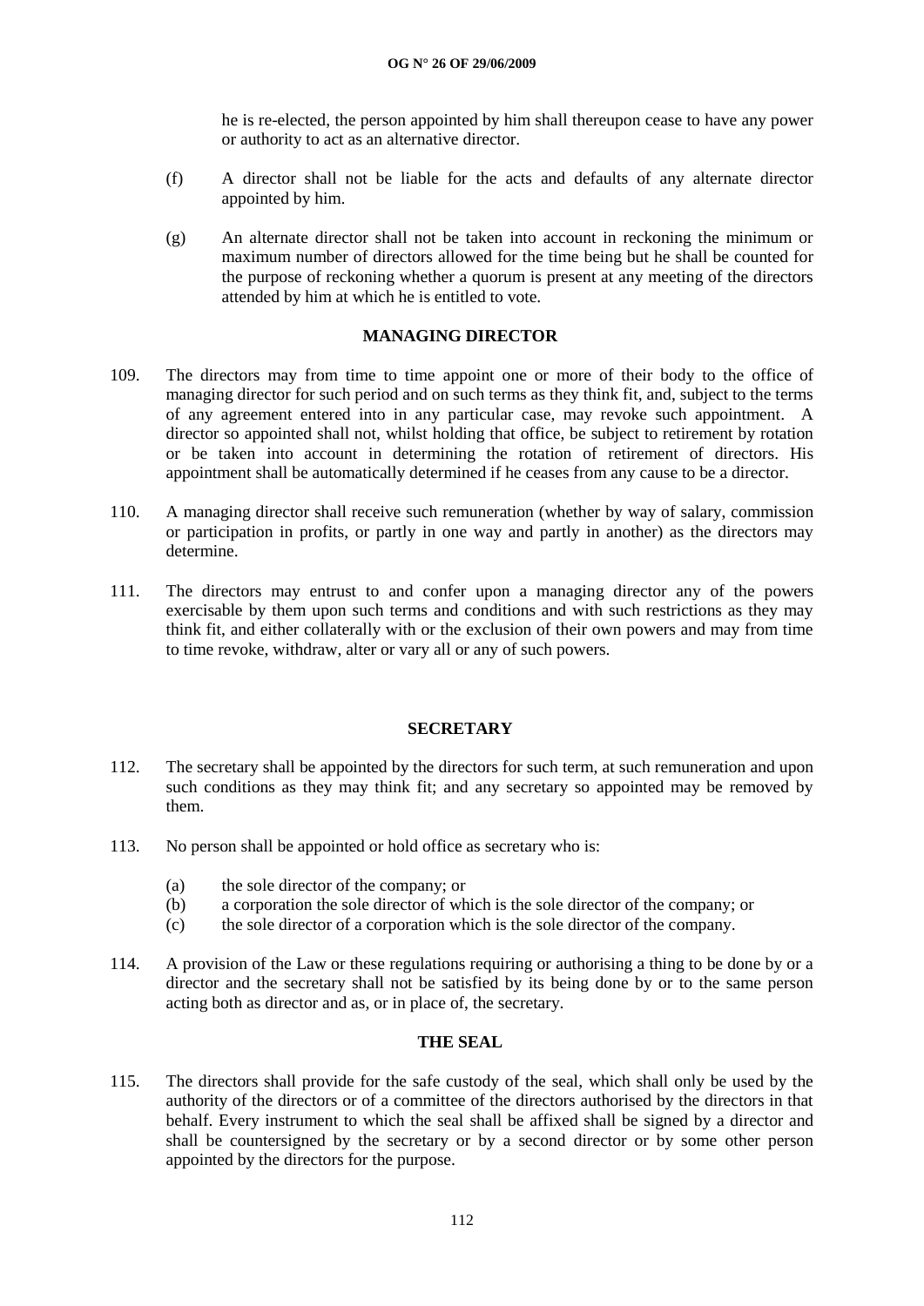he is re-elected, the person appointed by him shall thereupon cease to have any power or authority to act as an alternative director.

(f) A director shall not be liable for the acts and defaults of any alternate director appointed by him.

(g) An alternate director shall not be taken into account in reckoning the minimum or maximum number of directors allowed for the time being but he shall be counted for the purpose of reckoning whether a quorum is present at any meeting of the directors attended by him at which he is entitled to vote.

## MANAGING DIRECTOR

109. The directors may from time to time appoint one or more of their body to the office of managing director for such period and on such terms as they think fit, and, subject to the terms of any agreement entered into in any particular case, may revoke such appointment. A director so appointed shall not, whilst holding that office, be subject to retirement by rotation or be taken into account in determining the rotation of retirement of directors. His appointment shall be automatically determined if he ceases from any cause to be a director.

110. A managing director shall receive such remuneration (whether by way of salary, commission or participation in profits, or partly in one way and partly in another) as the directors may determine.

111. The directors may entrust to and confer upon a managing director any of the powers exercisable by them upon such terms and conditions and with such restrictions as they may think fit, and either collaterally with or the exclusion of their own powers and may from time to time revoke, withdraw, alter or vary all or any of such powers.

## SECRETARY

112. The secretary shall be appointed by the directors for such term, at such remuneration and upon such conditions as they may think fit; and any secretary so appointed may be removed by them.

113. No person shall be appointed or hold office as secretary who is:

(a) the sole director of the company; or
(b) a corporation the sole director of which is the sole director of the company; or
(c) the sole director of a corporation which is the sole director of the company.

114. A provision of the Law or these regulations requiring or authorising a thing to be done by or a director and the secretary shall not be satisfied by its being done by or to the same person acting both as director and as, or in place of, the secretary.

## THE SEAL

115. The directors shall provide for the safe custody of the seal, which shall only be used by the authority of the directors or of a committee of the directors authorised by the directors in that behalf. Every instrument to which the seal shall be affixed shall be signed by a director and shall be countersigned by the secretary or by a second director or by some other person appointed by the directors for the purpose.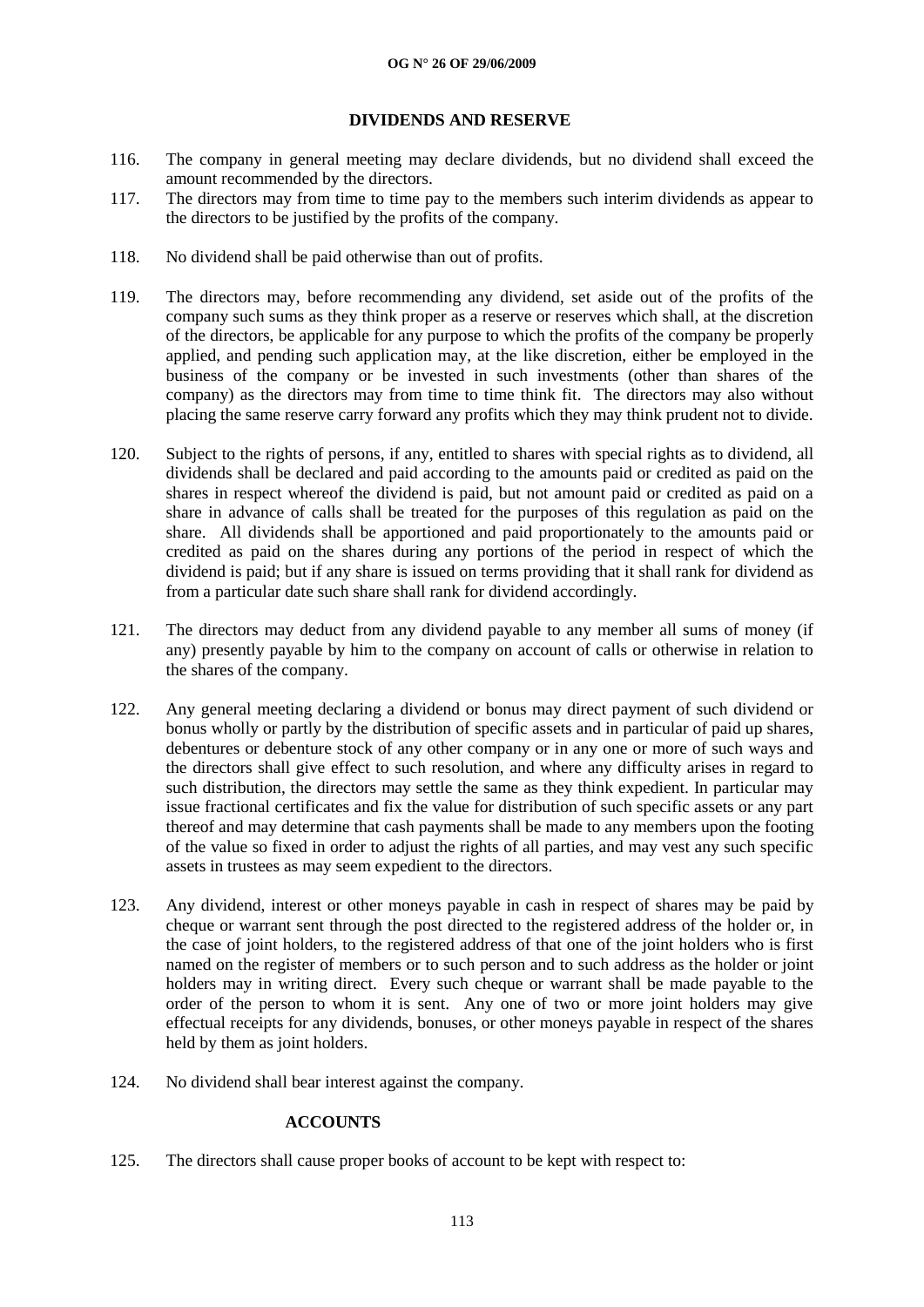## DIVIDENDS AND RESERVE

116. The company in general meeting may declare dividends, but no dividend shall exceed the amount recommended by the directors.

117. The directors may from time to time pay to the members such interim dividends as appear to the directors to be justified by the profits of the company.

118. No dividend shall be paid otherwise than out of profits.

119. The directors may, before recommending any dividend, set aside out of the profits of the company such sums as they think proper as a reserve or reserves which shall, at the discretion of the directors, be applicable for any purpose to which the profits of the company be properly applied, and pending such application may, at the like discretion, either be employed in the business of the company or be invested in such investments (other than shares of the company) as the directors may from time to time think fit. The directors may also without placing the same reserve carry forward any profits which they may think prudent not to divide.

120. Subject to the rights of persons, if any, entitled to shares with special rights as to dividend, all dividends shall be declared and paid according to the amounts paid or credited as paid on the shares in respect whereof the dividend is paid, but not amount paid or credited as paid on a share in advance of calls shall be treated for the purposes of this regulation as paid on the share. All dividends shall be apportioned and paid proportionately to the amounts paid or credited as paid on the shares during any portions of the period in respect of which the dividend is paid; but if any share is issued on terms providing that it shall rank for dividend as from a particular date such share shall rank for dividend accordingly.

121. The directors may deduct from any dividend payable to any member all sums of money (if any) presently payable by him to the company on account of calls or otherwise in relation to the shares of the company.

122. Any general meeting declaring a dividend or bonus may direct payment of such dividend or bonus wholly or partly by the distribution of specific assets and in particular of paid up shares, debentures or debenture stock of any other company or in any one or more of such ways and the directors shall give effect to such resolution, and where any difficulty arises in regard to such distribution, the directors may settle the same as they think expedient. In particular may issue fractional certificates and fix the value for distribution of such specific assets or any part thereof and may determine that cash payments shall be made to any members upon the footing of the value so fixed in order to adjust the rights of all parties, and may vest any such specific assets in trustees as may seem expedient to the directors.

123. Any dividend, interest or other moneys payable in cash in respect of shares may be paid by cheque or warrant sent through the post directed to the registered address of the holder or, in the case of joint holders, to the registered address of that one of the joint holders who is first named on the register of members or to such person and to such address as the holder or joint holders may in writing direct. Every such cheque or warrant shall be made payable to the order of the person to whom it is sent. Any one of two or more joint holders may give effectual receipts for any dividends, bonuses, or other moneys payable in respect of the shares held by them as joint holders.

124. No dividend shall bear interest against the company.

## ACCOUNTS

125. The directors shall cause proper books of account to be kept with respect to: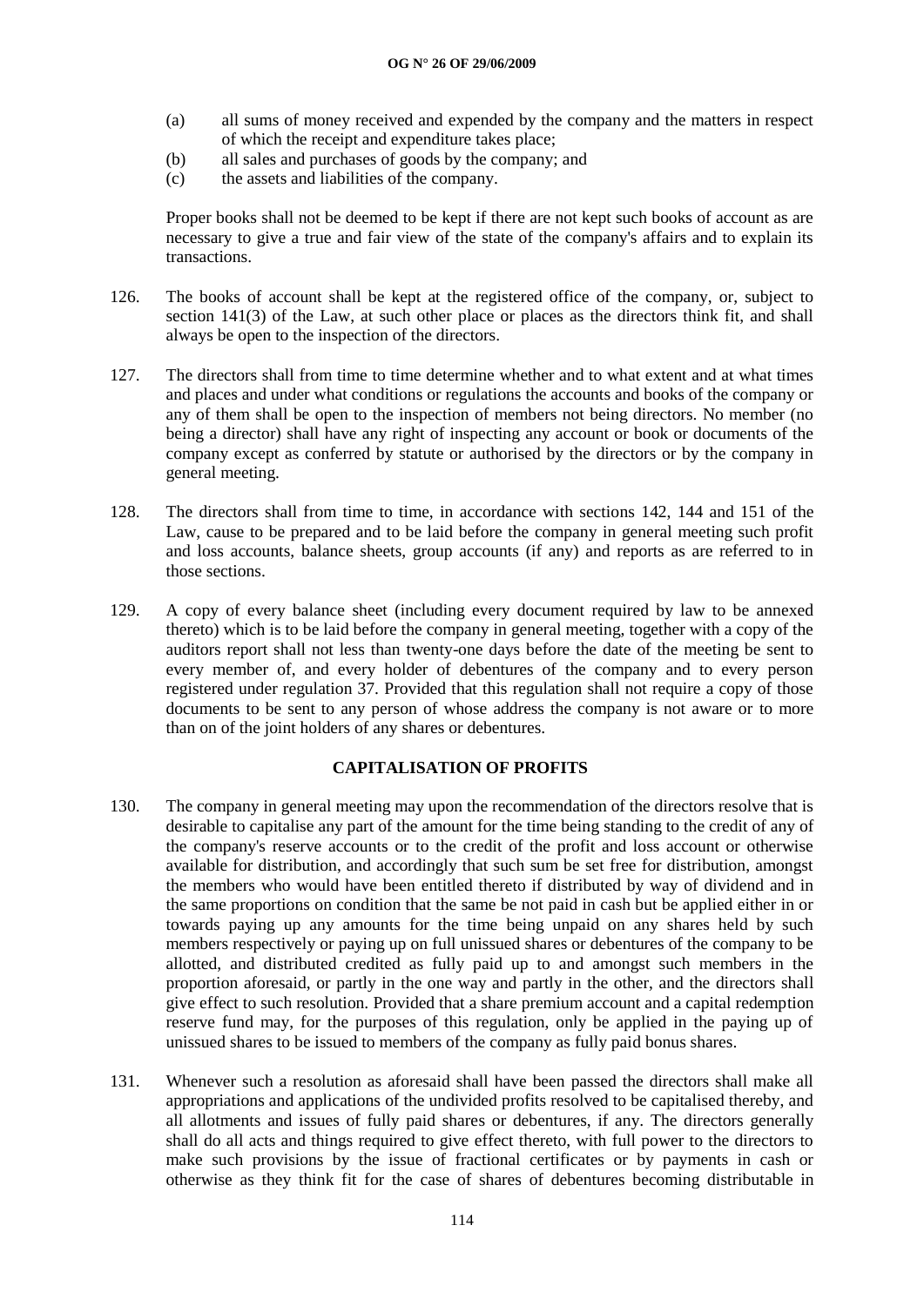(a) all sums of money received and expended by the company and the matters in respect of which the receipt and expenditure takes place;

(b) all sales and purchases of goods by the company; and

(c) the assets and liabilities of the company.

Proper books shall not be deemed to be kept if there are not kept such books of account as are necessary to give a true and fair view of the state of the company's affairs and to explain its transactions.

126. The books of account shall be kept at the registered office of the company, or, subject to section 141(3) of the Law, at such other place or places as the directors think fit, and shall always be open to the inspection of the directors.

127. The directors shall from time to time determine whether and to what extent and at what times and places and under what conditions or regulations the accounts and books of the company or any of them shall be open to the inspection of members not being directors. No member (no being a director) shall have any right of inspecting any account or book or documents of the company except as conferred by statute or authorised by the directors or by the company in general meeting.

128. The directors shall from time to time, in accordance with sections 142, 144 and 151 of the Law, cause to be prepared and to be laid before the company in general meeting such profit and loss accounts, balance sheets, group accounts (if any) and reports as are referred to in those sections.

129. A copy of every balance sheet (including every document required by law to be annexed thereto) which is to be laid before the company in general meeting, together with a copy of the auditors report shall not less than twenty-one days before the date of the meeting be sent to every member of, and every holder of debentures of the company and to every person registered under regulation 37. Provided that this regulation shall not require a copy of those documents to be sent to any person of whose address the company is not aware or to more than on of the joint holders of any shares or debentures.

## CAPITALISATION OF PROFITS

130. The company in general meeting may upon the recommendation of the directors resolve that is desirable to capitalise any part of the amount for the time being standing to the credit of any of the company's reserve accounts or to the credit of the profit and loss account or otherwise available for distribution, and accordingly that such sum be set free for distribution, amongst the members who would have been entitled thereto if distributed by way of dividend and in the same proportions on condition that the same be not paid in cash but be applied either in or towards paying up any amounts for the time being unpaid on any shares held by such members respectively or paying up on full unissued shares or debentures of the company to be allotted, and distributed credited as fully paid up to and amongst such members in the proportion aforesaid, or partly in the one way and partly in the other, and the directors shall give effect to such resolution. Provided that a share premium account and a capital redemption reserve fund may, for the purposes of this regulation, only be applied in the paying up of unissued shares to be issued to members of the company as fully paid bonus shares.

131. Whenever such a resolution as aforesaid shall have been passed the directors shall make all appropriations and applications of the undivided profits resolved to be capitalised thereby, and all allotments and issues of fully paid shares or debentures, if any. The directors generally shall do all acts and things required to give effect thereto, with full power to the directors to make such provisions by the issue of fractional certificates or by payments in cash or otherwise as they think fit for the case of shares of debentures becoming distributable in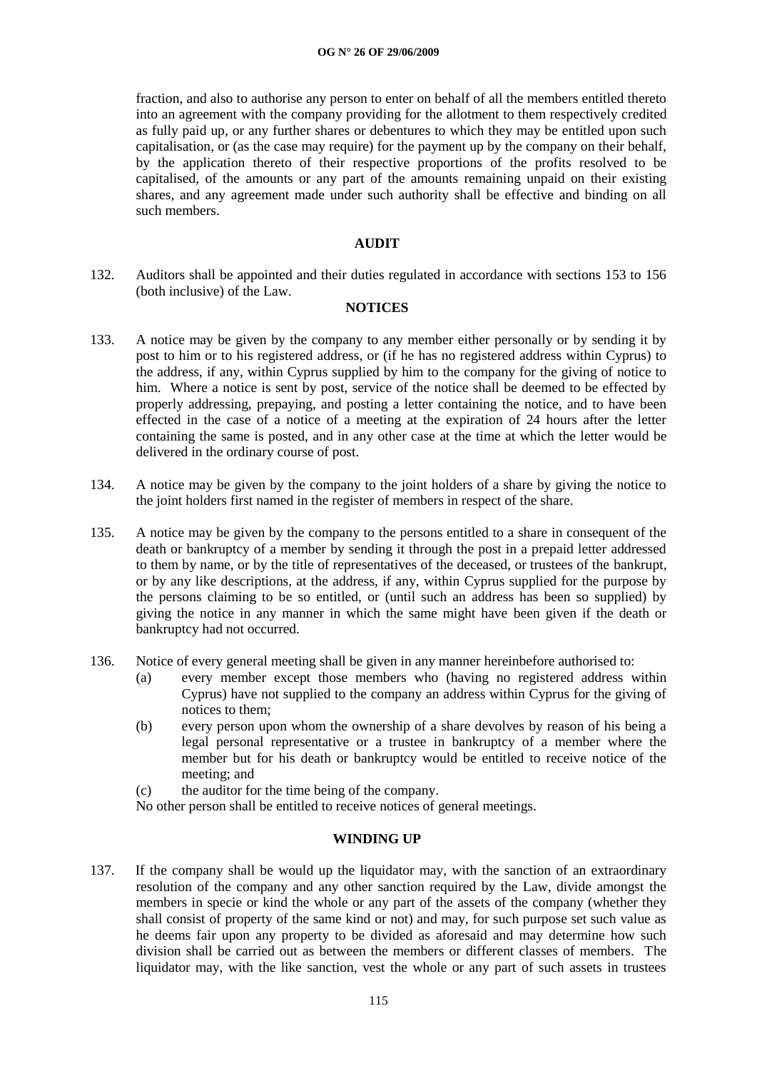fraction, and also to authorise any person to enter on behalf of all the members entitled thereto into an agreement with the company providing for the allotment to them respectively credited as fully paid up, or any further shares or debentures to which they may be entitled upon such capitalisation, or (as the case may require) for the payment up by the company on their behalf, by the application thereto of their respective proportions of the profits resolved to be capitalised, of the amounts or any part of the amounts remaining unpaid on their existing shares, and any agreement made under such authority shall be effective and binding on all such members.

## AUDIT

132. Auditors shall be appointed and their duties regulated in accordance with sections 153 to 156 (both inclusive) of the Law.

## NOTICES

133. A notice may be given by the company to any member either personally or by sending it by post to him or to his registered address, or (if he has no registered address within Cyprus) to the address, if any, within Cyprus supplied by him to the company for the giving of notice to him. Where a notice is sent by post, service of the notice shall be deemed to be effected by properly addressing, prepaying, and posting a letter containing the notice, and to have been effected in the case of a notice of a meeting at the expiration of 24 hours after the letter containing the same is posted, and in any other case at the time at which the letter would be delivered in the ordinary course of post.

134. A notice may be given by the company to the joint holders of a share by giving the notice to the joint holders first named in the register of members in respect of the share.

135. A notice may be given by the company to the persons entitled to a share in consequent of the death or bankruptcy of a member by sending it through the post in a prepaid letter addressed to them by name, or by the title of representatives of the deceased, or trustees of the bankrupt, or by any like descriptions, at the address, if any, within Cyprus supplied for the purpose by the persons claiming to be so entitled, or (until such an address has been so supplied) by giving the notice in any manner in which the same might have been given if the death or bankruptcy had not occurred.

136. Notice of every general meeting shall be given in any manner hereinbefore authorised to:
   (a) every member except those members who (having no registered address within Cyprus) have not supplied to the company an address within Cyprus for the giving of notices to them;
   (b) every person upon whom the ownership of a share devolves by reason of his being a legal personal representative or a trustee in bankruptcy of a member where the member but for his death or bankruptcy would be entitled to receive notice of the meeting; and
   (c) the auditor for the time being of the company.

   No other person shall be entitled to receive notices of general meetings.

## WINDING UP

137. If the company shall be would up the liquidator may, with the sanction of an extraordinary resolution of the company and any other sanction required by the Law, divide amongst the members in specie or kind the whole or any part of the assets of the company (whether they shall consist of property of the same kind or not) and may, for such purpose set such value as he deems fair upon any property to be divided as aforesaid and may determine how such division shall be carried out as between the members or different classes of members. The liquidator may, with the like sanction, vest the whole or any part of such assets in trustees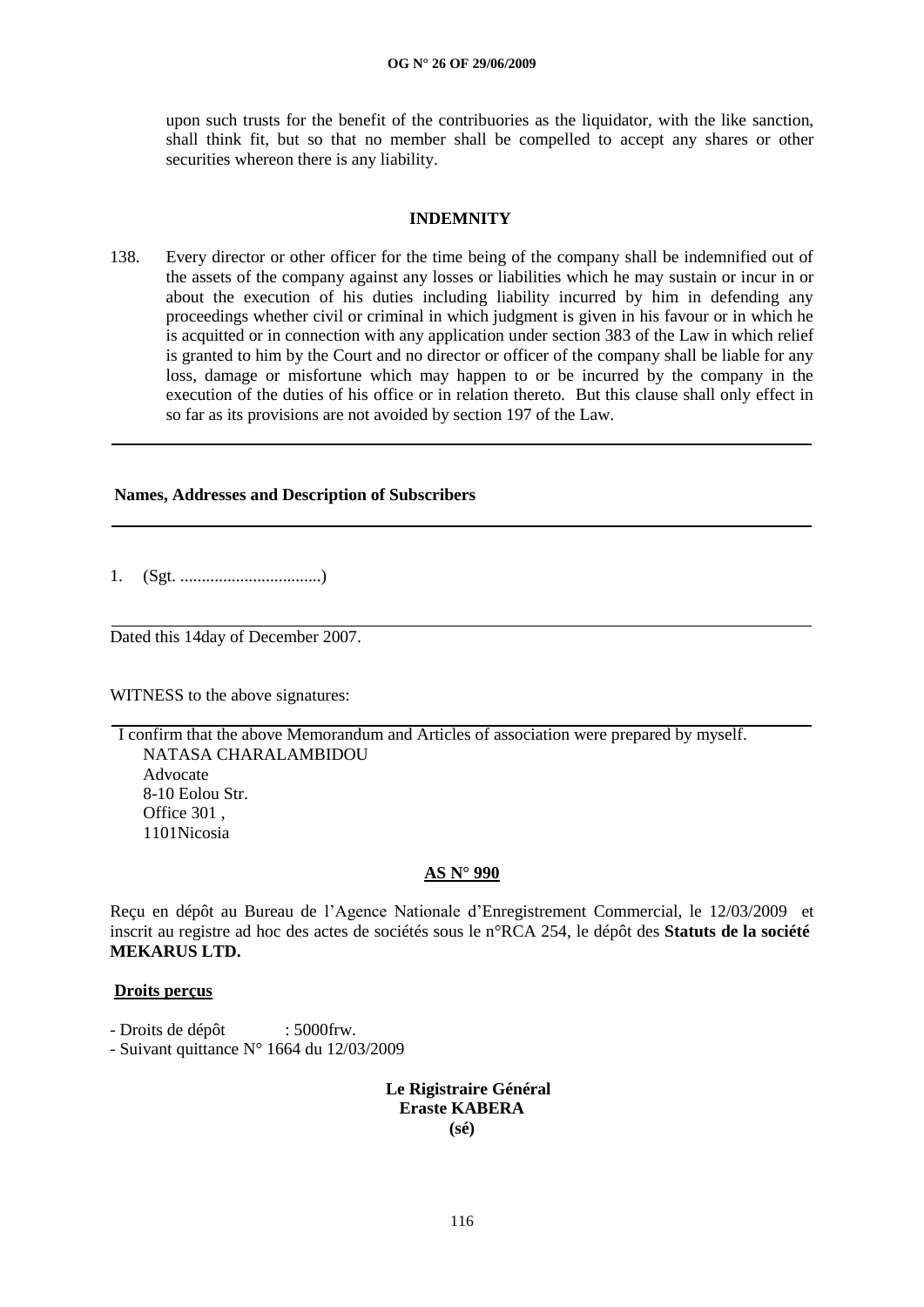upon such trusts for the benefit of the contribuories as the liquidator, with the like sanction, shall think fit, but so that no member shall be compelled to accept any shares or other securities whereon there is any liability.

### INDEMNITY

138. Every director or other officer for the time being of the company shall be indemnified out of the assets of the company against any losses or liabilities which he may sustain or incur in or about the execution of his duties including liability incurred by him in defending any proceedings whether civil or criminal in which judgment is given in his favour or in which he is acquitted or in connection with any application under section 383 of the Law in which relief is granted to him by the Court and no director or officer of the company shall be liable for any loss, damage or misfortune which may happen to or be incurred by the company in the execution of the duties of his office or in relation thereto. But this clause shall only effect in so far as its provisions are not avoided by section 197 of the Law.

---

**Names, Addresses and Description of Subscribers**

---

1. (Sgt. .................................)

---

Dated this 14day of December 2007.

WITNESS to the above signatures:

---

I confirm that the above Memorandum and Articles of association were prepared by myself.
NATASA CHARALAMBIDOU
Advocate
8-10 Eolou Str.
Office 301 ,
1101Nicosia

**AS N° 990**

Reçu en dépôt au Bureau de l'Agence Nationale d'Enregistrement Commercial, le 12/03/2009 et inscrit au registre ad hoc des actes de sociétés sous le n°RCA 254, le dépôt des **Statuts de la société MEKARUS LTD.**

**Droits perçus**

- Droits de dépôt : 5000frw.
- Suivant quittance N° 1664 du 12/03/2009

**Le Rigistraire Général**
**Eraste KABERA**
**(sé)**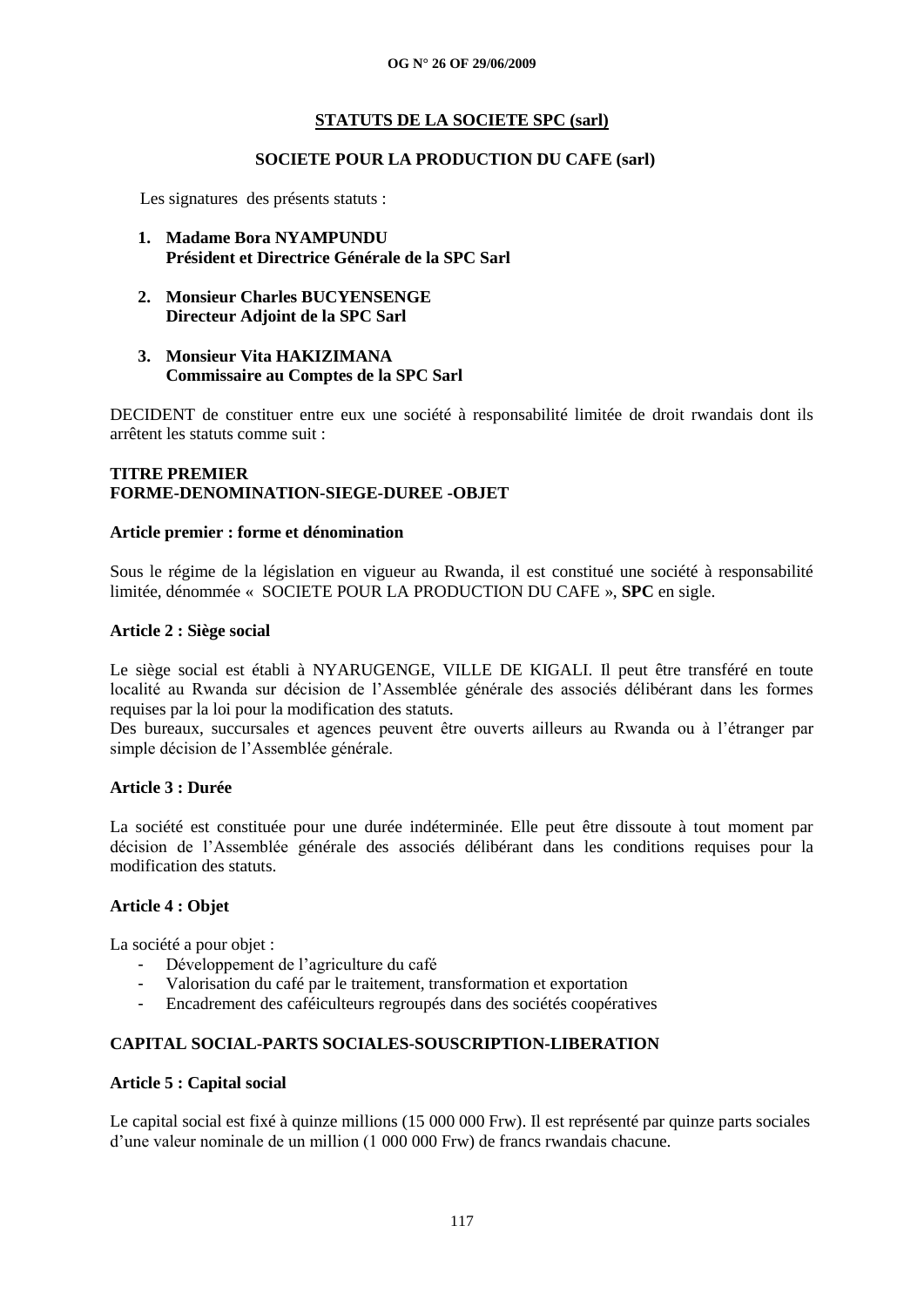**STATUTS DE LA SOCIETE SPC (sarl)**

**SOCIETE POUR LA PRODUCTION DU CAFE (sarl)**

Les signatures des présents statuts :

1. **Madame Bora NYAMPUNDU**
   **Président et Directrice Générale de la SPC Sarl**

2. **Monsieur Charles BUCYENSENGE**
   **Directeur Adjoint de la SPC Sarl**

3. **Monsieur Vita HAKIZIMANA**
   **Commissaire au Comptes de la SPC Sarl**

DECIDENT de constituer entre eux une société à responsabilité limitée de droit rwandais dont ils arrêtent les statuts comme suit :

**TITRE PREMIER**
**FORME-DENOMINATION-SIEGE-DUREE -OBJET**

**Article premier : forme et dénomination**

Sous le régime de la législation en vigueur au Rwanda, il est constitué une société à responsabilité limitée, dénommée « SOCIETE POUR LA PRODUCTION DU CAFE », **SPC** en sigle.

**Article 2 : Siège social**

Le siège social est établi à NYARUGENGE, VILLE DE KIGALI. Il peut être transféré en toute localité au Rwanda sur décision de l'Assemblée générale des associés délibérant dans les formes requises par la loi pour la modification des statuts.
Des bureaux, succursales et agences peuvent être ouverts ailleurs au Rwanda ou à l'étranger par simple décision de l'Assemblée générale.

**Article 3 : Durée**

La société est constituée pour une durée indéterminée. Elle peut être dissoute à tout moment par décision de l'Assemblée générale des associés délibérant dans les conditions requises pour la modification des statuts.

**Article 4 : Objet**

La société a pour objet :

- Développement de l'agriculture du café
- Valorisation du café par le traitement, transformation et exportation
- Encadrement des caféiculteurs regroupés dans des sociétés coopératives

**CAPITAL SOCIAL-PARTS SOCIALES-SOUSCRIPTION-LIBERATION**

**Article 5 : Capital social**

Le capital social est fixé à quinze millions (15 000 000 Frw). Il est représenté par quinze parts sociales d'une valeur nominale de un million (1 000 000 Frw) de francs rwandais chacune.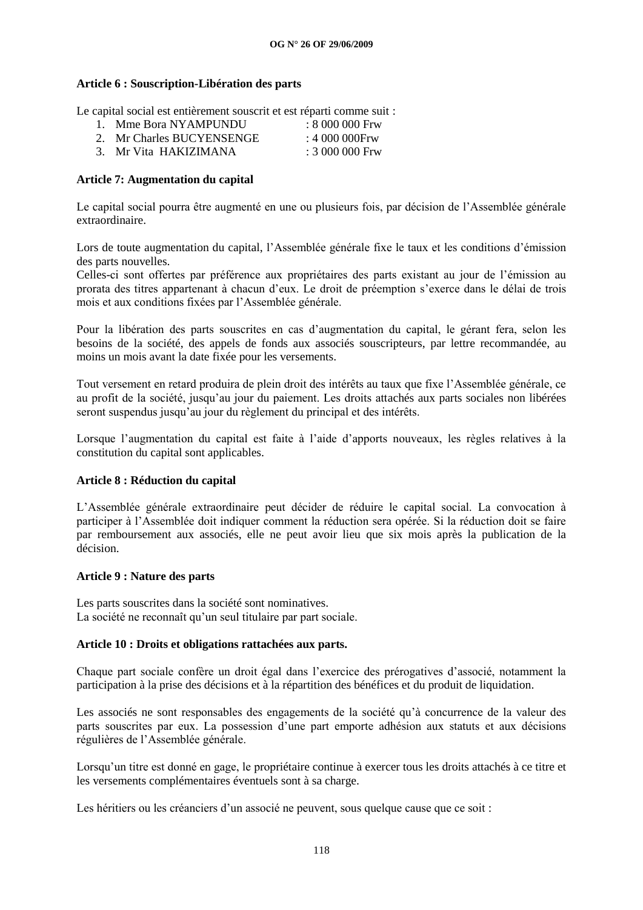**Article 6 : Souscription-Libération des parts**

Le capital social est entièrement souscrit et est réparti comme suit :

1. Mme Bora NYAMPUNDU : 8 000 000 Frw
2. Mr Charles BUCYENSENGE : 4 000 000Frw
3. Mr Vita HAKIZIMANA : 3 000 000 Frw

**Article 7: Augmentation du capital**

Le capital social pourra être augmenté en une ou plusieurs fois, par décision de l'Assemblée générale extraordinaire.

Lors de toute augmentation du capital, l'Assemblée générale fixe le taux et les conditions d'émission des parts nouvelles.
Celles-ci sont offertes par préférence aux propriétaires des parts existant au jour de l'émission au prorata des titres appartenant à chacun d'eux. Le droit de préemption s'exerce dans le délai de trois mois et aux conditions fixées par l'Assemblée générale.

Pour la libération des parts souscrites en cas d'augmentation du capital, le gérant fera, selon les besoins de la société, des appels de fonds aux associés souscripteurs, par lettre recommandée, au moins un mois avant la date fixée pour les versements.

Tout versement en retard produira de plein droit des intérêts au taux que fixe l'Assemblée générale, ce au profit de la société, jusqu'au jour du paiement. Les droits attachés aux parts sociales non libérées seront suspendus jusqu'au jour du règlement du principal et des intérêts.

Lorsque l'augmentation du capital est faite à l'aide d'apports nouveaux, les règles relatives à la constitution du capital sont applicables.

**Article 8 : Réduction du capital**

L'Assemblée générale extraordinaire peut décider de réduire le capital social. La convocation à participer à l'Assemblée doit indiquer comment la réduction sera opérée. Si la réduction doit se faire par remboursement aux associés, elle ne peut avoir lieu que six mois après la publication de la décision.

**Article 9 : Nature des parts**

Les parts souscrites dans la société sont nominatives.
La société ne reconnaît qu'un seul titulaire par part sociale.

**Article 10 : Droits et obligations rattachées aux parts.**

Chaque part sociale confère un droit égal dans l'exercice des prérogatives d'associé, notamment la participation à la prise des décisions et à la répartition des bénéfices et du produit de liquidation.

Les associés ne sont responsables des engagements de la société qu'à concurrence de la valeur des parts souscrites par eux. La possession d'une part emporte adhésion aux statuts et aux décisions régulières de l'Assemblée générale.

Lorsqu'un titre est donné en gage, le propriétaire continue à exercer tous les droits attachés à ce titre et les versements complémentaires éventuels sont à sa charge.

Les héritiers ou les créanciers d'un associé ne peuvent, sous quelque cause que ce soit :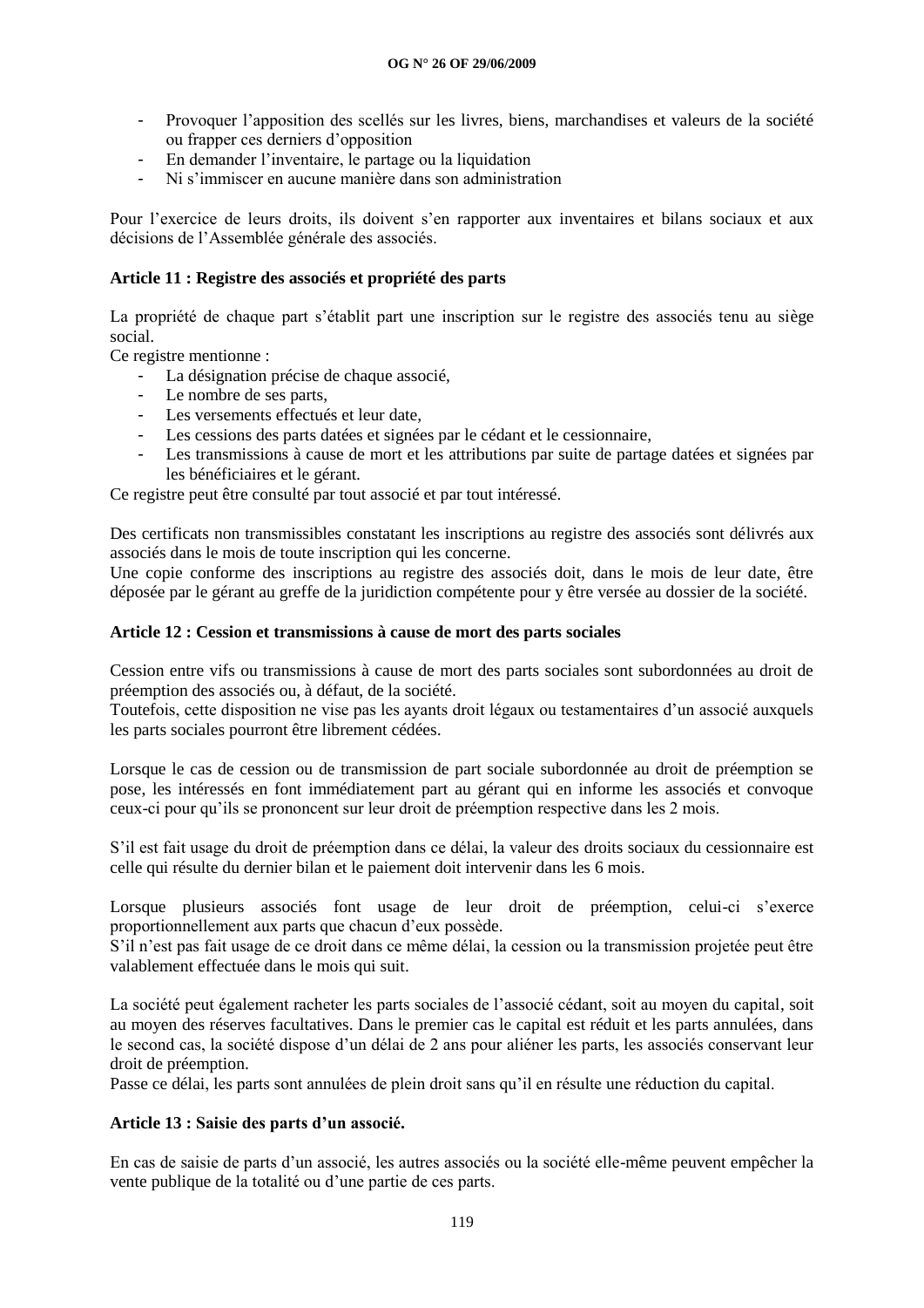- Provoquer l'apposition des scellés sur les livres, biens, marchandises et valeurs de la société ou frapper ces derniers d'opposition
- En demander l'inventaire, le partage ou la liquidation
- Ni s'immiscer en aucune manière dans son administration

Pour l'exercice de leurs droits, ils doivent s'en rapporter aux inventaires et bilans sociaux et aux décisions de l'Assemblée générale des associés.

**Article 11 : Registre des associés et propriété des parts**

La propriété de chaque part s'établit part une inscription sur le registre des associés tenu au siège social.

Ce registre mentionne :

- La désignation précise de chaque associé,
- Le nombre de ses parts,
- Les versements effectués et leur date,
- Les cessions des parts datées et signées par le cédant et le cessionnaire,
- Les transmissions à cause de mort et les attributions par suite de partage datées et signées par les bénéficiaires et le gérant.

Ce registre peut être consulté par tout associé et par tout intéressé.

Des certificats non transmissibles constatant les inscriptions au registre des associés sont délivrés aux associés dans le mois de toute inscription qui les concerne.

Une copie conforme des inscriptions au registre des associés doit, dans le mois de leur date, être déposée par le gérant au greffe de la juridiction compétente pour y être versée au dossier de la société.

**Article 12 : Cession et transmissions à cause de mort des parts sociales**

Cession entre vifs ou transmissions à cause de mort des parts sociales sont subordonnées au droit de préemption des associés ou, à défaut, de la société.

Toutefois, cette disposition ne vise pas les ayants droit légaux ou testamentaires d'un associé auxquels les parts sociales pourront être librement cédées.

Lorsque le cas de cession ou de transmission de part sociale subordonnée au droit de préemption se pose, les intéressés en font immédiatement part au gérant qui en informe les associés et convoque ceux-ci pour qu'ils se prononcent sur leur droit de préemption respective dans les 2 mois.

S'il est fait usage du droit de préemption dans ce délai, la valeur des droits sociaux du cessionnaire est celle qui résulte du dernier bilan et le paiement doit intervenir dans les 6 mois.

Lorsque plusieurs associés font usage de leur droit de préemption, celui-ci s'exerce proportionnellement aux parts que chacun d'eux possède.

S'il n'est pas fait usage de ce droit dans ce même délai, la cession ou la transmission projetée peut être valablement effectuée dans le mois qui suit.

La société peut également racheter les parts sociales de l'associé cédant, soit au moyen du capital, soit au moyen des réserves facultatives. Dans le premier cas le capital est réduit et les parts annulées, dans le second cas, la société dispose d'un délai de 2 ans pour aliéner les parts, les associés conservant leur droit de préemption.

Passe ce délai, les parts sont annulées de plein droit sans qu'il en résulte une réduction du capital.

**Article 13 : Saisie des parts d'un associé.**

En cas de saisie de parts d'un associé, les autres associés ou la société elle-même peuvent empêcher la vente publique de la totalité ou d'une partie de ces parts.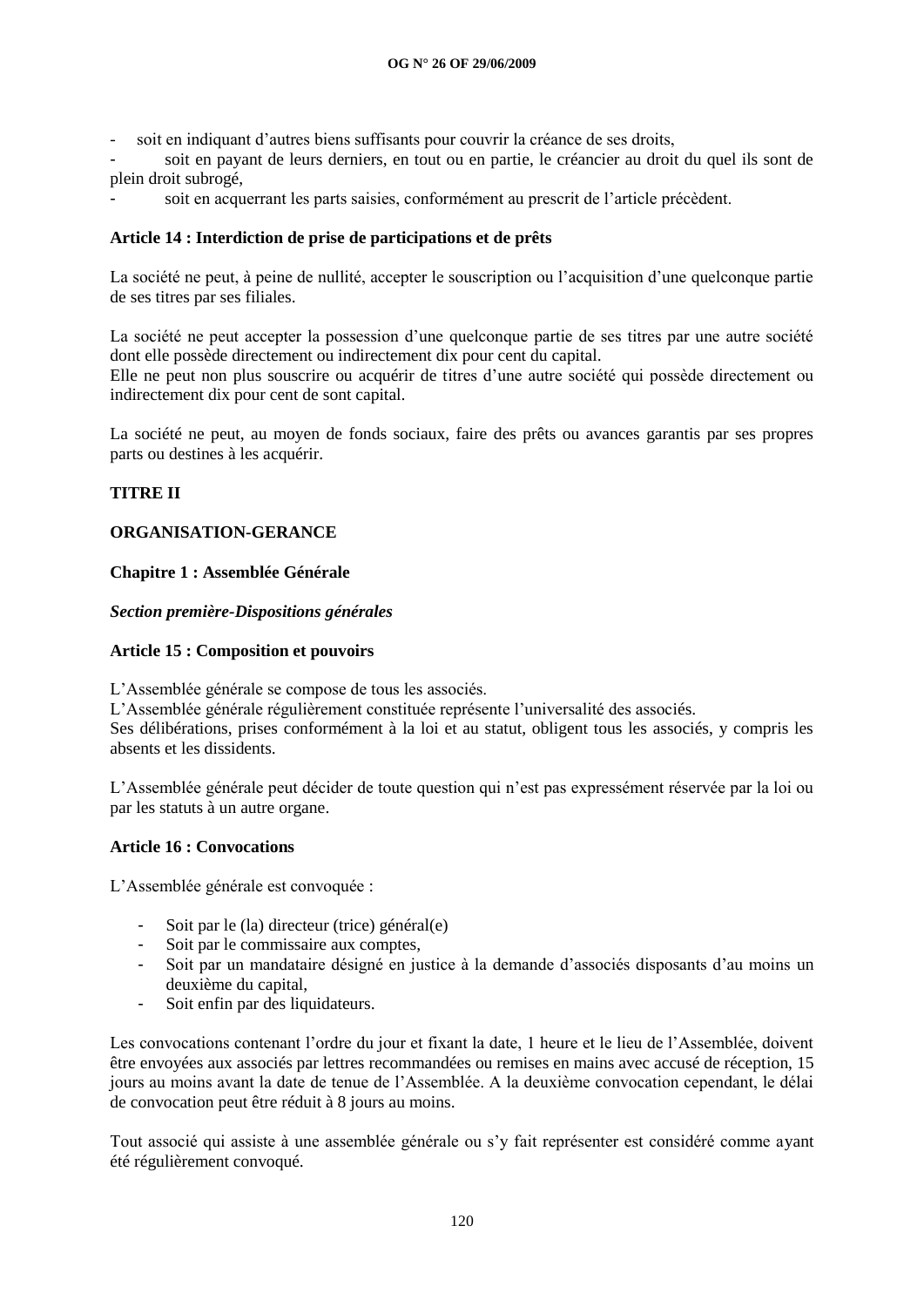- soit en indiquant d'autres biens suffisants pour couvrir la créance de ses droits,
- soit en payant de leurs derniers, en tout ou en partie, le créancier au droit du quel ils sont de plein droit subrogé,
- soit en acquerrant les parts saisies, conformément au prescrit de l'article précèdent.

**Article 14 : Interdiction de prise de participations et de prêts**

La société ne peut, à peine de nullité, accepter le souscription ou l'acquisition d'une quelconque partie de ses titres par ses filiales.

La société ne peut accepter la possession d'une quelconque partie de ses titres par une autre société dont elle possède directement ou indirectement dix pour cent du capital.
Elle ne peut non plus souscrire ou acquérir de titres d'une autre société qui possède directement ou indirectement dix pour cent de sont capital.

La société ne peut, au moyen de fonds sociaux, faire des prêts ou avances garantis par ses propres parts ou destines à les acquérir.

**TITRE II**

**ORGANISATION-GERANCE**

**Chapitre 1 : Assemblée Générale**

***Section première-Dispositions générales***

**Article 15 : Composition et pouvoirs**

L'Assemblée générale se compose de tous les associés.
L'Assemblée générale régulièrement constituée représente l'universalité des associés.
Ses délibérations, prises conformément à la loi et au statut, obligent tous les associés, y compris les absents et les dissidents.

L'Assemblée générale peut décider de toute question qui n'est pas expressément réservée par la loi ou par les statuts à un autre organe.

**Article 16 : Convocations**

L'Assemblée générale est convoquée :

- Soit par le (la) directeur (trice) général(e)
- Soit par le commissaire aux comptes,
- Soit par un mandataire désigné en justice à la demande d'associés disposants d'au moins un deuxième du capital,
- Soit enfin par des liquidateurs.

Les convocations contenant l'ordre du jour et fixant la date, 1 heure et le lieu de l'Assemblée, doivent être envoyées aux associés par lettres recommandées ou remises en mains avec accusé de réception, 15 jours au moins avant la date de tenue de l'Assemblée. A la deuxième convocation cependant, le délai de convocation peut être réduit à 8 jours au moins.

Tout associé qui assiste à une assemblée générale ou s'y fait représenter est considéré comme ayant été régulièrement convoqué.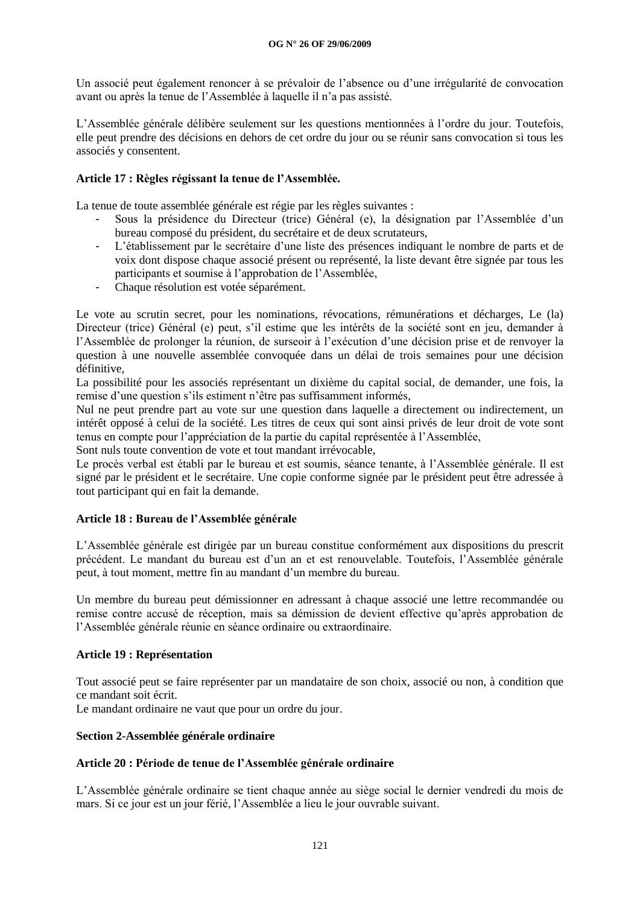Un associé peut également renoncer à se prévaloir de l'absence ou d'une irrégularité de convocation avant ou après la tenue de l'Assemblée à laquelle il n'a pas assisté.

L'Assemblée générale délibère seulement sur les questions mentionnées à l'ordre du jour. Toutefois, elle peut prendre des décisions en dehors de cet ordre du jour ou se réunir sans convocation si tous les associés y consentent.

**Article 17 : Règles régissant la tenue de l'Assemblée.**

La tenue de toute assemblée générale est régie par les règles suivantes :

- Sous la présidence du Directeur (trice) Général (e), la désignation par l'Assemblée d'un bureau composé du président, du secrétaire et de deux scrutateurs,
- L'établissement par le secrétaire d'une liste des présences indiquant le nombre de parts et de voix dont dispose chaque associé présent ou représenté, la liste devant être signée par tous les participants et soumise à l'approbation de l'Assemblée,
- Chaque résolution est votée séparément.

Le vote au scrutin secret, pour les nominations, révocations, rémunérations et décharges, Le (la) Directeur (trice) Général (e) peut, s'il estime que les intérêts de la société sont en jeu, demander à l'Assemblée de prolonger la réunion, de surseoir à l'exécution d'une décision prise et de renvoyer la question à une nouvelle assemblée convoquée dans un délai de trois semaines pour une décision définitive,

La possibilité pour les associés représentant un dixième du capital social, de demander, une fois, la remise d'une question s'ils estiment n'être pas suffisamment informés,

Nul ne peut prendre part au vote sur une question dans laquelle a directement ou indirectement, un intérêt opposé à celui de la société. Les titres de ceux qui sont ainsi privés de leur droit de vote sont tenus en compte pour l'appréciation de la partie du capital représentée à l'Assemblée,

Sont nuls toute convention de vote et tout mandant irrévocable,

Le procès verbal est établi par le bureau et est soumis, séance tenante, à l'Assemblée générale. Il est signé par le président et le secrétaire. Une copie conforme signée par le président peut être adressée à tout participant qui en fait la demande.

**Article 18 : Bureau de l'Assemblée générale**

L'Assemblée générale est dirigée par un bureau constitue conformément aux dispositions du prescrit précédent. Le mandant du bureau est d'un an et est renouvelable. Toutefois, l'Assemblée générale peut, à tout moment, mettre fin au mandant d'un membre du bureau.

Un membre du bureau peut démissionner en adressant à chaque associé une lettre recommandée ou remise contre accusé de réception, mais sa démission de devient effective qu'après approbation de l'Assemblée générale réunie en séance ordinaire ou extraordinaire.

**Article 19 : Représentation**

Tout associé peut se faire représenter par un mandataire de son choix, associé ou non, à condition que ce mandant soit écrit.

Le mandant ordinaire ne vaut que pour un ordre du jour.

**Section 2-Assemblée générale ordinaire**

**Article 20 : Période de tenue de l'Assemblée générale ordinaire**

L'Assemblée générale ordinaire se tient chaque année au siège social le dernier vendredi du mois de mars. Si ce jour est un jour férié, l'Assemblée a lieu le jour ouvrable suivant.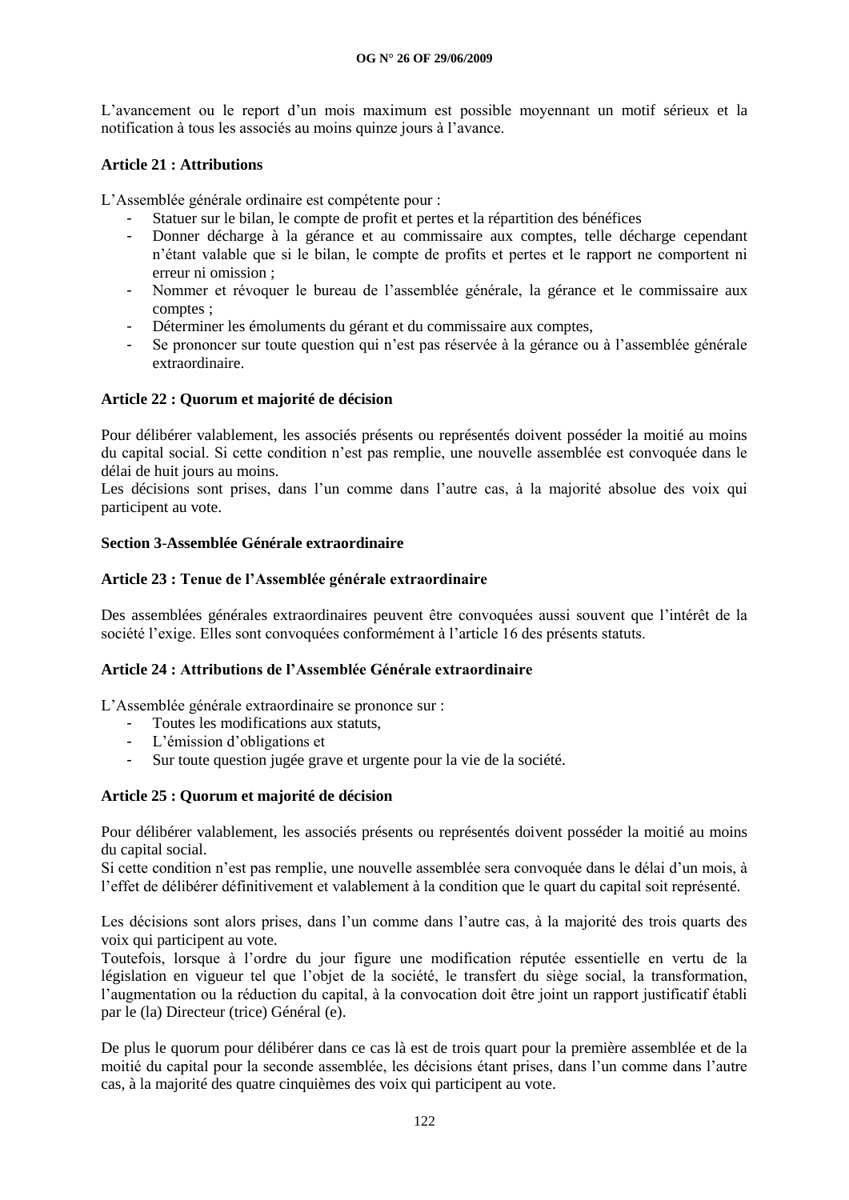L'avancement ou le report d'un mois maximum est possible moyennant un motif sérieux et la notification à tous les associés au moins quinze jours à l'avance.

**Article 21 : Attributions**

L'Assemblée générale ordinaire est compétente pour :

- Statuer sur le bilan, le compte de profit et pertes et la répartition des bénéfices
- Donner décharge à la gérance et au commissaire aux comptes, telle décharge cependant n'étant valable que si le bilan, le compte de profits et pertes et le rapport ne comportent ni erreur ni omission ;
- Nommer et révoquer le bureau de l'assemblée générale, la gérance et le commissaire aux comptes ;
- Déterminer les émoluments du gérant et du commissaire aux comptes,
- Se prononcer sur toute question qui n'est pas réservée à la gérance ou à l'assemblée générale extraordinaire.

**Article 22 : Quorum et majorité de décision**

Pour délibérer valablement, les associés présents ou représentés doivent posséder la moitié au moins du capital social. Si cette condition n'est pas remplie, une nouvelle assemblée est convoquée dans le délai de huit jours au moins.
Les décisions sont prises, dans l'un comme dans l'autre cas, à la majorité absolue des voix qui participent au vote.

**Section 3-Assemblée Générale extraordinaire**

**Article 23 : Tenue de l'Assemblée générale extraordinaire**

Des assemblées générales extraordinaires peuvent être convoquées aussi souvent que l'intérêt de la société l'exige. Elles sont convoquées conformément à l'article 16 des présents statuts.

**Article 24 : Attributions de l'Assemblée Générale extraordinaire**

L'Assemblée générale extraordinaire se prononce sur :

- Toutes les modifications aux statuts,
- L'émission d'obligations et
- Sur toute question jugée grave et urgente pour la vie de la société.

**Article 25 : Quorum et majorité de décision**

Pour délibérer valablement, les associés présents ou représentés doivent posséder la moitié au moins du capital social.
Si cette condition n'est pas remplie, une nouvelle assemblée sera convoquée dans le délai d'un mois, à l'effet de délibérer définitivement et valablement à la condition que le quart du capital soit représenté.

Les décisions sont alors prises, dans l'un comme dans l'autre cas, à la majorité des trois quarts des voix qui participent au vote.
Toutefois, lorsque à l'ordre du jour figure une modification réputée essentielle en vertu de la législation en vigueur tel que l'objet de la société, le transfert du siège social, la transformation, l'augmentation ou la réduction du capital, à la convocation doit être joint un rapport justificatif établi par le (la) Directeur (trice) Général (e).

De plus le quorum pour délibérer dans ce cas là est de trois quart pour la première assemblée et de la moitié du capital pour la seconde assemblée, les décisions étant prises, dans l'un comme dans l'autre cas, à la majorité des quatre cinquièmes des voix qui participent au vote.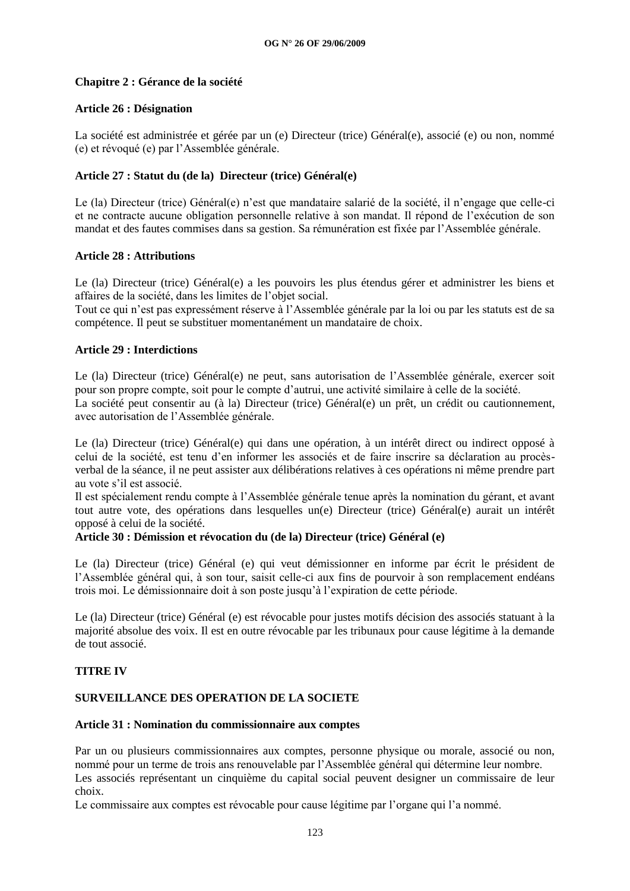### Chapitre 2 : Gérance de la société

#### Article 26 : Désignation

La société est administrée et gérée par un (e) Directeur (trice) Général(e), associé (e) ou non, nommé (e) et révoqué (e) par l'Assemblée générale.

#### Article 27 : Statut du (de la) Directeur (trice) Général(e)

Le (la) Directeur (trice) Général(e) n'est que mandataire salarié de la société, il n'engage que celle-ci et ne contracte aucune obligation personnelle relative à son mandat. Il répond de l'exécution de son mandat et des fautes commises dans sa gestion. Sa rémunération est fixée par l'Assemblée générale.

#### Article 28 : Attributions

Le (la) Directeur (trice) Général(e) a les pouvoirs les plus étendus gérer et administrer les biens et affaires de la société, dans les limites de l'objet social.
Tout ce qui n'est pas expressément réserve à l'Assemblée générale par la loi ou par les statuts est de sa compétence. Il peut se substituer momentanément un mandataire de choix.

#### Article 29 : Interdictions

Le (la) Directeur (trice) Général(e) ne peut, sans autorisation de l'Assemblée générale, exercer soit pour son propre compte, soit pour le compte d'autrui, une activité similaire à celle de la société.
La société peut consentir au (à la) Directeur (trice) Général(e) un prêt, un crédit ou cautionnement, avec autorisation de l'Assemblée générale.

Le (la) Directeur (trice) Général(e) qui dans une opération, à un intérêt direct ou indirect opposé à celui de la société, est tenu d'en informer les associés et de faire inscrire sa déclaration au procès-verbal de la séance, il ne peut assister aux délibérations relatives à ces opérations ni même prendre part au vote s'il est associé.
Il est spécialement rendu compte à l'Assemblée générale tenue après la nomination du gérant, et avant tout autre vote, des opérations dans lesquelles un(e) Directeur (trice) Général(e) aurait un intérêt opposé à celui de la société.

#### Article 30 : Démission et révocation du (de la) Directeur (trice) Général (e)

Le (la) Directeur (trice) Général (e) qui veut démissionner en informe par écrit le président de l'Assemblée général qui, à son tour, saisit celle-ci aux fins de pourvoir à son remplacement endéans trois moi. Le démissionnaire doit à son poste jusqu'à l'expiration de cette période.

Le (la) Directeur (trice) Général (e) est révocable pour justes motifs décision des associés statuant à la majorité absolue des voix. Il est en outre révocable par les tribunaux pour cause légitime à la demande de tout associé.

## TITRE IV

## SURVEILLANCE DES OPERATION DE LA SOCIETE

#### Article 31 : Nomination du commissionnaire aux comptes

Par un ou plusieurs commissionnaires aux comptes, personne physique ou morale, associé ou non, nommé pour un terme de trois ans renouvelable par l'Assemblée général qui détermine leur nombre.
Les associés représentant un cinquième du capital social peuvent designer un commissaire de leur choix.
Le commissaire aux comptes est révocable pour cause légitime par l'organe qui l'a nommé.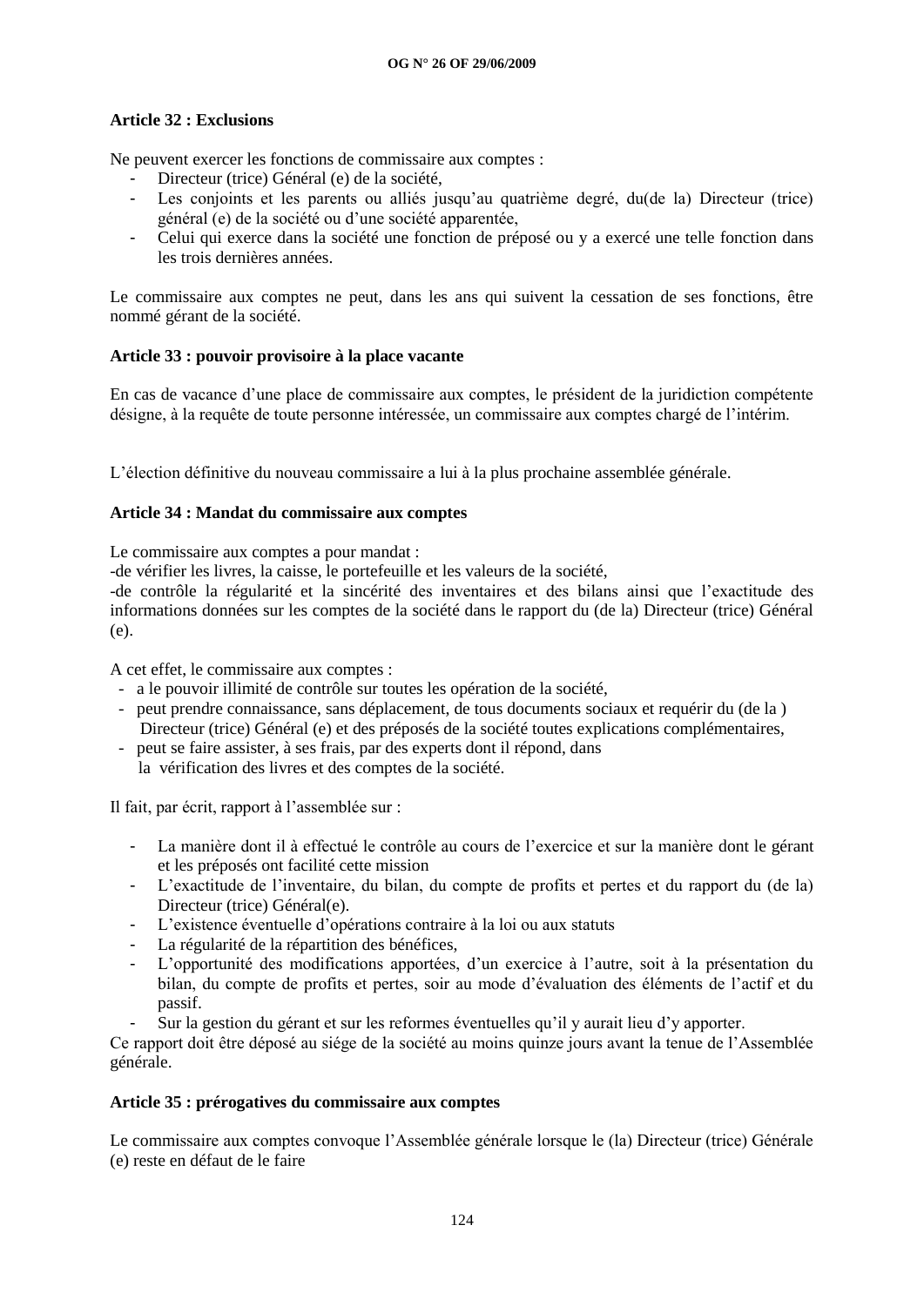**Article 32 : Exclusions**

Ne peuvent exercer les fonctions de commissaire aux comptes :

- Directeur (trice) Général (e) de la société,
- Les conjoints et les parents ou alliés jusqu'au quatrième degré, du(de la) Directeur (trice) général (e) de la société ou d'une société apparentée,
- Celui qui exerce dans la société une fonction de préposé ou y a exercé une telle fonction dans les trois dernières années.

Le commissaire aux comptes ne peut, dans les ans qui suivent la cessation de ses fonctions, être nommé gérant de la société.

**Article 33 : pouvoir provisoire à la place vacante**

En cas de vacance d'une place de commissaire aux comptes, le président de la juridiction compétente désigne, à la requête de toute personne intéressée, un commissaire aux comptes chargé de l'intérim.

L'élection définitive du nouveau commissaire a lui à la plus prochaine assemblée générale.

**Article 34 : Mandat du commissaire aux comptes**

Le commissaire aux comptes a pour mandat :
-de vérifier les livres, la caisse, le portefeuille et les valeurs de la société,
-de contrôle la régularité et la sincérité des inventaires et des bilans ainsi que l'exactitude des informations données sur les comptes de la société dans le rapport du (de la) Directeur (trice) Général (e).

A cet effet, le commissaire aux comptes :

- a le pouvoir illimité de contrôle sur toutes les opération de la société,
- peut prendre connaissance, sans déplacement, de tous documents sociaux et requérir du (de la ) Directeur (trice) Général (e) et des préposés de la société toutes explications complémentaires,
- peut se faire assister, à ses frais, par des experts dont il répond, dans la vérification des livres et des comptes de la société.

Il fait, par écrit, rapport à l'assemblée sur :

- La manière dont il à effectué le contrôle au cours de l'exercice et sur la manière dont le gérant et les préposés ont facilité cette mission
- L'exactitude de l'inventaire, du bilan, du compte de profits et pertes et du rapport du (de la) Directeur (trice) Général(e).
- L'existence éventuelle d'opérations contraire à la loi ou aux statuts
- La régularité de la répartition des bénéfices,
- L'opportunité des modifications apportées, d'un exercice à l'autre, soit à la présentation du bilan, du compte de profits et pertes, soir au mode d'évaluation des éléments de l'actif et du passif.
- Sur la gestion du gérant et sur les reformes éventuelles qu'il y aurait lieu d'y apporter.

Ce rapport doit être déposé au siége de la société au moins quinze jours avant la tenue de l'Assemblée générale.

**Article 35 : prérogatives du commissaire aux comptes**

Le commissaire aux comptes convoque l'Assemblée générale lorsque le (la) Directeur (trice) Générale (e) reste en défaut de le faire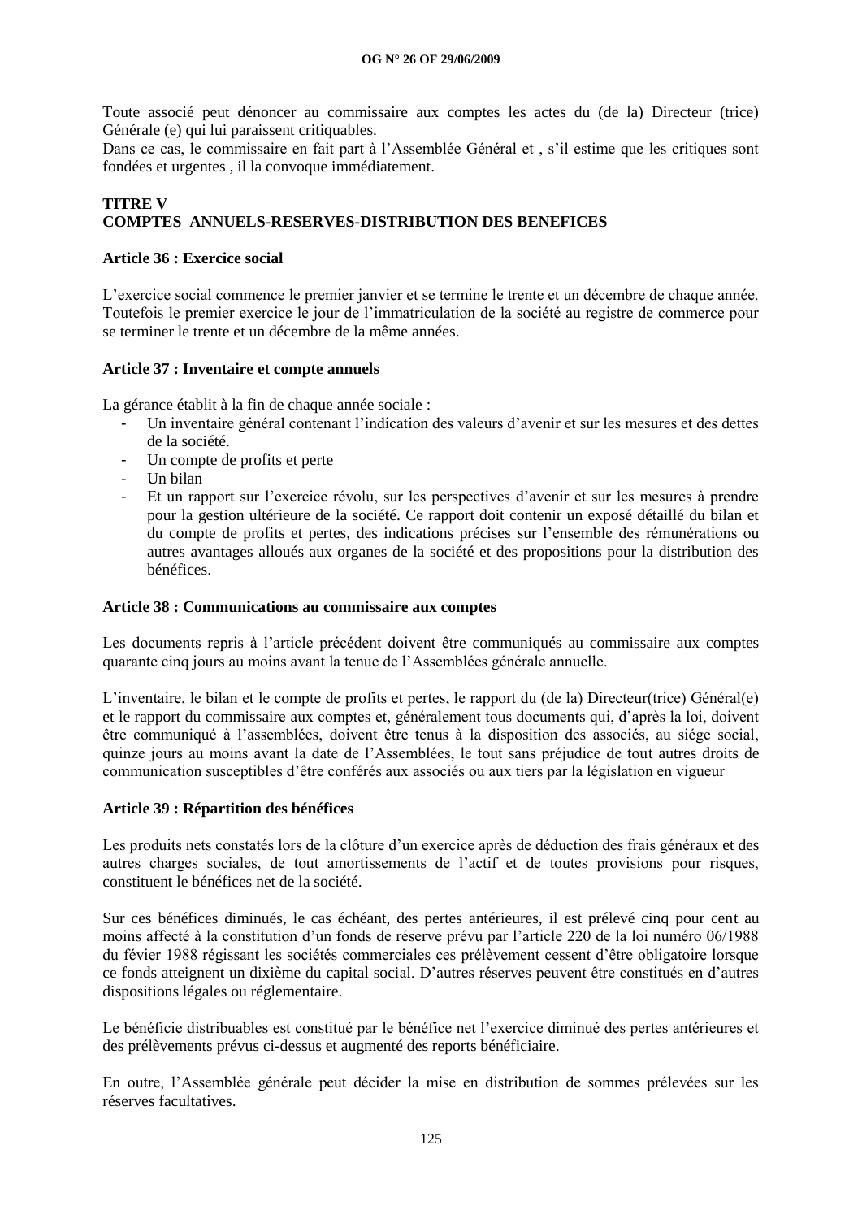Toute associé peut dénoncer au commissaire aux comptes les actes du (de la) Directeur (trice) Générale (e) qui lui paraissent critiquables.
Dans ce cas, le commissaire en fait part à l'Assemblée Général et , s'il estime que les critiques sont fondées et urgentes , il la convoque immédiatement.

**TITRE V**
**COMPTES ANNUELS-RESERVES-DISTRIBUTION DES BENEFICES**

**Article 36 : Exercice social**

L'exercice social commence le premier janvier et se termine le trente et un décembre de chaque année. Toutefois le premier exercice le jour de l'immatriculation de la société au registre de commerce pour se terminer le trente et un décembre de la même années.

**Article 37 : Inventaire et compte annuels**

La gérance établit à la fin de chaque année sociale :

- Un inventaire général contenant l'indication des valeurs d'avenir et sur les mesures et des dettes de la société.
- Un compte de profits et perte
- Un bilan
- Et un rapport sur l'exercice révolu, sur les perspectives d'avenir et sur les mesures à prendre pour la gestion ultérieure de la société. Ce rapport doit contenir un exposé détaillé du bilan et du compte de profits et pertes, des indications précises sur l'ensemble des rémunérations ou autres avantages alloués aux organes de la société et des propositions pour la distribution des bénéfices.

**Article 38 : Communications au commissaire aux comptes**

Les documents repris à l'article précédent doivent être communiqués au commissaire aux comptes quarante cinq jours au moins avant la tenue de l'Assemblées générale annuelle.

L'inventaire, le bilan et le compte de profits et pertes, le rapport du (de la) Directeur(trice) Général(e) et le rapport du commissaire aux comptes et, généralement tous documents qui, d'après la loi, doivent être communiqué à l'assemblées, doivent être tenus à la disposition des associés, au siége social, quinze jours au moins avant la date de l'Assemblées, le tout sans préjudice de tout autres droits de communication susceptibles d'être conférés aux associés ou aux tiers par la législation en vigueur

**Article 39 : Répartition des bénéfices**

Les produits nets constatés lors de la clôture d'un exercice après de déduction des frais généraux et des autres charges sociales, de tout amortissements de l'actif et de toutes provisions pour risques, constituent le bénéfices net de la société.

Sur ces bénéfices diminués, le cas échéant, des pertes antérieures, il est prélevé cinq pour cent au moins affecté à la constitution d'un fonds de réserve prévu par l'article 220 de la loi numéro 06/1988 du févier 1988 régissant les sociétés commerciales ces prélèvement cessent d'être obligatoire lorsque ce fonds atteignent un dixième du capital social. D'autres réserves peuvent être constitués en d'autres dispositions légales ou réglementaire.

Le bénéficie distribuables est constitué par le bénéfice net l'exercice diminué des pertes antérieures et des prélèvements prévus ci-dessus et augmenté des reports bénéficiaire.

En outre, l'Assemblée générale peut décider la mise en distribution de sommes prélevées sur les réserves facultatives.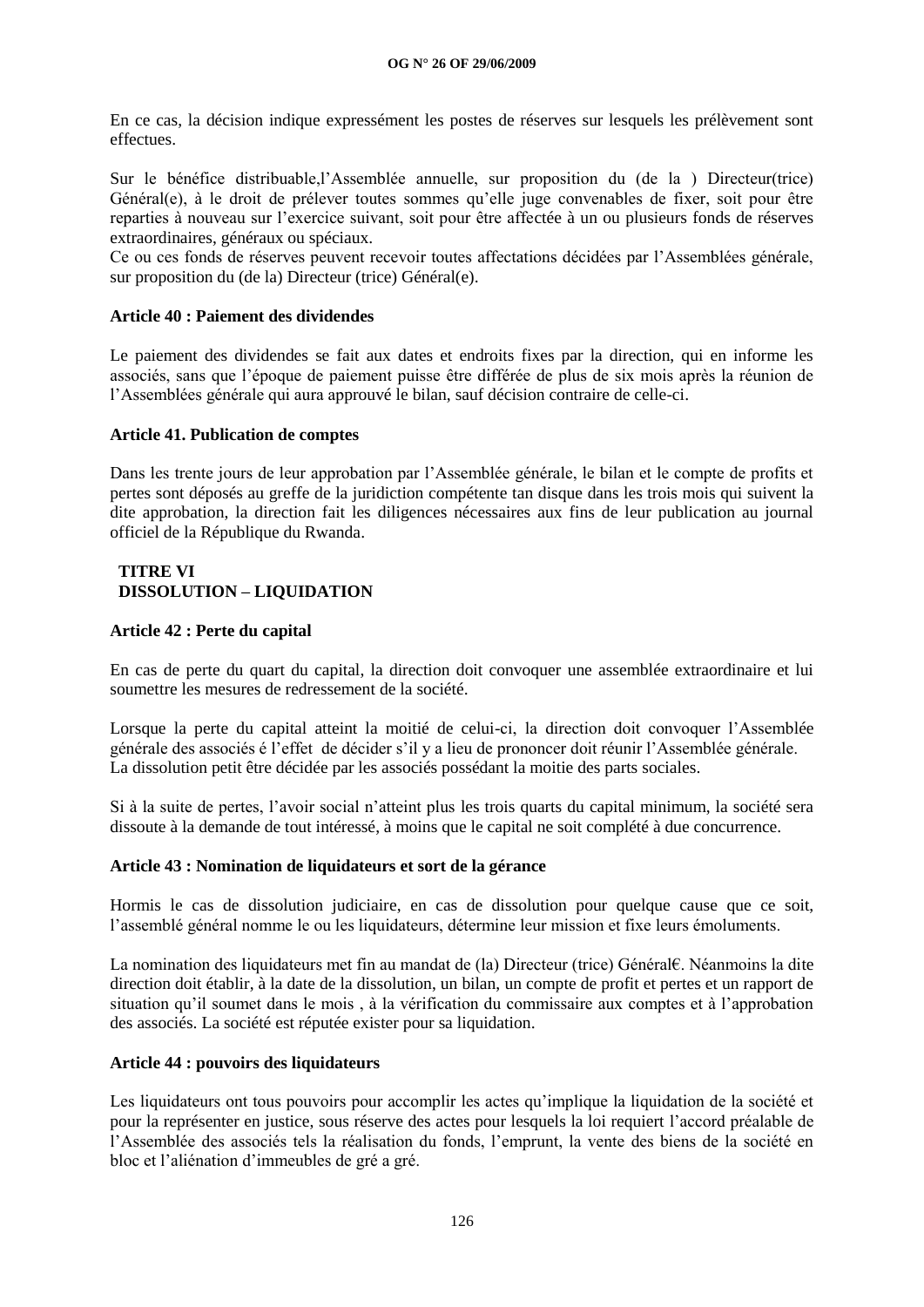En ce cas, la décision indique expressément les postes de réserves sur lesquels les prélèvement sont effectues.

Sur le bénéfice distribuable,l'Assemblée annuelle, sur proposition du (de la ) Directeur(trice) Général(e), à le droit de prélever toutes sommes qu'elle juge convenables de fixer, soit pour être reparties à nouveau sur l'exercice suivant, soit pour être affectée à un ou plusieurs fonds de réserves extraordinaires, généraux ou spéciaux.
Ce ou ces fonds de réserves peuvent recevoir toutes affectations décidées par l'Assemblées générale, sur proposition du (de la) Directeur (trice) Général(e).

**Article 40 : Paiement des dividendes**

Le paiement des dividendes se fait aux dates et endroits fixes par la direction, qui en informe les associés, sans que l'époque de paiement puisse être différée de plus de six mois après la réunion de l'Assemblées générale qui aura approuvé le bilan, sauf décision contraire de celle-ci.

**Article 41. Publication de comptes**

Dans les trente jours de leur approbation par l'Assemblée générale, le bilan et le compte de profits et pertes sont déposés au greffe de la juridiction compétente tan disque dans les trois mois qui suivent la dite approbation, la direction fait les diligences nécessaires aux fins de leur publication au journal officiel de la République du Rwanda.

## TITRE VI
## DISSOLUTION – LIQUIDATION

**Article 42 : Perte du capital**

En cas de perte du quart du capital, la direction doit convoquer une assemblée extraordinaire et lui soumettre les mesures de redressement de la société.

Lorsque la perte du capital atteint la moitié de celui-ci, la direction doit convoquer l'Assemblée générale des associés é l'effet de décider s'il y a lieu de prononcer doit réunir l'Assemblée générale.
La dissolution petit être décidée par les associés possédant la moitie des parts sociales.

Si à la suite de pertes, l'avoir social n'atteint plus les trois quarts du capital minimum, la société sera dissoute à la demande de tout intéressé, à moins que le capital ne soit complété à due concurrence.

**Article 43 : Nomination de liquidateurs et sort de la gérance**

Hormis le cas de dissolution judiciaire, en cas de dissolution pour quelque cause que ce soit, l'assemblé général nomme le ou les liquidateurs, détermine leur mission et fixe leurs émoluments.

La nomination des liquidateurs met fin au mandat de (la) Directeur (trice) Général€. Néanmoins la dite direction doit établir, à la date de la dissolution, un bilan, un compte de profit et pertes et un rapport de situation qu'il soumet dans le mois , à la vérification du commissaire aux comptes et à l'approbation des associés. La société est réputée exister pour sa liquidation.

**Article 44 : pouvoirs des liquidateurs**

Les liquidateurs ont tous pouvoirs pour accomplir les actes qu'implique la liquidation de la société et pour la représenter en justice, sous réserve des actes pour lesquels la loi requiert l'accord préalable de l'Assemblée des associés tels la réalisation du fonds, l'emprunt, la vente des biens de la société en bloc et l'aliénation d'immeubles de gré a gré.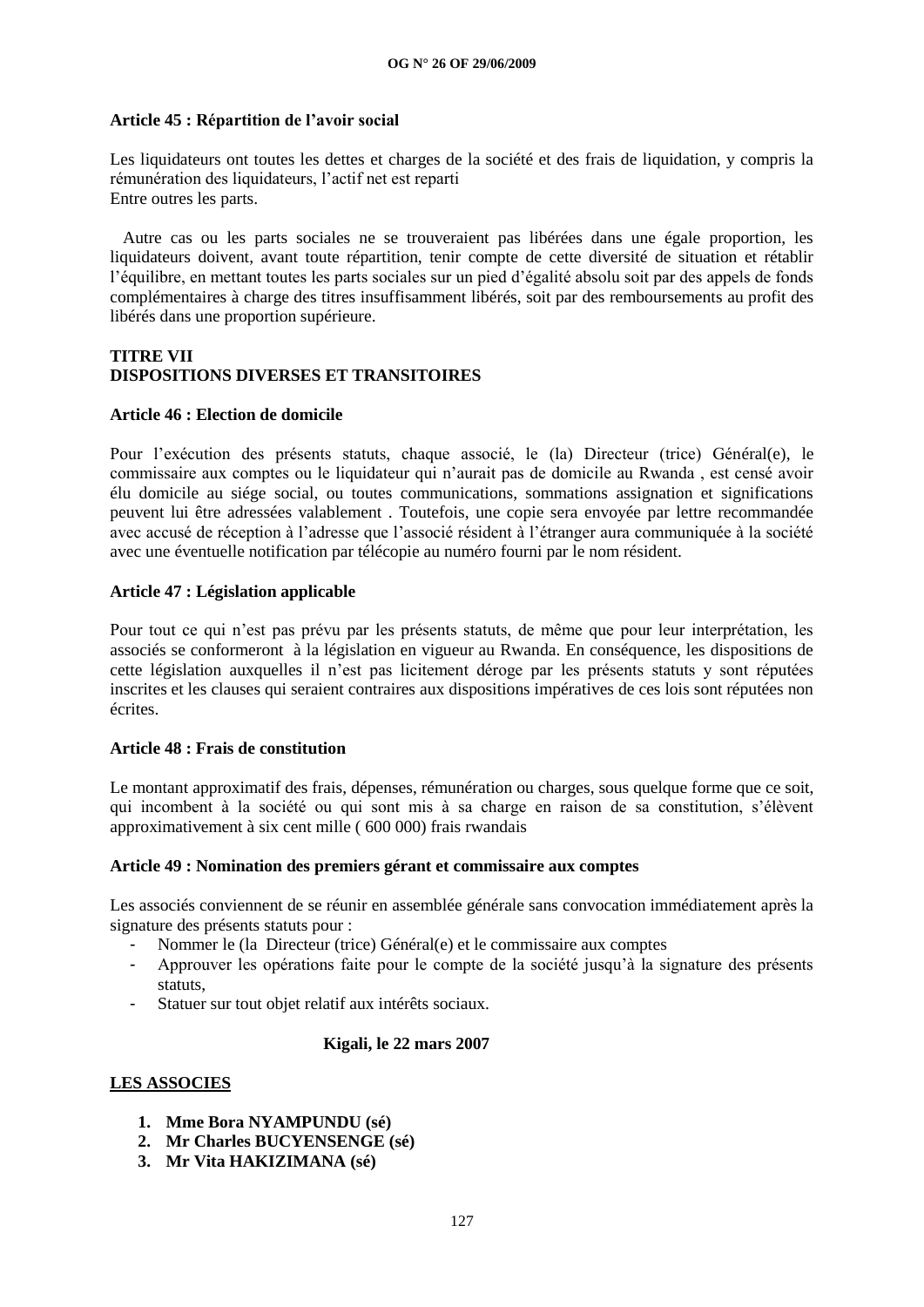**Article 45 : Répartition de l'avoir social**

Les liquidateurs ont toutes les dettes et charges de la société et des frais de liquidation, y compris la rémunération des liquidateurs, l'actif net est reparti
Entre outres les parts.

Autre cas ou les parts sociales ne se trouveraient pas libérées dans une égale proportion, les liquidateurs doivent, avant toute répartition, tenir compte de cette diversité de situation et rétablir l'équilibre, en mettant toutes les parts sociales sur un pied d'égalité absolu soit par des appels de fonds complémentaires à charge des titres insuffisamment libérés, soit par des remboursements au profit des libérés dans une proportion supérieure.

**TITRE VII**
**DISPOSITIONS DIVERSES ET TRANSITOIRES**

**Article 46 : Election de domicile**

Pour l'exécution des présents statuts, chaque associé, le (la) Directeur (trice) Général(e), le commissaire aux comptes ou le liquidateur qui n'aurait pas de domicile au Rwanda , est censé avoir élu domicile au siége social, ou toutes communications, sommations assignation et significations peuvent lui être adressées valablement . Toutefois, une copie sera envoyée par lettre recommandée avec accusé de réception à l'adresse que l'associé résident à l'étranger aura communiquée à la société avec une éventuelle notification par télécopie au numéro fourni par le nom résident.

**Article 47 : Législation applicable**

Pour tout ce qui n'est pas prévu par les présents statuts, de même que pour leur interprétation, les associés se conformeront à la législation en vigueur au Rwanda. En conséquence, les dispositions de cette législation auxquelles il n'est pas licitement déroge par les présents statuts y sont réputées inscrites et les clauses qui seraient contraires aux dispositions impératives de ces lois sont réputées non écrites.

**Article 48 : Frais de constitution**

Le montant approximatif des frais, dépenses, rémunération ou charges, sous quelque forme que ce soit, qui incombent à la société ou qui sont mis à sa charge en raison de sa constitution, s'élèvent approximativement à six cent mille ( 600 000) frais rwandais

**Article 49 : Nomination des premiers gérant et commissaire aux comptes**

Les associés conviennent de se réunir en assemblée générale sans convocation immédiatement après la signature des présents statuts pour :

- Nommer le (la Directeur (trice) Général(e) et le commissaire aux comptes
- Approuver les opérations faite pour le compte de la société jusqu'à la signature des présents statuts,
- Statuer sur tout objet relatif aux intérêts sociaux.

**Kigali, le 22 mars 2007**

**LES ASSOCIES**

1. **Mme Bora NYAMPUNDU (sé)**
2. **Mr Charles BUCYENSENGE (sé)**
3. **Mr Vita HAKIZIMANA (sé)**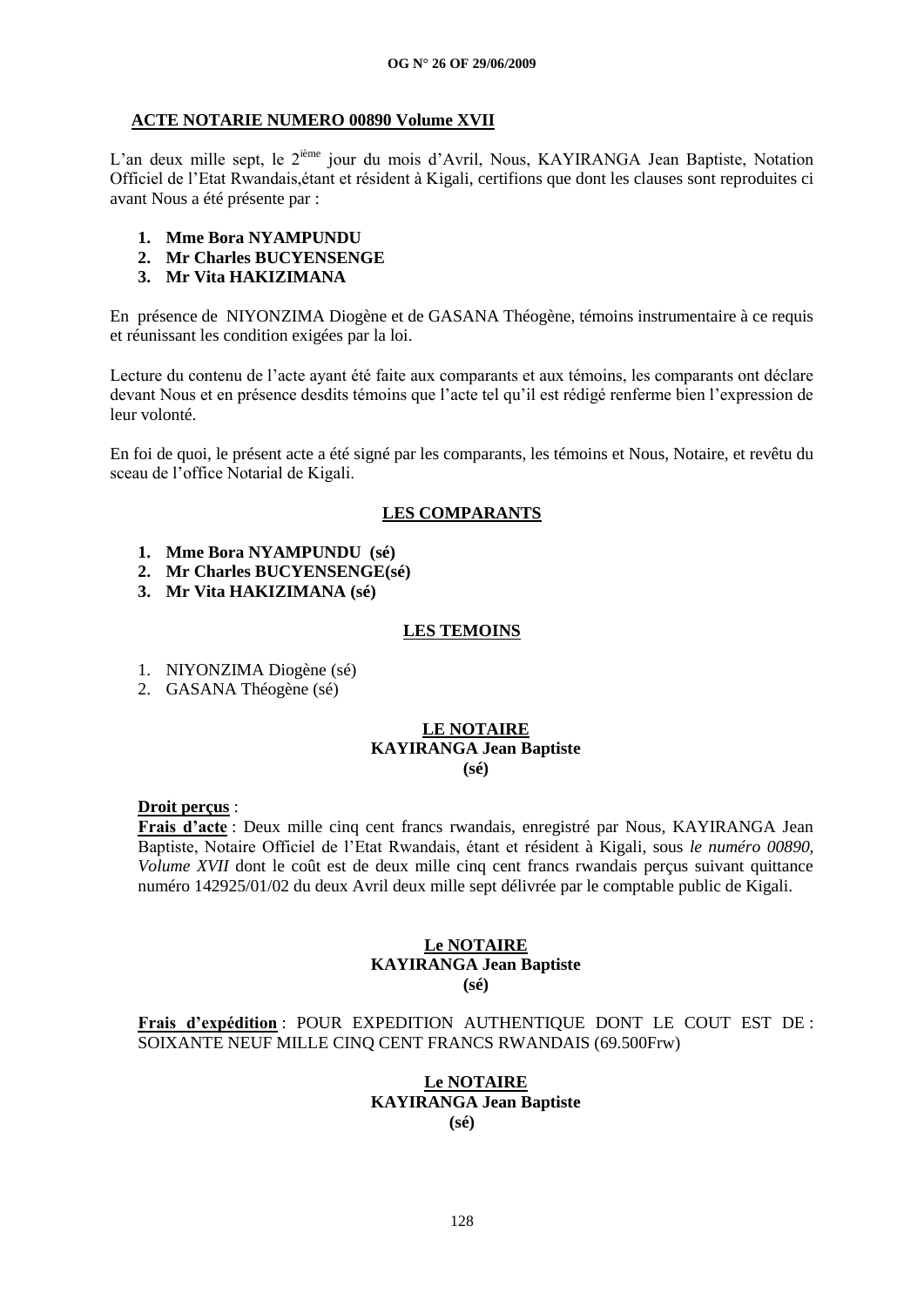**ACTE NOTARIE NUMERO 00890 Volume XVII**

L'an deux mille sept, le 2ième jour du mois d'Avril, Nous, KAYIRANGA Jean Baptiste, Notation Officiel de l'Etat Rwandais,étant et résident à Kigali, certifions que dont les clauses sont reproduites ci avant Nous a été présente par :

1. **Mme Bora NYAMPUNDU**
2. **Mr Charles BUCYENSENGE**
3. **Mr Vita HAKIZIMANA**

En présence de NIYONZIMA Diogène et de GASANA Théogène, témoins instrumentaire à ce requis et réunissant les condition exigées par la loi.

Lecture du contenu de l'acte ayant été faite aux comparants et aux témoins, les comparants ont déclare devant Nous et en présence desdits témoins que l'acte tel qu'il est rédigé renferme bien l'expression de leur volonté.

En foi de quoi, le présent acte a été signé par les comparants, les témoins et Nous, Notaire, et revêtu du sceau de l'office Notarial de Kigali.

**LES COMPARANTS**

1. **Mme Bora NYAMPUNDU (sé)**
2. **Mr Charles BUCYENSENGE(sé)**
3. **Mr Vita HAKIZIMANA (sé)**

**LES TEMOINS**

1. NIYONZIMA Diogène (sé)
2. GASANA Théogène (sé)

**LE NOTAIRE**
**KAYIRANGA Jean Baptiste**
**(sé)**

**Droit perçus** :
**Frais d'acte** : Deux mille cinq cent francs rwandais, enregistré par Nous, KAYIRANGA Jean Baptiste, Notaire Officiel de l'Etat Rwandais, étant et résident à Kigali, sous *le numéro 00890, Volume XVII* dont le coût est de deux mille cinq cent francs rwandais perçus suivant quittance numéro 142925/01/02 du deux Avril deux mille sept délivrée par le comptable public de Kigali.

**Le NOTAIRE**
**KAYIRANGA Jean Baptiste**
**(sé)**

**Frais d'expédition** : POUR EXPEDITION AUTHENTIQUE DONT LE COUT EST DE : SOIXANTE NEUF MILLE CINQ CENT FRANCS RWANDAIS (69.500Frw)

**Le NOTAIRE**
**KAYIRANGA Jean Baptiste**
**(sé)**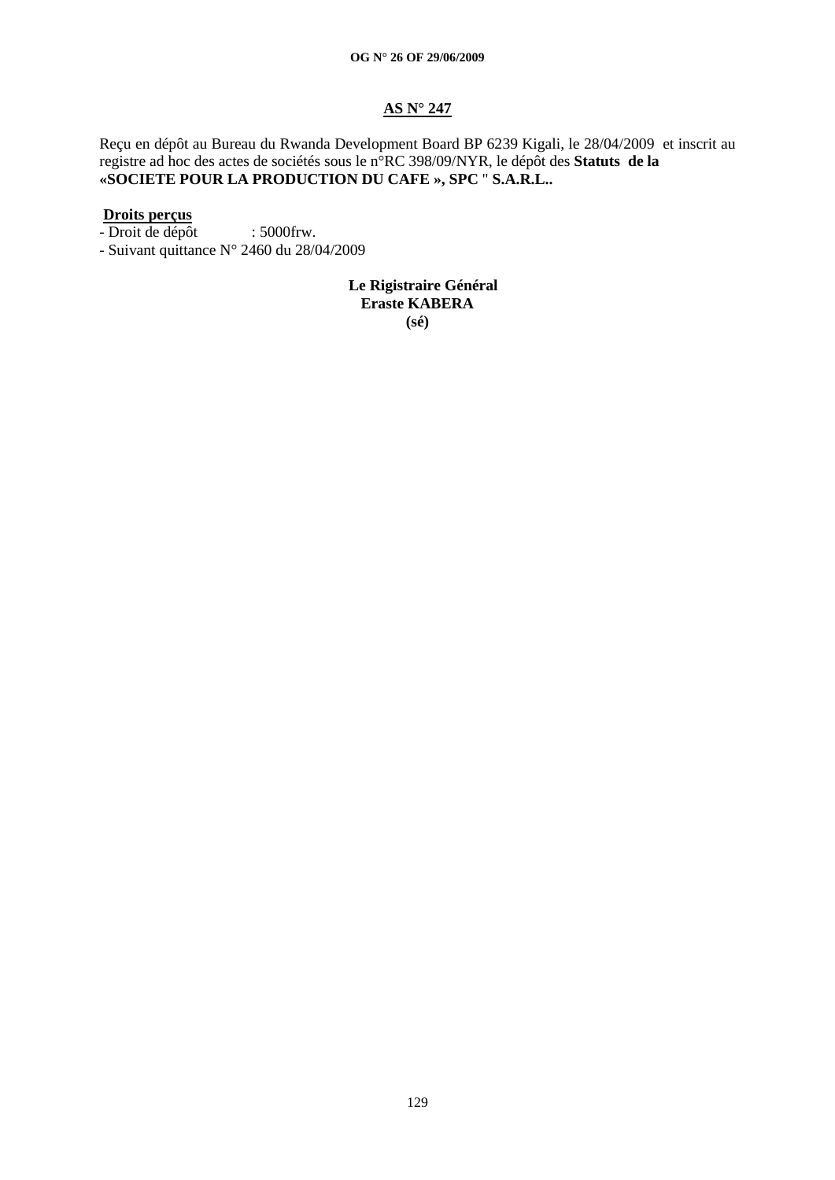## AS N° 247

Reçu en dépôt au Bureau du Rwanda Development Board BP 6239 Kigali, le 28/04/2009 et inscrit au registre ad hoc des actes de sociétés sous le n°RC 398/09/NYR, le dépôt des **Statuts de la «SOCIETE POUR LA PRODUCTION DU CAFE », SPC** " **S.A.R.L..**

**Droits perçus**

- Droit de dépôt : 5000frw.
- Suivant quittance N° 2460 du 28/04/2009

**Le Rigistraire Général**
**Eraste KABERA**
**(sé)**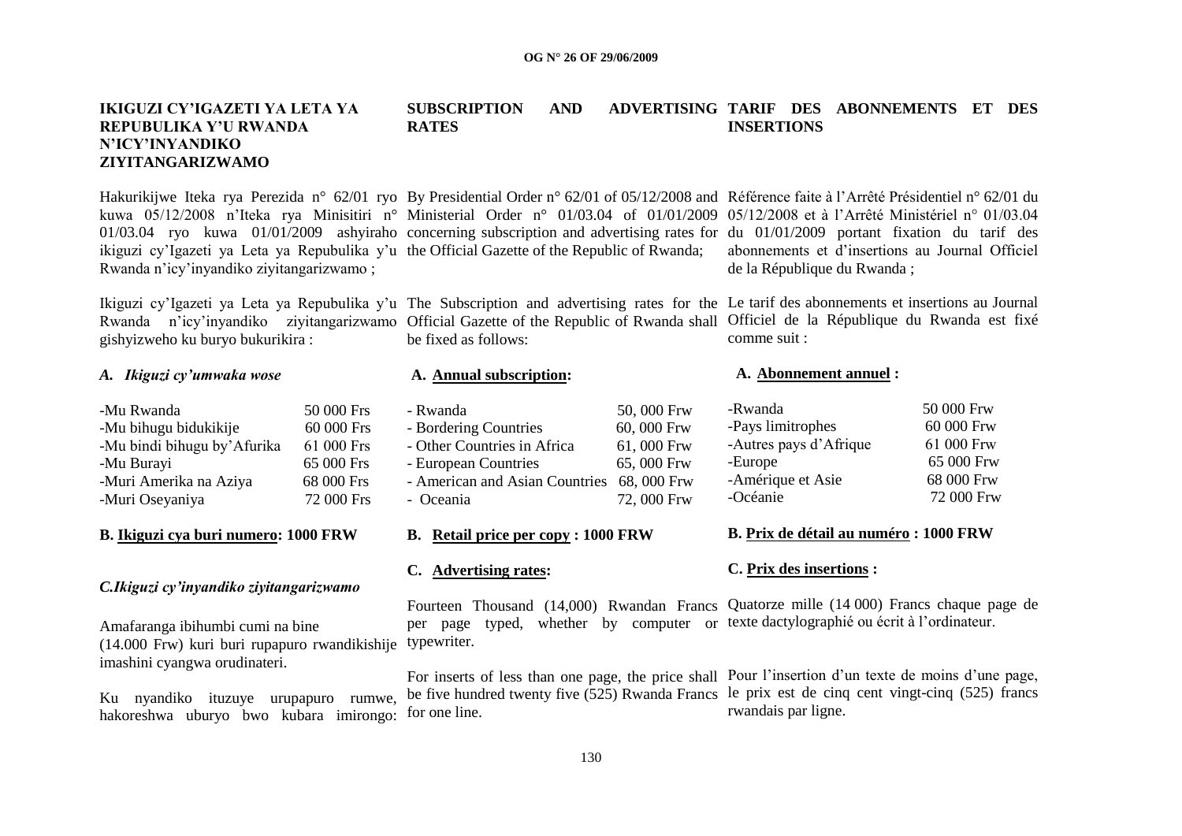## IKIGUZI CY'IGAZETI YA LETA YA REPUBULIKA Y'U RWANDA N'ICY'INYANDIKO ZIYITANGARIZWAMO

Hakurikijwe Iteka rya Perezida n° 62/01 ryo kuwa 05/12/2008 n'Iteka rya Minisitiri n° 01/03.04 ryo kuwa 01/01/2009 ashyiraho ikiguzi cy'Igazeti ya Leta ya Repubulika y'u Rwanda n'icy'inyandiko ziyitangarizwamo ;

Ikiguzi cy'Igazeti ya Leta ya Repubulika y'u Rwanda n'icy'inyandiko ziyitangarizwamo gishyizweho ku buryo bukurikira :

*A. Ikiguzi cy'umwaka wose*

| | |
|---|---|
| -Mu Rwanda | 50 000 Frs |
| -Mu bihugu bidukikije | 60 000 Frs |
| -Mu bindi bihugu by'Afurika | 61 000 Frs |
| -Mu Burayi | 65 000 Frs |
| -Muri Amerika na Aziya | 68 000 Frs |
| -Muri Oseyaniya | 72 000 Frs |

**B. <u>Ikiguzi cya buri numero</u>: 1000 FRW**

*C.Ikiguzi cy'inyandiko ziyitangarizwamo*

Amafaranga ibihumbi cumi na bine (14.000 Frw) kuri buri rupapuro rwandikishije imashini cyangwa orudinateri.

Ku nyandiko ituzuye urupapuro rumwe, hakoreshwa uburyo bwo kubara imirongo:

## SUBSCRIPTION AND ADVERTISING RATES

By Presidential Order n° 62/01 of 05/12/2008 and Ministerial Order n° 01/03.04 of 01/01/2009 concerning subscription and advertising rates for the Official Gazette of the Republic of Rwanda;

The Subscription and advertising rates for the Official Gazette of the Republic of Rwanda shall be fixed as follows:

**A. <u>Annual subscription</u>:**

| | |
|---|---|
| - Rwanda | 50, 000 Frw |
| - Bordering Countries | 60, 000 Frw |
| - Other Countries in Africa | 61, 000 Frw |
| - European Countries | 65, 000 Frw |
| - American and Asian Countries | 68, 000 Frw |
| - Oceania | 72, 000 Frw |

**B. <u>Retail price per copy</u> : 1000 FRW**

**C. <u>Advertising rates</u>:**

Fourteen Thousand (14,000) Rwandan Francs per page typed, whether by computer or typewriter.

For inserts of less than one page, the price shall be five hundred twenty five (525) Rwanda Francs for one line.

## TARIF DES ABONNEMENTS ET DES INSERTIONS

Référence faite à l'Arrêté Présidentiel n° 62/01 du 05/12/2008 et à l'Arrêté Ministériel n° 01/03.04 du 01/01/2009 portant fixation du tarif des abonnements et d'insertions au Journal Officiel de la République du Rwanda ;

Le tarif des abonnements et insertions au Journal Officiel de la République du Rwanda est fixé comme suit :

**A. <u>Abonnement annuel</u> :**

| | |
|---|---|
| -Rwanda | 50 000 Frw |
| -Pays limitrophes | 60 000 Frw |
| -Autres pays d'Afrique | 61 000 Frw |
| -Europe | 65 000 Frw |
| -Amérique et Asie | 68 000 Frw |
| -Océanie | 72 000 Frw |

**B. <u>Prix de détail au numéro</u> : 1000 FRW**

**C. <u>Prix des insertions</u> :**

Quatorze mille (14 000) Francs chaque page de texte dactylographié ou écrit à l'ordinateur.

Pour l'insertion d'un texte de moins d'une page, le prix est de cinq cent vingt-cinq (525) francs rwandais par ligne.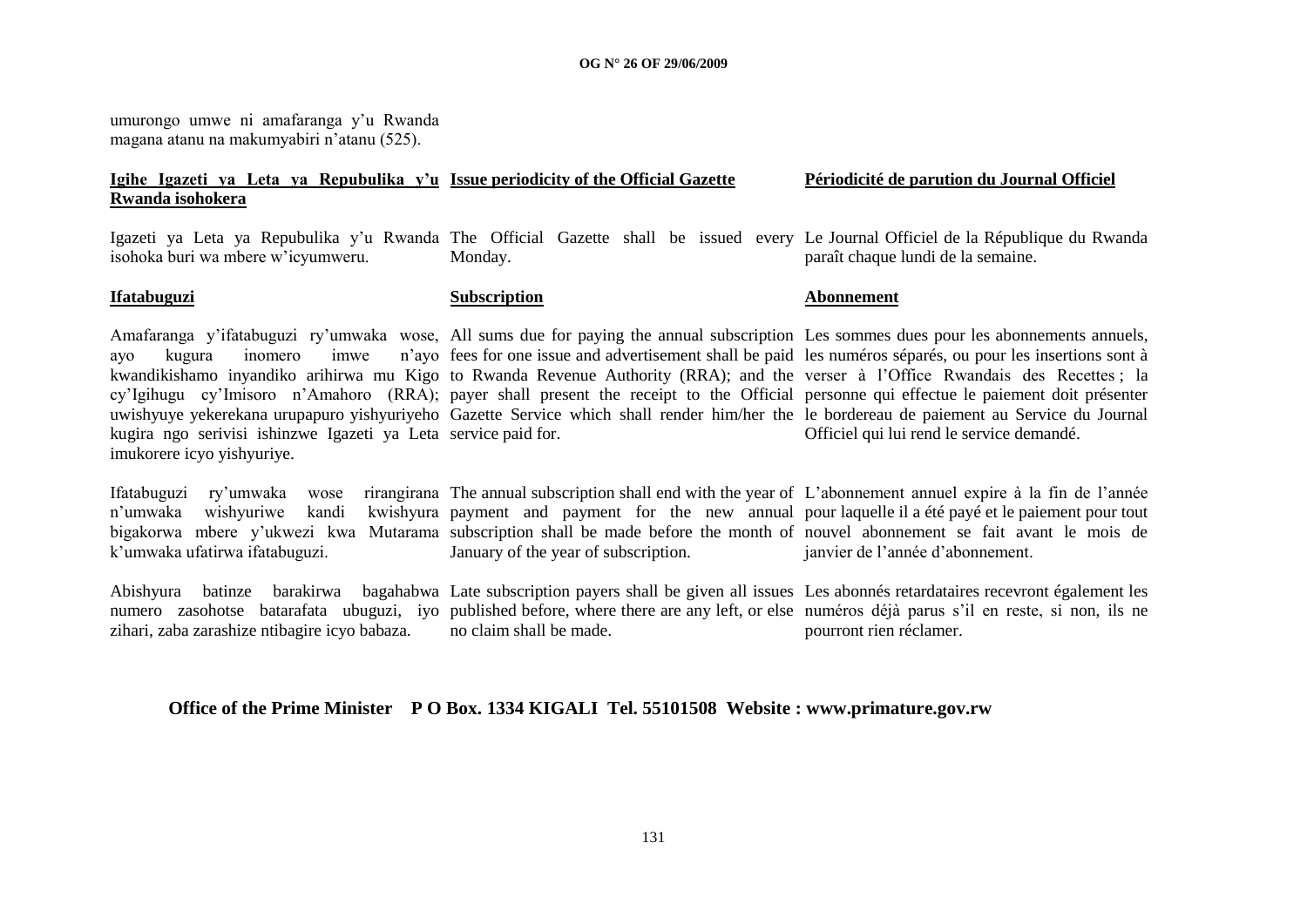umurongo umwe ni amafaranga y'u Rwanda magana atanu na makumyabiri n'atanu (525).

**Igihe Igazeti ya Leta ya Repubulika y'u Rwanda isohokera**

Igazeti ya Leta ya Repubulika y'u Rwanda isohoka buri wa mbere w'icyumweru.

**Ifatabuguzi**

Amafaranga y'ifatabuguzi ry'umwaka wose, ayo kugura inomero imwe n'ayo kwandikishamo inyandiko arihirwa mu Kigo cy'Igihugu cy'Imisoro n'Amahoro (RRA); uwishyuye yekerekana urupapuro yishyuriyeho kugira ngo serivisi ishinzwe Igazeti ya Leta imukorere icyo yishyuriye.

Ifatabuguzi ry'umwaka wose rirangirana n'umwaka wishyuriwe kandi kwishyura bigakorwa mbere y'ukwezi kwa Mutarama k'umwaka ufatirwa ifatabuguzi.

Abishyura batinze barakirwa bagahabwa numero zasohotse batarafata ubuguzi, iyo zihari, zaba zarashize ntibagire icyo babaza.

**Issue periodicity of the Official Gazette**

The Official Gazette shall be issued every Monday.

**Subscription**

All sums due for paying the annual subscription fees for one issue and advertisement shall be paid to Rwanda Revenue Authority (RRA); and the payer shall present the receipt to the Official Gazette Service which shall render him/her the service paid for.

The annual subscription shall end with the year of payment and payment for the new annual subscription shall be made before the month of January of the year of subscription.

Late subscription payers shall be given all issues published before, where there are any left, or else no claim shall be made.

**Périodicité de parution du Journal Officiel**

Le Journal Officiel de la République du Rwanda paraît chaque lundi de la semaine.

**Abonnement**

Les sommes dues pour les abonnements annuels, les numéros séparés, ou pour les insertions sont à verser à l'Office Rwandais des Recettes ; la personne qui effectue le paiement doit présenter le bordereau de paiement au Service du Journal Officiel qui lui rend le service demandé.

L'abonnement annuel expire à la fin de l'année pour laquelle il a été payé et le paiement pour tout nouvel abonnement se fait avant le mois de janvier de l'année d'abonnement.

Les abonnés retardataires recevront également les numéros déjà parus s'il en reste, si non, ils ne pourront rien réclamer.

**Office of the Prime Minister P O Box. 1334 KIGALI Tel. 55101508 Website : www.primature.gov.rw**